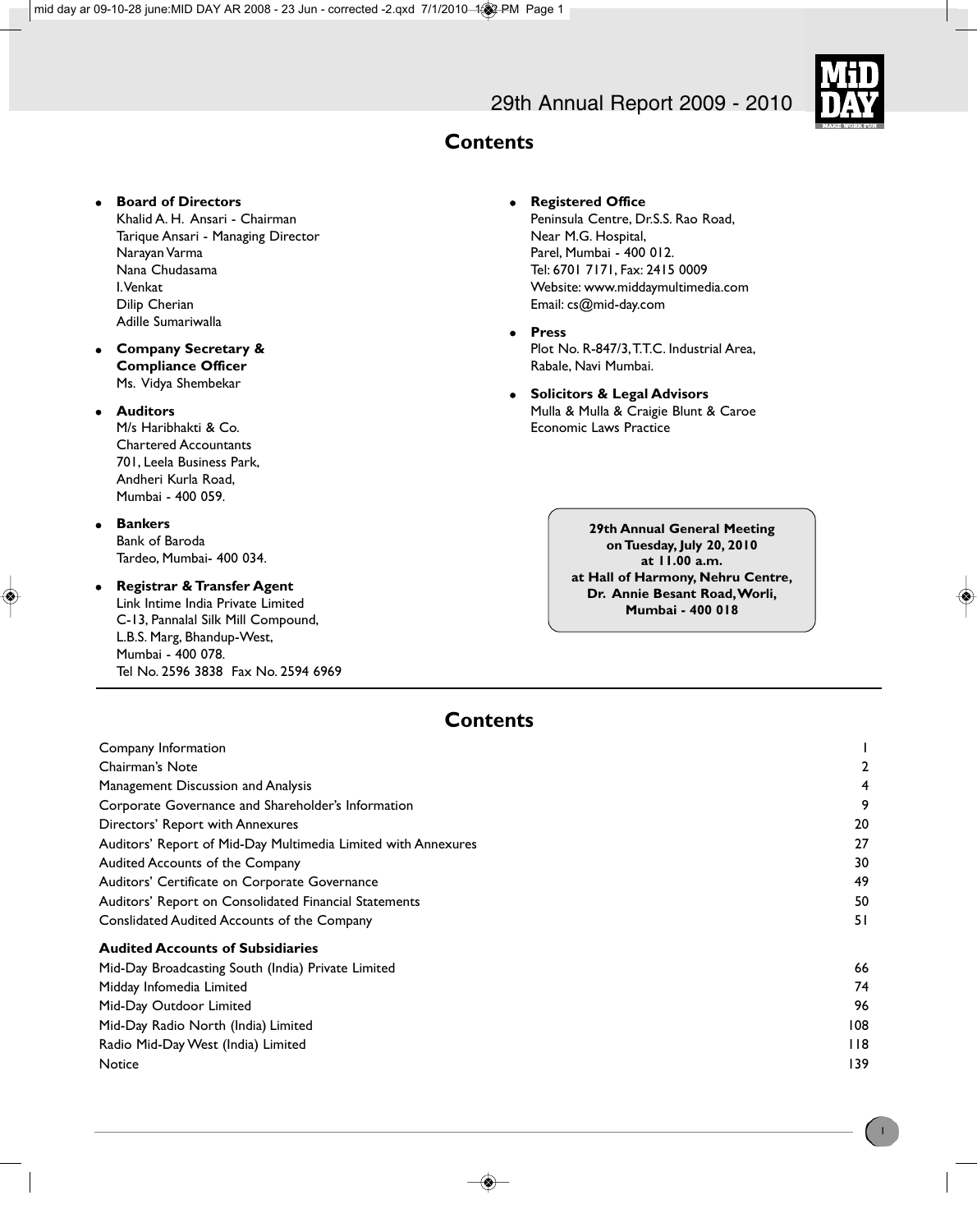# 29th Annual Report 2009 - 2010

## Contents

- **Board of Directors**
  Khalid A. H. Ansari - Chairman
  Tarique Ansari - Managing Director
  Narayan Varma
  Nana Chudasama
  I. Venkat
  Dilip Cherian
  Adille Sumariwalla

- **Company Secretary & Compliance Officer**
  Ms. Vidya Shembekar

- **Auditors**
  M/s Haribhakti & Co.
  Chartered Accountants
  701, Leela Business Park,
  Andheri Kurla Road,
  Mumbai - 400 059.

- **Bankers**
  Bank of Baroda
  Tardeo, Mumbai- 400 034.

- **Registrar & Transfer Agent**
  Link Intime India Private Limited
  C-13, Pannalal Silk Mill Compound,
  L.B.S. Marg, Bhandup-West,
  Mumbai - 400 078.
  Tel No. 2596 3838 Fax No. 2594 6969

- **Registered Office**
  Peninsula Centre, Dr.S.S. Rao Road,
  Near M.G. Hospital,
  Parel, Mumbai - 400 012.
  Tel: 6701 7171, Fax: 2415 0009
  Website: www.middaymultimedia.com
  Email: cs@mid-day.com

- **Press**
  Plot No. R-847/3, T.T.C. Industrial Area,
  Rabale, Navi Mumbai.

- **Solicitors & Legal Advisors**
  Mulla & Mulla & Craigie Blunt & Caroe
  Economic Laws Practice

**29th Annual General Meeting**
**on Tuesday, July 20, 2010**
**at 11.00 a.m.**
**at Hall of Harmony, Nehru Centre,**
**Dr. Annie Besant Road, Worli,**
**Mumbai - 400 018**

## Contents

| | |
|---|---|
| Company Information | 1 |
| Chairman's Note | 2 |
| Management Discussion and Analysis | 4 |
| Corporate Governance and Shareholder's Information | 9 |
| Directors' Report with Annexures | 20 |
| Auditors' Report of Mid-Day Multimedia Limited with Annexures | 27 |
| Audited Accounts of the Company | 30 |
| Auditors' Certificate on Corporate Governance | 49 |
| Auditors' Report on Consolidated Financial Statements | 50 |
| Conslidated Audited Accounts of the Company | 51 |
| **Audited Accounts of Subsidiaries** | |
| Mid-Day Broadcasting South (India) Private Limited | 66 |
| Midday Infomedia Limited | 74 |
| Mid-Day Outdoor Limited | 96 |
| Mid-Day Radio North (India) Limited | 108 |
| Radio Mid-Day West (India) Limited | 118 |
| Notice | 139 |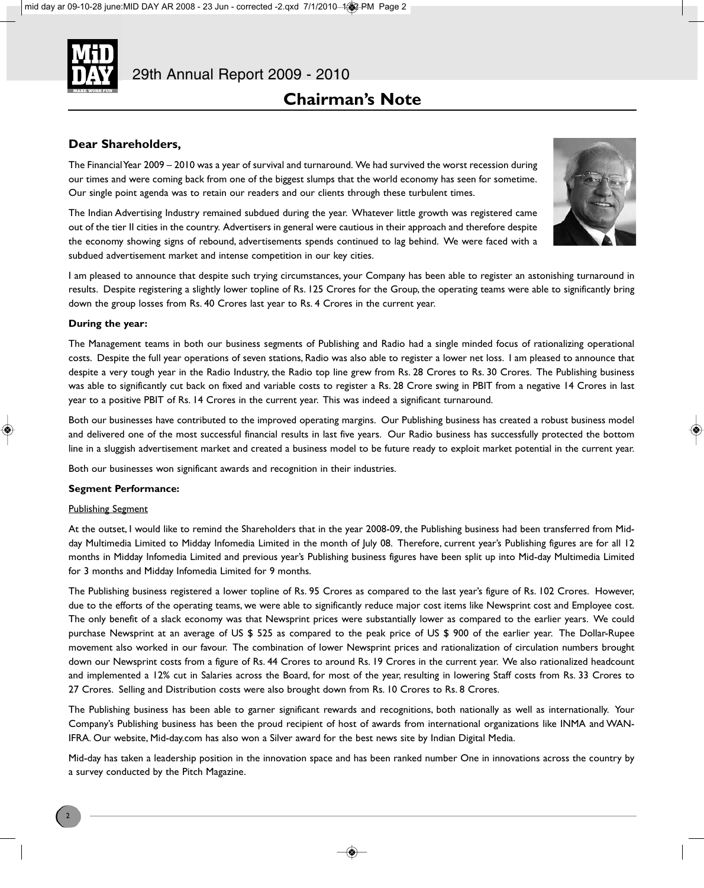# Chairman's Note

**Dear Shareholders,**

The Financial Year 2009 – 2010 was a year of survival and turnaround. We had survived the worst recession during our times and were coming back from one of the biggest slumps that the world economy has seen for sometime. Our single point agenda was to retain our readers and our clients through these turbulent times.

The Indian Advertising Industry remained subdued during the year. Whatever little growth was registered came out of the tier II cities in the country. Advertisers in general were cautious in their approach and therefore despite the economy showing signs of rebound, advertisements spends continued to lag behind. We were faced with a subdued advertisement market and intense competition in our key cities.

I am pleased to announce that despite such trying circumstances, your Company has been able to register an astonishing turnaround in results. Despite registering a slightly lower topline of Rs. 125 Crores for the Group, the operating teams were able to significantly bring down the group losses from Rs. 40 Crores last year to Rs. 4 Crores in the current year.

**During the year:**

The Management teams in both our business segments of Publishing and Radio had a single minded focus of rationalizing operational costs. Despite the full year operations of seven stations, Radio was also able to register a lower net loss. I am pleased to announce that despite a very tough year in the Radio Industry, the Radio top line grew from Rs. 28 Crores to Rs. 30 Crores. The Publishing business was able to significantly cut back on fixed and variable costs to register a Rs. 28 Crore swing in PBIT from a negative 14 Crores in last year to a positive PBIT of Rs. 14 Crores in the current year. This was indeed a significant turnaround.

Both our businesses have contributed to the improved operating margins. Our Publishing business has created a robust business model and delivered one of the most successful financial results in last five years. Our Radio business has successfully protected the bottom line in a sluggish advertisement market and created a business model to be future ready to exploit market potential in the current year.

Both our businesses won significant awards and recognition in their industries.

**Segment Performance:**

Publishing Segment

At the outset, I would like to remind the Shareholders that in the year 2008-09, the Publishing business had been transferred from Mid-day Multimedia Limited to Midday Infomedia Limited in the month of July 08. Therefore, current year's Publishing figures are for all 12 months in Midday Infomedia Limited and previous year's Publishing business figures have been split up into Mid-day Multimedia Limited for 3 months and Midday Infomedia Limited for 9 months.

The Publishing business registered a lower topline of Rs. 95 Crores as compared to the last year's figure of Rs. 102 Crores. However, due to the efforts of the operating teams, we were able to significantly reduce major cost items like Newsprint cost and Employee cost. The only benefit of a slack economy was that Newsprint prices were substantially lower as compared to the earlier years. We could purchase Newsprint at an average of US $ 525 as compared to the peak price of US $ 900 of the earlier year. The Dollar-Rupee movement also worked in our favour. The combination of lower Newsprint prices and rationalization of circulation numbers brought down our Newsprint costs from a figure of Rs. 44 Crores to around Rs. 19 Crores in the current year. We also rationalized headcount and implemented a 12% cut in Salaries across the Board, for most of the year, resulting in lowering Staff costs from Rs. 33 Crores to 27 Crores. Selling and Distribution costs were also brought down from Rs. 10 Crores to Rs. 8 Crores.

The Publishing business has been able to garner significant rewards and recognitions, both nationally as well as internationally. Your Company's Publishing business has been the proud recipient of host of awards from international organizations like INMA and WAN-IFRA. Our website, Mid-day.com has also won a Silver award for the best news site by Indian Digital Media.

Mid-day has taken a leadership position in the innovation space and has been ranked number One in innovations across the country by a survey conducted by the Pitch Magazine.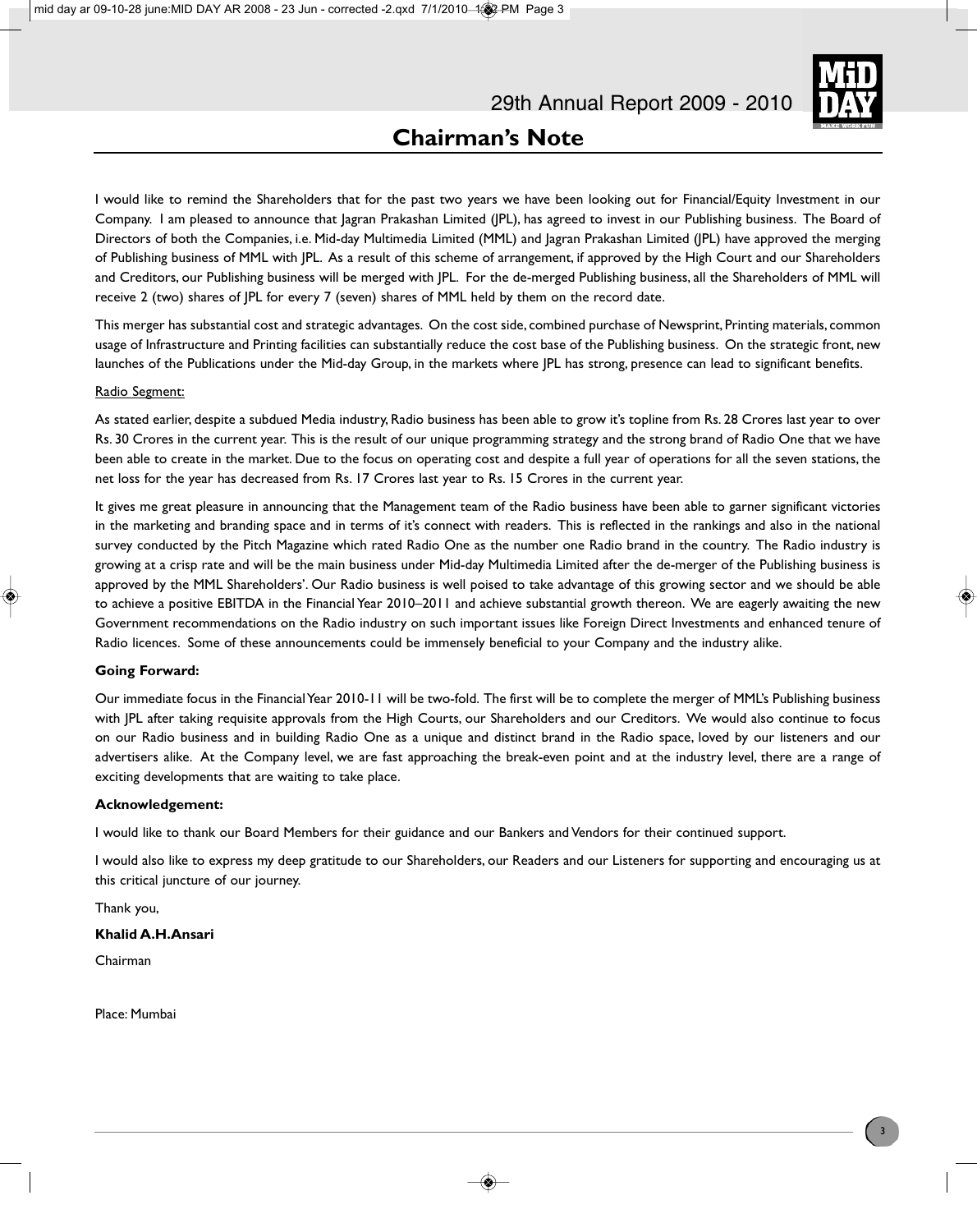# Chairman's Note

I would like to remind the Shareholders that for the past two years we have been looking out for Financial/Equity Investment in our Company. I am pleased to announce that Jagran Prakashan Limited (JPL), has agreed to invest in our Publishing business. The Board of Directors of both the Companies, i.e. Mid-day Multimedia Limited (MML) and Jagran Prakashan Limited (JPL) have approved the merging of Publishing business of MML with JPL. As a result of this scheme of arrangement, if approved by the High Court and our Shareholders and Creditors, our Publishing business will be merged with JPL. For the de-merged Publishing business, all the Shareholders of MML will receive 2 (two) shares of JPL for every 7 (seven) shares of MML held by them on the record date.

This merger has substantial cost and strategic advantages. On the cost side, combined purchase of Newsprint, Printing materials, common usage of Infrastructure and Printing facilities can substantially reduce the cost base of the Publishing business. On the strategic front, new launches of the Publications under the Mid-day Group, in the markets where JPL has strong, presence can lead to significant benefits.

Radio Segment:

As stated earlier, despite a subdued Media industry, Radio business has been able to grow it's topline from Rs. 28 Crores last year to over Rs. 30 Crores in the current year. This is the result of our unique programming strategy and the strong brand of Radio One that we have been able to create in the market. Due to the focus on operating cost and despite a full year of operations for all the seven stations, the net loss for the year has decreased from Rs. 17 Crores last year to Rs. 15 Crores in the current year.

It gives me great pleasure in announcing that the Management team of the Radio business have been able to garner significant victories in the marketing and branding space and in terms of it's connect with readers. This is reflected in the rankings and also in the national survey conducted by the Pitch Magazine which rated Radio One as the number one Radio brand in the country. The Radio industry is growing at a crisp rate and will be the main business under Mid-day Multimedia Limited after the de-merger of the Publishing business is approved by the MML Shareholders'. Our Radio business is well poised to take advantage of this growing sector and we should be able to achieve a positive EBITDA in the Financial Year 2010–2011 and achieve substantial growth thereon. We are eagerly awaiting the new Government recommendations on the Radio industry on such important issues like Foreign Direct Investments and enhanced tenure of Radio licences. Some of these announcements could be immensely beneficial to your Company and the industry alike.

**Going Forward:**

Our immediate focus in the Financial Year 2010-11 will be two-fold. The first will be to complete the merger of MML's Publishing business with JPL after taking requisite approvals from the High Courts, our Shareholders and our Creditors. We would also continue to focus on our Radio business and in building Radio One as a unique and distinct brand in the Radio space, loved by our listeners and our advertisers alike. At the Company level, we are fast approaching the break-even point and at the industry level, there are a range of exciting developments that are waiting to take place.

**Acknowledgement:**

I would like to thank our Board Members for their guidance and our Bankers and Vendors for their continued support.

I would also like to express my deep gratitude to our Shareholders, our Readers and our Listeners for supporting and encouraging us at this critical juncture of our journey.

Thank you,

**Khalid A.H.Ansari**

Chairman

Place: Mumbai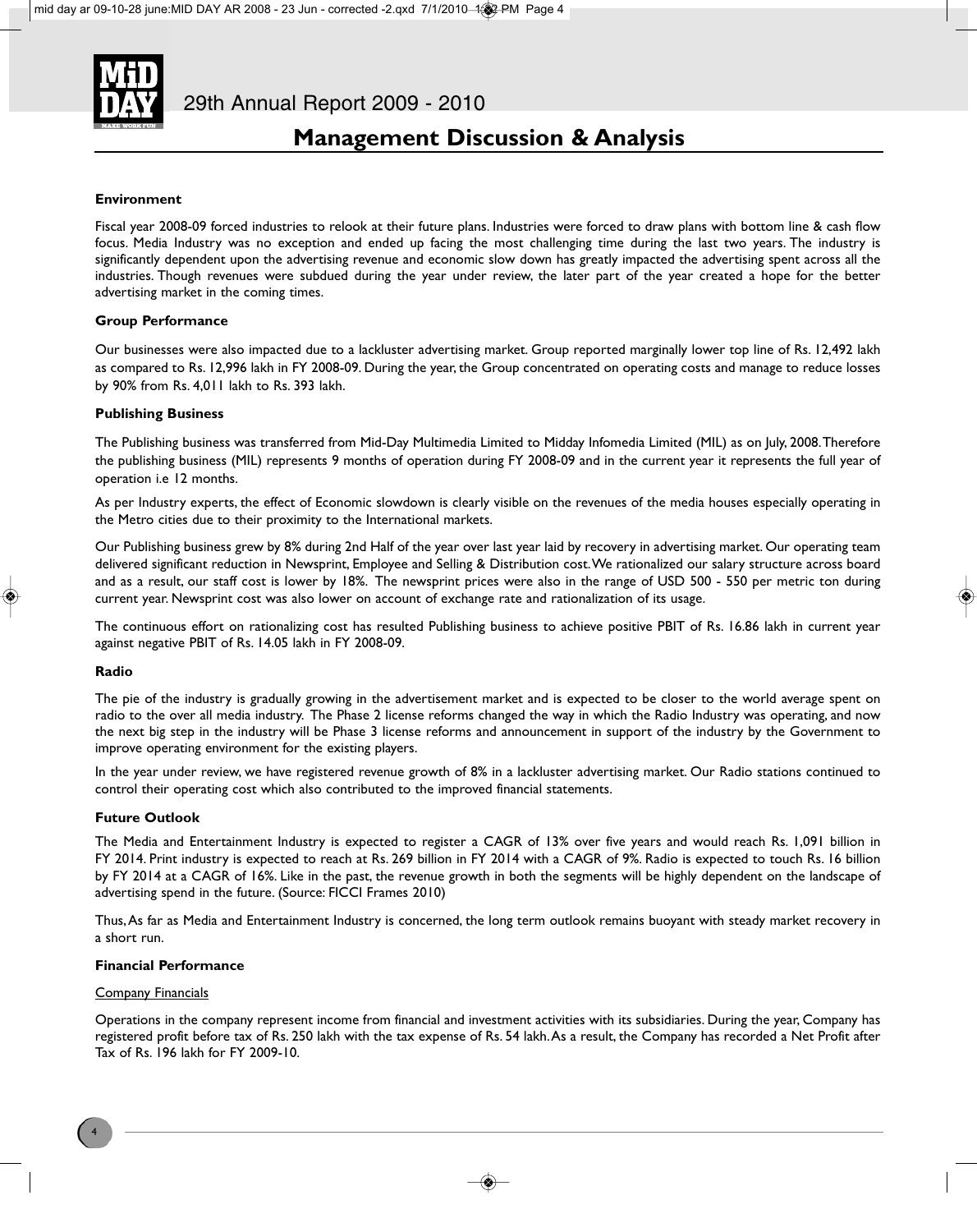# Management Discussion & Analysis

### Environment

Fiscal year 2008-09 forced industries to relook at their future plans. Industries were forced to draw plans with bottom line & cash flow focus. Media Industry was no exception and ended up facing the most challenging time during the last two years. The industry is significantly dependent upon the advertising revenue and economic slow down has greatly impacted the advertising spent across all the industries. Though revenues were subdued during the year under review, the later part of the year created a hope for the better advertising market in the coming times.

### Group Performance

Our businesses were also impacted due to a lackluster advertising market. Group reported marginally lower top line of Rs. 12,492 lakh as compared to Rs. 12,996 lakh in FY 2008-09. During the year, the Group concentrated on operating costs and manage to reduce losses by 90% from Rs. 4,011 lakh to Rs. 393 lakh.

### Publishing Business

The Publishing business was transferred from Mid-Day Multimedia Limited to Midday Infomedia Limited (MIL) as on July, 2008. Therefore the publishing business (MIL) represents 9 months of operation during FY 2008-09 and in the current year it represents the full year of operation i.e 12 months.

As per Industry experts, the effect of Economic slowdown is clearly visible on the revenues of the media houses especially operating in the Metro cities due to their proximity to the International markets.

Our Publishing business grew by 8% during 2nd Half of the year over last year laid by recovery in advertising market. Our operating team delivered significant reduction in Newsprint, Employee and Selling & Distribution cost. We rationalized our salary structure across board and as a result, our staff cost is lower by 18%. The newsprint prices were also in the range of USD 500 - 550 per metric ton during current year. Newsprint cost was also lower on account of exchange rate and rationalization of its usage.

The continuous effort on rationalizing cost has resulted Publishing business to achieve positive PBIT of Rs. 16.86 lakh in current year against negative PBIT of Rs. 14.05 lakh in FY 2008-09.

### Radio

The pie of the industry is gradually growing in the advertisement market and is expected to be closer to the world average spent on radio to the over all media industry. The Phase 2 license reforms changed the way in which the Radio Industry was operating, and now the next big step in the industry will be Phase 3 license reforms and announcement in support of the industry by the Government to improve operating environment for the existing players.

In the year under review, we have registered revenue growth of 8% in a lackluster advertising market. Our Radio stations continued to control their operating cost which also contributed to the improved financial statements.

### Future Outlook

The Media and Entertainment Industry is expected to register a CAGR of 13% over five years and would reach Rs. 1,091 billion in FY 2014. Print industry is expected to reach at Rs. 269 billion in FY 2014 with a CAGR of 9%. Radio is expected to touch Rs. 16 billion by FY 2014 at a CAGR of 16%. Like in the past, the revenue growth in both the segments will be highly dependent on the landscape of advertising spend in the future. (Source: FICCI Frames 2010)

Thus, As far as Media and Entertainment Industry is concerned, the long term outlook remains buoyant with steady market recovery in a short run.

### Financial Performance

Company Financials

Operations in the company represent income from financial and investment activities with its subsidiaries. During the year, Company has registered profit before tax of Rs. 250 lakh with the tax expense of Rs. 54 lakh. As a result, the Company has recorded a Net Profit after Tax of Rs. 196 lakh for FY 2009-10.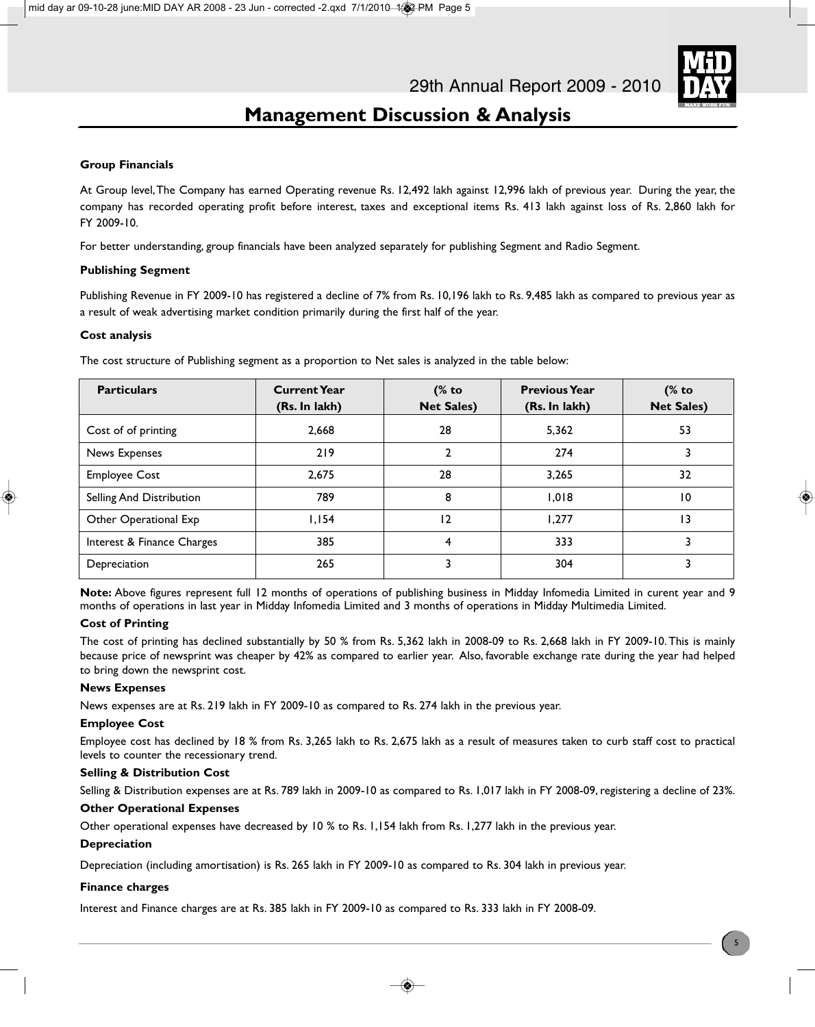## Management Discussion & Analysis

**Group Financials**

At Group level, The Company has earned Operating revenue Rs. 12,492 lakh against 12,996 lakh of previous year. During the year, the company has recorded operating profit before interest, taxes and exceptional items Rs. 413 lakh against loss of Rs. 2,860 lakh for FY 2009-10.

For better understanding, group financials have been analyzed separately for publishing Segment and Radio Segment.

**Publishing Segment**

Publishing Revenue in FY 2009-10 has registered a decline of 7% from Rs. 10,196 lakh to Rs. 9,485 lakh as compared to previous year as a result of weak advertising market condition primarily during the first half of the year.

**Cost analysis**

The cost structure of Publishing segment as a proportion to Net sales is analyzed in the table below:

| Particulars | Current Year (Rs. In lakh) | (% to Net Sales) | Previous Year (Rs. In lakh) | (% to Net Sales) |
|---|---|---|---|---|
| Cost of of printing | 2,668 | 28 | 5,362 | 53 |
| News Expenses | 219 | 2 | 274 | 3 |
| Employee Cost | 2,675 | 28 | 3,265 | 32 |
| Selling And Distribution | 789 | 8 | 1,018 | 10 |
| Other Operational Exp | 1,154 | 12 | 1,277 | 13 |
| Interest & Finance Charges | 385 | 4 | 333 | 3 |
| Depreciation | 265 | 3 | 304 | 3 |

**Note:** Above figures represent full 12 months of operations of publishing business in Midday Infomedia Limited in curent year and 9 months of operations in last year in Midday Infomedia Limited and 3 months of operations in Midday Multimedia Limited.

**Cost of Printing**

The cost of printing has declined substantially by 50 % from Rs. 5,362 lakh in 2008-09 to Rs. 2,668 lakh in FY 2009-10. This is mainly because price of newsprint was cheaper by 42% as compared to earlier year. Also, favorable exchange rate during the year had helped to bring down the newsprint cost.

**News Expenses**

News expenses are at Rs. 219 lakh in FY 2009-10 as compared to Rs. 274 lakh in the previous year.

**Employee Cost**

Employee cost has declined by 18 % from Rs. 3,265 lakh to Rs. 2,675 lakh as a result of measures taken to curb staff cost to practical levels to counter the recessionary trend.

**Selling & Distribution Cost**

Selling & Distribution expenses are at Rs. 789 lakh in 2009-10 as compared to Rs. 1,017 lakh in FY 2008-09, registering a decline of 23%.

**Other Operational Expenses**

Other operational expenses have decreased by 10 % to Rs. 1,154 lakh from Rs. 1,277 lakh in the previous year.

**Depreciation**

Depreciation (including amortisation) is Rs. 265 lakh in FY 2009-10 as compared to Rs. 304 lakh in previous year.

**Finance charges**

Interest and Finance charges are at Rs. 385 lakh in FY 2009-10 as compared to Rs. 333 lakh in FY 2008-09.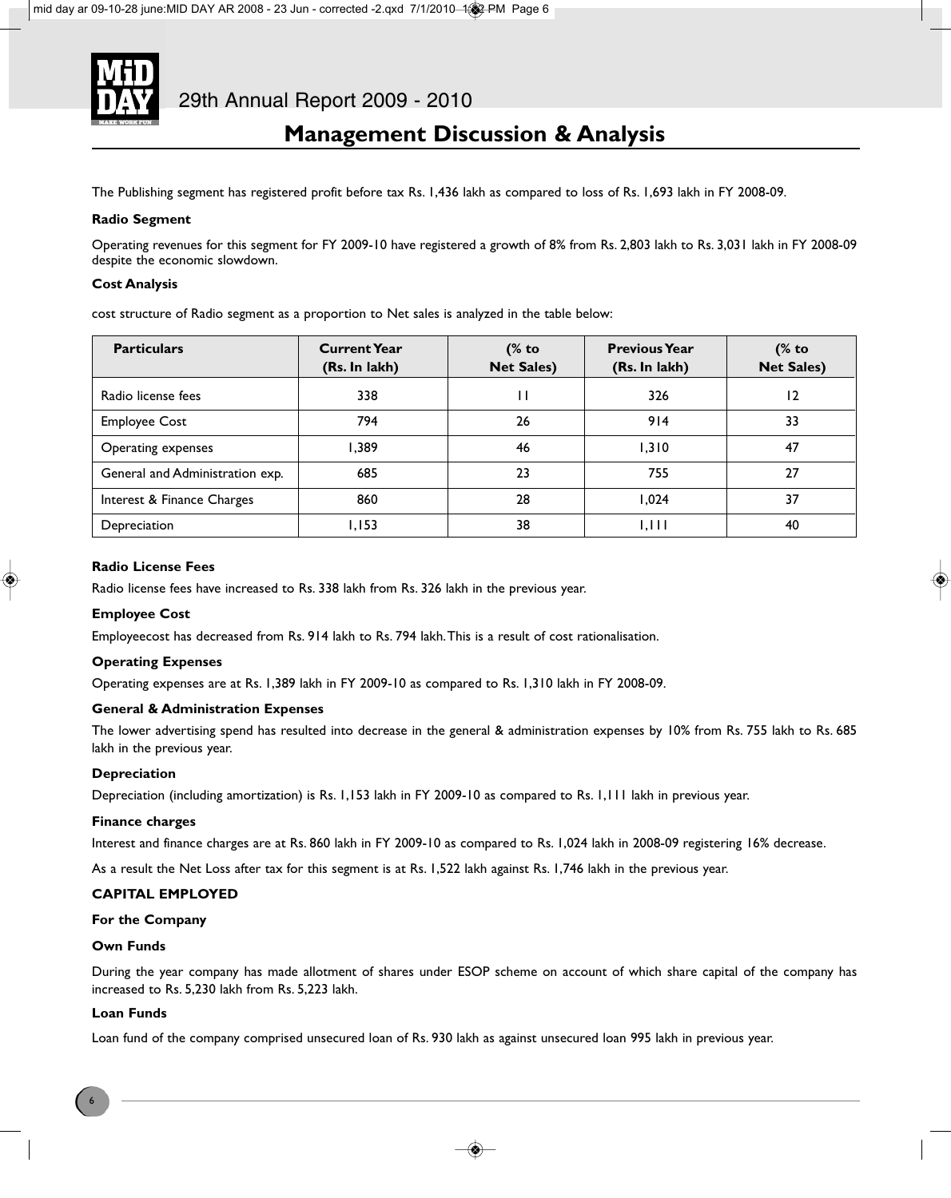## Management Discussion & Analysis

The Publishing segment has registered profit before tax Rs. 1,436 lakh as compared to loss of Rs. 1,693 lakh in FY 2008-09.

**Radio Segment**

Operating revenues for this segment for FY 2009-10 have registered a growth of 8% from Rs. 2,803 lakh to Rs. 3,031 lakh in FY 2008-09 despite the economic slowdown.

**Cost Analysis**

cost structure of Radio segment as a proportion to Net sales is analyzed in the table below:

| Particulars | Current Year (Rs. In lakh) | (% to Net Sales) | Previous Year (Rs. In lakh) | (% to Net Sales) |
|---|---|---|---|---|
| Radio license fees | 338 | 11 | 326 | 12 |
| Employee Cost | 794 | 26 | 914 | 33 |
| Operating expenses | 1,389 | 46 | 1,310 | 47 |
| General and Administration exp. | 685 | 23 | 755 | 27 |
| Interest & Finance Charges | 860 | 28 | 1,024 | 37 |
| Depreciation | 1,153 | 38 | 1,111 | 40 |

**Radio License Fees**

Radio license fees have increased to Rs. 338 lakh from Rs. 326 lakh in the previous year.

**Employee Cost**

Employeecost has decreased from Rs. 914 lakh to Rs. 794 lakh. This is a result of cost rationalisation.

**Operating Expenses**

Operating expenses are at Rs. 1,389 lakh in FY 2009-10 as compared to Rs. 1,310 lakh in FY 2008-09.

**General & Administration Expenses**

The lower advertising spend has resulted into decrease in the general & administration expenses by 10% from Rs. 755 lakh to Rs. 685 lakh in the previous year.

**Depreciation**

Depreciation (including amortization) is Rs. 1,153 lakh in FY 2009-10 as compared to Rs. 1,111 lakh in previous year.

**Finance charges**

Interest and finance charges are at Rs. 860 lakh in FY 2009-10 as compared to Rs. 1,024 lakh in 2008-09 registering 16% decrease.

As a result the Net Loss after tax for this segment is at Rs. 1,522 lakh against Rs. 1,746 lakh in the previous year.

**CAPITAL EMPLOYED**

**For the Company**

**Own Funds**

During the year company has made allotment of shares under ESOP scheme on account of which share capital of the company has increased to Rs. 5,230 lakh from Rs. 5,223 lakh.

**Loan Funds**

Loan fund of the company comprised unsecured loan of Rs. 930 lakh as against unsecured loan 995 lakh in previous year.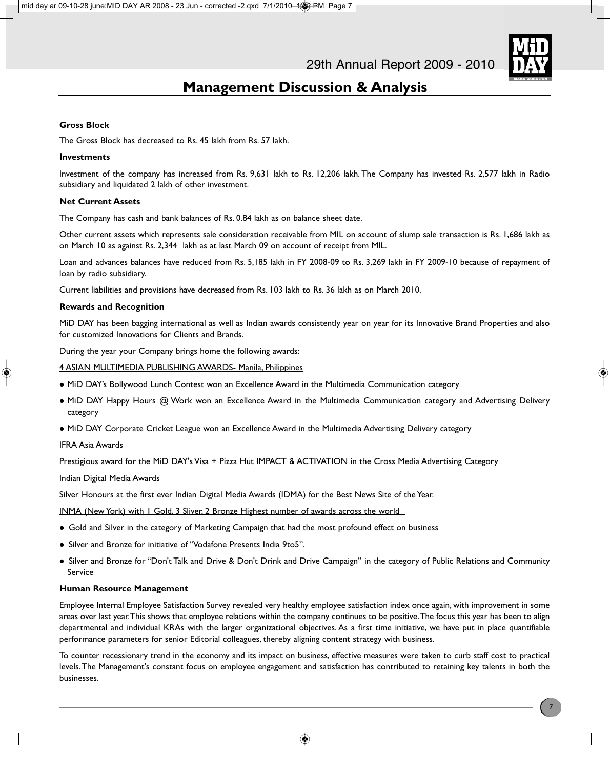## Management Discussion & Analysis

**Gross Block**

The Gross Block has decreased to Rs. 45 lakh from Rs. 57 lakh.

**Investments**

Investment of the company has increased from Rs. 9,631 lakh to Rs. 12,206 lakh. The Company has invested Rs. 2,577 lakh in Radio subsidiary and liquidated 2 lakh of other investment.

**Net Current Assets**

The Company has cash and bank balances of Rs. 0.84 lakh as on balance sheet date.

Other current assets which represents sale consideration receivable from MIL on account of slump sale transaction is Rs. 1,686 lakh as on March 10 as against Rs. 2,344 lakh as at last March 09 on account of receipt from MIL.

Loan and advances balances have reduced from Rs. 5,185 lakh in FY 2008-09 to Rs. 3,269 lakh in FY 2009-10 because of repayment of loan by radio subsidiary.

Current liabilities and provisions have decreased from Rs. 103 lakh to Rs. 36 lakh as on March 2010.

**Rewards and Recognition**

MiD DAY has been bagging international as well as Indian awards consistently year on year for its Innovative Brand Properties and also for customized Innovations for Clients and Brands.

During the year your Company brings home the following awards:

4 ASIAN MULTIMEDIA PUBLISHING AWARDS- Manila, Philippines

- MiD DAY's Bollywood Lunch Contest won an Excellence Award in the Multimedia Communication category
- MiD DAY Happy Hours @ Work won an Excellence Award in the Multimedia Communication category and Advertising Delivery category
- MiD DAY Corporate Cricket League won an Excellence Award in the Multimedia Advertising Delivery category

IFRA Asia Awards

Prestigious award for the MiD DAY's Visa + Pizza Hut IMPACT & ACTIVATION in the Cross Media Advertising Category

Indian Digital Media Awards

Silver Honours at the first ever Indian Digital Media Awards (IDMA) for the Best News Site of the Year.

INMA (New York) with 1 Gold, 3 Sliver, 2 Bronze Highest number of awards across the world

- Gold and Silver in the category of Marketing Campaign that had the most profound effect on business
- Silver and Bronze for initiative of "Vodafone Presents India 9to5".
- Silver and Bronze for "Don't Talk and Drive & Don't Drink and Drive Campaign" in the category of Public Relations and Community Service

**Human Resource Management**

Employee Internal Employee Satisfaction Survey revealed very healthy employee satisfaction index once again, with improvement in some areas over last year. This shows that employee relations within the company continues to be positive. The focus this year has been to align departmental and individual KRAs with the larger organizational objectives. As a first time initiative, we have put in place quantifiable performance parameters for senior Editorial colleagues, thereby aligning content strategy with business.

To counter recessionary trend in the economy and its impact on business, effective measures were taken to curb staff cost to practical levels. The Management's constant focus on employee engagement and satisfaction has contributed to retaining key talents in both the businesses.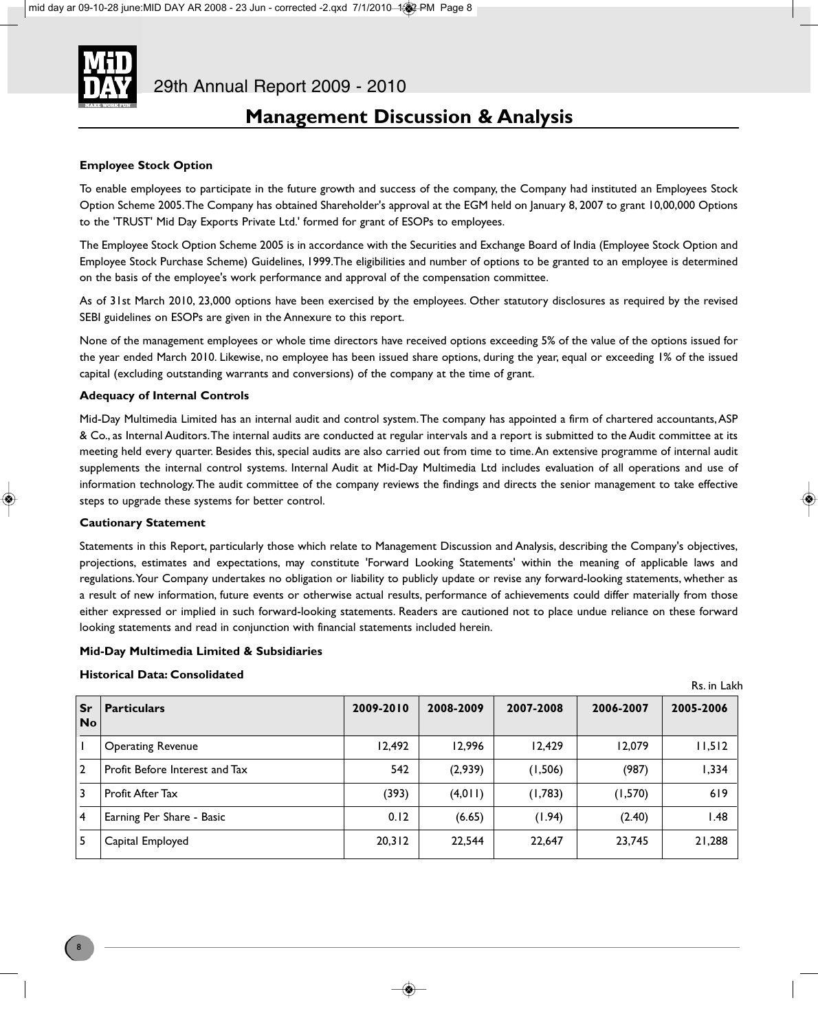## Management Discussion & Analysis

**Employee Stock Option**

To enable employees to participate in the future growth and success of the company, the Company had instituted an Employees Stock Option Scheme 2005. The Company has obtained Shareholder's approval at the EGM held on January 8, 2007 to grant 10,00,000 Options to the 'TRUST' Mid Day Exports Private Ltd.' formed for grant of ESOPs to employees.

The Employee Stock Option Scheme 2005 is in accordance with the Securities and Exchange Board of India (Employee Stock Option and Employee Stock Purchase Scheme) Guidelines, 1999. The eligibilities and number of options to be granted to an employee is determined on the basis of the employee's work performance and approval of the compensation committee.

As of 31st March 2010, 23,000 options have been exercised by the employees. Other statutory disclosures as required by the revised SEBI guidelines on ESOPs are given in the Annexure to this report.

None of the management employees or whole time directors have received options exceeding 5% of the value of the options issued for the year ended March 2010. Likewise, no employee has been issued share options, during the year, equal or exceeding 1% of the issued capital (excluding outstanding warrants and conversions) of the company at the time of grant.

**Adequacy of Internal Controls**

Mid-Day Multimedia Limited has an internal audit and control system. The company has appointed a firm of chartered accountants, ASP & Co., as Internal Auditors. The internal audits are conducted at regular intervals and a report is submitted to the Audit committee at its meeting held every quarter. Besides this, special audits are also carried out from time to time. An extensive programme of internal audit supplements the internal control systems. Internal Audit at Mid-Day Multimedia Ltd includes evaluation of all operations and use of information technology. The audit committee of the company reviews the findings and directs the senior management to take effective steps to upgrade these systems for better control.

**Cautionary Statement**

Statements in this Report, particularly those which relate to Management Discussion and Analysis, describing the Company's objectives, projections, estimates and expectations, may constitute 'Forward Looking Statements' within the meaning of applicable laws and regulations. Your Company undertakes no obligation or liability to publicly update or revise any forward-looking statements, whether as a result of new information, future events or otherwise actual results, performance of achievements could differ materially from those either expressed or implied in such forward-looking statements. Readers are cautioned not to place undue reliance on these forward looking statements and read in conjunction with financial statements included herein.

**Mid-Day Multimedia Limited & Subsidiaries**

**Historical Data: Consolidated**

Rs. in Lakh

| Sr No | Particulars | 2009-2010 | 2008-2009 | 2007-2008 | 2006-2007 | 2005-2006 |
|---|---|---|---|---|---|---|
| 1 | Operating Revenue | 12,492 | 12,996 | 12,429 | 12,079 | 11,512 |
| 2 | Profit Before Interest and Tax | 542 | (2,939) | (1,506) | (987) | 1,334 |
| 3 | Profit After Tax | (393) | (4,011) | (1,783) | (1,570) | 619 |
| 4 | Earning Per Share - Basic | 0.12 | (6.65) | (1.94) | (2.40) | 1.48 |
| 5 | Capital Employed | 20,312 | 22,544 | 22,647 | 23,745 | 21,288 |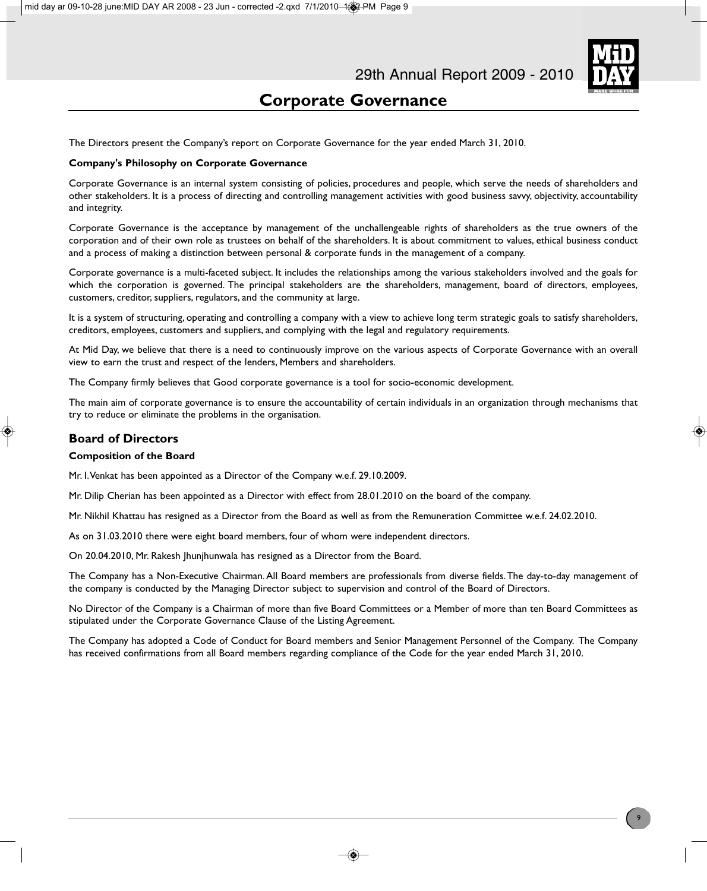# Corporate Governance

The Directors present the Company's report on Corporate Governance for the year ended March 31, 2010.

**Company's Philosophy on Corporate Governance**

Corporate Governance is an internal system consisting of policies, procedures and people, which serve the needs of shareholders and other stakeholders. It is a process of directing and controlling management activities with good business savvy, objectivity, accountability and integrity.

Corporate Governance is the acceptance by management of the unchallengeable rights of shareholders as the true owners of the corporation and of their own role as trustees on behalf of the shareholders. It is about commitment to values, ethical business conduct and a process of making a distinction between personal & corporate funds in the management of a company.

Corporate governance is a multi-faceted subject. It includes the relationships among the various stakeholders involved and the goals for which the corporation is governed. The principal stakeholders are the shareholders, management, board of directors, employees, customers, creditor, suppliers, regulators, and the community at large.

It is a system of structuring, operating and controlling a company with a view to achieve long term strategic goals to satisfy shareholders, creditors, employees, customers and suppliers, and complying with the legal and regulatory requirements.

At Mid Day, we believe that there is a need to continuously improve on the various aspects of Corporate Governance with an overall view to earn the trust and respect of the lenders, Members and shareholders.

The Company firmly believes that Good corporate governance is a tool for socio-economic development.

The main aim of corporate governance is to ensure the accountability of certain individuals in an organization through mechanisms that try to reduce or eliminate the problems in the organisation.

## Board of Directors

**Composition of the Board**

Mr. I. Venkat has been appointed as a Director of the Company w.e.f. 29.10.2009.

Mr. Dilip Cherian has been appointed as a Director with effect from 28.01.2010 on the board of the company.

Mr. Nikhil Khattau has resigned as a Director from the Board as well as from the Remuneration Committee w.e.f. 24.02.2010.

As on 31.03.2010 there were eight board members, four of whom were independent directors.

On 20.04.2010, Mr. Rakesh Jhunjhunwala has resigned as a Director from the Board.

The Company has a Non-Executive Chairman. All Board members are professionals from diverse fields. The day-to-day management of the company is conducted by the Managing Director subject to supervision and control of the Board of Directors.

No Director of the Company is a Chairman of more than five Board Committees or a Member of more than ten Board Committees as stipulated under the Corporate Governance Clause of the Listing Agreement.

The Company has adopted a Code of Conduct for Board members and Senior Management Personnel of the Company. The Company has received confirmations from all Board members regarding compliance of the Code for the year ended March 31, 2010.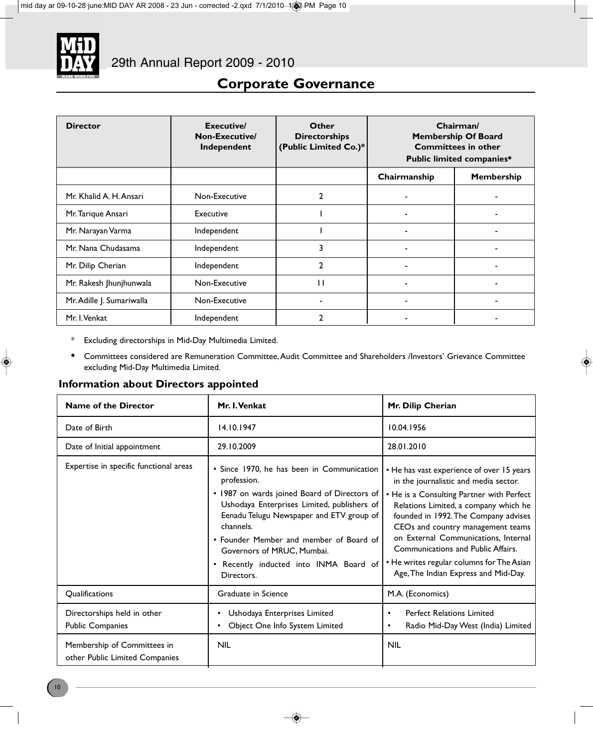## Corporate Governance

| Director | Executive/ Non-Executive/ Independent | Other Directorships (Public Limited Co.)* | Chairman/ Membership Of Board Committees in other Public limited companies• | |
|---|---|---|---|---|
| | | | Chairmanship | Membership |
| Mr. Khalid A. H. Ansari | Non-Executive | 2 | - | - |
| Mr. Tarique Ansari | Executive | 1 | - | - |
| Mr. Narayan Varma | Independent | 1 | - | - |
| Mr. Nana Chudasama | Independent | 3 | - | - |
| Mr. Dilip Cherian | Independent | 2 | - | - |
| Mr. Rakesh Jhunjhunwala | Non-Executive | 11 | - | - |
| Mr. Adille J. Sumariwalla | Non-Executive | - | - | - |
| Mr. I. Venkat | Independent | 2 | - | - |

\* Excluding directorships in Mid-Day Multimedia Limited.

• Committees considered are Remuneration Committee, Audit Committee and Shareholders /Investors' Grievance Committee excluding Mid-Day Multimedia Limited.

### Information about Directors appointed

| Name of the Director | Mr. I. Venkat | Mr. Dilip Cherian |
|---|---|---|
| Date of Birth | 14.10.1947 | 10.04.1956 |
| Date of Initial appointment | 29.10.2009 | 28.01.2010 |
| Expertise in specific functional areas | • Since 1970, he has been in Communication profession.<br>• 1987 on wards joined Board of Directors of Ushodaya Enterprises Limited, publishers of Eenadu Telugu Newspaper and ETV group of channels.<br>• Founder Member and member of Board of Governors of MRUC, Mumbai.<br>• Recently inducted into INMA Board of Directors. | • He has vast experience of over 15 years in the journalistic and media sector.<br>• He is a Consulting Partner with Perfect Relations Limited, a company which he founded in 1992. The Company advises CEOs and country management teams on External Communications, Internal Communications and Public Affairs.<br>• He writes regular columns for The Asian Age, The Indian Express and Mid-Day. |
| Qualifications | Graduate in Science | M.A. (Economics) |
| Directorships held in other Public Companies | • Ushodaya Enterprises Limited<br>• Object One Info System Limited | • Perfect Relations Limited<br>• Radio Mid-Day West (India) Limited |
| Membership of Committees in other Public Limited Companies | NIL | NIL |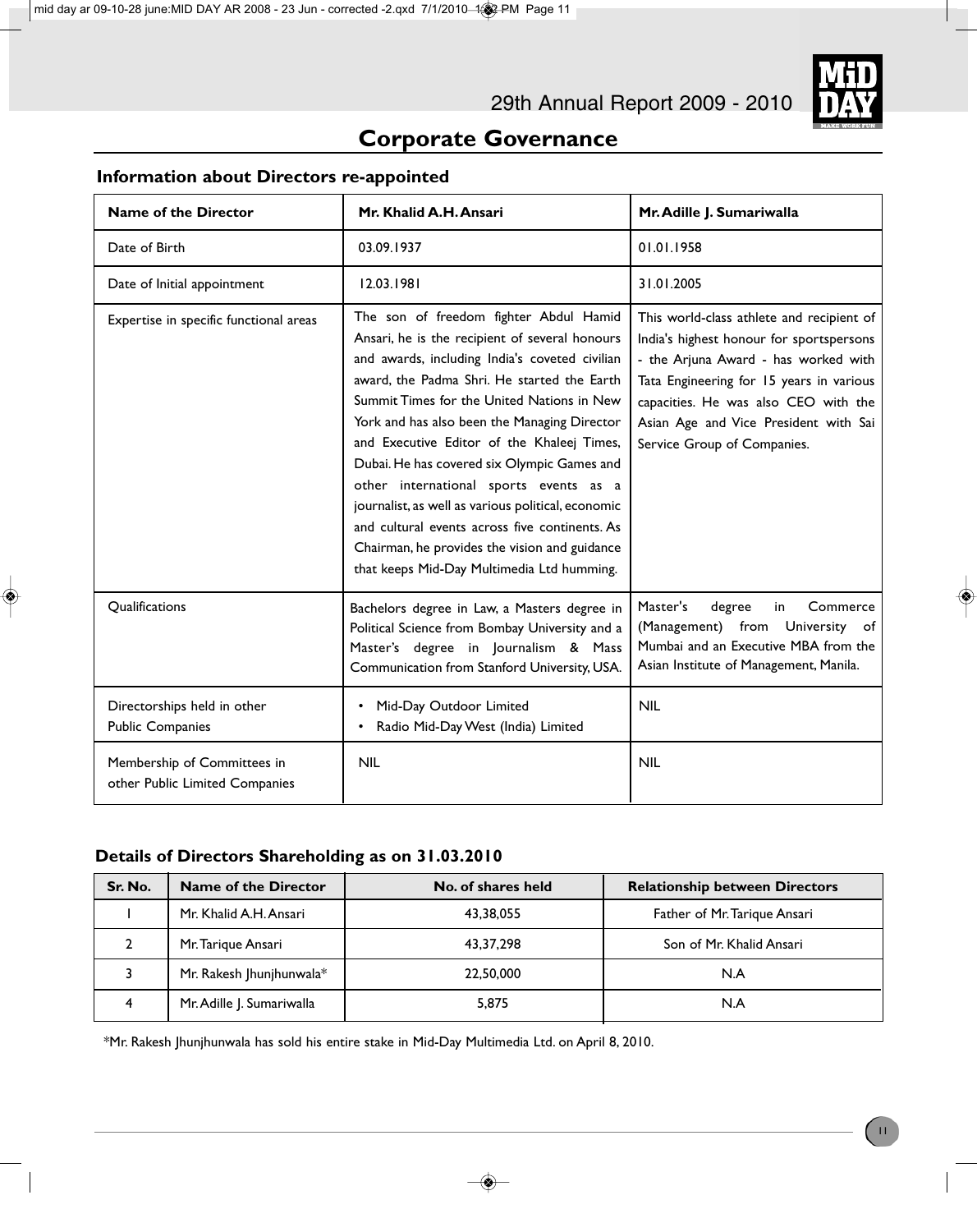# Corporate Governance

## Information about Directors re-appointed

| Name of the Director | Mr. Khalid A.H. Ansari | Mr. Adille J. Sumariwalla |
|---|---|---|
| Date of Birth | 03.09.1937 | 01.01.1958 |
| Date of Initial appointment | 12.03.1981 | 31.01.2005 |
| Expertise in specific functional areas | The son of freedom fighter Abdul Hamid Ansari, he is the recipient of several honours and awards, including India's coveted civilian award, the Padma Shri. He started the Earth Summit Times for the United Nations in New York and has also been the Managing Director and Executive Editor of the Khaleej Times, Dubai. He has covered six Olympic Games and other international sports events as a journalist, as well as various political, economic and cultural events across five continents. As Chairman, he provides the vision and guidance that keeps Mid-Day Multimedia Ltd humming. | This world-class athlete and recipient of India's highest honour for sportspersons - the Arjuna Award - has worked with Tata Engineering for 15 years in various capacities. He was also CEO with the Asian Age and Vice President with Sai Service Group of Companies. |
| Qualifications | Bachelors degree in Law, a Masters degree in Political Science from Bombay University and a Master's degree in Journalism & Mass Communication from Stanford University, USA. | Master's degree in Commerce (Management) from University of Mumbai and an Executive MBA from the Asian Institute of Management, Manila. |
| Directorships held in other Public Companies | • Mid-Day Outdoor Limited<br>• Radio Mid-Day West (India) Limited | NIL |
| Membership of Committees in other Public Limited Companies | NIL | NIL |

## Details of Directors Shareholding as on 31.03.2010

| Sr. No. | Name of the Director | No. of shares held | Relationship between Directors |
|---|---|---|---|
| 1 | Mr. Khalid A.H. Ansari | 43,38,055 | Father of Mr. Tarique Ansari |
| 2 | Mr. Tarique Ansari | 43,37,298 | Son of Mr. Khalid Ansari |
| 3 | Mr. Rakesh Jhunjhunwala* | 22,50,000 | N.A |
| 4 | Mr. Adille J. Sumariwalla | 5,875 | N.A |

*Mr. Rakesh Jhunjhunwala has sold his entire stake in Mid-Day Multimedia Ltd. on April 8, 2010.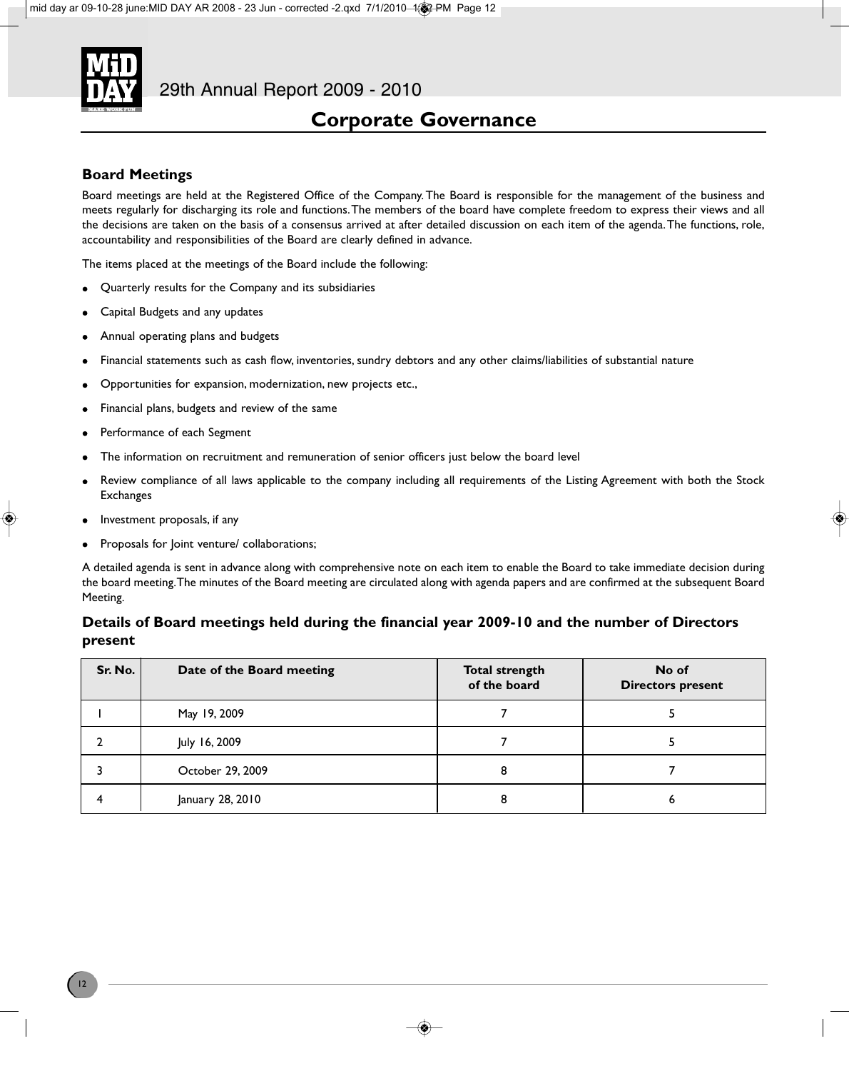## Corporate Governance

### Board Meetings

Board meetings are held at the Registered Office of the Company. The Board is responsible for the management of the business and meets regularly for discharging its role and functions. The members of the board have complete freedom to express their views and all the decisions are taken on the basis of a consensus arrived at after detailed discussion on each item of the agenda. The functions, role, accountability and responsibilities of the Board are clearly defined in advance.

The items placed at the meetings of the Board include the following:

- Quarterly results for the Company and its subsidiaries
- Capital Budgets and any updates
- Annual operating plans and budgets
- Financial statements such as cash flow, inventories, sundry debtors and any other claims/liabilities of substantial nature
- Opportunities for expansion, modernization, new projects etc.,
- Financial plans, budgets and review of the same
- Performance of each Segment
- The information on recruitment and remuneration of senior officers just below the board level
- Review compliance of all laws applicable to the company including all requirements of the Listing Agreement with both the Stock Exchanges
- Investment proposals, if any
- Proposals for Joint venture/ collaborations;

A detailed agenda is sent in advance along with comprehensive note on each item to enable the Board to take immediate decision during the board meeting. The minutes of the Board meeting are circulated along with agenda papers and are confirmed at the subsequent Board Meeting.

### Details of Board meetings held during the financial year 2009-10 and the number of Directors present

| Sr. No. | Date of the Board meeting | Total strength of the board | No of Directors present |
|---|---|---|---|
| 1 | May 19, 2009 | 7 | 5 |
| 2 | July 16, 2009 | 7 | 5 |
| 3 | October 29, 2009 | 8 | 7 |
| 4 | January 28, 2010 | 8 | 6 |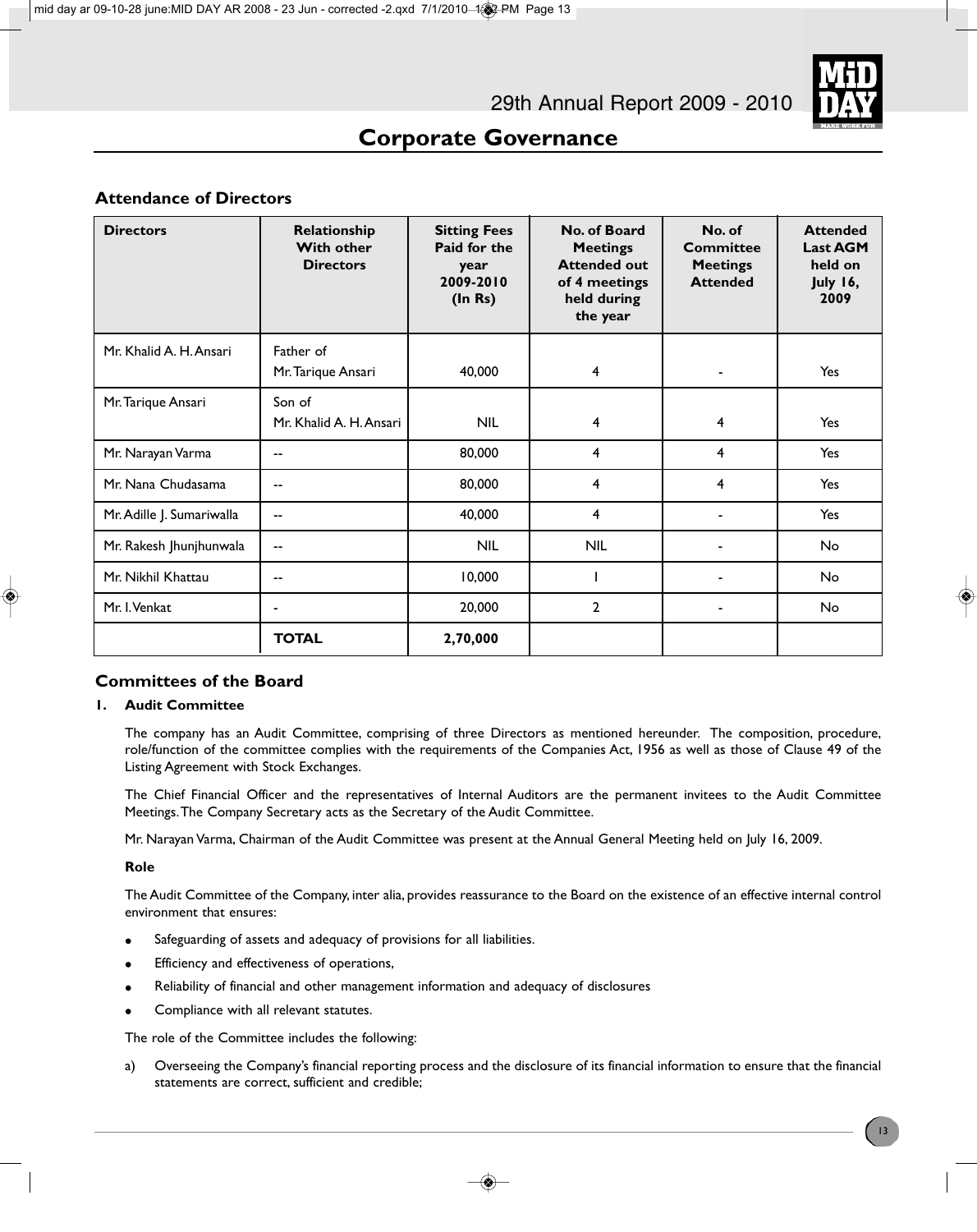## Corporate Governance

### Attendance of Directors

| Directors | Relationship With other Directors | Sitting Fees Paid for the year 2009-2010 (In Rs) | No. of Board Meetings Attended out of 4 meetings held during the year | No. of Committee Meetings Attended | Attended Last AGM held on July 16, 2009 |
|---|---|---|---|---|---|
| Mr. Khalid A. H. Ansari | Father of Mr. Tarique Ansari | 40,000 | 4 | - | Yes |
| Mr. Tarique Ansari | Son of Mr. Khalid A. H. Ansari | NIL | 4 | 4 | Yes |
| Mr. Narayan Varma | -- | 80,000 | 4 | 4 | Yes |
| Mr. Nana Chudasama | -- | 80,000 | 4 | 4 | Yes |
| Mr. Adille J. Sumariwalla | -- | 40,000 | 4 | - | Yes |
| Mr. Rakesh Jhunjhunwala | -- | NIL | NIL | - | No |
| Mr. Nikhil Khattau | -- | 10,000 | 1 | - | No |
| Mr. I. Venkat | - | 20,000 | 2 | - | No |
| | **TOTAL** | **2,70,000** | | | |

### Committees of the Board

#### 1. Audit Committee

The company has an Audit Committee, comprising of three Directors as mentioned hereunder. The composition, procedure, role/function of the committee complies with the requirements of the Companies Act, 1956 as well as those of Clause 49 of the Listing Agreement with Stock Exchanges.

The Chief Financial Officer and the representatives of Internal Auditors are the permanent invitees to the Audit Committee Meetings. The Company Secretary acts as the Secretary of the Audit Committee.

Mr. Narayan Varma, Chairman of the Audit Committee was present at the Annual General Meeting held on July 16, 2009.

**Role**

The Audit Committee of the Company, inter alia, provides reassurance to the Board on the existence of an effective internal control environment that ensures:

- Safeguarding of assets and adequacy of provisions for all liabilities.
- Efficiency and effectiveness of operations,
- Reliability of financial and other management information and adequacy of disclosures
- Compliance with all relevant statutes.

The role of the Committee includes the following:

a) Overseeing the Company's financial reporting process and the disclosure of its financial information to ensure that the financial statements are correct, sufficient and credible;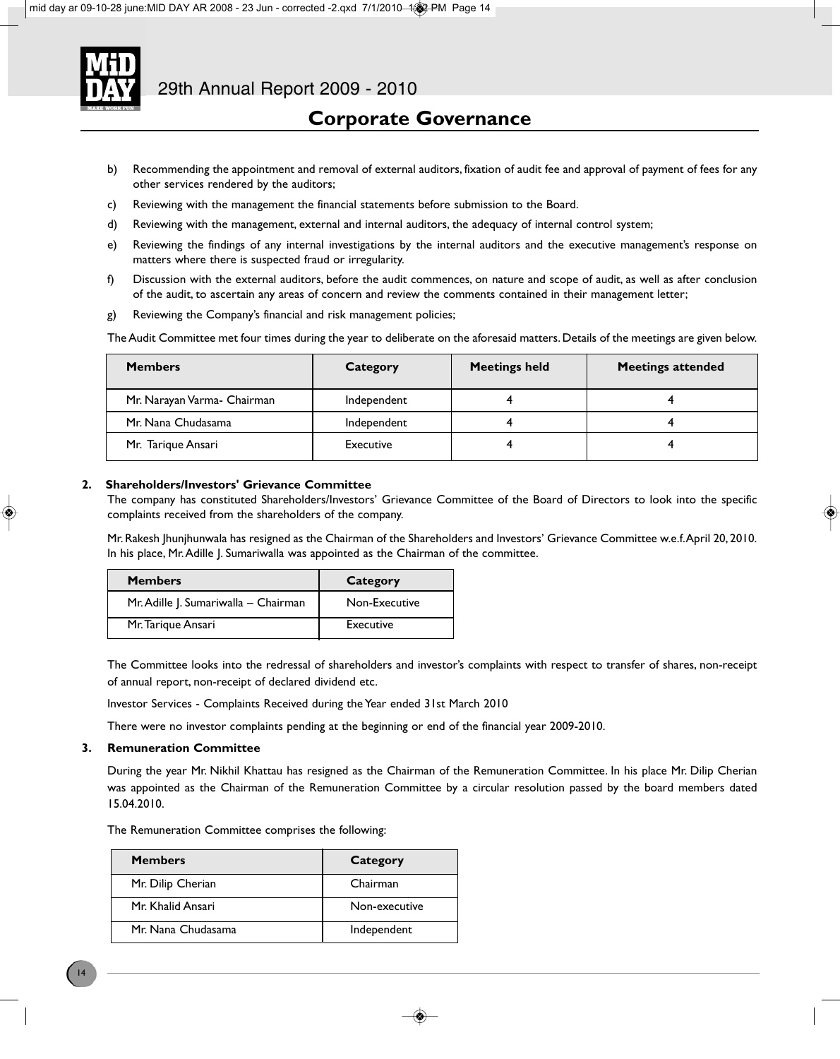## Corporate Governance

b) Recommending the appointment and removal of external auditors, fixation of audit fee and approval of payment of fees for any other services rendered by the auditors;

c) Reviewing with the management the financial statements before submission to the Board.

d) Reviewing with the management, external and internal auditors, the adequacy of internal control system;

e) Reviewing the findings of any internal investigations by the internal auditors and the executive management's response on matters where there is suspected fraud or irregularity.

f) Discussion with the external auditors, before the audit commences, on nature and scope of audit, as well as after conclusion of the audit, to ascertain any areas of concern and review the comments contained in their management letter;

g) Reviewing the Company's financial and risk management policies;

The Audit Committee met four times during the year to deliberate on the aforesaid matters. Details of the meetings are given below.

| Members | Category | Meetings held | Meetings attended |
|---|---|---|---|
| Mr. Narayan Varma- Chairman | Independent | 4 | 4 |
| Mr. Nana Chudasama | Independent | 4 | 4 |
| Mr. Tarique Ansari | Executive | 4 | 4 |

### 2. Shareholders/Investors' Grievance Committee

The company has constituted Shareholders/Investors' Grievance Committee of the Board of Directors to look into the specific complaints received from the shareholders of the company.

Mr. Rakesh Jhunjhunwala has resigned as the Chairman of the Shareholders and Investors' Grievance Committee w.e.f. April 20, 2010. In his place, Mr. Adille J. Sumariwalla was appointed as the Chairman of the committee.

| Members | Category |
|---|---|
| Mr. Adille J. Sumariwalla – Chairman | Non-Executive |
| Mr. Tarique Ansari | Executive |

The Committee looks into the redressal of shareholders and investor's complaints with respect to transfer of shares, non-receipt of annual report, non-receipt of declared dividend etc.

Investor Services - Complaints Received during the Year ended 31st March 2010

There were no investor complaints pending at the beginning or end of the financial year 2009-2010.

### 3. Remuneration Committee

During the year Mr. Nikhil Khattau has resigned as the Chairman of the Remuneration Committee. In his place Mr. Dilip Cherian was appointed as the Chairman of the Remuneration Committee by a circular resolution passed by the board members dated 15.04.2010.

The Remuneration Committee comprises the following:

| Members | Category |
|---|---|
| Mr. Dilip Cherian | Chairman |
| Mr. Khalid Ansari | Non-executive |
| Mr. Nana Chudasama | Independent |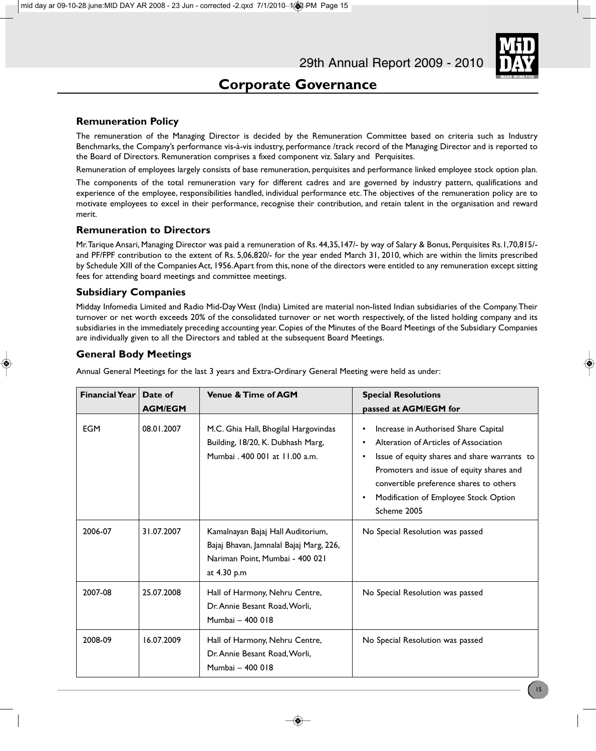# Corporate Governance

## Remuneration Policy

The remuneration of the Managing Director is decided by the Remuneration Committee based on criteria such as Industry Benchmarks, the Company's performance vis-à-vis industry, performance /track record of the Managing Director and is reported to the Board of Directors. Remuneration comprises a fixed component viz. Salary and Perquisites.

Remuneration of employees largely consists of base remuneration, perquisites and performance linked employee stock option plan.

The components of the total remuneration vary for different cadres and are governed by industry pattern, qualifications and experience of the employee, responsibilities handled, individual performance etc. The objectives of the remuneration policy are to motivate employees to excel in their performance, recognise their contribution, and retain talent in the organisation and reward merit.

## Remuneration to Directors

Mr. Tarique Ansari, Managing Director was paid a remuneration of Rs. 44,35,147/- by way of Salary & Bonus, Perquisites Rs.1,70,815/- and PF/FPF contribution to the extent of Rs. 5,06,820/- for the year ended March 31, 2010, which are within the limits prescribed by Schedule XIII of the Companies Act, 1956. Apart from this, none of the directors were entitled to any remuneration except sitting fees for attending board meetings and committee meetings.

## Subsidiary Companies

Midday Infomedia Limited and Radio Mid-Day West (India) Limited are material non-listed Indian subsidiaries of the Company. Their turnover or net worth exceeds 20% of the consolidated turnover or net worth respectively, of the listed holding company and its subsidiaries in the immediately preceding accounting year. Copies of the Minutes of the Board Meetings of the Subsidiary Companies are individually given to all the Directors and tabled at the subsequent Board Meetings.

## General Body Meetings

Annual General Meetings for the last 3 years and Extra-Ordinary General Meeting were held as under:

| Financial Year | Date of AGM/EGM | Venue & Time of AGM | Special Resolutions passed at AGM/EGM for |
|---|---|---|---|
| EGM | 08.01.2007 | M.C. Ghia Hall, Bhogilal Hargovindas Building, 18/20, K. Dubhash Marg, Mumbai . 400 001 at 11.00 a.m. | • Increase in Authorised Share Capital<br>• Alteration of Articles of Association<br>• Issue of equity shares and share warrants to Promoters and issue of equity shares and convertible preference shares to others<br>• Modification of Employee Stock Option Scheme 2005 |
| 2006-07 | 31.07.2007 | Kamalnayan Bajaj Hall Auditorium, Bajaj Bhavan, Jamnalal Bajaj Marg, 226, Nariman Point, Mumbai - 400 021 at 4.30 p.m | No Special Resolution was passed |
| 2007-08 | 25.07.2008 | Hall of Harmony, Nehru Centre, Dr. Annie Besant Road, Worli, Mumbai – 400 018 | No Special Resolution was passed |
| 2008-09 | 16.07.2009 | Hall of Harmony, Nehru Centre, Dr. Annie Besant Road, Worli, Mumbai – 400 018 | No Special Resolution was passed |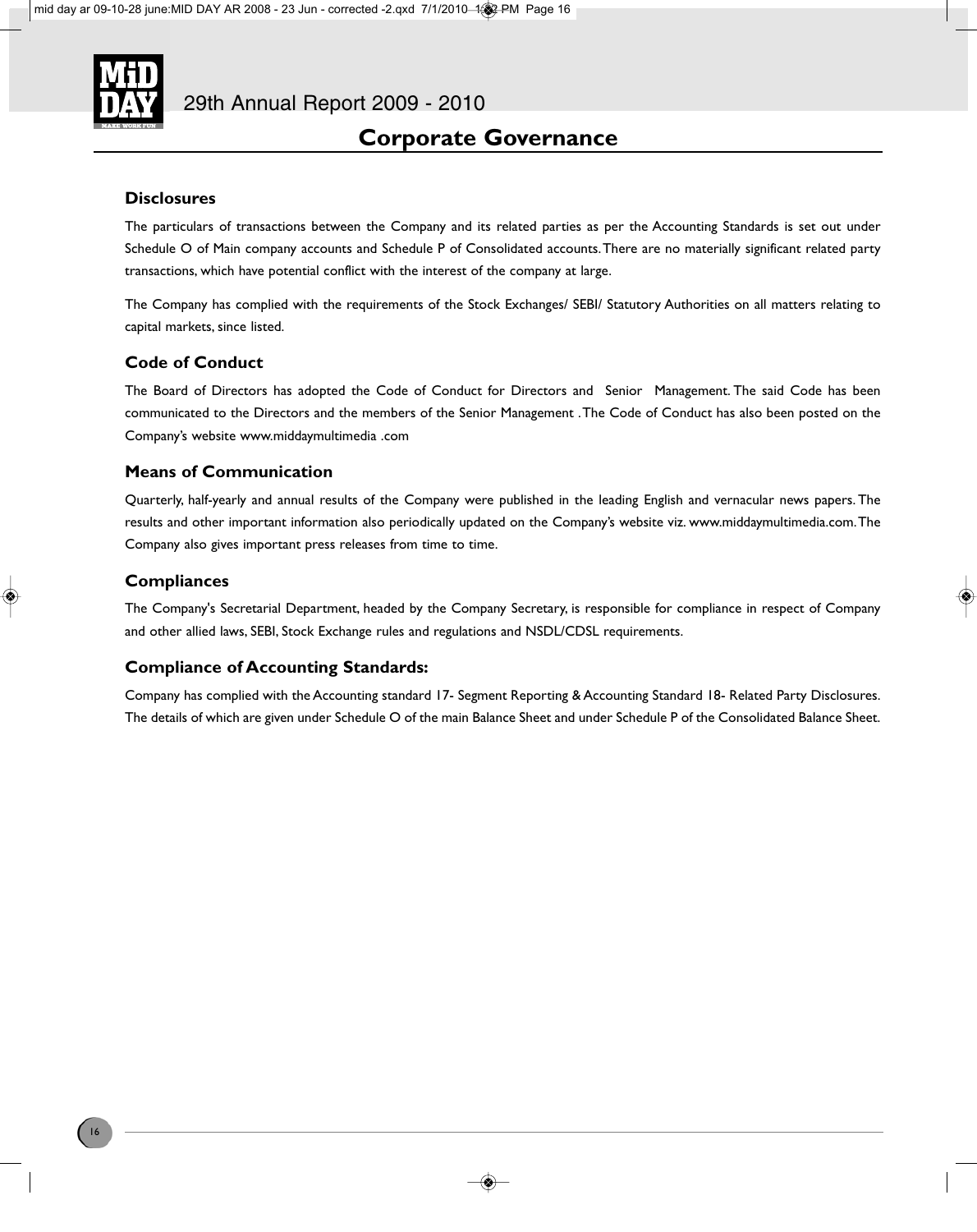## Corporate Governance

### Disclosures

The particulars of transactions between the Company and its related parties as per the Accounting Standards is set out under Schedule O of Main company accounts and Schedule P of Consolidated accounts. There are no materially significant related party transactions, which have potential conflict with the interest of the company at large.

The Company has complied with the requirements of the Stock Exchanges/ SEBI/ Statutory Authorities on all matters relating to capital markets, since listed.

### Code of Conduct

The Board of Directors has adopted the Code of Conduct for Directors and Senior Management. The said Code has been communicated to the Directors and the members of the Senior Management . The Code of Conduct has also been posted on the Company's website www.middaymultimedia .com

### Means of Communication

Quarterly, half-yearly and annual results of the Company were published in the leading English and vernacular news papers. The results and other important information also periodically updated on the Company's website viz. www.middaymultimedia.com. The Company also gives important press releases from time to time.

### Compliances

The Company's Secretarial Department, headed by the Company Secretary, is responsible for compliance in respect of Company and other allied laws, SEBI, Stock Exchange rules and regulations and NSDL/CDSL requirements.

### Compliance of Accounting Standards:

Company has complied with the Accounting standard 17- Segment Reporting & Accounting Standard 18- Related Party Disclosures. The details of which are given under Schedule O of the main Balance Sheet and under Schedule P of the Consolidated Balance Sheet.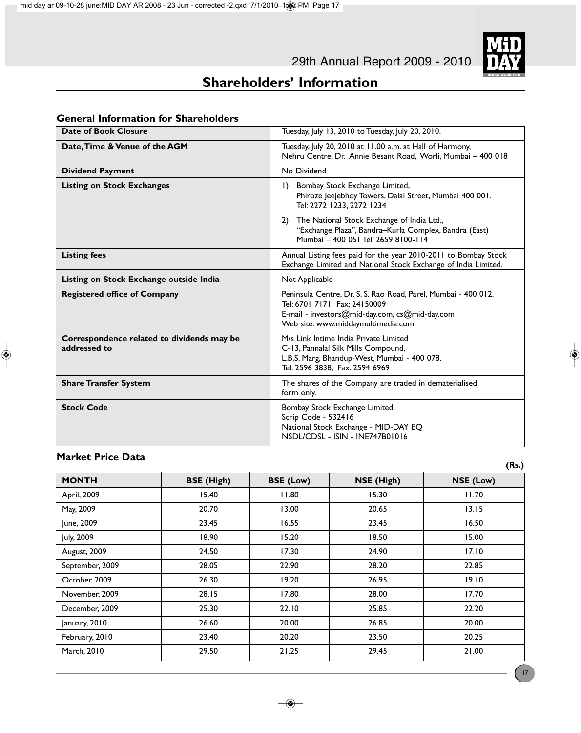# Shareholders' Information

## General Information for Shareholders

| | |
|---|---|
| **Date of Book Closure** | Tuesday, July 13, 2010 to Tuesday, July 20, 2010. |
| **Date, Time & Venue of the AGM** | Tuesday, July 20, 2010 at 11.00 a.m. at Hall of Harmony, Nehru Centre, Dr. Annie Besant Road, Worli, Mumbai – 400 018 |
| **Dividend Payment** | No Dividend |
| **Listing on Stock Exchanges** | 1) Bombay Stock Exchange Limited, Phiroze Jeejebhoy Towers, Dalal Street, Mumbai 400 001. Tel: 2272 1233, 2272 1234<br>2) The National Stock Exchange of India Ltd., "Exchange Plaza", Bandra–Kurla Complex, Bandra (East) Mumbai – 400 051 Tel: 2659 8100-114 |
| **Listing fees** | Annual Listing fees paid for the year 2010-2011 to Bombay Stock Exchange Limited and National Stock Exchange of India Limited. |
| **Listing on Stock Exchange outside India** | Not Applicable |
| **Registered office of Company** | Peninsula Centre, Dr. S. S. Rao Road, Parel, Mumbai - 400 012. Tel: 6701 7171 Fax: 24150009<br>E-mail - investors@mid-day.com, cs@mid-day.com<br>Web site: www.middaymultimedia.com |
| **Correspondence related to dividends may be addressed to** | M/s Link Intime India Private Limited<br>C-13, Pannalal Silk Mills Compound,<br>L.B.S. Marg, Bhandup-West, Mumbai - 400 078.<br>Tel: 2596 3838, Fax: 2594 6969 |
| **Share Transfer System** | The shares of the Company are traded in dematerialised form only. |
| **Stock Code** | Bombay Stock Exchange Limited,<br>Scrip Code - 532416<br>National Stock Exchange - MID-DAY EQ<br>NSDL/CDSL - ISIN - INE747B01016 |

## Market Price Data

(Rs.)

| MONTH | BSE (High) | BSE (Low) | NSE (High) | NSE (Low) |
|---|---|---|---|---|
| April, 2009 | 15.40 | 11.80 | 15.30 | 11.70 |
| May, 2009 | 20.70 | 13.00 | 20.65 | 13.15 |
| June, 2009 | 23.45 | 16.55 | 23.45 | 16.50 |
| July, 2009 | 18.90 | 15.20 | 18.50 | 15.00 |
| August, 2009 | 24.50 | 17.30 | 24.90 | 17.10 |
| September, 2009 | 28.05 | 22.90 | 28.20 | 22.85 |
| October, 2009 | 26.30 | 19.20 | 26.95 | 19.10 |
| November, 2009 | 28.15 | 17.80 | 28.00 | 17.70 |
| December, 2009 | 25.30 | 22.10 | 25.85 | 22.20 |
| January, 2010 | 26.60 | 20.00 | 26.85 | 20.00 |
| February, 2010 | 23.40 | 20.20 | 23.50 | 20.25 |
| March, 2010 | 29.50 | 21.25 | 29.45 | 21.00 |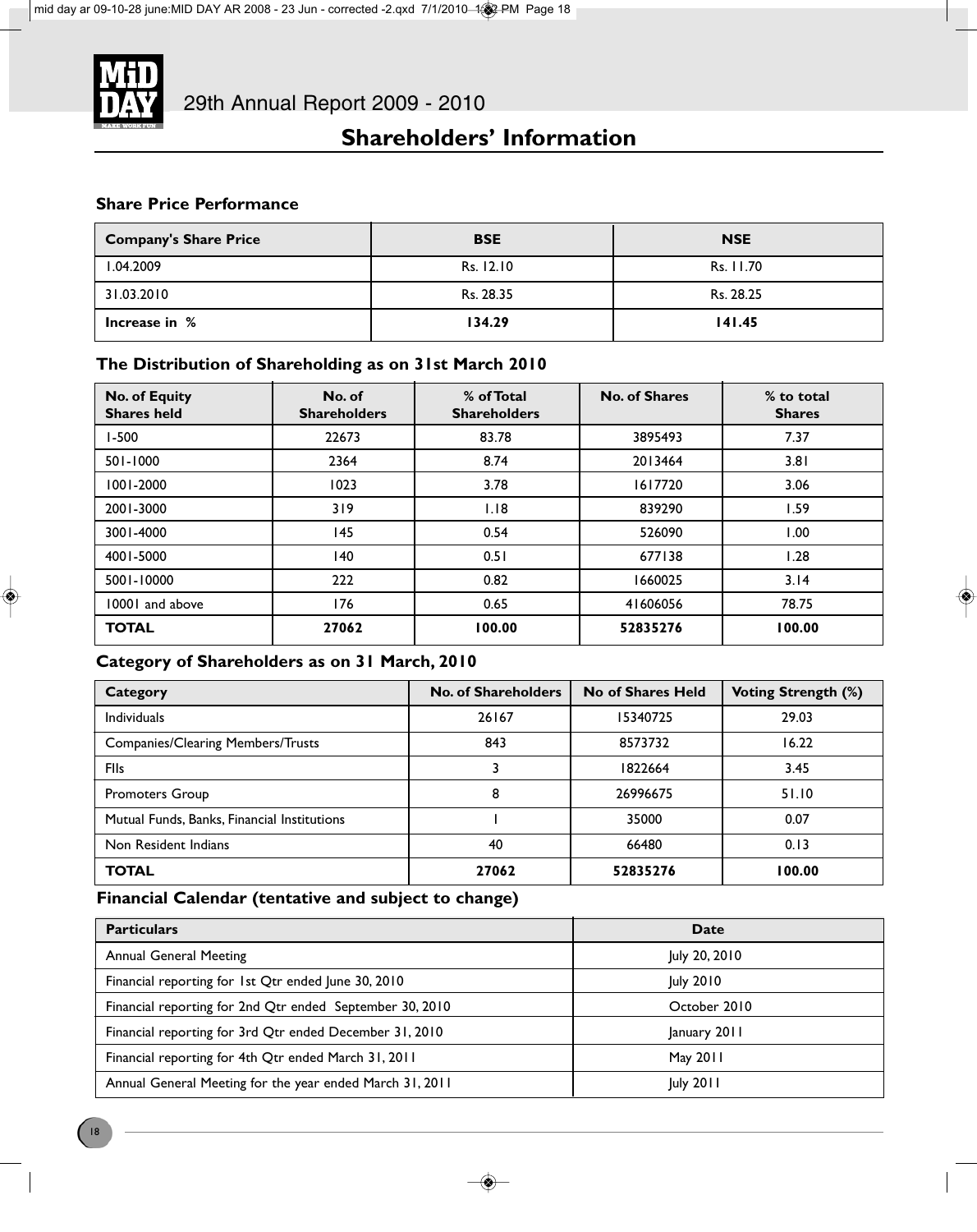## Shareholders' Information

### Share Price Performance

| Company's Share Price | BSE | NSE |
|---|---|---|
| 1.04.2009 | Rs. 12.10 | Rs. 11.70 |
| 31.03.2010 | Rs. 28.35 | Rs. 28.25 |
| **Increase in %** | **134.29** | **141.45** |

### The Distribution of Shareholding as on 31st March 2010

| No. of Equity Shares held | No. of Shareholders | % of Total Shareholders | No. of Shares | % to total Shares |
|---|---|---|---|---|
| 1-500 | 22673 | 83.78 | 3895493 | 7.37 |
| 501-1000 | 2364 | 8.74 | 2013464 | 3.81 |
| 1001-2000 | 1023 | 3.78 | 1617720 | 3.06 |
| 2001-3000 | 319 | 1.18 | 839290 | 1.59 |
| 3001-4000 | 145 | 0.54 | 526090 | 1.00 |
| 4001-5000 | 140 | 0.51 | 677138 | 1.28 |
| 5001-10000 | 222 | 0.82 | 1660025 | 3.14 |
| 10001 and above | 176 | 0.65 | 41606056 | 78.75 |
| **TOTAL** | **27062** | **100.00** | **52835276** | **100.00** |

### Category of Shareholders as on 31 March, 2010

| Category | No. of Shareholders | No of Shares Held | Voting Strength (%) |
|---|---|---|---|
| Individuals | 26167 | 15340725 | 29.03 |
| Companies/Clearing Members/Trusts | 843 | 8573732 | 16.22 |
| FIIs | 3 | 1822664 | 3.45 |
| Promoters Group | 8 | 26996675 | 51.10 |
| Mutual Funds, Banks, Financial Institutions | 1 | 35000 | 0.07 |
| Non Resident Indians | 40 | 66480 | 0.13 |
| **TOTAL** | **27062** | **52835276** | **100.00** |

### Financial Calendar (tentative and subject to change)

| Particulars | Date |
|---|---|
| Annual General Meeting | July 20, 2010 |
| Financial reporting for 1st Qtr ended June 30, 2010 | July 2010 |
| Financial reporting for 2nd Qtr ended September 30, 2010 | October 2010 |
| Financial reporting for 3rd Qtr ended December 31, 2010 | January 2011 |
| Financial reporting for 4th Qtr ended March 31, 2011 | May 2011 |
| Annual General Meeting for the year ended March 31, 2011 | July 2011 |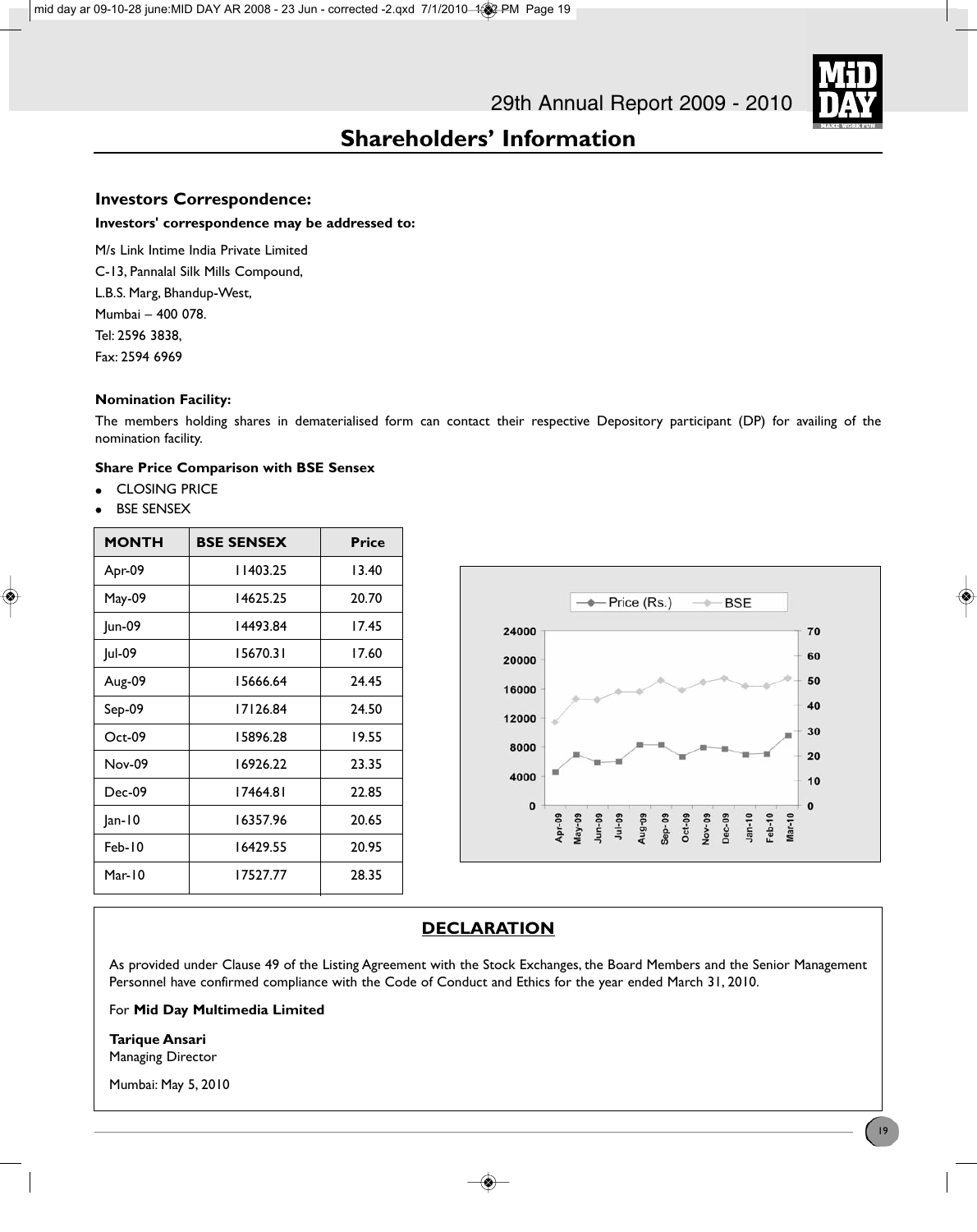## Shareholders' Information

### Investors Correspondence:

**Investors' correspondence may be addressed to:**

M/s Link Intime India Private Limited
C-13, Pannalal Silk Mills Compound,
L.B.S. Marg, Bhandup-West,
Mumbai – 400 078.
Tel: 2596 3838,
Fax: 2594 6969

**Nomination Facility:**

The members holding shares in dematerialised form can contact their respective Depository participant (DP) for availing of the nomination facility.

**Share Price Comparison with BSE Sensex**

- CLOSING PRICE
- BSE SENSEX

| MONTH | BSE SENSEX | Price |
|---|---|---|
| Apr-09 | 11403.25 | 13.40 |
| May-09 | 14625.25 | 20.70 |
| Jun-09 | 14493.84 | 17.45 |
| Jul-09 | 15670.31 | 17.60 |
| Aug-09 | 15666.64 | 24.45 |
| Sep-09 | 17126.84 | 24.50 |
| Oct-09 | 15896.28 | 19.55 |
| Nov-09 | 16926.22 | 23.35 |
| Dec-09 | 17464.81 | 22.85 |
| Jan-10 | 16357.96 | 20.65 |
| Feb-10 | 16429.55 | 20.95 |
| Mar-10 | 17527.77 | 28.35 |

### DECLARATION

As provided under Clause 49 of the Listing Agreement with the Stock Exchanges, the Board Members and the Senior Management Personnel have confirmed compliance with the Code of Conduct and Ethics for the year ended March 31, 2010.

For **Mid Day Multimedia Limited**

**Tarique Ansari**
Managing Director

Mumbai: May 5, 2010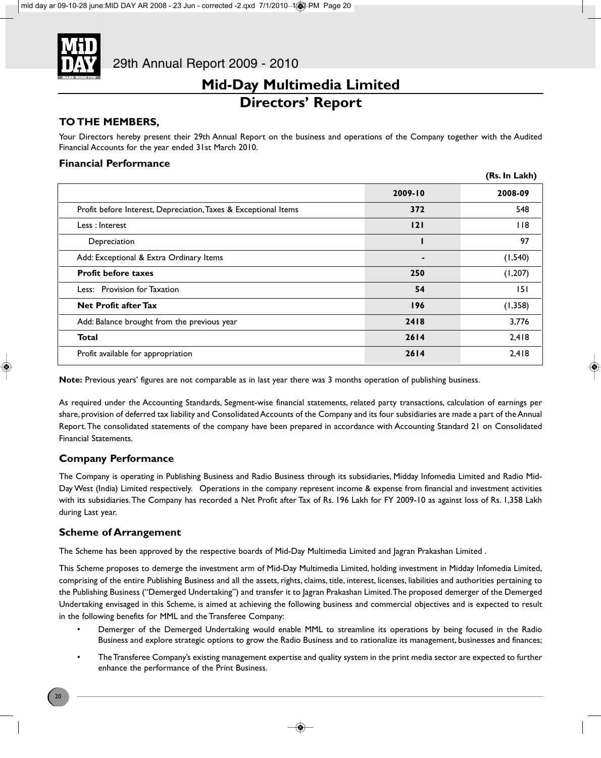# Mid-Day Multimedia Limited

# Directors' Report

## TO THE MEMBERS,

Your Directors hereby present their 29th Annual Report on the business and operations of the Company together with the Audited Financial Accounts for the year ended 31st March 2010.

### Financial Performance

(Rs. In Lakh)

| | 2009-10 | 2008-09 |
|---|---|---|
| Profit before Interest, Depreciation, Taxes & Exceptional Items | 372 | 548 |
| Less : Interest | 121 | 118 |
| Depreciation | 1 | 97 |
| Add: Exceptional & Extra Ordinary Items | - | (1,540) |
| **Profit before taxes** | 250 | (1,207) |
| Less: Provision for Taxation | 54 | 151 |
| **Net Profit after Tax** | 196 | (1,358) |
| Add: Balance brought from the previous year | 2418 | 3,776 |
| **Total** | 2614 | 2,418 |
| Profit available for appropriation | 2614 | 2,418 |

**Note:** Previous years' figures are not comparable as in last year there was 3 months operation of publishing business.

As required under the Accounting Standards, Segment-wise financial statements, related party transactions, calculation of earnings per share, provision of deferred tax liability and Consolidated Accounts of the Company and its four subsidiaries are made a part of the Annual Report. The consolidated statements of the company have been prepared in accordance with Accounting Standard 21 on Consolidated Financial Statements.

### Company Performance

The Company is operating in Publishing Business and Radio Business through its subsidiaries, Midday Infomedia Limited and Radio Mid-Day West (India) Limited respectively. Operations in the company represent income & expense from financial and investment activities with its subsidiaries. The Company has recorded a Net Profit after Tax of Rs. 196 Lakh for FY 2009-10 as against loss of Rs. 1,358 Lakh during Last year.

### Scheme of Arrangement

The Scheme has been approved by the respective boards of Mid-Day Multimedia Limited and Jagran Prakashan Limited .

This Scheme proposes to demerge the investment arm of Mid-Day Multimedia Limited, holding investment in Midday Infomedia Limited, comprising of the entire Publishing Business and all the assets, rights, claims, title, interest, licenses, liabilities and authorities pertaining to the Publishing Business ("Demerged Undertaking") and transfer it to Jagran Prakashan Limited. The proposed demerger of the Demerged Undertaking envisaged in this Scheme, is aimed at achieving the following business and commercial objectives and is expected to result in the following benefits for MML and the Transferee Company:

- Demerger of the Demerged Undertaking would enable MML to streamline its operations by being focused in the Radio Business and explore strategic options to grow the Radio Business and to rationalize its management, businesses and finances;
- The Transferee Company's existing management expertise and quality system in the print media sector are expected to further enhance the performance of the Print Business.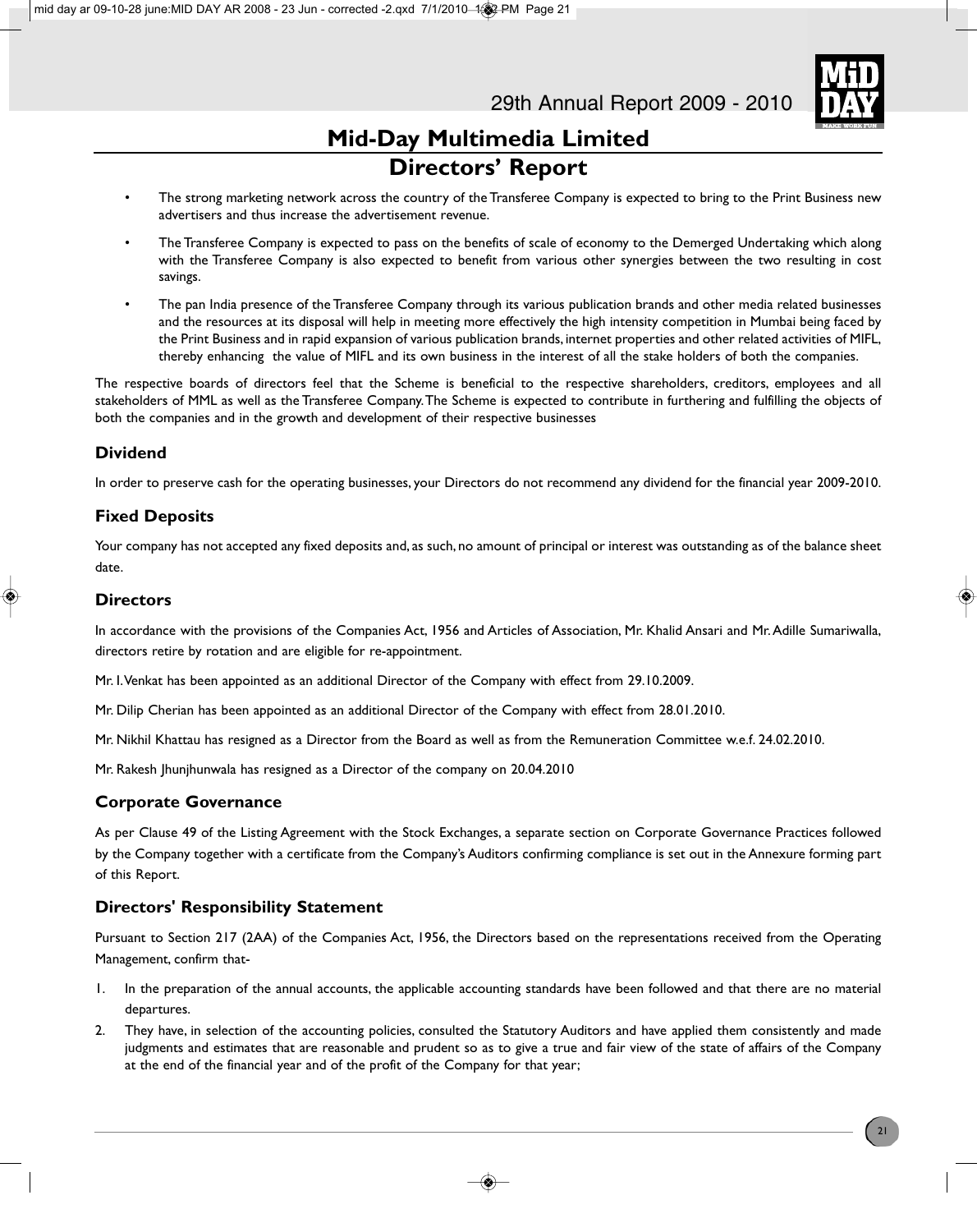# Mid-Day Multimedia Limited

## Directors' Report

- The strong marketing network across the country of the Transferee Company is expected to bring to the Print Business new advertisers and thus increase the advertisement revenue.
- The Transferee Company is expected to pass on the benefits of scale of economy to the Demerged Undertaking which along with the Transferee Company is also expected to benefit from various other synergies between the two resulting in cost savings.
- The pan India presence of the Transferee Company through its various publication brands and other media related businesses and the resources at its disposal will help in meeting more effectively the high intensity competition in Mumbai being faced by the Print Business and in rapid expansion of various publication brands, internet properties and other related activities of MIFL, thereby enhancing the value of MIFL and its own business in the interest of all the stake holders of both the companies.

The respective boards of directors feel that the Scheme is beneficial to the respective shareholders, creditors, employees and all stakeholders of MML as well as the Transferee Company. The Scheme is expected to contribute in furthering and fulfilling the objects of both the companies and in the growth and development of their respective businesses

### Dividend

In order to preserve cash for the operating businesses, your Directors do not recommend any dividend for the financial year 2009-2010.

### Fixed Deposits

Your company has not accepted any fixed deposits and, as such, no amount of principal or interest was outstanding as of the balance sheet date.

### Directors

In accordance with the provisions of the Companies Act, 1956 and Articles of Association, Mr. Khalid Ansari and Mr. Adille Sumariwalla, directors retire by rotation and are eligible for re-appointment.

Mr. I. Venkat has been appointed as an additional Director of the Company with effect from 29.10.2009.

Mr. Dilip Cherian has been appointed as an additional Director of the Company with effect from 28.01.2010.

Mr. Nikhil Khattau has resigned as a Director from the Board as well as from the Remuneration Committee w.e.f. 24.02.2010.

Mr. Rakesh Jhunjhunwala has resigned as a Director of the company on 20.04.2010

### Corporate Governance

As per Clause 49 of the Listing Agreement with the Stock Exchanges, a separate section on Corporate Governance Practices followed by the Company together with a certificate from the Company's Auditors confirming compliance is set out in the Annexure forming part of this Report.

### Directors' Responsibility Statement

Pursuant to Section 217 (2AA) of the Companies Act, 1956, the Directors based on the representations received from the Operating Management, confirm that-

1. In the preparation of the annual accounts, the applicable accounting standards have been followed and that there are no material departures.
2. They have, in selection of the accounting policies, consulted the Statutory Auditors and have applied them consistently and made judgments and estimates that are reasonable and prudent so as to give a true and fair view of the state of affairs of the Company at the end of the financial year and of the profit of the Company for that year;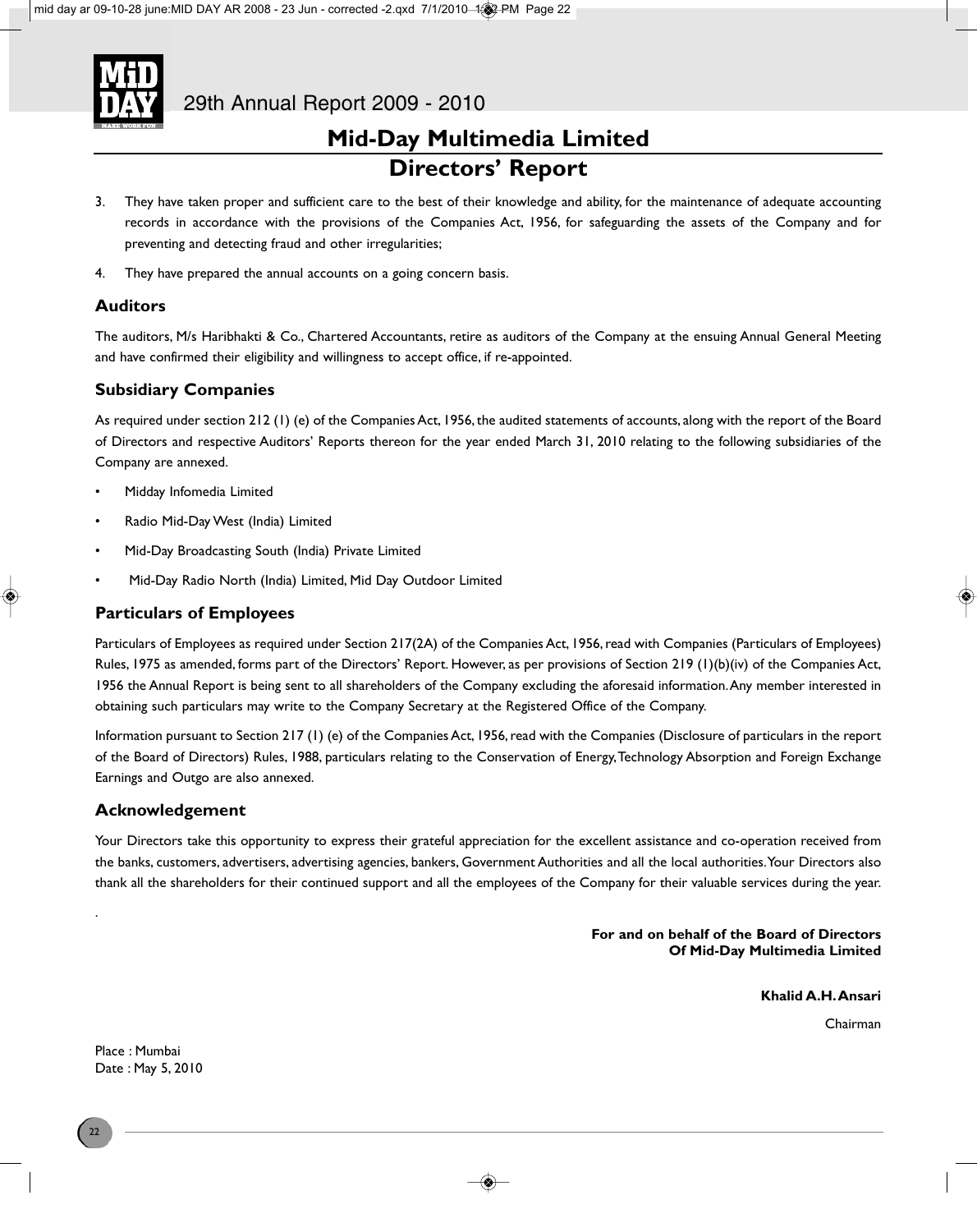# Mid-Day Multimedia Limited

## Directors' Report

3. They have taken proper and sufficient care to the best of their knowledge and ability, for the maintenance of adequate accounting records in accordance with the provisions of the Companies Act, 1956, for safeguarding the assets of the Company and for preventing and detecting fraud and other irregularities;

4. They have prepared the annual accounts on a going concern basis.

### Auditors

The auditors, M/s Haribhakti & Co., Chartered Accountants, retire as auditors of the Company at the ensuing Annual General Meeting and have confirmed their eligibility and willingness to accept office, if re-appointed.

### Subsidiary Companies

As required under section 212 (1) (e) of the Companies Act, 1956, the audited statements of accounts, along with the report of the Board of Directors and respective Auditors' Reports thereon for the year ended March 31, 2010 relating to the following subsidiaries of the Company are annexed.

- Midday Infomedia Limited
- Radio Mid-Day West (India) Limited
- Mid-Day Broadcasting South (India) Private Limited
- Mid-Day Radio North (India) Limited, Mid Day Outdoor Limited

### Particulars of Employees

Particulars of Employees as required under Section 217(2A) of the Companies Act, 1956, read with Companies (Particulars of Employees) Rules, 1975 as amended, forms part of the Directors' Report. However, as per provisions of Section 219 (1)(b)(iv) of the Companies Act, 1956 the Annual Report is being sent to all shareholders of the Company excluding the aforesaid information. Any member interested in obtaining such particulars may write to the Company Secretary at the Registered Office of the Company.

Information pursuant to Section 217 (1) (e) of the Companies Act, 1956, read with the Companies (Disclosure of particulars in the report of the Board of Directors) Rules, 1988, particulars relating to the Conservation of Energy, Technology Absorption and Foreign Exchange Earnings and Outgo are also annexed.

### Acknowledgement

Your Directors take this opportunity to express their grateful appreciation for the excellent assistance and co-operation received from the banks, customers, advertisers, advertising agencies, bankers, Government Authorities and all the local authorities. Your Directors also thank all the shareholders for their continued support and all the employees of the Company for their valuable services during the year.

**For and on behalf of the Board of Directors**
**Of Mid-Day Multimedia Limited**

**Khalid A.H. Ansari**
Chairman

Place : Mumbai
Date : May 5, 2010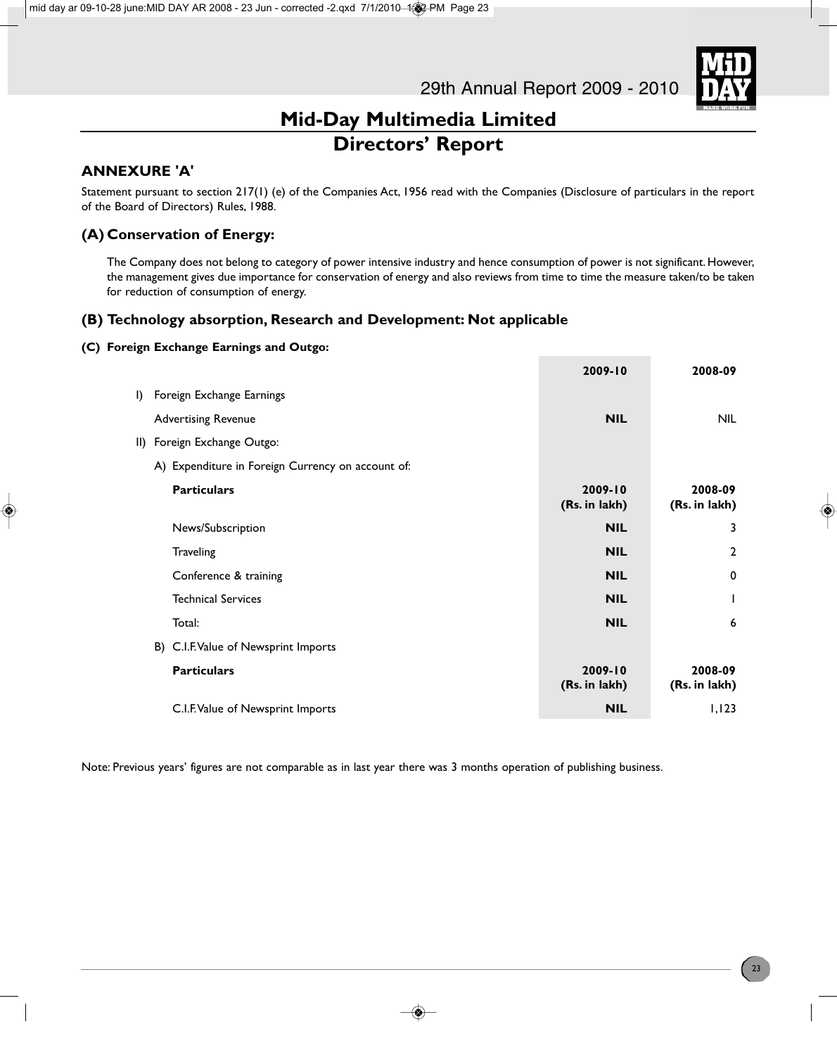# Mid-Day Multimedia Limited

## Directors' Report

### ANNEXURE 'A'

Statement pursuant to section 217(1) (e) of the Companies Act, 1956 read with the Companies (Disclosure of particulars in the report of the Board of Directors) Rules, 1988.

### (A) Conservation of Energy:

The Company does not belong to category of power intensive industry and hence consumption of power is not significant. However, the management gives due importance for conservation of energy and also reviews from time to time the measure taken/to be taken for reduction of consumption of energy.

### (B) Technology absorption, Research and Development: Not applicable

#### (C) Foreign Exchange Earnings and Outgo:

| | 2009-10 | 2008-09 |
|---|---|---|
| I) Foreign Exchange Earnings | | |
| Advertising Revenue | **NIL** | NIL |
| II) Foreign Exchange Outgo: | | |
| A) Expenditure in Foreign Currency on account of: | | |
| **Particulars** | **2009-10 (Rs. in lakh)** | **2008-09 (Rs. in lakh)** |
| News/Subscription | **NIL** | 3 |
| Traveling | **NIL** | 2 |
| Conference & training | **NIL** | 0 |
| Technical Services | **NIL** | 1 |
| Total: | **NIL** | 6 |
| B) C.I.F. Value of Newsprint Imports | | |
| **Particulars** | **2009-10 (Rs. in lakh)** | **2008-09 (Rs. in lakh)** |
| C.I.F. Value of Newsprint Imports | **NIL** | 1,123 |

Note: Previous years' figures are not comparable as in last year there was 3 months operation of publishing business.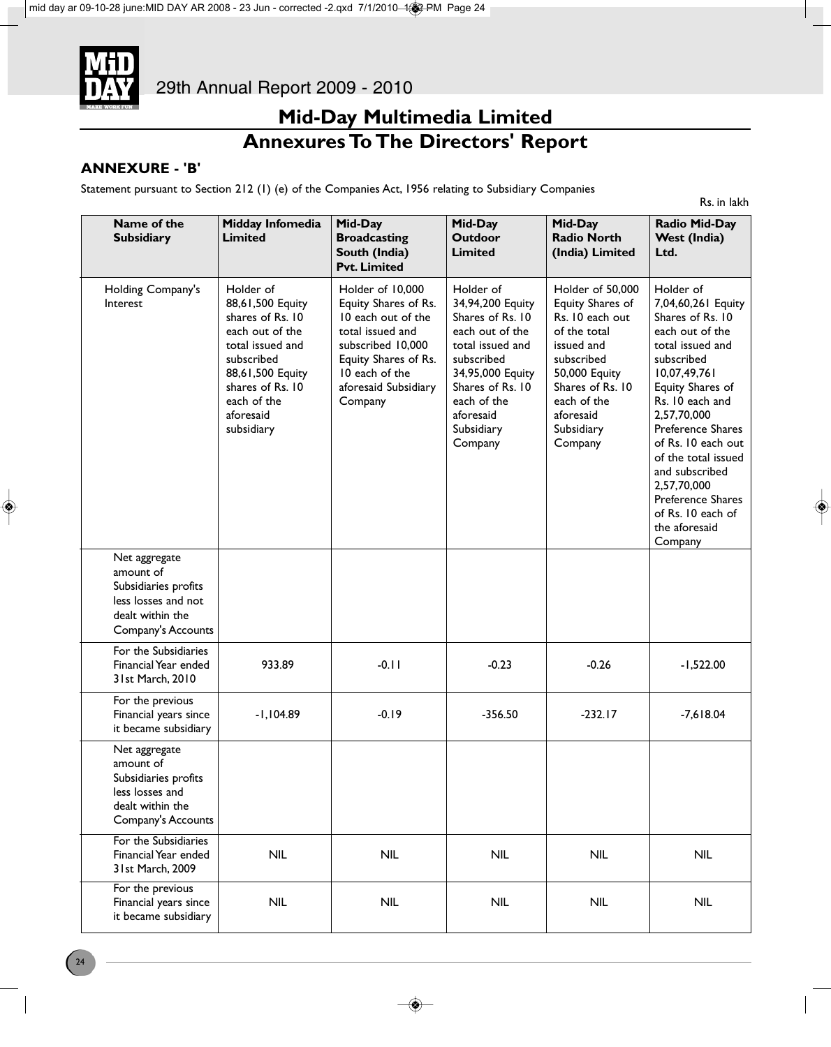# Mid-Day Multimedia Limited

## Annexures To The Directors' Report

### ANNEXURE - 'B'

Statement pursuant to Section 212 (1) (e) of the Companies Act, 1956 relating to Subsidiary Companies

Rs. in lakh

| Name of the Subsidiary | Midday Infomedia Limited | Mid-Day Broadcasting South (India) Pvt. Limited | Mid-Day Outdoor Limited | Mid-Day Radio North (India) Limited | Radio Mid-Day West (India) Ltd. |
|---|---|---|---|---|---|
| Holding Company's Interest | Holder of 88,61,500 Equity shares of Rs. 10 each out of the total issued and subscribed 88,61,500 Equity shares of Rs. 10 each of the aforesaid subsidiary | Holder of 10,000 Equity Shares of Rs. 10 each out of the total issued and subscribed 10,000 Equity Shares of Rs. 10 each of the aforesaid Subsidiary Company | Holder of 34,94,200 Equity Shares of Rs. 10 each out of the total issued and subscribed 34,95,000 Equity Shares of Rs. 10 each of the aforesaid Subsidiary Company | Holder of 50,000 Equity Shares of Rs. 10 each out of the total issued and subscribed 50,000 Equity Shares of Rs. 10 each of the aforesaid Subsidiary Company | Holder of 7,04,60,261 Equity Shares of Rs. 10 each out of the total issued and subscribed 10,07,49,761 Equity Shares of Rs. 10 each and 2,57,70,000 Preference Shares of Rs. 10 each out of the total issued and subscribed 2,57,70,000 Preference Shares of Rs. 10 each of the aforesaid Company |
| Net aggregate amount of Subsidiaries profits less losses and not dealt within the Company's Accounts | | | | | |
| For the Subsidiaries Financial Year ended 31st March, 2010 | 933.89 | -0.11 | -0.23 | -0.26 | -1,522.00 |
| For the previous Financial years since it became subsidiary | -1,104.89 | -0.19 | -356.50 | -232.17 | -7,618.04 |
| Net aggregate amount of Subsidiaries profits less losses and dealt within the Company's Accounts | | | | | |
| For the Subsidiaries Financial Year ended 31st March, 2009 | NIL | NIL | NIL | NIL | NIL |
| For the previous Financial years since it became subsidiary | NIL | NIL | NIL | NIL | NIL |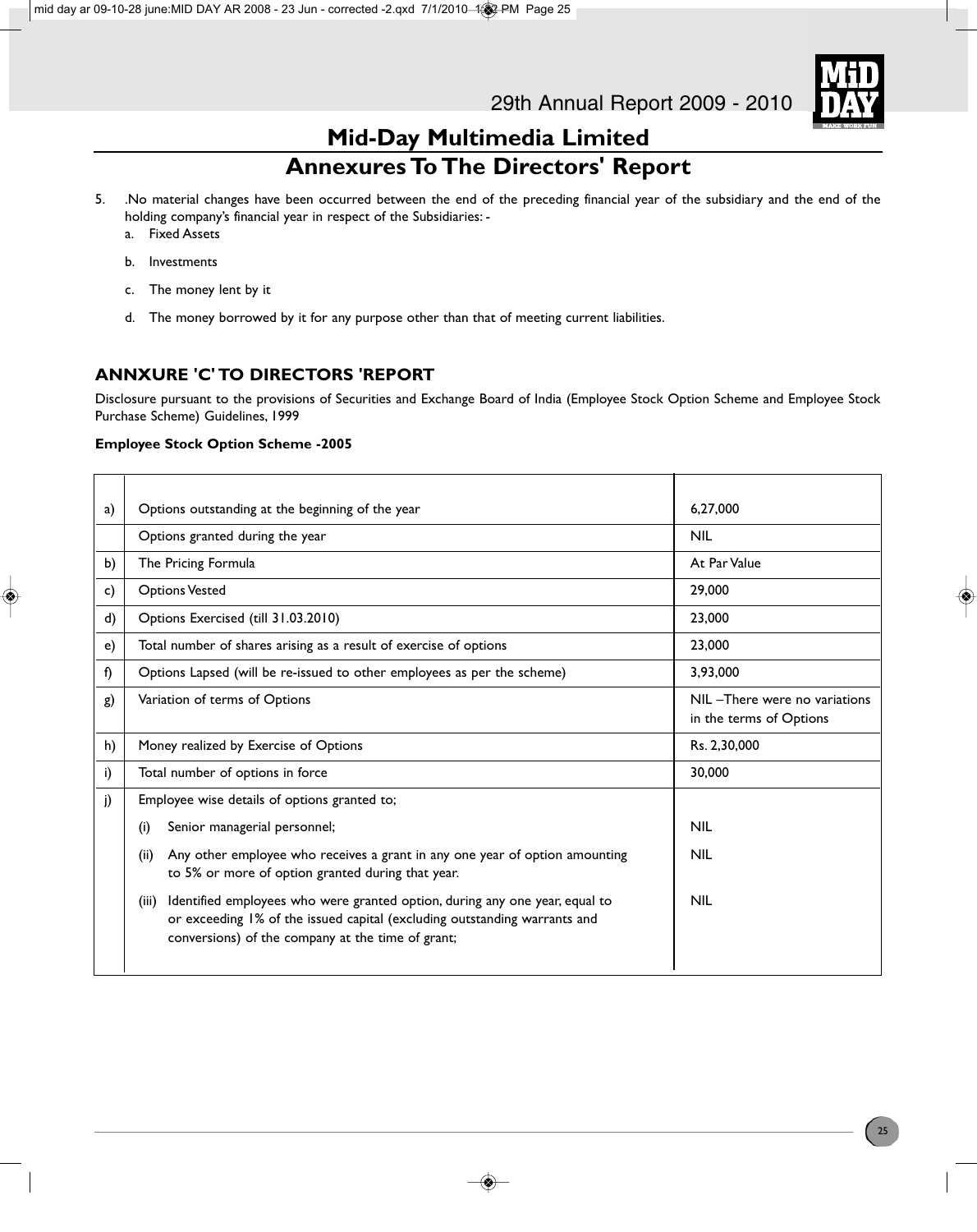# Mid-Day Multimedia Limited

## Annexures To The Directors' Report

5. .No material changes have been occurred between the end of the preceding financial year of the subsidiary and the end of the holding company's financial year in respect of the Subsidiaries: -
   a. Fixed Assets
   b. Investments
   c. The money lent by it
   d. The money borrowed by it for any purpose other than that of meeting current liabilities.

### ANNXURE 'C' TO DIRECTORS 'REPORT

Disclosure pursuant to the provisions of Securities and Exchange Board of India (Employee Stock Option Scheme and Employee Stock Purchase Scheme) Guidelines, 1999

**Employee Stock Option Scheme -2005**

| | | |
|---|---|---|
| a) | Options outstanding at the beginning of the year | 6,27,000 |
| | Options granted during the year | NIL |
| b) | The Pricing Formula | At Par Value |
| c) | Options Vested | 29,000 |
| d) | Options Exercised (till 31.03.2010) | 23,000 |
| e) | Total number of shares arising as a result of exercise of options | 23,000 |
| f) | Options Lapsed (will be re-issued to other employees as per the scheme) | 3,93,000 |
| g) | Variation of terms of Options | NIL –There were no variations in the terms of Options |
| h) | Money realized by Exercise of Options | Rs. 2,30,000 |
| i) | Total number of options in force | 30,000 |
| j) | Employee wise details of options granted to; | |
| | (i) Senior managerial personnel; | NIL |
| | (ii) Any other employee who receives a grant in any one year of option amounting to 5% or more of option granted during that year. | NIL |
| | (iii) Identified employees who were granted option, during any one year, equal to or exceeding 1% of the issued capital (excluding outstanding warrants and conversions) of the company at the time of grant; | NIL |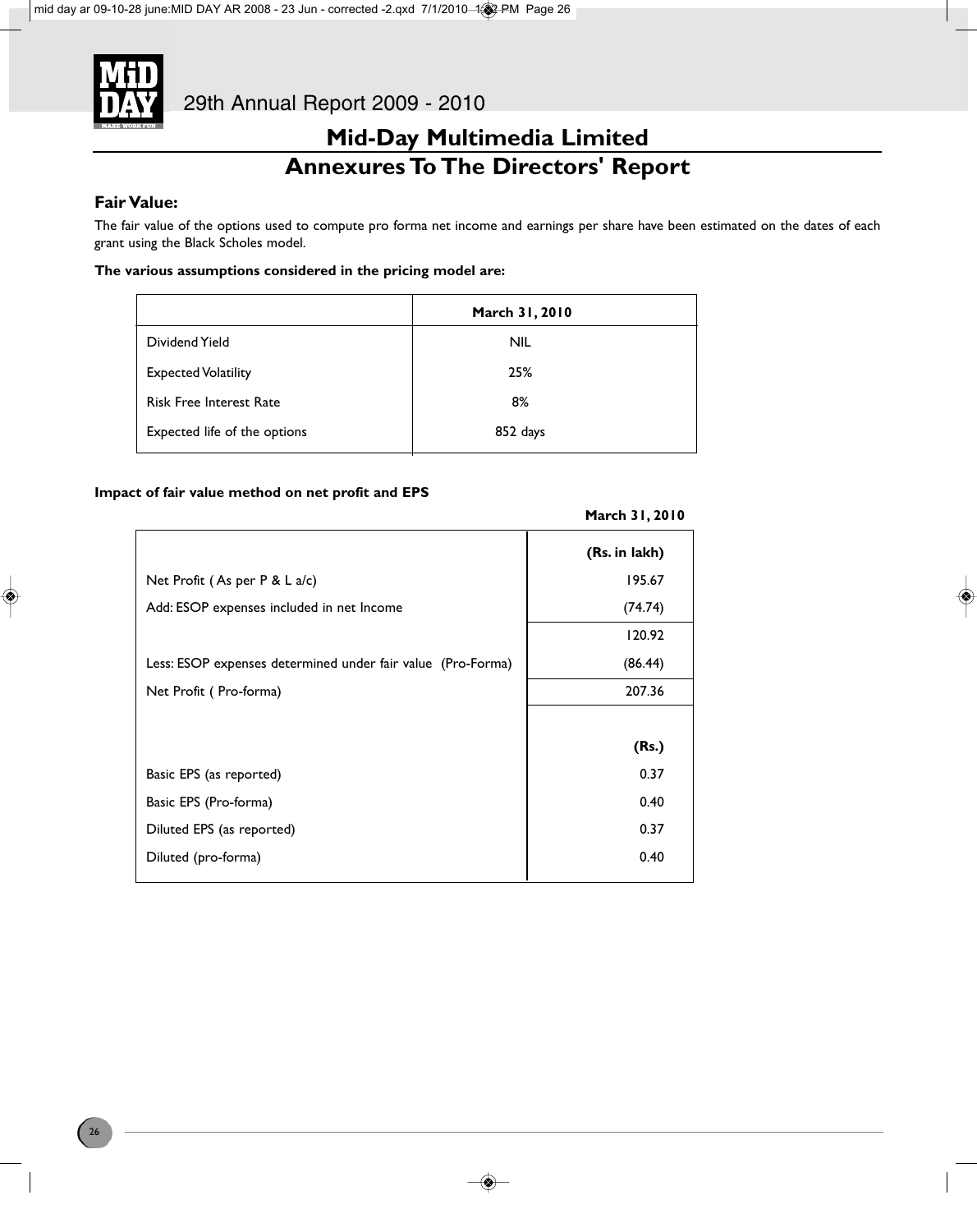# Mid-Day Multimedia Limited

# Annexures To The Directors' Report

### Fair Value:

The fair value of the options used to compute pro forma net income and earnings per share have been estimated on the dates of each grant using the Black Scholes model.

**The various assumptions considered in the pricing model are:**

| | March 31, 2010 |
|---|---|
| Dividend Yield | NIL |
| Expected Volatility | 25% |
| Risk Free Interest Rate | 8% |
| Expected life of the options | 852 days |

**Impact of fair value method on net profit and EPS**

| | March 31, 2010 |
|---|---|
| | **(Rs. in lakh)** |
| Net Profit ( As per P & L a/c) | 195.67 |
| Add: ESOP expenses included in net Income | (74.74) |
| | 120.92 |
| Less: ESOP expenses determined under fair value (Pro-Forma) | (86.44) |
| Net Profit ( Pro-forma) | 207.36 |
| | **(Rs.)** |
| Basic EPS (as reported) | 0.37 |
| Basic EPS (Pro-forma) | 0.40 |
| Diluted EPS (as reported) | 0.37 |
| Diluted (pro-forma) | 0.40 |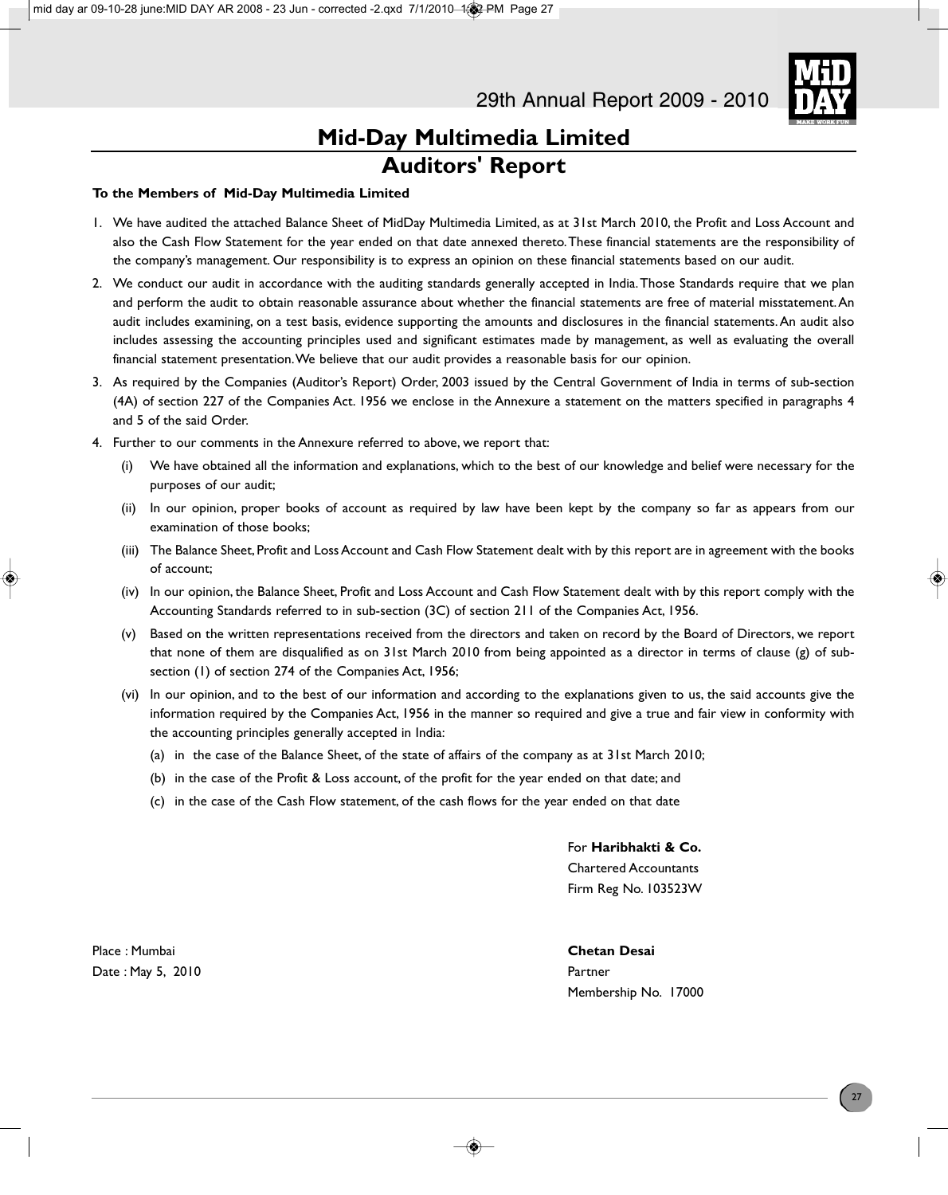# Mid-Day Multimedia Limited

## Auditors' Report

**To the Members of Mid-Day Multimedia Limited**

1. We have audited the attached Balance Sheet of MidDay Multimedia Limited, as at 31st March 2010, the Profit and Loss Account and also the Cash Flow Statement for the year ended on that date annexed thereto. These financial statements are the responsibility of the company's management. Our responsibility is to express an opinion on these financial statements based on our audit.
2. We conduct our audit in accordance with the auditing standards generally accepted in India. Those Standards require that we plan and perform the audit to obtain reasonable assurance about whether the financial statements are free of material misstatement. An audit includes examining, on a test basis, evidence supporting the amounts and disclosures in the financial statements. An audit also includes assessing the accounting principles used and significant estimates made by management, as well as evaluating the overall financial statement presentation. We believe that our audit provides a reasonable basis for our opinion.
3. As required by the Companies (Auditor's Report) Order, 2003 issued by the Central Government of India in terms of sub-section (4A) of section 227 of the Companies Act. 1956 we enclose in the Annexure a statement on the matters specified in paragraphs 4 and 5 of the said Order.
4. Further to our comments in the Annexure referred to above, we report that:
   (i) We have obtained all the information and explanations, which to the best of our knowledge and belief were necessary for the purposes of our audit;
   (ii) In our opinion, proper books of account as required by law have been kept by the company so far as appears from our examination of those books;
   (iii) The Balance Sheet, Profit and Loss Account and Cash Flow Statement dealt with by this report are in agreement with the books of account;
   (iv) In our opinion, the Balance Sheet, Profit and Loss Account and Cash Flow Statement dealt with by this report comply with the Accounting Standards referred to in sub-section (3C) of section 211 of the Companies Act, 1956.
   (v) Based on the written representations received from the directors and taken on record by the Board of Directors, we report that none of them are disqualified as on 31st March 2010 from being appointed as a director in terms of clause (g) of sub-section (1) of section 274 of the Companies Act, 1956;
   (vi) In our opinion, and to the best of our information and according to the explanations given to us, the said accounts give the information required by the Companies Act, 1956 in the manner so required and give a true and fair view in conformity with the accounting principles generally accepted in India:
      (a) in the case of the Balance Sheet, of the state of affairs of the company as at 31st March 2010;
      (b) in the case of the Profit & Loss account, of the profit for the year ended on that date; and
      (c) in the case of the Cash Flow statement, of the cash flows for the year ended on that date

For **Haribhakti & Co.**
Chartered Accountants
Firm Reg No. 103523W

Place : Mumbai
Date : May 5, 2010

**Chetan Desai**
Partner
Membership No. 17000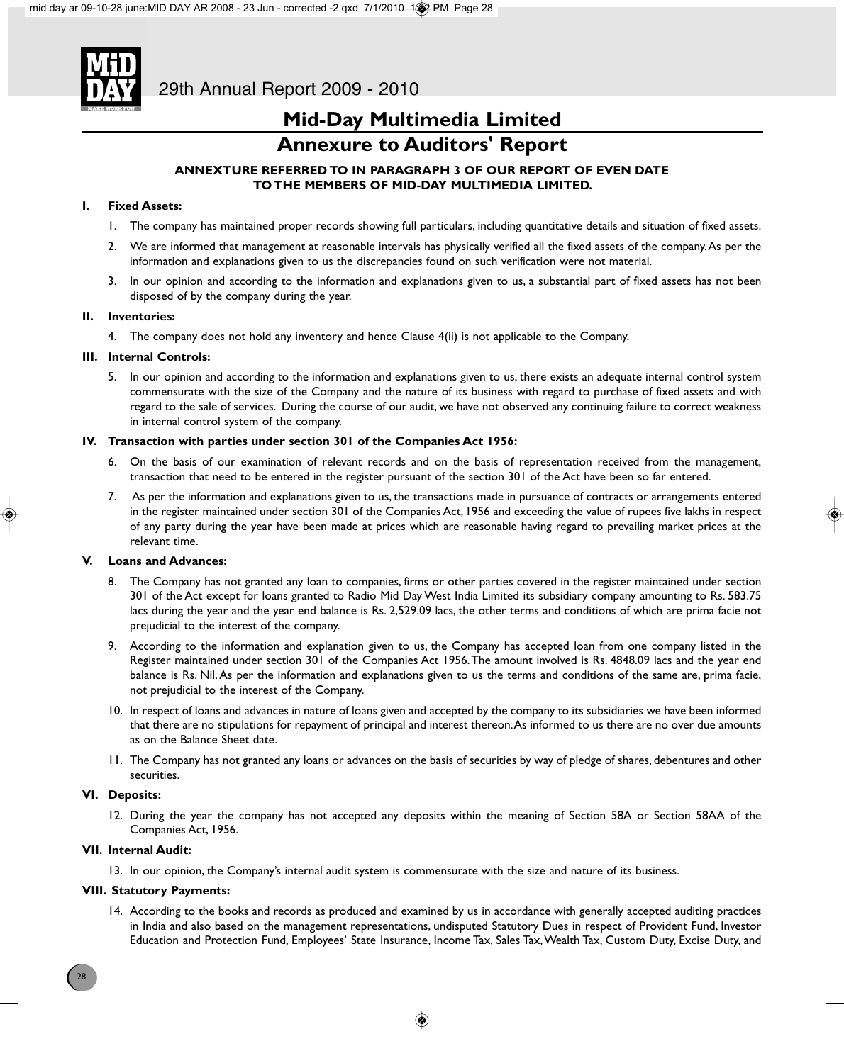# Mid-Day Multimedia Limited

## Annexure to Auditors' Report

**ANNEXTURE REFERRED TO IN PARAGRAPH 3 OF OUR REPORT OF EVEN DATE TO THE MEMBERS OF MID-DAY MULTIMEDIA LIMITED.**

**I. Fixed Assets:**

1. The company has maintained proper records showing full particulars, including quantitative details and situation of fixed assets.
2. We are informed that management at reasonable intervals has physically verified all the fixed assets of the company. As per the information and explanations given to us the discrepancies found on such verification were not material.
3. In our opinion and according to the information and explanations given to us, a substantial part of fixed assets has not been disposed of by the company during the year.

**II. Inventories:**

4. The company does not hold any inventory and hence Clause 4(ii) is not applicable to the Company.

**III. Internal Controls:**

5. In our opinion and according to the information and explanations given to us, there exists an adequate internal control system commensurate with the size of the Company and the nature of its business with regard to purchase of fixed assets and with regard to the sale of services. During the course of our audit, we have not observed any continuing failure to correct weakness in internal control system of the company.

**IV. Transaction with parties under section 301 of the Companies Act 1956:**

6. On the basis of our examination of relevant records and on the basis of representation received from the management, transaction that need to be entered in the register pursuant of the section 301 of the Act have been so far entered.
7. As per the information and explanations given to us, the transactions made in pursuance of contracts or arrangements entered in the register maintained under section 301 of the Companies Act, 1956 and exceeding the value of rupees five lakhs in respect of any party during the year have been made at prices which are reasonable having regard to prevailing market prices at the relevant time.

**V. Loans and Advances:**

8. The Company has not granted any loan to companies, firms or other parties covered in the register maintained under section 301 of the Act except for loans granted to Radio Mid Day West India Limited its subsidiary company amounting to Rs. 583.75 lacs during the year and the year end balance is Rs. 2,529.09 lacs, the other terms and conditions of which are prima facie not prejudicial to the interest of the company.
9. According to the information and explanation given to us, the Company has accepted loan from one company listed in the Register maintained under section 301 of the Companies Act 1956. The amount involved is Rs. 4848.09 lacs and the year end balance is Rs. Nil. As per the information and explanations given to us the terms and conditions of the same are, prima facie, not prejudicial to the interest of the Company.
10. In respect of loans and advances in nature of loans given and accepted by the company to its subsidiaries we have been informed that there are no stipulations for repayment of principal and interest thereon. As informed to us there are no over due amounts as on the Balance Sheet date.
11. The Company has not granted any loans or advances on the basis of securities by way of pledge of shares, debentures and other securities.

**VI. Deposits:**

12. During the year the company has not accepted any deposits within the meaning of Section 58A or Section 58AA of the Companies Act, 1956.

**VII. Internal Audit:**

13. In our opinion, the Company's internal audit system is commensurate with the size and nature of its business.

**VIII. Statutory Payments:**

14. According to the books and records as produced and examined by us in accordance with generally accepted auditing practices in India and also based on the management representations, undisputed Statutory Dues in respect of Provident Fund, Investor Education and Protection Fund, Employees' State Insurance, Income Tax, Sales Tax, Wealth Tax, Custom Duty, Excise Duty, and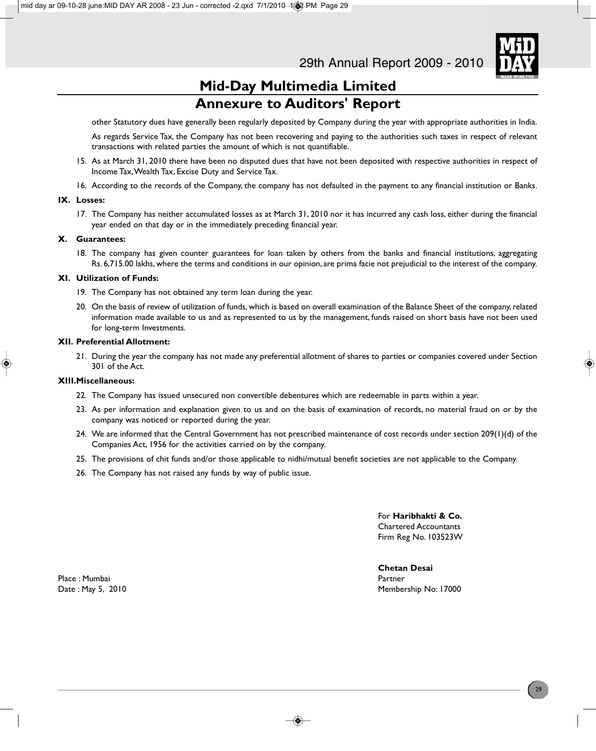# Mid-Day Multimedia Limited

## Annexure to Auditors' Report

other Statutory dues have generally been regularly deposited by Company during the year with appropriate authorities in India.

As regards Service Tax, the Company has not been recovering and paying to the authorities such taxes in respect of relevant transactions with related parties the amount of which is not quantifiable.

15. As at March 31, 2010 there have been no disputed dues that have not been deposited with respective authorities in respect of Income Tax, Wealth Tax, Excise Duty and Service Tax.
16. According to the records of the Company, the company has not defaulted in the payment to any financial institution or Banks.

**IX. Losses:**

17. The Company has neither accumulated losses as at March 31, 2010 nor it has incurred any cash loss, either during the financial year ended on that day or in the immediately preceding financial year.

**X. Guarantees:**

18. The company has given counter guarantees for loan taken by others from the banks and financial institutions, aggregating Rs. 6,715.00 lakhs, where the terms and conditions in our opinion, are prima facie not prejudicial to the interest of the company.

**XI. Utilization of Funds:**

19. The Company has not obtained any term loan during the year.
20. On the basis of review of utilization of funds, which is based on overall examination of the Balance Sheet of the company, related information made available to us and as represented to us by the management, funds raised on short basis have not been used for long-term Investments.

**XII. Preferential Allotment:**

21. During the year the company has not made any preferential allotment of shares to parties or companies covered under Section 301 of the Act.

**XIII. Miscellaneous:**

22. The Company has issued unsecured non convertible debentures which are redeemable in parts within a year.
23. As per information and explanation given to us and on the basis of examination of records, no material fraud on or by the company was noticed or reported during the year.
24. We are informed that the Central Government has not prescribed maintenance of cost records under section 209(1)(d) of the Companies Act, 1956 for the activities carried on by the company.
25. The provisions of chit funds and/or those applicable to nidhi/mutual benefit societies are not applicable to the Company.
26. The Company has not raised any funds by way of public issue.

For **Haribhakti & Co.**
Chartered Accountants
Firm Reg No. 103523W

**Chetan Desai**
Partner
Membership No: 17000

Place : Mumbai
Date : May 5, 2010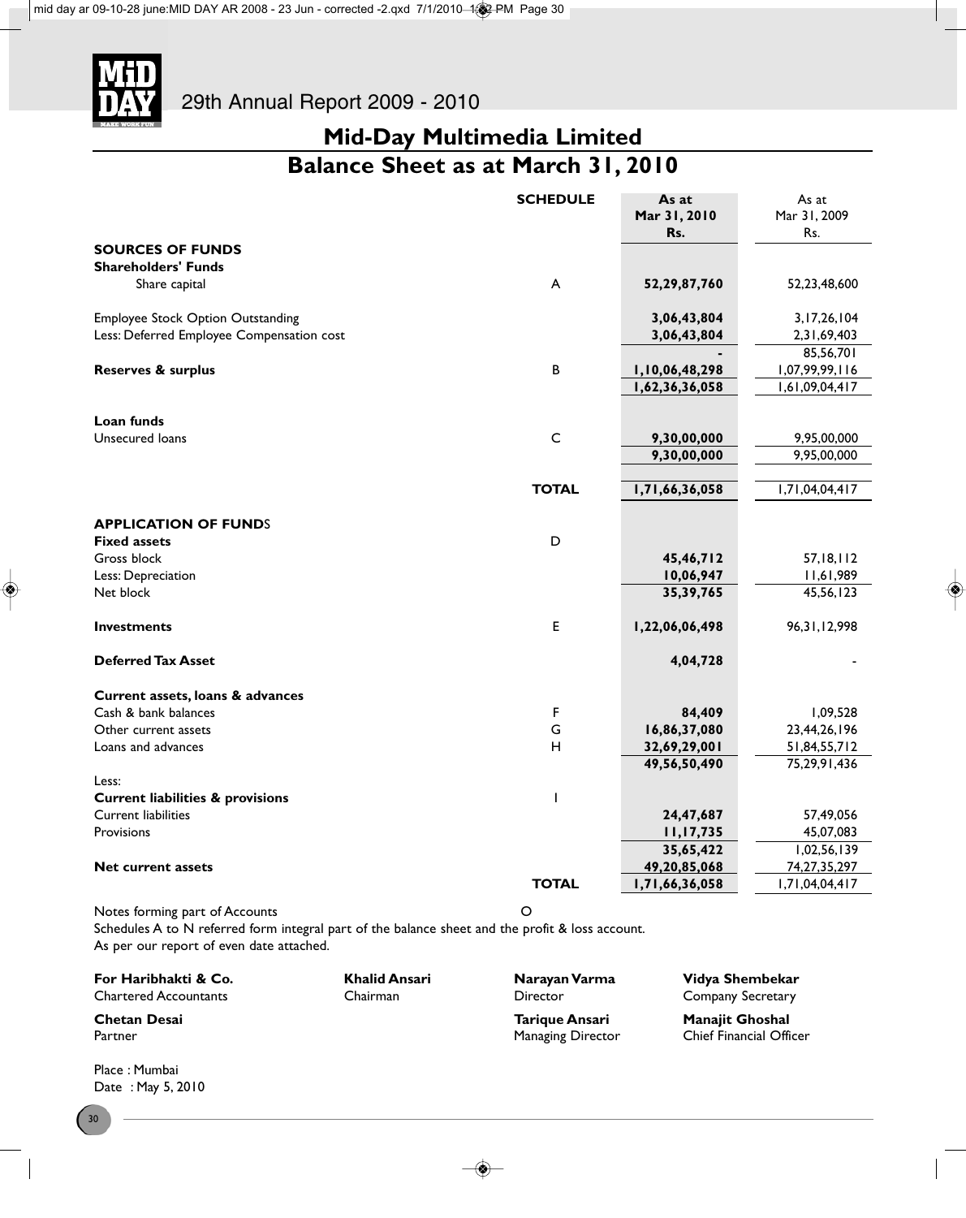# Mid-Day Multimedia Limited

## Balance Sheet as at March 31, 2010

| | SCHEDULE | As at Mar 31, 2010 Rs. | As at Mar 31, 2009 Rs. |
|---|---|---|---|
| **SOURCES OF FUNDS** | | | |
| **Shareholders' Funds** | | | |
| Share capital | A | **52,29,87,760** | 52,23,48,600 |
| Employee Stock Option Outstanding | | **3,06,43,804** | 3,17,26,104 |
| Less: Deferred Employee Compensation cost | | **3,06,43,804** | 2,31,69,403 |
| | | **-** | 85,56,701 |
| **Reserves & surplus** | B | **1,10,06,48,298** | 1,07,99,99,116 |
| | | **1,62,36,36,058** | 1,61,09,04,417 |
| **Loan funds** | | | |
| Unsecured loans | C | **9,30,00,000** | 9,95,00,000 |
| | | **9,30,00,000** | 9,95,00,000 |
| | **TOTAL** | **1,71,66,36,058** | 1,71,04,04,417 |
| **APPLICATION OF FUNDS** | | | |
| **Fixed assets** | D | | |
| Gross block | | **45,46,712** | 57,18,112 |
| Less: Depreciation | | **10,06,947** | 11,61,989 |
| Net block | | **35,39,765** | 45,56,123 |
| **Investments** | E | **1,22,06,06,498** | 96,31,12,998 |
| **Deferred Tax Asset** | | **4,04,728** | - |
| **Current assets, loans & advances** | | | |
| Cash & bank balances | F | **84,409** | 1,09,528 |
| Other current assets | G | **16,86,37,080** | 23,44,26,196 |
| Loans and advances | H | **32,69,29,001** | 51,84,55,712 |
| | | **49,56,50,490** | 75,29,91,436 |
| Less: | | | |
| **Current liabilities & provisions** | I | | |
| Current liabilities | | **24,47,687** | 57,49,056 |
| Provisions | | **11,17,735** | 45,07,083 |
| | | **35,65,422** | 1,02,56,139 |
| **Net current assets** | | **49,20,85,068** | 74,27,35,297 |
| | **TOTAL** | **1,71,66,36,058** | 1,71,04,04,417 |

Notes forming part of Accounts O

Schedules A to N referred form integral part of the balance sheet and the profit & loss account.

As per our report of even date attached.

**For Haribhakti & Co.**
Chartered Accountants

**Chetan Desai**
Partner

**Khalid Ansari**
Chairman

**Narayan Varma**
Director

**Tarique Ansari**
Managing Director

**Vidya Shembekar**
Company Secretary

**Manajit Ghoshal**
Chief Financial Officer

Place : Mumbai
Date : May 5, 2010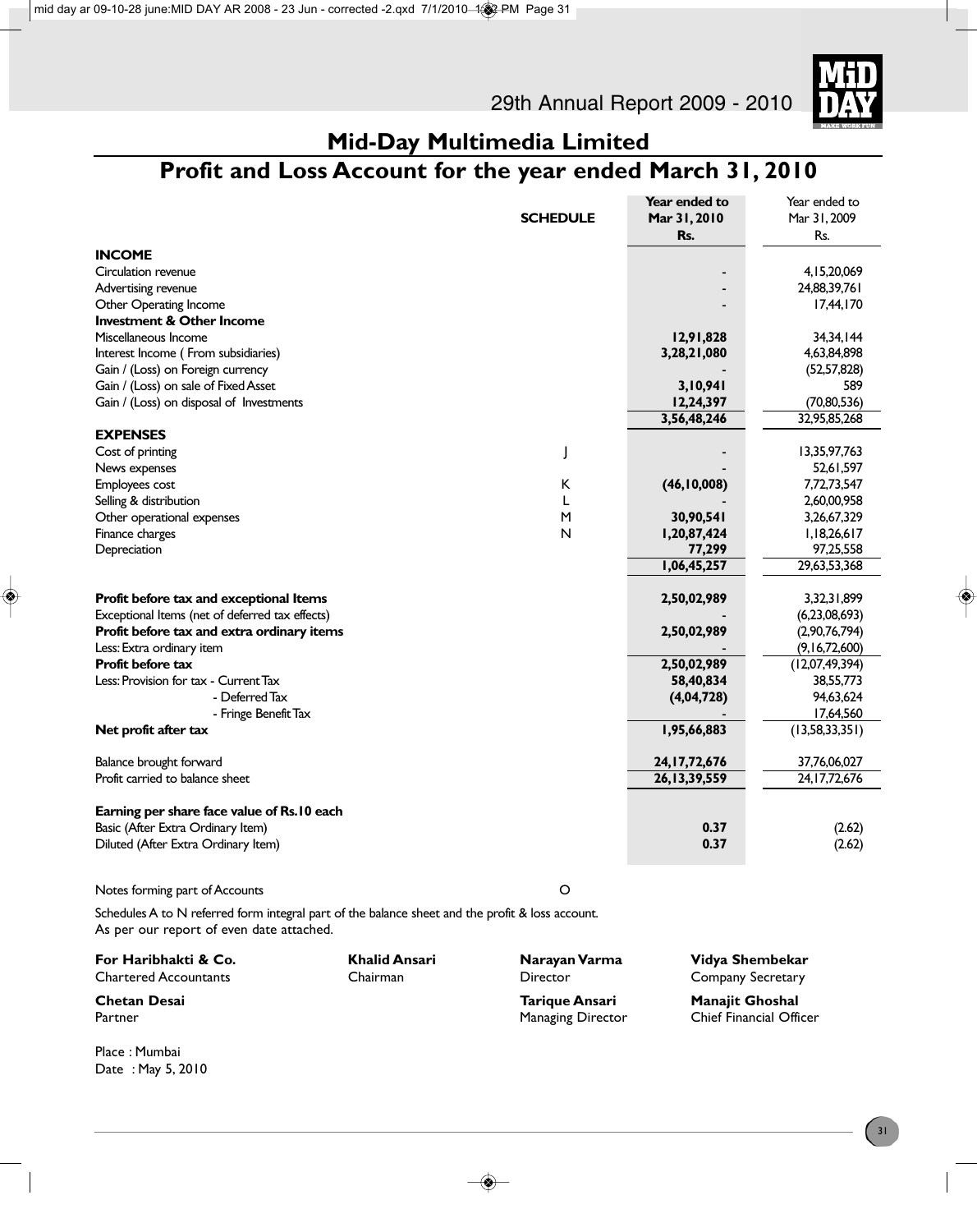# Mid-Day Multimedia Limited

## Profit and Loss Account for the year ended March 31, 2010

| | SCHEDULE | Year ended to Mar 31, 2010 Rs. | Year ended to Mar 31, 2009 Rs. |
|---|---|---|---|
| **INCOME** | | | |
| Circulation revenue | | - | 4,15,20,069 |
| Advertising revenue | | - | 24,88,39,761 |
| Other Operating Income | | - | 17,44,170 |
| **Investment & Other Income** | | | |
| Miscellaneous Income | | **12,91,828** | 34,34,144 |
| Interest Income ( From subsidiaries) | | **3,28,21,080** | 4,63,84,898 |
| Gain / (Loss) on Foreign currency | | - | (52,57,828) |
| Gain / (Loss) on sale of Fixed Asset | | **3,10,941** | 589 |
| Gain / (Loss) on disposal of Investments | | **12,24,397** | (70,80,536) |
| | | **3,56,48,246** | 32,95,85,268 |
| **EXPENSES** | | | |
| Cost of printing | J | - | 13,35,97,763 |
| News expenses | | - | 52,61,597 |
| Employees cost | K | **(46,10,008)** | 7,72,73,547 |
| Selling & distribution | L | - | 2,60,00,958 |
| Other operational expenses | M | **30,90,541** | 3,26,67,329 |
| Finance charges | N | **1,20,87,424** | 1,18,26,617 |
| Depreciation | | **77,299** | 97,25,558 |
| | | **1,06,45,257** | 29,63,53,368 |
| **Profit before tax and exceptional Items** | | **2,50,02,989** | 3,32,31,899 |
| Exceptional Items (net of deferred tax effects) | | - | (6,23,08,693) |
| **Profit before tax and extra ordinary items** | | **2,50,02,989** | (2,90,76,794) |
| Less: Extra ordinary item | | - | (9,16,72,600) |
| **Profit before tax** | | **2,50,02,989** | (12,07,49,394) |
| Less: Provision for tax - Current Tax | | **58,40,834** | 38,55,773 |
| - Deferred Tax | | **(4,04,728)** | 94,63,624 |
| - Fringe Benefit Tax | | - | 17,64,560 |
| **Net profit after tax** | | **1,95,66,883** | (13,58,33,351) |
| Balance brought forward | | **24,17,72,676** | 37,76,06,027 |
| Profit carried to balance sheet | | **26,13,39,559** | 24,17,72,676 |
| **Earning per share face value of Rs.10 each** | | | |
| Basic (After Extra Ordinary Item) | | **0.37** | (2.62) |
| Diluted (After Extra Ordinary Item) | | **0.37** | (2.62) |

Notes forming part of Accounts — O

Schedules A to N referred form integral part of the balance sheet and the profit & loss account.
As per our report of even date attached.

**For Haribhakti & Co.**
Chartered Accountants

**Chetan Desai**
Partner

**Khalid Ansari**
Chairman

**Narayan Varma**
Director

**Tarique Ansari**
Managing Director

**Vidya Shembekar**
Company Secretary

**Manajit Ghoshal**
Chief Financial Officer

Place : Mumbai
Date : May 5, 2010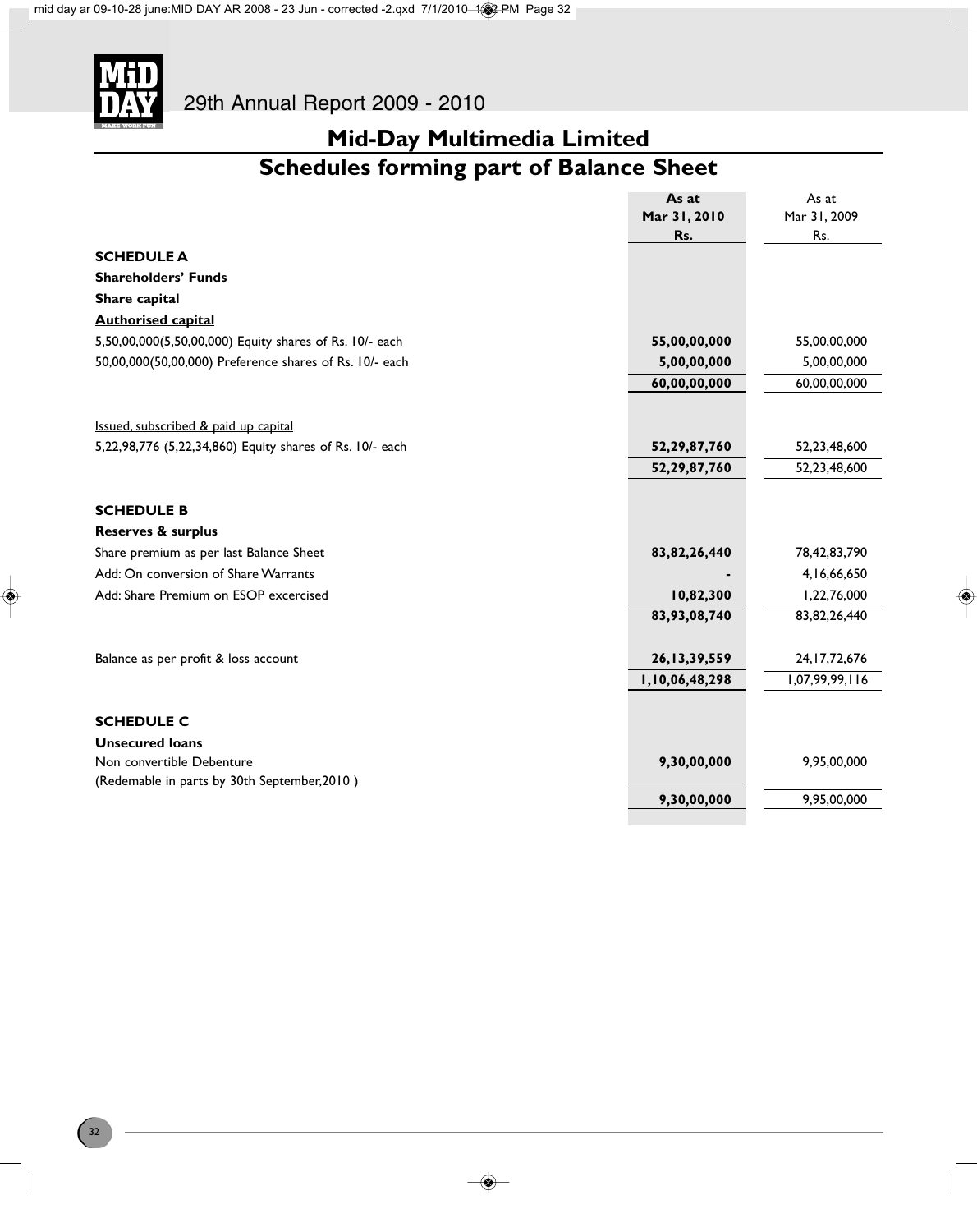# Mid-Day Multimedia Limited

## Schedules forming part of Balance Sheet

| | As at Mar 31, 2010 Rs. | As at Mar 31, 2009 Rs. |
|---|---|---|
| **SCHEDULE A** | | |
| **Shareholders' Funds** | | |
| **Share capital** | | |
| **Authorised capital** | | |
| 5,50,00,000(5,50,00,000) Equity shares of Rs. 10/- each | **55,00,00,000** | 55,00,00,000 |
| 50,00,000(50,00,000) Preference shares of Rs. 10/- each | **5,00,00,000** | 5,00,00,000 |
| | **60,00,00,000** | 60,00,00,000 |
| Issued, subscribed & paid up capital | | |
| 5,22,98,776 (5,22,34,860) Equity shares of Rs. 10/- each | **52,29,87,760** | 52,23,48,600 |
| | **52,29,87,760** | 52,23,48,600 |
| **SCHEDULE B** | | |
| **Reserves & surplus** | | |
| Share premium as per last Balance Sheet | **83,82,26,440** | 78,42,83,790 |
| Add: On conversion of Share Warrants | **-** | 4,16,66,650 |
| Add: Share Premium on ESOP excercised | **10,82,300** | 1,22,76,000 |
| | **83,93,08,740** | 83,82,26,440 |
| Balance as per profit & loss account | **26,13,39,559** | 24,17,72,676 |
| | **1,10,06,48,298** | 1,07,99,99,116 |
| **SCHEDULE C** | | |
| **Unsecured loans** | | |
| Non convertible Debenture (Redemable in parts by 30th September,2010 ) | **9,30,00,000** | 9,95,00,000 |
| | **9,30,00,000** | 9,95,00,000 |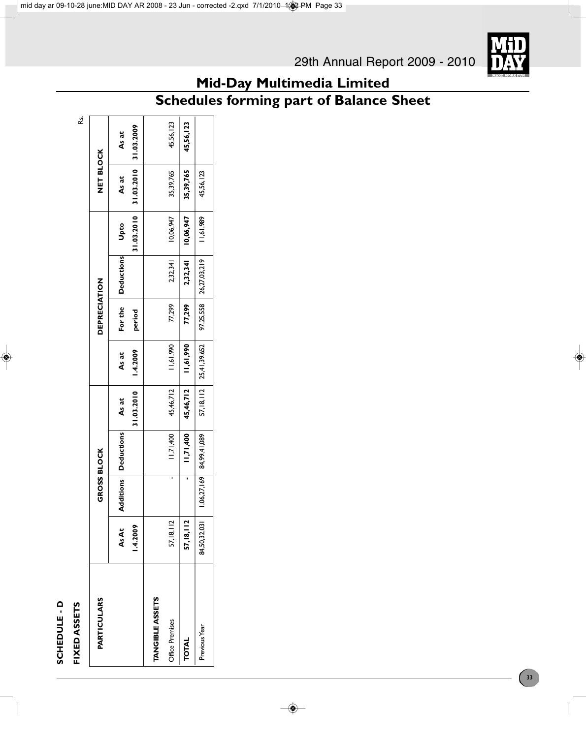# Mid-Day Multimedia Limited

## Schedules forming part of Balance Sheet

**SCHEDULE - D**

**FIXED ASSETS**

Rs.

| PARTICULARS | GROSS BLOCK | | | | DEPRECIATION | | | | NET BLOCK | |
|---|---|---|---|---|---|---|---|---|---|---|
| | As At 1.4.2009 | Additions | Deductions | As at 31.03.2010 | As at 1.4.2009 | For the period | Deductions | Upto 31.03.2010 | As at 31.03.2010 | As at 31.03.2009 |
| **TANGIBLE ASSETS** | | | | | | | | | | |
| Office Premises | 57,18,112 | - | 11,71,400 | 45,46,712 | 11,61,990 | 77,299 | 2,32,341 | 10,06,947 | 35,39,765 | 45,56,123 |
| **TOTAL** | **57,18,112** | **-** | **11,71,400** | **45,46,712** | **11,61,990** | **77,299** | **2,32,341** | **10,06,947** | **35,39,765** | **45,56,123** |
| Previous Year | 84,50,32,031 | 1,06,27,169 | 84,99,41,089 | 57,18,112 | 25,41,39,652 | 97,25,558 | 26,27,03,219 | 11,61,989 | 45,56,123 | |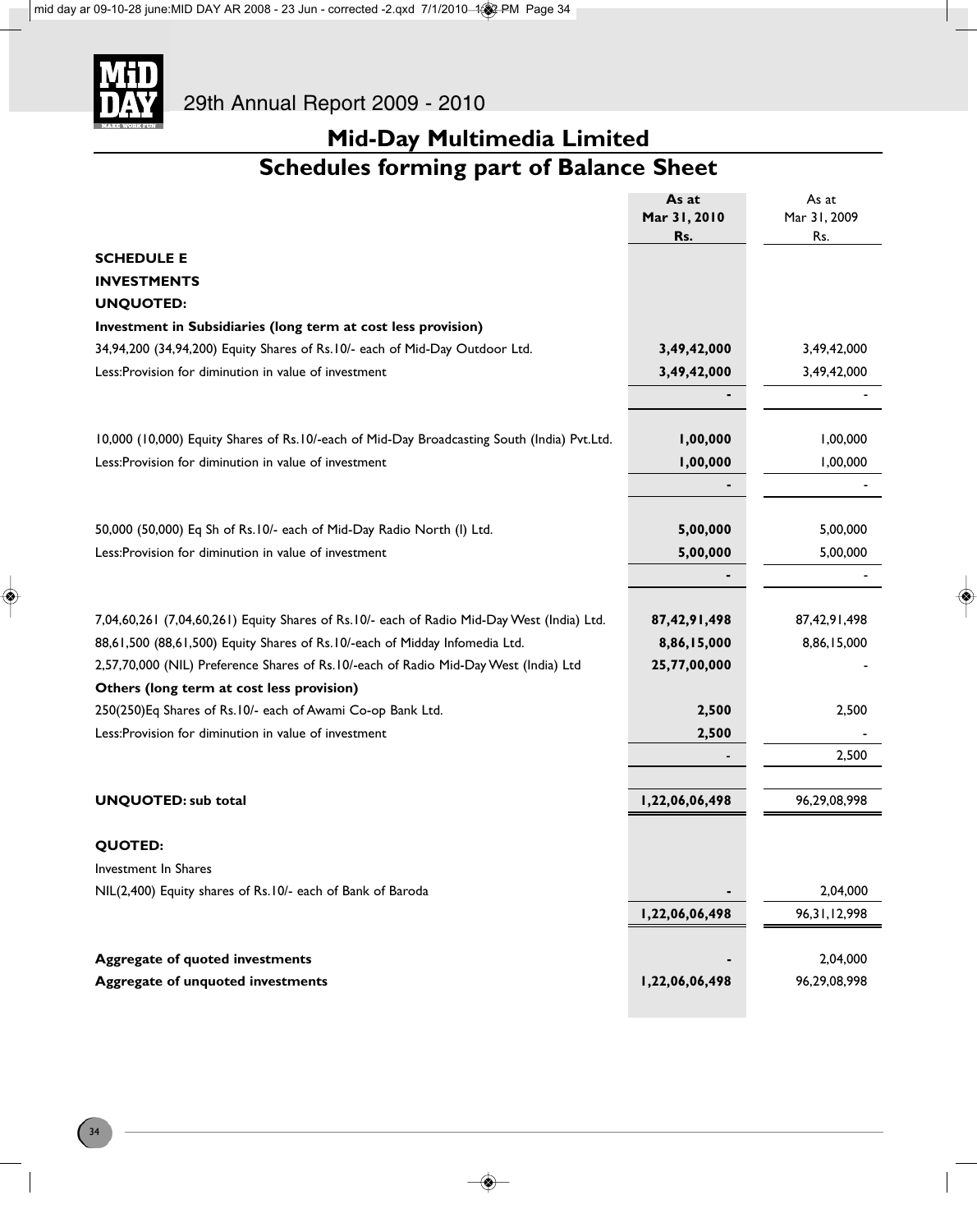## Mid-Day Multimedia Limited

## Schedules forming part of Balance Sheet

| | **As at Mar 31, 2010 Rs.** | As at Mar 31, 2009 Rs. |
|---|---|---|
| **SCHEDULE E** | | |
| **INVESTMENTS** | | |
| **UNQUOTED:** | | |
| **Investment in Subsidiaries (long term at cost less provision)** | | |
| 34,94,200 (34,94,200) Equity Shares of Rs.10/- each of Mid-Day Outdoor Ltd. | **3,49,42,000** | 3,49,42,000 |
| Less:Provision for diminution in value of investment | **3,49,42,000** | 3,49,42,000 |
| | **-** | - |
| 10,000 (10,000) Equity Shares of Rs.10/-each of Mid-Day Broadcasting South (India) Pvt.Ltd. | **1,00,000** | 1,00,000 |
| Less:Provision for diminution in value of investment | **1,00,000** | 1,00,000 |
| | **-** | - |
| 50,000 (50,000) Eq Sh of Rs.10/- each of Mid-Day Radio North (I) Ltd. | **5,00,000** | 5,00,000 |
| Less:Provision for diminution in value of investment | **5,00,000** | 5,00,000 |
| | **-** | - |
| 7,04,60,261 (7,04,60,261) Equity Shares of Rs.10/- each of Radio Mid-Day West (India) Ltd. | **87,42,91,498** | 87,42,91,498 |
| 88,61,500 (88,61,500) Equity Shares of Rs.10/-each of Midday Infomedia Ltd. | **8,86,15,000** | 8,86,15,000 |
| 2,57,70,000 (NIL) Preference Shares of Rs.10/-each of Radio Mid-Day West (India) Ltd | **25,77,00,000** | - |
| **Others (long term at cost less provision)** | | |
| 250(250)Eq Shares of Rs.10/- each of Awami Co-op Bank Ltd. | **2,500** | 2,500 |
| Less:Provision for diminution in value of investment | **2,500** | - |
| | - | 2,500 |
| **UNQUOTED: sub total** | **1,22,06,06,498** | 96,29,08,998 |
| **QUOTED:** | | |
| Investment In Shares | | |
| NIL(2,400) Equity shares of Rs.10/- each of Bank of Baroda | **-** | 2,04,000 |
| | **1,22,06,06,498** | 96,31,12,998 |
| **Aggregate of quoted investments** | **-** | 2,04,000 |
| **Aggregate of unquoted investments** | **1,22,06,06,498** | 96,29,08,998 |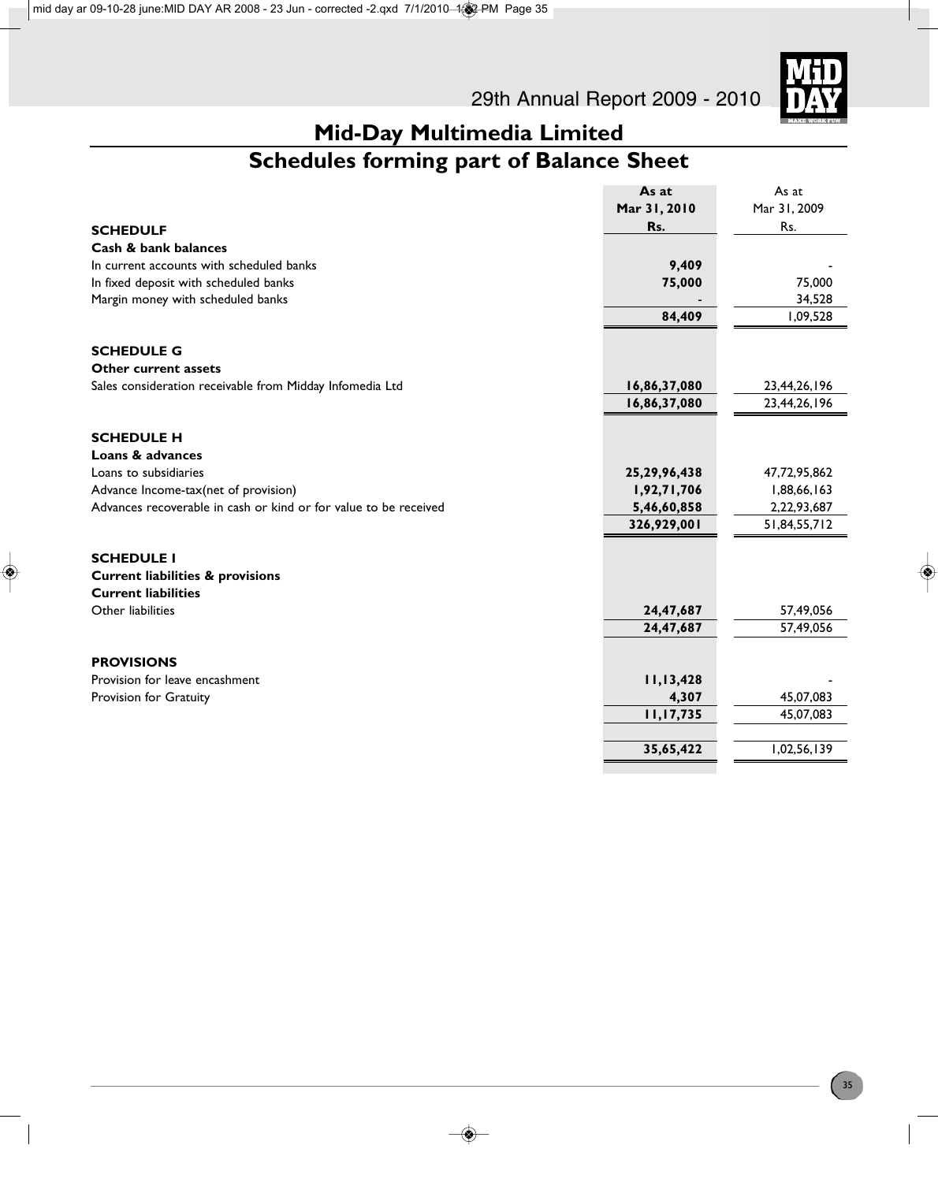# Mid-Day Multimedia Limited

## Schedules forming part of Balance Sheet

| | As at Mar 31, 2010 Rs. | As at Mar 31, 2009 Rs. |
|---|---|---|
| **SCHEDULF** | | |
| **Cash & bank balances** | | |
| In current accounts with scheduled banks | **9,409** | - |
| In fixed deposit with scheduled banks | **75,000** | 75,000 |
| Margin money with scheduled banks | - | 34,528 |
| | **84,409** | 1,09,528 |
| **SCHEDULE G** | | |
| **Other current assets** | | |
| Sales consideration receivable from Midday Infomedia Ltd | **16,86,37,080** | 23,44,26,196 |
| | **16,86,37,080** | 23,44,26,196 |
| **SCHEDULE H** | | |
| **Loans & advances** | | |
| Loans to subsidiaries | **25,29,96,438** | 47,72,95,862 |
| Advance Income-tax(net of provision) | **1,92,71,706** | 1,88,66,163 |
| Advances recoverable in cash or kind or for value to be received | **5,46,60,858** | 2,22,93,687 |
| | **326,929,001** | 51,84,55,712 |
| **SCHEDULE I** | | |
| **Current liabilities & provisions** | | |
| **Current liabilities** | | |
| Other liabilities | **24,47,687** | 57,49,056 |
| | **24,47,687** | 57,49,056 |
| **PROVISIONS** | | |
| Provision for leave encashment | **11,13,428** | - |
| Provision for Gratuity | **4,307** | 45,07,083 |
| | **11,17,735** | 45,07,083 |
| | **35,65,422** | 1,02,56,139 |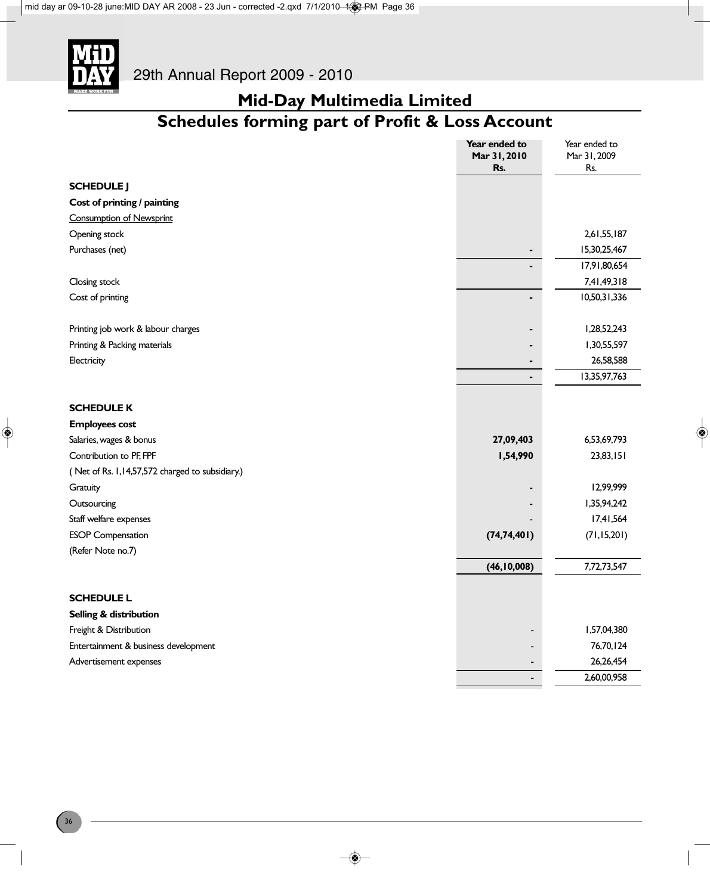# Mid-Day Multimedia Limited

## Schedules forming part of Profit & Loss Account

| | **Year ended to Mar 31, 2010 Rs.** | Year ended to Mar 31, 2009 Rs. |
|---|---|---|
| **SCHEDULE J** | | |
| **Cost of printing / painting** | | |
| Consumption of Newsprint | | |
| Opening stock | | 2,61,55,187 |
| Purchases (net) | **-** | 15,30,25,467 |
| | **-** | 17,91,80,654 |
| Closing stock | | 7,41,49,318 |
| Cost of printing | **-** | 10,50,31,336 |
| Printing job work & labour charges | **-** | 1,28,52,243 |
| Printing & Packing materials | **-** | 1,30,55,597 |
| Electricity | **-** | 26,58,588 |
| | **-** | 13,35,97,763 |
| **SCHEDULE K** | | |
| **Employees cost** | | |
| Salaries, wages & bonus | **27,09,403** | 6,53,69,793 |
| Contribution to PF, FPF | **1,54,990** | 23,83,151 |
| ( Net of Rs. 1,14,57,572 charged to subsidiary.) | | |
| Gratuity | - | 12,99,999 |
| Outsourcing | - | 1,35,94,242 |
| Staff welfare expenses | - | 17,41,564 |
| ESOP Compensation (Refer Note no.7) | **(74,74,401)** | (71,15,201) |
| | **(46,10,008)** | 7,72,73,547 |
| **SCHEDULE L** | | |
| **Selling & distribution** | | |
| Freight & Distribution | - | 1,57,04,380 |
| Entertainment & business development | - | 76,70,124 |
| Advertisement expenses | - | 26,26,454 |
| | - | 2,60,00,958 |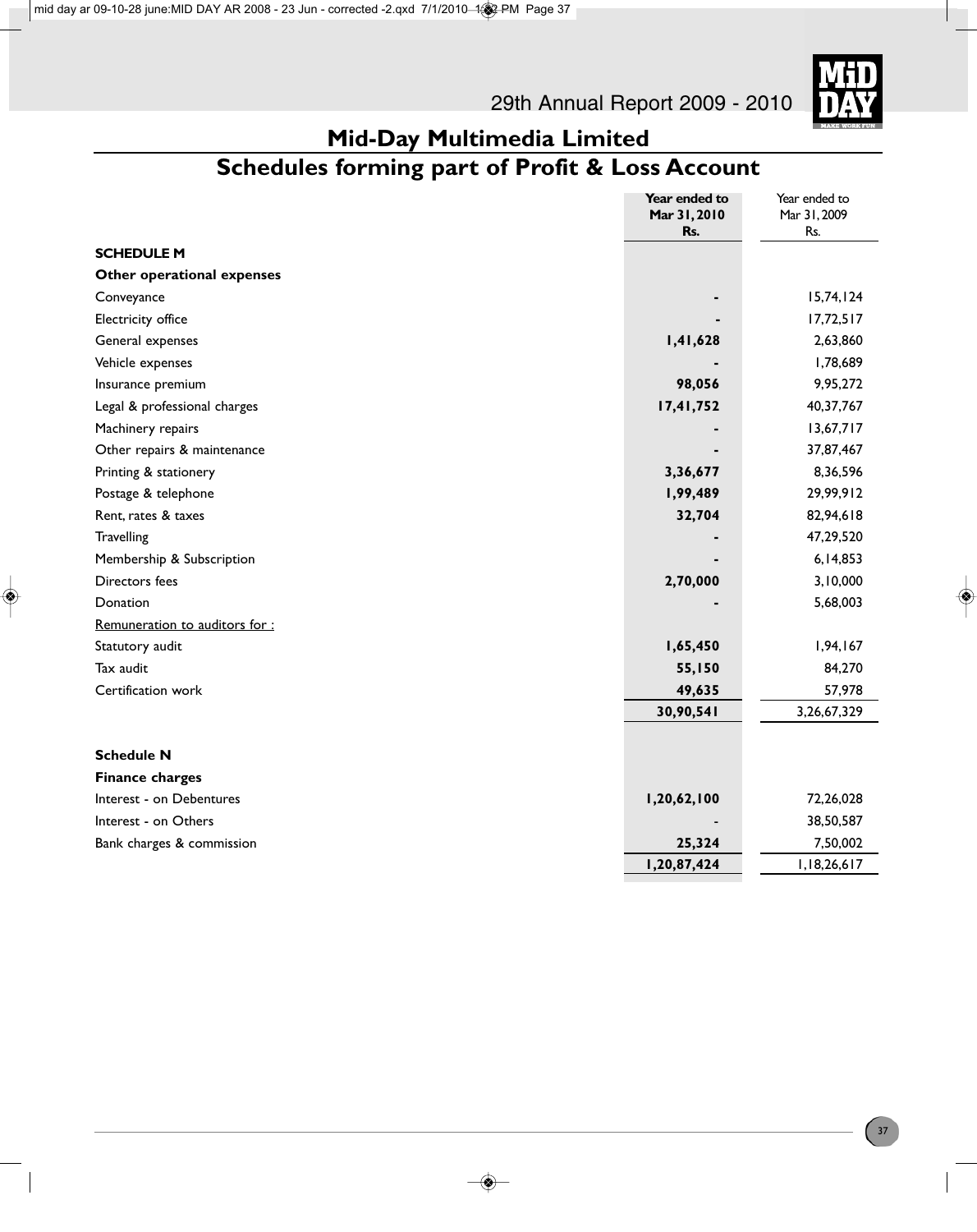# Mid-Day Multimedia Limited

## Schedules forming part of Profit & Loss Account

| | Year ended to Mar 31, 2010 Rs. | Year ended to Mar 31, 2009 Rs. |
|---|---|---|
| **SCHEDULE M** | | |
| **Other operational expenses** | | |
| Conveyance | - | 15,74,124 |
| Electricity office | - | 17,72,517 |
| General expenses | **1,41,628** | 2,63,860 |
| Vehicle expenses | - | 1,78,689 |
| Insurance premium | **98,056** | 9,95,272 |
| Legal & professional charges | **17,41,752** | 40,37,767 |
| Machinery repairs | - | 13,67,717 |
| Other repairs & maintenance | - | 37,87,467 |
| Printing & stationery | **3,36,677** | 8,36,596 |
| Postage & telephone | **1,99,489** | 29,99,912 |
| Rent, rates & taxes | **32,704** | 82,94,618 |
| Travelling | - | 47,29,520 |
| Membership & Subscription | - | 6,14,853 |
| Directors fees | **2,70,000** | 3,10,000 |
| Donation | - | 5,68,003 |
| Remuneration to auditors for : | | |
| Statutory audit | **1,65,450** | 1,94,167 |
| Tax audit | **55,150** | 84,270 |
| Certification work | **49,635** | 57,978 |
| | **30,90,541** | 3,26,67,329 |
| **Schedule N** | | |
| **Finance charges** | | |
| Interest - on Debentures | **1,20,62,100** | 72,26,028 |
| Interest - on Others | - | 38,50,587 |
| Bank charges & commission | **25,324** | 7,50,002 |
| | **1,20,87,424** | 1,18,26,617 |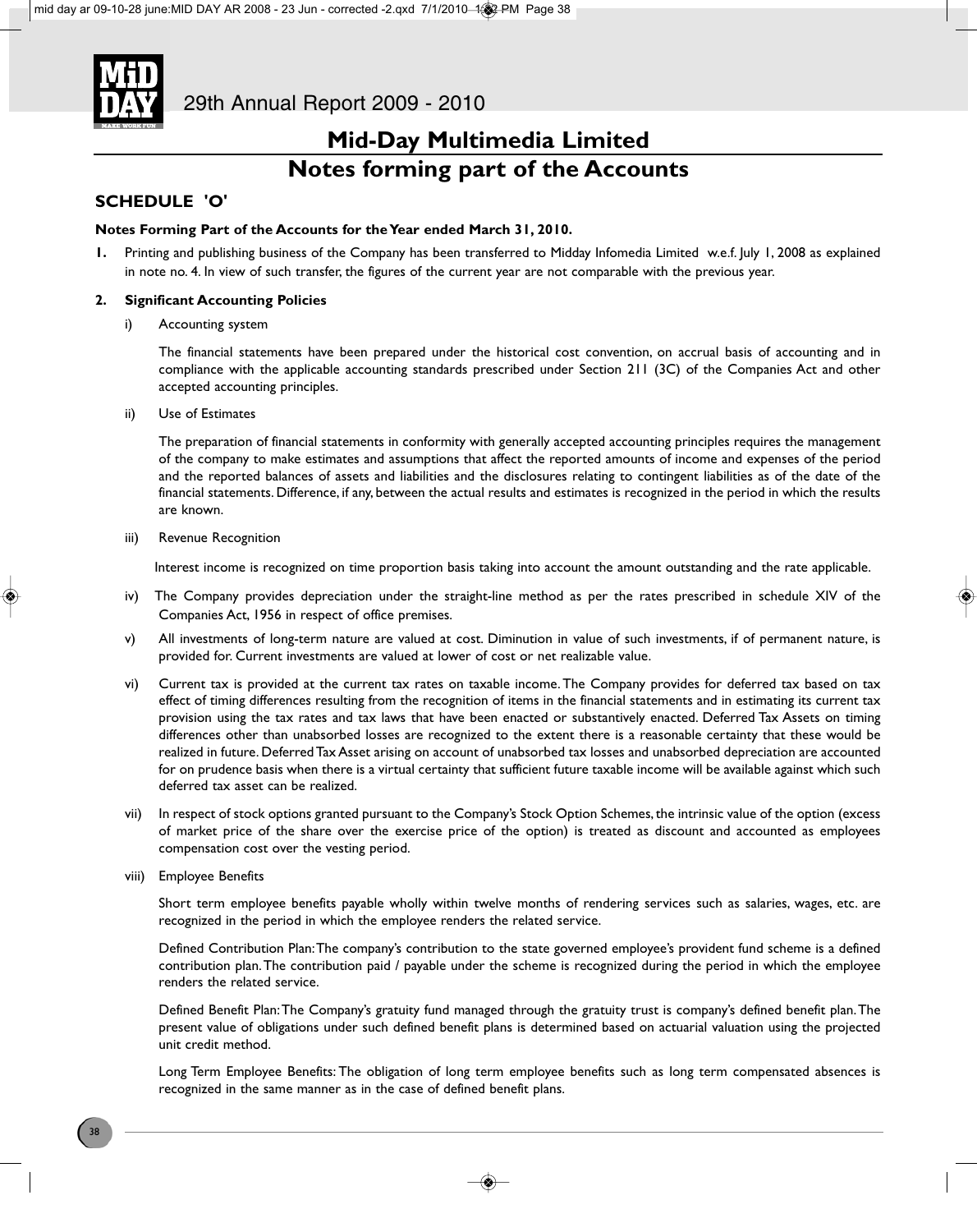# Mid-Day Multimedia Limited

# Notes forming part of the Accounts

## SCHEDULE 'O'

**Notes Forming Part of the Accounts for the Year ended March 31, 2010.**

**1.** Printing and publishing business of the Company has been transferred to Midday Infomedia Limited w.e.f. July 1, 2008 as explained in note no. 4. In view of such transfer, the figures of the current year are not comparable with the previous year.

**2. Significant Accounting Policies**

i) Accounting system

The financial statements have been prepared under the historical cost convention, on accrual basis of accounting and in compliance with the applicable accounting standards prescribed under Section 211 (3C) of the Companies Act and other accepted accounting principles.

ii) Use of Estimates

The preparation of financial statements in conformity with generally accepted accounting principles requires the management of the company to make estimates and assumptions that affect the reported amounts of income and expenses of the period and the reported balances of assets and liabilities and the disclosures relating to contingent liabilities as of the date of the financial statements. Difference, if any, between the actual results and estimates is recognized in the period in which the results are known.

iii) Revenue Recognition

Interest income is recognized on time proportion basis taking into account the amount outstanding and the rate applicable.

iv) The Company provides depreciation under the straight-line method as per the rates prescribed in schedule XIV of the Companies Act, 1956 in respect of office premises.

v) All investments of long-term nature are valued at cost. Diminution in value of such investments, if of permanent nature, is provided for. Current investments are valued at lower of cost or net realizable value.

vi) Current tax is provided at the current tax rates on taxable income. The Company provides for deferred tax based on tax effect of timing differences resulting from the recognition of items in the financial statements and in estimating its current tax provision using the tax rates and tax laws that have been enacted or substantively enacted. Deferred Tax Assets on timing differences other than unabsorbed losses are recognized to the extent there is a reasonable certainty that these would be realized in future. Deferred Tax Asset arising on account of unabsorbed tax losses and unabsorbed depreciation are accounted for on prudence basis when there is a virtual certainty that sufficient future taxable income will be available against which such deferred tax asset can be realized.

vii) In respect of stock options granted pursuant to the Company's Stock Option Schemes, the intrinsic value of the option (excess of market price of the share over the exercise price of the option) is treated as discount and accounted as employees compensation cost over the vesting period.

viii) Employee Benefits

Short term employee benefits payable wholly within twelve months of rendering services such as salaries, wages, etc. are recognized in the period in which the employee renders the related service.

Defined Contribution Plan: The company's contribution to the state governed employee's provident fund scheme is a defined contribution plan. The contribution paid / payable under the scheme is recognized during the period in which the employee renders the related service.

Defined Benefit Plan: The Company's gratuity fund managed through the gratuity trust is company's defined benefit plan. The present value of obligations under such defined benefit plans is determined based on actuarial valuation using the projected unit credit method.

Long Term Employee Benefits: The obligation of long term employee benefits such as long term compensated absences is recognized in the same manner as in the case of defined benefit plans.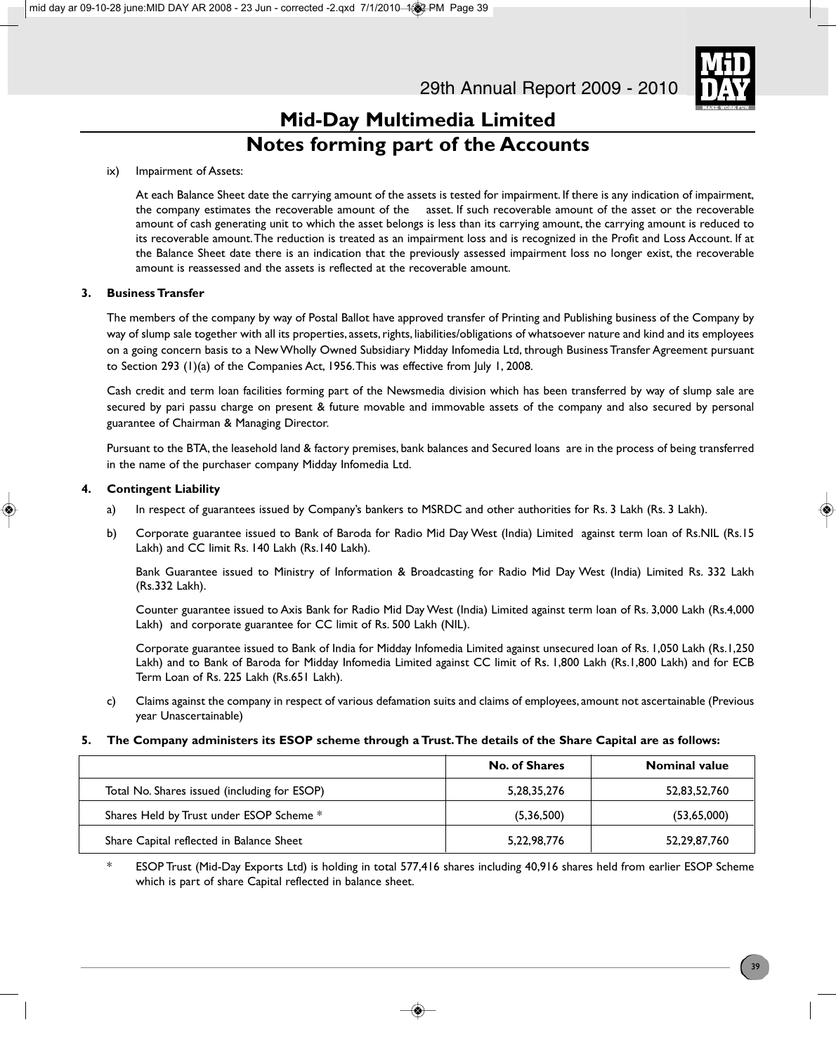# Mid-Day Multimedia Limited

## Notes forming part of the Accounts

ix) Impairment of Assets:

At each Balance Sheet date the carrying amount of the assets is tested for impairment. If there is any indication of impairment, the company estimates the recoverable amount of the asset. If such recoverable amount of the asset or the recoverable amount of cash generating unit to which the asset belongs is less than its carrying amount, the carrying amount is reduced to its recoverable amount. The reduction is treated as an impairment loss and is recognized in the Profit and Loss Account. If at the Balance Sheet date there is an indication that the previously assessed impairment loss no longer exist, the recoverable amount is reassessed and the assets is reflected at the recoverable amount.

**3. Business Transfer**

The members of the company by way of Postal Ballot have approved transfer of Printing and Publishing business of the Company by way of slump sale together with all its properties, assets, rights, liabilities/obligations of whatsoever nature and kind and its employees on a going concern basis to a New Wholly Owned Subsidiary Midday Infomedia Ltd, through Business Transfer Agreement pursuant to Section 293 (1)(a) of the Companies Act, 1956. This was effective from July 1, 2008.

Cash credit and term loan facilities forming part of the Newsmedia division which has been transferred by way of slump sale are secured by pari passu charge on present & future movable and immovable assets of the company and also secured by personal guarantee of Chairman & Managing Director.

Pursuant to the BTA, the leasehold land & factory premises, bank balances and Secured loans are in the process of being transferred in the name of the purchaser company Midday Infomedia Ltd.

**4. Contingent Liability**

a) In respect of guarantees issued by Company's bankers to MSRDC and other authorities for Rs. 3 Lakh (Rs. 3 Lakh).

b) Corporate guarantee issued to Bank of Baroda for Radio Mid Day West (India) Limited against term loan of Rs.NIL (Rs.15 Lakh) and CC limit Rs. 140 Lakh (Rs.140 Lakh).

Bank Guarantee issued to Ministry of Information & Broadcasting for Radio Mid Day West (India) Limited Rs. 332 Lakh (Rs.332 Lakh).

Counter guarantee issued to Axis Bank for Radio Mid Day West (India) Limited against term loan of Rs. 3,000 Lakh (Rs.4,000 Lakh) and corporate guarantee for CC limit of Rs. 500 Lakh (NIL).

Corporate guarantee issued to Bank of India for Midday Infomedia Limited against unsecured loan of Rs. 1,050 Lakh (Rs.1,250 Lakh) and to Bank of Baroda for Midday Infomedia Limited against CC limit of Rs. 1,800 Lakh (Rs.1,800 Lakh) and for ECB Term Loan of Rs. 225 Lakh (Rs.651 Lakh).

c) Claims against the company in respect of various defamation suits and claims of employees, amount not ascertainable (Previous year Unascertainable)

**5. The Company administers its ESOP scheme through a Trust. The details of the Share Capital are as follows:**

| | No. of Shares | Nominal value |
|---|---|---|
| Total No. Shares issued (including for ESOP) | 5,28,35,276 | 52,83,52,760 |
| Shares Held by Trust under ESOP Scheme * | (5,36,500) | (53,65,000) |
| Share Capital reflected in Balance Sheet | 5,22,98,776 | 52,29,87,760 |

\* ESOP Trust (Mid-Day Exports Ltd) is holding in total 577,416 shares including 40,916 shares held from earlier ESOP Scheme which is part of share Capital reflected in balance sheet.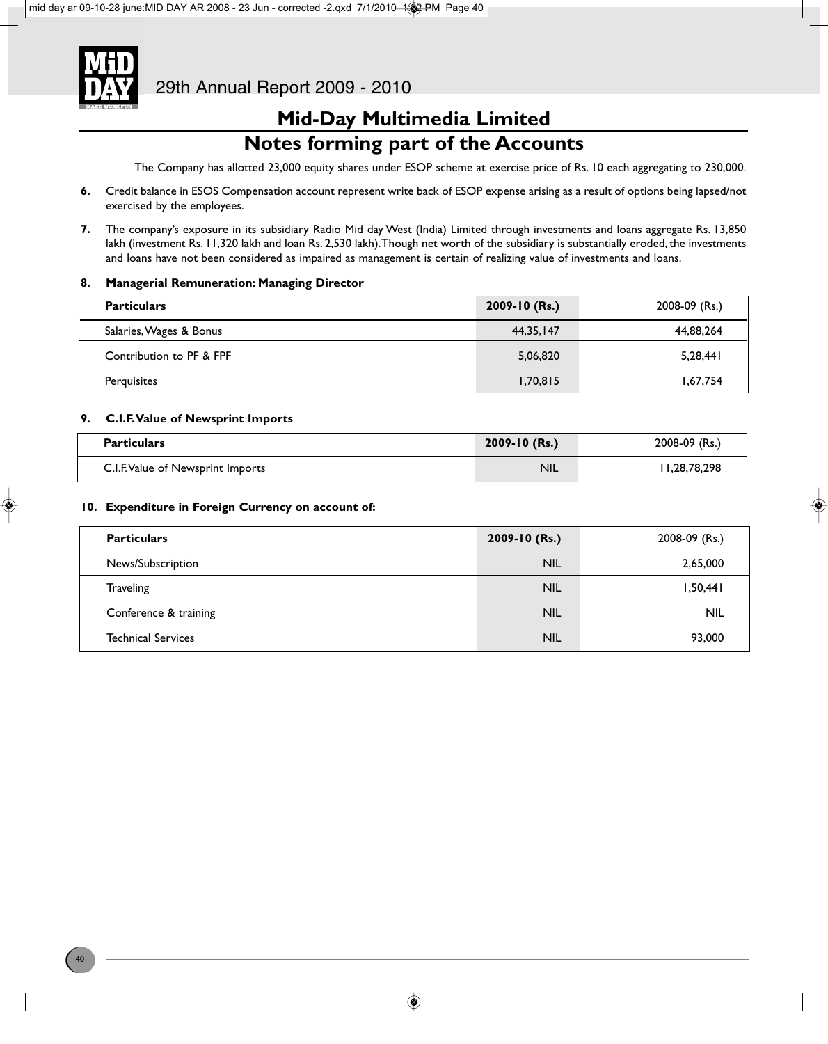# Mid-Day Multimedia Limited

## Notes forming part of the Accounts

The Company has allotted 23,000 equity shares under ESOP scheme at exercise price of Rs. 10 each aggregating to 230,000.

**6.** Credit balance in ESOS Compensation account represent write back of ESOP expense arising as a result of options being lapsed/not exercised by the employees.

**7.** The company's exposure in its subsidiary Radio Mid day West (India) Limited through investments and loans aggregate Rs. 13,850 lakh (investment Rs. 11,320 lakh and loan Rs. 2,530 lakh). Though net worth of the subsidiary is substantially eroded, the investments and loans have not been considered as impaired as management is certain of realizing value of investments and loans.

**8. Managerial Remuneration: Managing Director**

| **Particulars** | **2009-10 (Rs.)** | 2008-09 (Rs.) |
|---|---|---|
| Salaries, Wages & Bonus | 44,35,147 | 44,88,264 |
| Contribution to PF & FPF | 5,06,820 | 5,28,441 |
| Perquisites | 1,70,815 | 1,67,754 |

**9. C.I.F. Value of Newsprint Imports**

| **Particulars** | **2009-10 (Rs.)** | 2008-09 (Rs.) |
|---|---|---|
| C.I.F. Value of Newsprint Imports | NIL | 11,28,78,298 |

**10. Expenditure in Foreign Currency on account of:**

| **Particulars** | **2009-10 (Rs.)** | 2008-09 (Rs.) |
|---|---|---|
| News/Subscription | NIL | 2,65,000 |
| Traveling | NIL | 1,50,441 |
| Conference & training | NIL | NIL |
| Technical Services | NIL | 93,000 |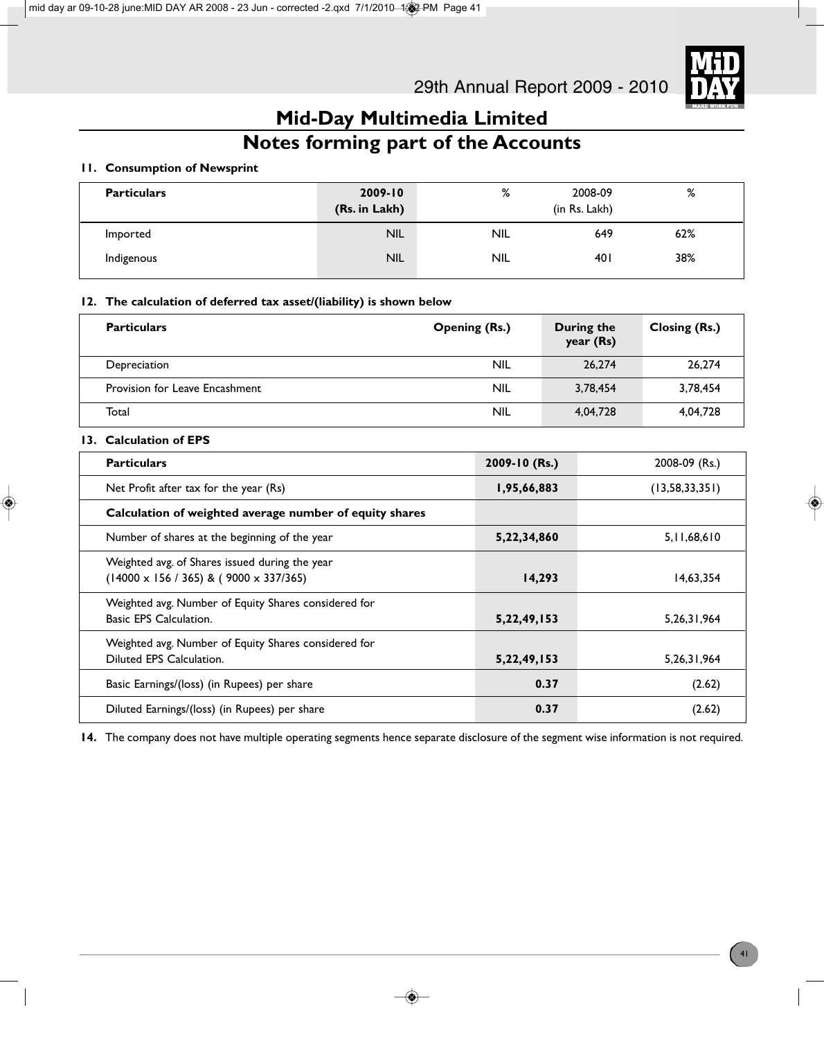# Mid-Day Multimedia Limited

## Notes forming part of the Accounts

**11. Consumption of Newsprint**

| **Particulars** | **2009-10 (Rs. in Lakh)** | % | 2008-09 (in Rs. Lakh) | % |
|---|---|---|---|---|
| Imported | NIL | NIL | 649 | 62% |
| Indigenous | NIL | NIL | 401 | 38% |

**12. The calculation of deferred tax asset/(liability) is shown below**

| **Particulars** | **Opening (Rs.)** | **During the year (Rs)** | **Closing (Rs.)** |
|---|---|---|---|
| Depreciation | NIL | 26,274 | 26,274 |
| Provision for Leave Encashment | NIL | 3,78,454 | 3,78,454 |
| Total | NIL | 4,04,728 | 4,04,728 |

**13. Calculation of EPS**

| **Particulars** | **2009-10 (Rs.)** | 2008-09 (Rs.) |
|---|---|---|
| Net Profit after tax for the year (Rs) | **1,95,66,883** | (13,58,33,351) |
| **Calculation of weighted average number of equity shares** | | |
| Number of shares at the beginning of the year | **5,22,34,860** | 5,11,68,610 |
| Weighted avg. of Shares issued during the year (14000 x 156 / 365) & ( 9000 x 337/365) | **14,293** | 14,63,354 |
| Weighted avg. Number of Equity Shares considered for Basic EPS Calculation. | **5,22,49,153** | 5,26,31,964 |
| Weighted avg. Number of Equity Shares considered for Diluted EPS Calculation. | **5,22,49,153** | 5,26,31,964 |
| Basic Earnings/(loss) (in Rupees) per share | **0.37** | (2.62) |
| Diluted Earnings/(loss) (in Rupees) per share | **0.37** | (2.62) |

**14.** The company does not have multiple operating segments hence separate disclosure of the segment wise information is not required.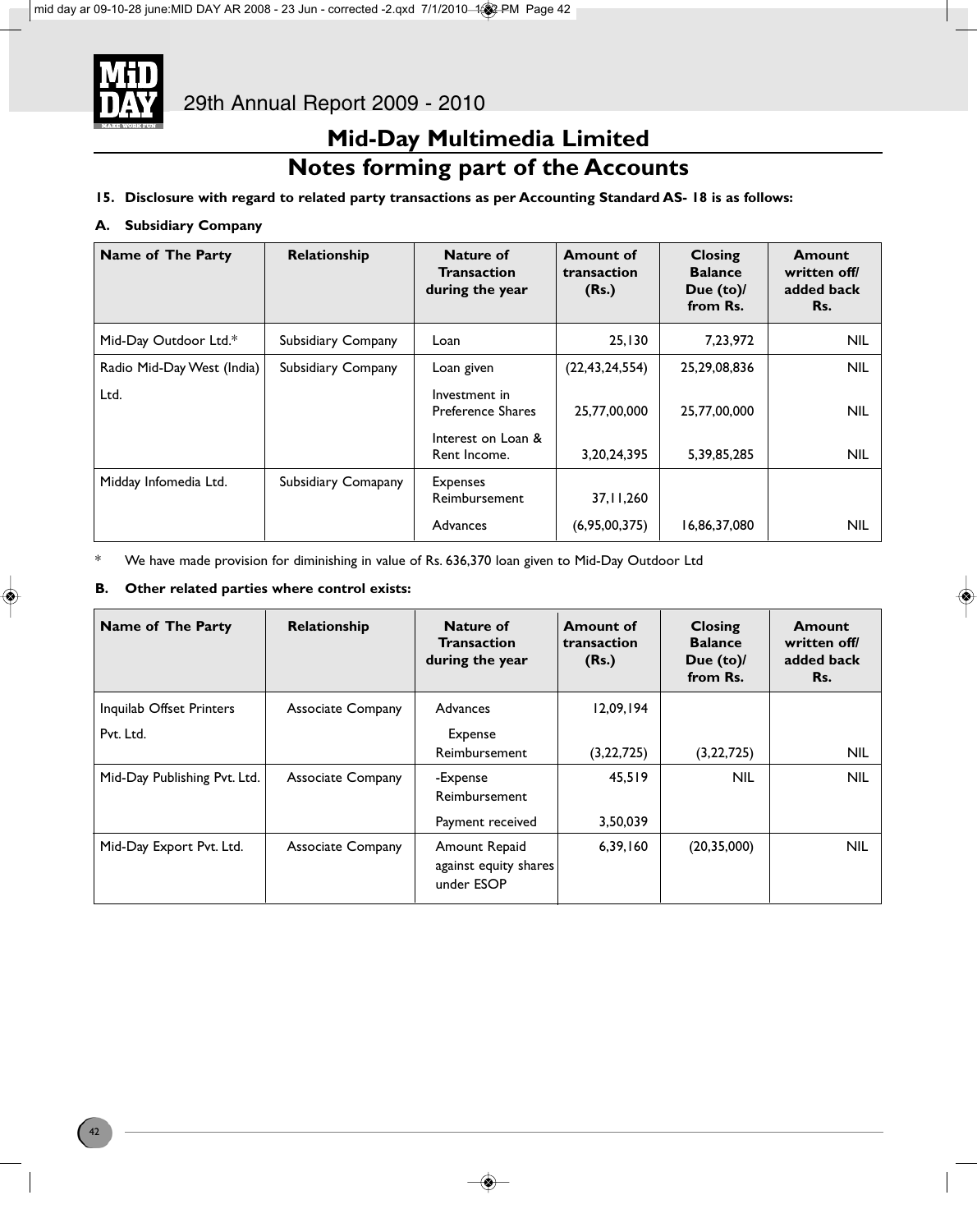# Mid-Day Multimedia Limited

# Notes forming part of the Accounts

**15. Disclosure with regard to related party transactions as per Accounting Standard AS- 18 is as follows:**

**A. Subsidiary Company**

| Name of The Party | Relationship | Nature of Transaction during the year | Amount of transaction (Rs.) | Closing Balance Due (to)/ from Rs. | Amount written off/ added back Rs. |
|---|---|---|---|---|---|
| Mid-Day Outdoor Ltd.* | Subsidiary Company | Loan | 25,130 | 7,23,972 | NIL |
| Radio Mid-Day West (India) Ltd. | Subsidiary Company | Loan given | (22,43,24,554) | 25,29,08,836 | NIL |
| | | Investment in Preference Shares | 25,77,00,000 | 25,77,00,000 | NIL |
| | | Interest on Loan & Rent Income. | 3,20,24,395 | 5,39,85,285 | NIL |
| Midday Infomedia Ltd. | Subsidiary Comapany | Expenses Reimbursement | 37,11,260 | | |
| | | Advances | (6,95,00,375) | 16,86,37,080 | NIL |

\* We have made provision for diminishing in value of Rs. 636,370 loan given to Mid-Day Outdoor Ltd

**B. Other related parties where control exists:**

| Name of The Party | Relationship | Nature of Transaction during the year | Amount of transaction (Rs.) | Closing Balance Due (to)/ from Rs. | Amount written off/ added back Rs. |
|---|---|---|---|---|---|
| Inquilab Offset Printers Pvt. Ltd. | Associate Company | Advances | 12,09,194 | | |
| | | Expense Reimbursement | (3,22,725) | (3,22,725) | NIL |
| Mid-Day Publishing Pvt. Ltd. | Associate Company | -Expense Reimbursement | 45,519 | NIL | NIL |
| | | Payment received | 3,50,039 | | |
| Mid-Day Export Pvt. Ltd. | Associate Company | Amount Repaid against equity shares under ESOP | 6,39,160 | (20,35,000) | NIL |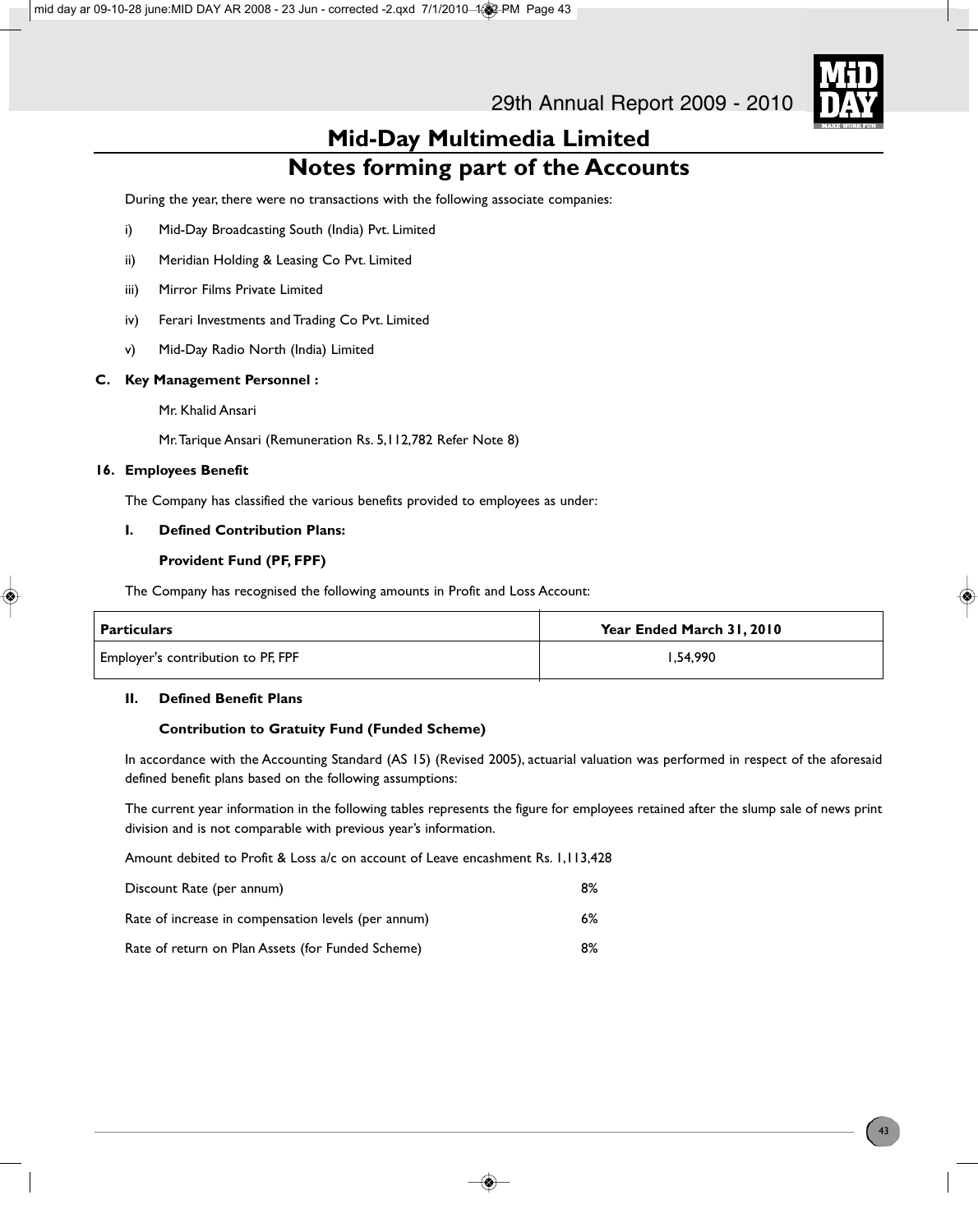# Mid-Day Multimedia Limited

## Notes forming part of the Accounts

During the year, there were no transactions with the following associate companies:

i) Mid-Day Broadcasting South (India) Pvt. Limited

ii) Meridian Holding & Leasing Co Pvt. Limited

iii) Mirror Films Private Limited

iv) Ferari Investments and Trading Co Pvt. Limited

v) Mid-Day Radio North (India) Limited

**C. Key Management Personnel :**

Mr. Khalid Ansari

Mr. Tarique Ansari (Remuneration Rs. 5,112,782 Refer Note 8)

**16. Employees Benefit**

The Company has classified the various benefits provided to employees as under:

**I. Defined Contribution Plans:**

**Provident Fund (PF, FPF)**

The Company has recognised the following amounts in Profit and Loss Account:

| Particulars | Year Ended March 31, 2010 |
|---|---|
| Employer's contribution to PF, FPF | 1,54,990 |

**II. Defined Benefit Plans**

**Contribution to Gratuity Fund (Funded Scheme)**

In accordance with the Accounting Standard (AS 15) (Revised 2005), actuarial valuation was performed in respect of the aforesaid defined benefit plans based on the following assumptions:

The current year information in the following tables represents the figure for employees retained after the slump sale of news print division and is not comparable with previous year's information.

Amount debited to Profit & Loss a/c on account of Leave encashment Rs. 1,113,428

| | |
|---|---|
| Discount Rate (per annum) | 8% |
| Rate of increase in compensation levels (per annum) | 6% |
| Rate of return on Plan Assets (for Funded Scheme) | 8% |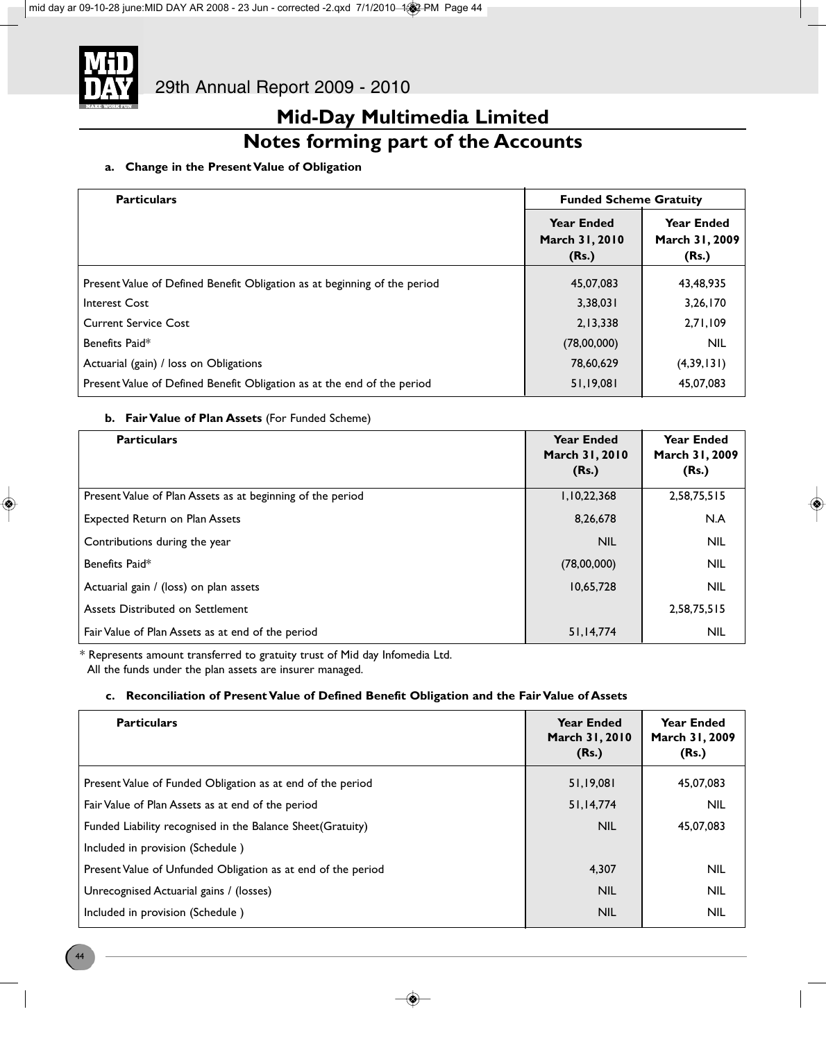# Mid-Day Multimedia Limited

## Notes forming part of the Accounts

**a. Change in the Present Value of Obligation**

| Particulars | Funded Scheme Gratuity | |
|---|---|---|
| | Year Ended March 31, 2010 (Rs.) | Year Ended March 31, 2009 (Rs.) |
| Present Value of Defined Benefit Obligation as at beginning of the period | 45,07,083 | 43,48,935 |
| Interest Cost | 3,38,031 | 3,26,170 |
| Current Service Cost | 2,13,338 | 2,71,109 |
| Benefits Paid* | (78,00,000) | NIL |
| Actuarial (gain) / loss on Obligations | 78,60,629 | (4,39,131) |
| Present Value of Defined Benefit Obligation as at the end of the period | 51,19,081 | 45,07,083 |

**b. Fair Value of Plan Assets** (For Funded Scheme)

| Particulars | Year Ended March 31, 2010 (Rs.) | Year Ended March 31, 2009 (Rs.) |
|---|---|---|
| Present Value of Plan Assets as at beginning of the period | 1,10,22,368 | 2,58,75,515 |
| Expected Return on Plan Assets | 8,26,678 | N.A |
| Contributions during the year | NIL | NIL |
| Benefits Paid* | (78,00,000) | NIL |
| Actuarial gain / (loss) on plan assets | 10,65,728 | NIL |
| Assets Distributed on Settlement | | 2,58,75,515 |
| Fair Value of Plan Assets as at end of the period | 51,14,774 | NIL |

\* Represents amount transferred to gratuity trust of Mid day Infomedia Ltd.
All the funds under the plan assets are insurer managed.

**c. Reconciliation of Present Value of Defined Benefit Obligation and the Fair Value of Assets**

| Particulars | Year Ended March 31, 2010 (Rs.) | Year Ended March 31, 2009 (Rs.) |
|---|---|---|
| Present Value of Funded Obligation as at end of the period | 51,19,081 | 45,07,083 |
| Fair Value of Plan Assets as at end of the period | 51,14,774 | NIL |
| Funded Liability recognised in the Balance Sheet(Gratuity) | NIL | 45,07,083 |
| Included in provision (Schedule ) | | |
| Present Value of Unfunded Obligation as at end of the period | 4,307 | NIL |
| Unrecognised Actuarial gains / (losses) | NIL | NIL |
| Included in provision (Schedule ) | NIL | NIL |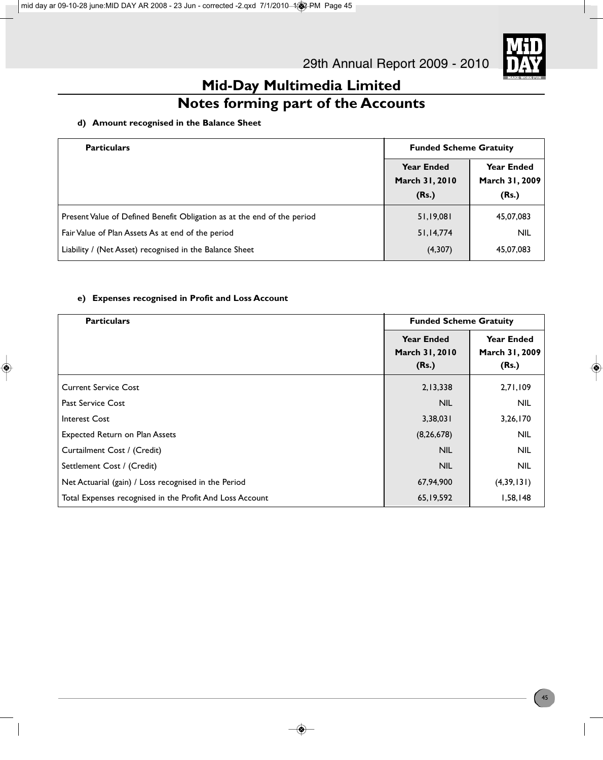# Mid-Day Multimedia Limited

## Notes forming part of the Accounts

**d) Amount recognised in the Balance Sheet**

| Particulars | Funded Scheme Gratuity | |
|---|---|---|
| | Year Ended March 31, 2010 (Rs.) | Year Ended March 31, 2009 (Rs.) |
| Present Value of Defined Benefit Obligation as at the end of the period | 51,19,081 | 45,07,083 |
| Fair Value of Plan Assets As at end of the period | 51,14,774 | NIL |
| Liability / (Net Asset) recognised in the Balance Sheet | (4,307) | 45,07,083 |

**e) Expenses recognised in Profit and Loss Account**

| Particulars | Funded Scheme Gratuity | |
|---|---|---|
| | Year Ended March 31, 2010 (Rs.) | Year Ended March 31, 2009 (Rs.) |
| Current Service Cost | 2,13,338 | 2,71,109 |
| Past Service Cost | NIL | NIL |
| Interest Cost | 3,38,031 | 3,26,170 |
| Expected Return on Plan Assets | (8,26,678) | NIL |
| Curtailment Cost / (Credit) | NIL | NIL |
| Settlement Cost / (Credit) | NIL | NIL |
| Net Actuarial (gain) / Loss recognised in the Period | 67,94,900 | (4,39,131) |
| Total Expenses recognised in the Profit And Loss Account | 65,19,592 | 1,58,148 |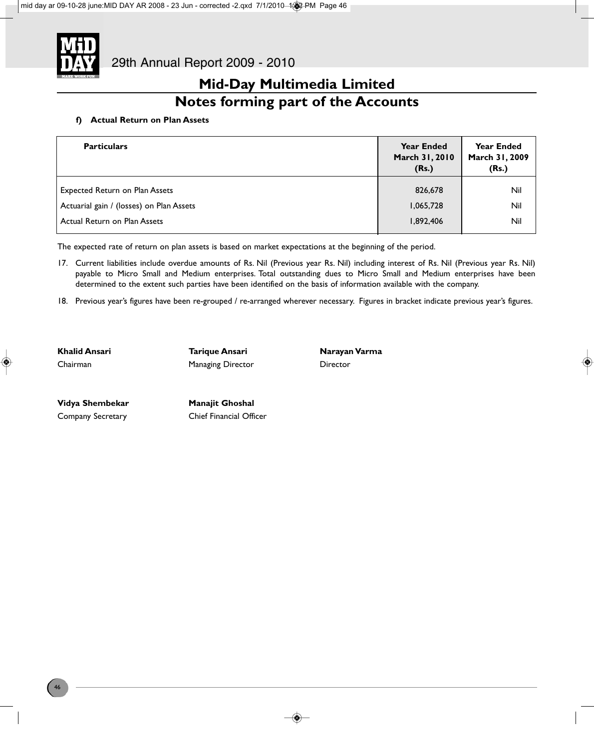## Mid-Day Multimedia Limited

## Notes forming part of the Accounts

**f) Actual Return on Plan Assets**

| Particulars | Year Ended March 31, 2010 (Rs.) | Year Ended March 31, 2009 (Rs.) |
|---|---|---|
| Expected Return on Plan Assets | 826,678 | Nil |
| Actuarial gain / (losses) on Plan Assets | 1,065,728 | Nil |
| Actual Return on Plan Assets | 1,892,406 | Nil |

The expected rate of return on plan assets is based on market expectations at the beginning of the period.

17. Current liabilities include overdue amounts of Rs. Nil (Previous year Rs. Nil) including interest of Rs. Nil (Previous year Rs. Nil) payable to Micro Small and Medium enterprises. Total outstanding dues to Micro Small and Medium enterprises have been determined to the extent such parties have been identified on the basis of information available with the company.

18. Previous year's figures have been re-grouped / re-arranged wherever necessary. Figures in bracket indicate previous year's figures.

**Khalid Ansari**
Chairman

**Tarique Ansari**
Managing Director

**Narayan Varma**
Director

**Vidya Shembekar**
Company Secretary

**Manajit Ghoshal**
Chief Financial Officer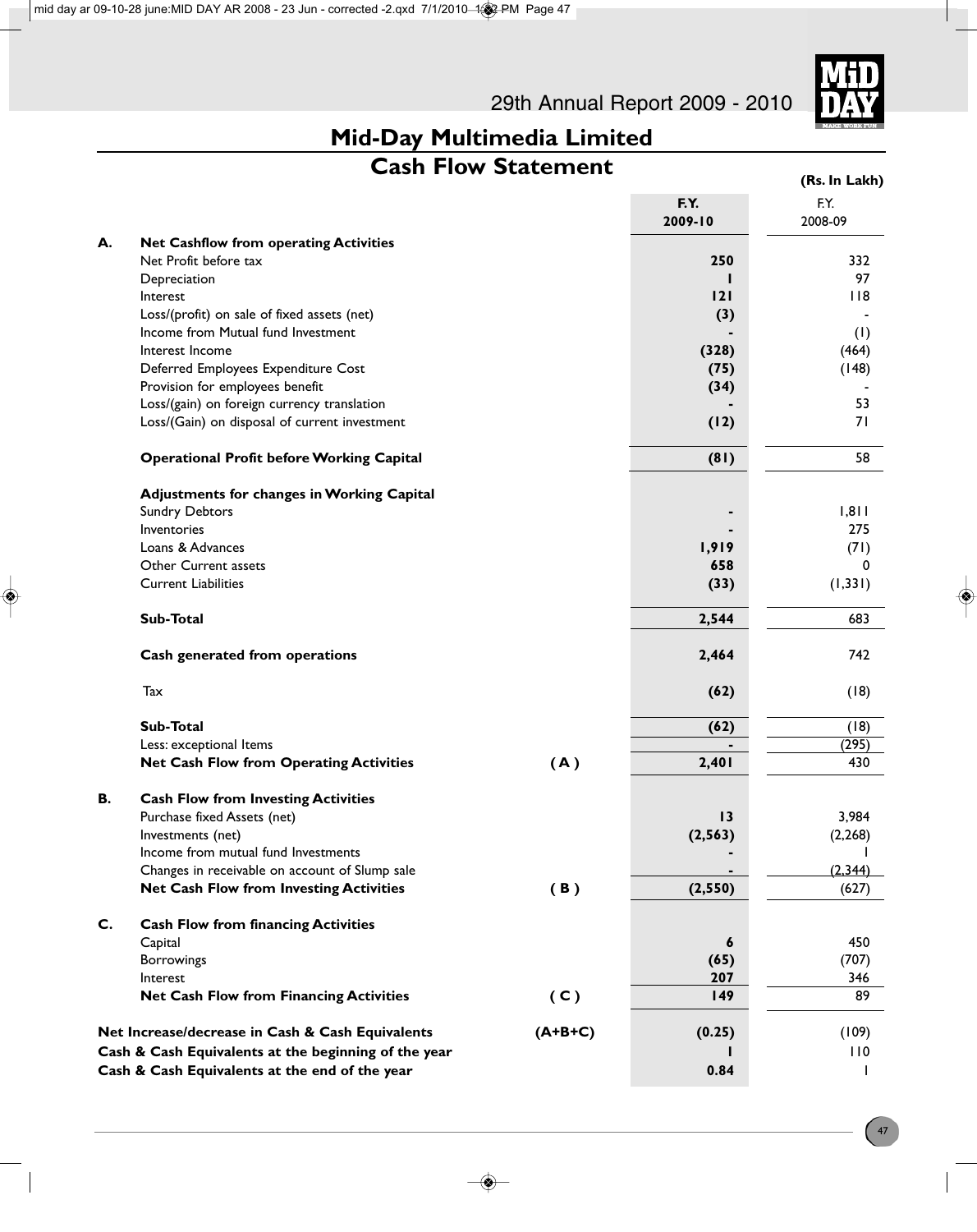# Mid-Day Multimedia Limited

## Cash Flow Statement

**(Rs. In Lakh)**

| | | | **F.Y. 2009-10** | F.Y. 2008-09 |
|---|---|---|---|---|
| **A.** | **Net Cashflow from operating Activities** | | | |
| | Net Profit before tax | | **250** | 332 |
| | Depreciation | | **1** | 97 |
| | Interest | | **121** | 118 |
| | Loss/(profit) on sale of fixed assets (net) | | **(3)** | - |
| | Income from Mutual fund Investment | | **-** | (1) |
| | Interest Income | | **(328)** | (464) |
| | Deferred Employees Expenditure Cost | | **(75)** | (148) |
| | Provision for employees benefit | | **(34)** | - |
| | Loss/(gain) on foreign currency translation | | **-** | 53 |
| | Loss/(Gain) on disposal of current investment | | **(12)** | 71 |
| | **Operational Profit before Working Capital** | | **(81)** | 58 |
| | **Adjustments for changes in Working Capital** | | | |
| | Sundry Debtors | | **-** | 1,811 |
| | Inventories | | **-** | 275 |
| | Loans & Advances | | **1,919** | (71) |
| | Other Current assets | | **658** | 0 |
| | Current Liabilities | | **(33)** | (1,331) |
| | **Sub-Total** | | **2,544** | 683 |
| | **Cash generated from operations** | | **2,464** | 742 |
| | Tax | | **(62)** | (18) |
| | **Sub-Total** | | **(62)** | (18) |
| | Less: exceptional Items | | **-** | (295) |
| | **Net Cash Flow from Operating Activities** | **( A )** | **2,401** | 430 |
| **B.** | **Cash Flow from Investing Activities** | | | |
| | Purchase fixed Assets (net) | | **13** | 3,984 |
| | Investments (net) | | **(2,563)** | (2,268) |
| | Income from mutual fund Investments | | **-** | 1 |
| | Changes in receivable on account of Slump sale | | **-** | (2,344) |
| | **Net Cash Flow from Investing Activities** | **( B )** | **(2,550)** | (627) |
| **C.** | **Cash Flow from financing Activities** | | | |
| | Capital | | **6** | 450 |
| | Borrowings | | **(65)** | (707) |
| | Interest | | **207** | 346 |
| | **Net Cash Flow from Financing Activities** | **( C )** | **149** | 89 |
| **Net Increase/decrease in Cash & Cash Equivalents** | | **(A+B+C)** | **(0.25)** | (109) |
| **Cash & Cash Equivalents at the beginning of the year** | | | **1** | 110 |
| **Cash & Cash Equivalents at the end of the year** | | | **0.84** | 1 |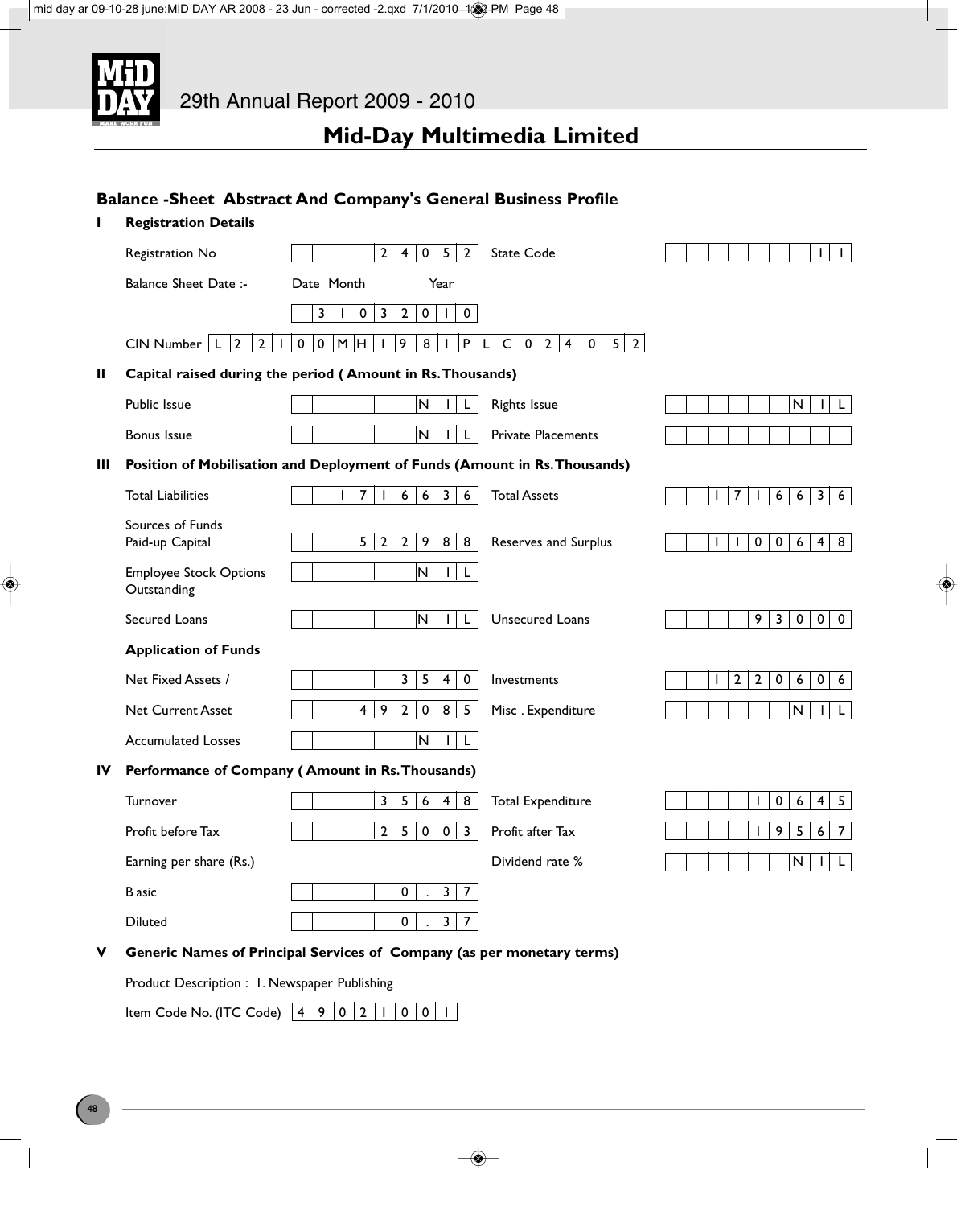# Mid-Day Multimedia Limited

## Balance -Sheet Abstract And Company's General Business Profile

### I Registration Details

| | | | |
|---|---|---|---|
| Registration No | 24052 | State Code | 11 |
| Balance Sheet Date :- | Date Month Year | | |
| | 31 03 2010 | | |
| CIN Number | L22100MH1981PLC024052 | | |

### II Capital raised during the period ( Amount in Rs. Thousands)

| | | | |
|---|---|---|---|
| Public Issue | NIL | Rights Issue | NIL |
| Bonus Issue | NIL | Private Placements | |

### III Position of Mobilisation and Deployment of Funds (Amount in Rs. Thousands)

| | | | |
|---|---|---|---|
| Total Liabilities | 1716636 | Total Assets | 1716636 |
| Sources of Funds Paid-up Capital | 522988 | Reserves and Surplus | 1100648 |
| Employee Stock Options Outstanding | NIL | | |
| Secured Loans | NIL | Unsecured Loans | 93000 |
| **Application of Funds** | | | |
| Net Fixed Assets / | 3540 | Investments | 1220606 |
| Net Current Asset | 492085 | Misc . Expenditure | NIL |
| Accumulated Losses | NIL | | |

### IV Performance of Company ( Amount in Rs. Thousands)

| | | | |
|---|---|---|---|
| Turnover | 35648 | Total Expenditure | 10645 |
| Profit before Tax | 25003 | Profit after Tax | 19567 |
| Earning per share (Rs.) | | Dividend rate % | NIL |
| Basic | 0.37 | | |
| Diluted | 0.37 | | |

### V Generic Names of Principal Services of Company (as per monetary terms)

Product Description : 1. Newspaper Publishing

Item Code No. (ITC Code) 49021001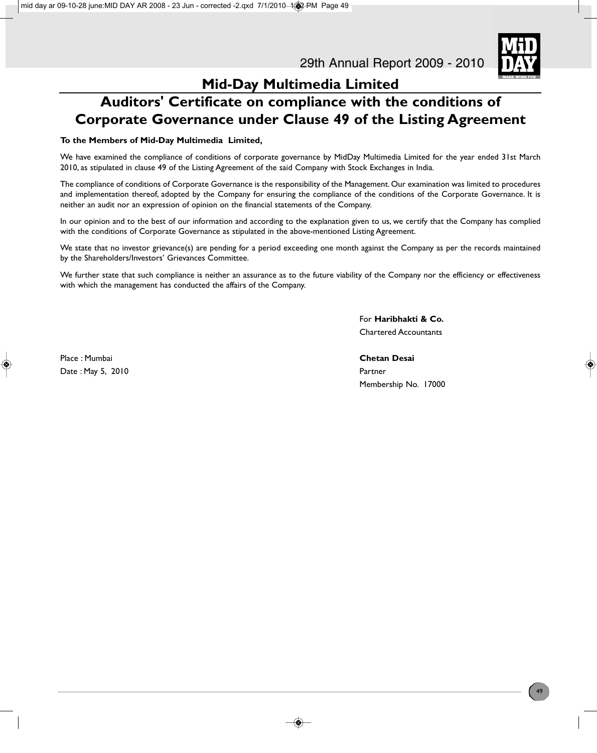# Mid-Day Multimedia Limited

## Auditors' Certificate on compliance with the conditions of Corporate Governance under Clause 49 of the Listing Agreement

**To the Members of Mid-Day Multimedia Limited,**

We have examined the compliance of conditions of corporate governance by MidDay Multimedia Limited for the year ended 31st March 2010, as stipulated in clause 49 of the Listing Agreement of the said Company with Stock Exchanges in India.

The compliance of conditions of Corporate Governance is the responsibility of the Management. Our examination was limited to procedures and implementation thereof, adopted by the Company for ensuring the compliance of the conditions of the Corporate Governance. It is neither an audit nor an expression of opinion on the financial statements of the Company.

In our opinion and to the best of our information and according to the explanation given to us, we certify that the Company has complied with the conditions of Corporate Governance as stipulated in the above-mentioned Listing Agreement.

We state that no investor grievance(s) are pending for a period exceeding one month against the Company as per the records maintained by the Shareholders/Investors' Grievances Committee.

We further state that such compliance is neither an assurance as to the future viability of the Company nor the efficiency or effectiveness with which the management has conducted the affairs of the Company.

For **Haribhakti & Co.**
Chartered Accountants

**Chetan Desai**
Partner
Membership No. 17000

Place : Mumbai
Date : May 5, 2010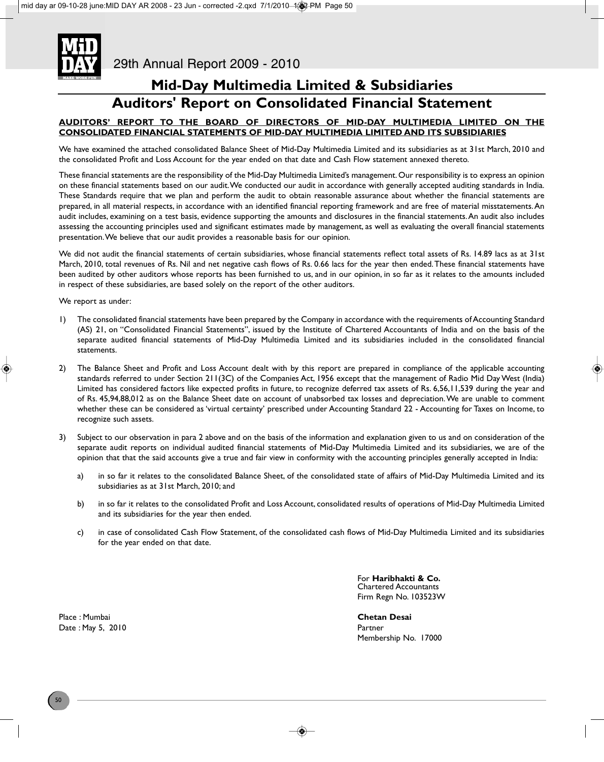# Mid-Day Multimedia Limited & Subsidiaries

## Auditors' Report on Consolidated Financial Statement

**AUDITORS' REPORT TO THE BOARD OF DIRECTORS OF MID-DAY MULTIMEDIA LIMITED ON THE CONSOLIDATED FINANCIAL STATEMENTS OF MID-DAY MULTIMEDIA LIMITED AND ITS SUBSIDIARIES**

We have examined the attached consolidated Balance Sheet of Mid-Day Multimedia Limited and its subsidiaries as at 31st March, 2010 and the consolidated Profit and Loss Account for the year ended on that date and Cash Flow statement annexed thereto.

These financial statements are the responsibility of the Mid-Day Multimedia Limited's management. Our responsibility is to express an opinion on these financial statements based on our audit. We conducted our audit in accordance with generally accepted auditing standards in India. These Standards require that we plan and perform the audit to obtain reasonable assurance about whether the financial statements are prepared, in all material respects, in accordance with an identified financial reporting framework and are free of material misstatements. An audit includes, examining on a test basis, evidence supporting the amounts and disclosures in the financial statements. An audit also includes assessing the accounting principles used and significant estimates made by management, as well as evaluating the overall financial statements presentation. We believe that our audit provides a reasonable basis for our opinion.

We did not audit the financial statements of certain subsidiaries, whose financial statements reflect total assets of Rs. 14.89 lacs as at 31st March, 2010, total revenues of Rs. Nil and net negative cash flows of Rs. 0.66 lacs for the year then ended. These financial statements have been audited by other auditors whose reports has been furnished to us, and in our opinion, in so far as it relates to the amounts included in respect of these subsidiaries, are based solely on the report of the other auditors.

We report as under:

1) The consolidated financial statements have been prepared by the Company in accordance with the requirements of Accounting Standard (AS) 21, on "Consolidated Financial Statements", issued by the Institute of Chartered Accountants of India and on the basis of the separate audited financial statements of Mid-Day Multimedia Limited and its subsidiaries included in the consolidated financial statements.

2) The Balance Sheet and Profit and Loss Account dealt with by this report are prepared in compliance of the applicable accounting standards referred to under Section 211(3C) of the Companies Act, 1956 except that the management of Radio Mid Day West (India) Limited has considered factors like expected profits in future, to recognize deferred tax assets of Rs. 6,56,11,539 during the year and of Rs. 45,94,88,012 as on the Balance Sheet date on account of unabsorbed tax losses and depreciation. We are unable to comment whether these can be considered as 'virtual certainty' prescribed under Accounting Standard 22 - Accounting for Taxes on Income, to recognize such assets.

3) Subject to our observation in para 2 above and on the basis of the information and explanation given to us and on consideration of the separate audit reports on individual audited financial statements of Mid-Day Multimedia Limited and its subsidiaries, we are of the opinion that that the said accounts give a true and fair view in conformity with the accounting principles generally accepted in India:

   a) in so far it relates to the consolidated Balance Sheet, of the consolidated state of affairs of Mid-Day Multimedia Limited and its subsidiaries as at 31st March, 2010; and

   b) in so far it relates to the consolidated Profit and Loss Account, consolidated results of operations of Mid-Day Multimedia Limited and its subsidiaries for the year then ended.

   c) in case of consolidated Cash Flow Statement, of the consolidated cash flows of Mid-Day Multimedia Limited and its subsidiaries for the year ended on that date.

For **Haribhakti & Co.**
Chartered Accountants
Firm Regn No. 103523W

**Chetan Desai**
Partner
Membership No. 17000

Place : Mumbai
Date : May 5, 2010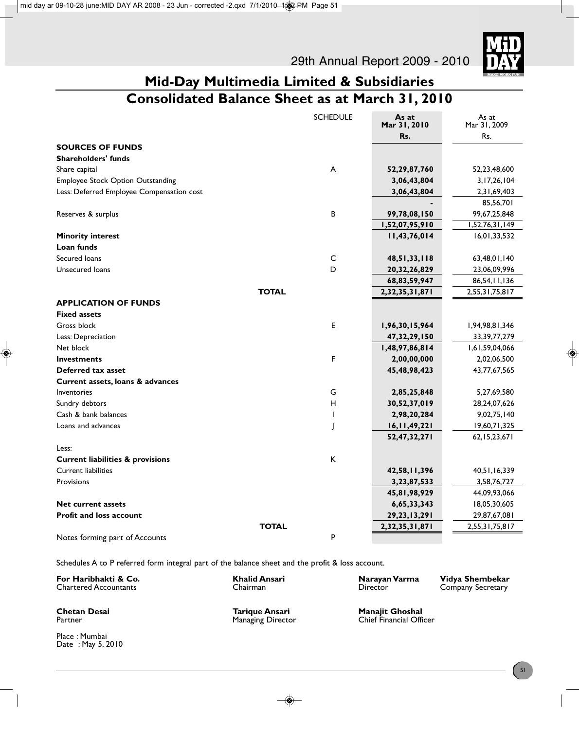## Mid-Day Multimedia Limited & Subsidiaries

# Consolidated Balance Sheet as at March 31, 2010

| | SCHEDULE | As at Mar 31, 2010 Rs. | As at Mar 31, 2009 Rs. |
|---|---|---|---|
| **SOURCES OF FUNDS** | | | |
| **Shareholders' funds** | | | |
| Share capital | A | **52,29,87,760** | 52,23,48,600 |
| Employee Stock Option Outstanding | | **3,06,43,804** | 3,17,26,104 |
| Less: Deferred Employee Compensation cost | | **3,06,43,804** | 2,31,69,403 |
| | | **-** | 85,56,701 |
| Reserves & surplus | B | **99,78,08,150** | 99,67,25,848 |
| | | **1,52,07,95,910** | 1,52,76,31,149 |
| **Minority interest** | | **11,43,76,014** | 16,01,33,532 |
| **Loan funds** | | | |
| Secured loans | C | **48,51,33,118** | 63,48,01,140 |
| Unsecured loans | D | **20,32,26,829** | 23,06,09,996 |
| | | **68,83,59,947** | 86,54,11,136 |
| **TOTAL** | | **2,32,35,31,871** | 2,55,31,75,817 |
| **APPLICATION OF FUNDS** | | | |
| **Fixed assets** | | | |
| Gross block | E | **1,96,30,15,964** | 1,94,98,81,346 |
| Less: Depreciation | | **47,32,29,150** | 33,39,77,279 |
| Net block | | **1,48,97,86,814** | 1,61,59,04,066 |
| **Investments** | F | **2,00,00,000** | 2,02,06,500 |
| **Deferred tax asset** | | **45,48,98,423** | 43,77,67,565 |
| **Current assets, loans & advances** | | | |
| Inventories | G | **2,85,25,848** | 5,27,69,580 |
| Sundry debtors | H | **30,52,37,019** | 28,24,07,626 |
| Cash & bank balances | I | **2,98,20,284** | 9,02,75,140 |
| Loans and advances | J | **16,11,49,221** | 19,60,71,325 |
| | | **52,47,32,271** | 62,15,23,671 |
| Less: | | | |
| **Current liabilities & provisions** | K | | |
| Current liabilities | | **42,58,11,396** | 40,51,16,339 |
| Provisions | | **3,23,87,533** | 3,58,76,727 |
| | | **45,81,98,929** | 44,09,93,066 |
| **Net current assets** | | **6,65,33,343** | 18,05,30,605 |
| **Profit and loss account** | | **29,23,13,291** | 29,87,67,081 |
| **TOTAL** | | **2,32,35,31,871** | 2,55,31,75,817 |
| Notes forming part of Accounts | P | | |

Schedules A to P referred form integral part of the balance sheet and the profit & loss account.

**For Haribhakti & Co.**
Chartered Accountants

**Chetan Desai**
Partner

Place : Mumbai
Date : May 5, 2010

**Khalid Ansari**
Chairman

**Tarique Ansari**
Managing Director

**Narayan Varma**
Director

**Manajit Ghoshal**
Chief Financial Officer

**Vidya Shembekar**
Company Secretary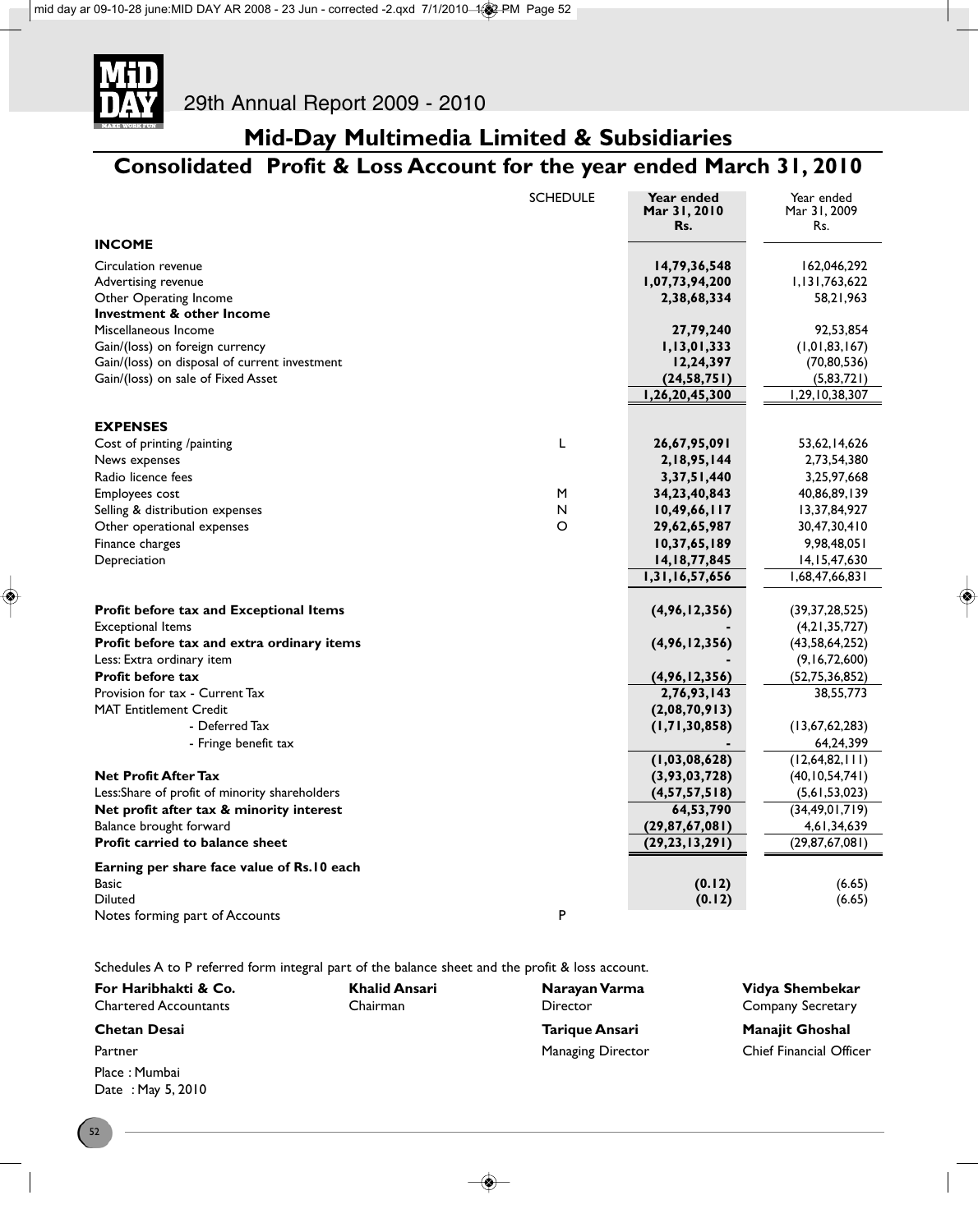# Mid-Day Multimedia Limited & Subsidiaries

## Consolidated Profit & Loss Account for the year ended March 31, 2010

| | SCHEDULE | Year ended Mar 31, 2010 Rs. | Year ended Mar 31, 2009 Rs. |
|---|---|---|---|
| **INCOME** | | | |
| Circulation revenue | | **14,79,36,548** | 162,046,292 |
| Advertising revenue | | **1,07,73,94,200** | 1,131,763,622 |
| Other Operating Income | | **2,38,68,334** | 58,21,963 |
| **Investment & other Income** | | | |
| Miscellaneous Income | | **27,79,240** | 92,53,854 |
| Gain/(loss) on foreign currency | | **1,13,01,333** | (1,01,83,167) |
| Gain/(loss) on disposal of current investment | | **12,24,397** | (70,80,536) |
| Gain/(loss) on sale of Fixed Asset | | **(24,58,751)** | (5,83,721) |
| | | **1,26,20,45,300** | 1,29,10,38,307 |
| **EXPENSES** | | | |
| Cost of printing /painting | L | **26,67,95,091** | 53,62,14,626 |
| News expenses | | **2,18,95,144** | 2,73,54,380 |
| Radio licence fees | | **3,37,51,440** | 3,25,97,668 |
| Employees cost | M | **34,23,40,843** | 40,86,89,139 |
| Selling & distribution expenses | N | **10,49,66,117** | 13,37,84,927 |
| Other operational expenses | O | **29,62,65,987** | 30,47,30,410 |
| Finance charges | | **10,37,65,189** | 9,98,48,051 |
| Depreciation | | **14,18,77,845** | 14,15,47,630 |
| | | **1,31,16,57,656** | 1,68,47,66,831 |
| **Profit before tax and Exceptional Items** | | **(4,96,12,356)** | (39,37,28,525) |
| Exceptional Items | | **-** | (4,21,35,727) |
| **Profit before tax and extra ordinary items** | | **(4,96,12,356)** | (43,58,64,252) |
| Less: Extra ordinary item | | **-** | (9,16,72,600) |
| **Profit before tax** | | **(4,96,12,356)** | (52,75,36,852) |
| Provision for tax - Current Tax | | **2,76,93,143** | 38,55,773 |
| MAT Entitlement Credit | | **(2,08,70,913)** | |
| - Deferred Tax | | **(1,71,30,858)** | (13,67,62,283) |
| - Fringe benefit tax | | **-** | 64,24,399 |
| | | **(1,03,08,628)** | (12,64,82,111) |
| **Net Profit After Tax** | | **(3,93,03,728)** | (40,10,54,741) |
| Less:Share of profit of minority shareholders | | **(4,57,57,518)** | (5,61,53,023) |
| **Net profit after tax & minority interest** | | **64,53,790** | (34,49,01,719) |
| Balance brought forward | | **(29,87,67,081)** | 4,61,34,639 |
| **Profit carried to balance sheet** | | **(29,23,13,291)** | (29,87,67,081) |
| **Earning per share face value of Rs.10 each** | | | |
| Basic | | **(0.12)** | (6.65) |
| Diluted | | **(0.12)** | (6.65) |
| Notes forming part of Accounts | P | | |

Schedules A to P referred form integral part of the balance sheet and the profit & loss account.

| | | | |
|---|---|---|---|
| **For Haribhakti & Co.** | **Khalid Ansari** | **Narayan Varma** | **Vidya Shembekar** |
| Chartered Accountants | Chairman | Director | Company Secretary |
| **Chetan Desai** | | **Tarique Ansari** | **Manajit Ghoshal** |
| Partner | | Managing Director | Chief Financial Officer |

Place : Mumbai
Date : May 5, 2010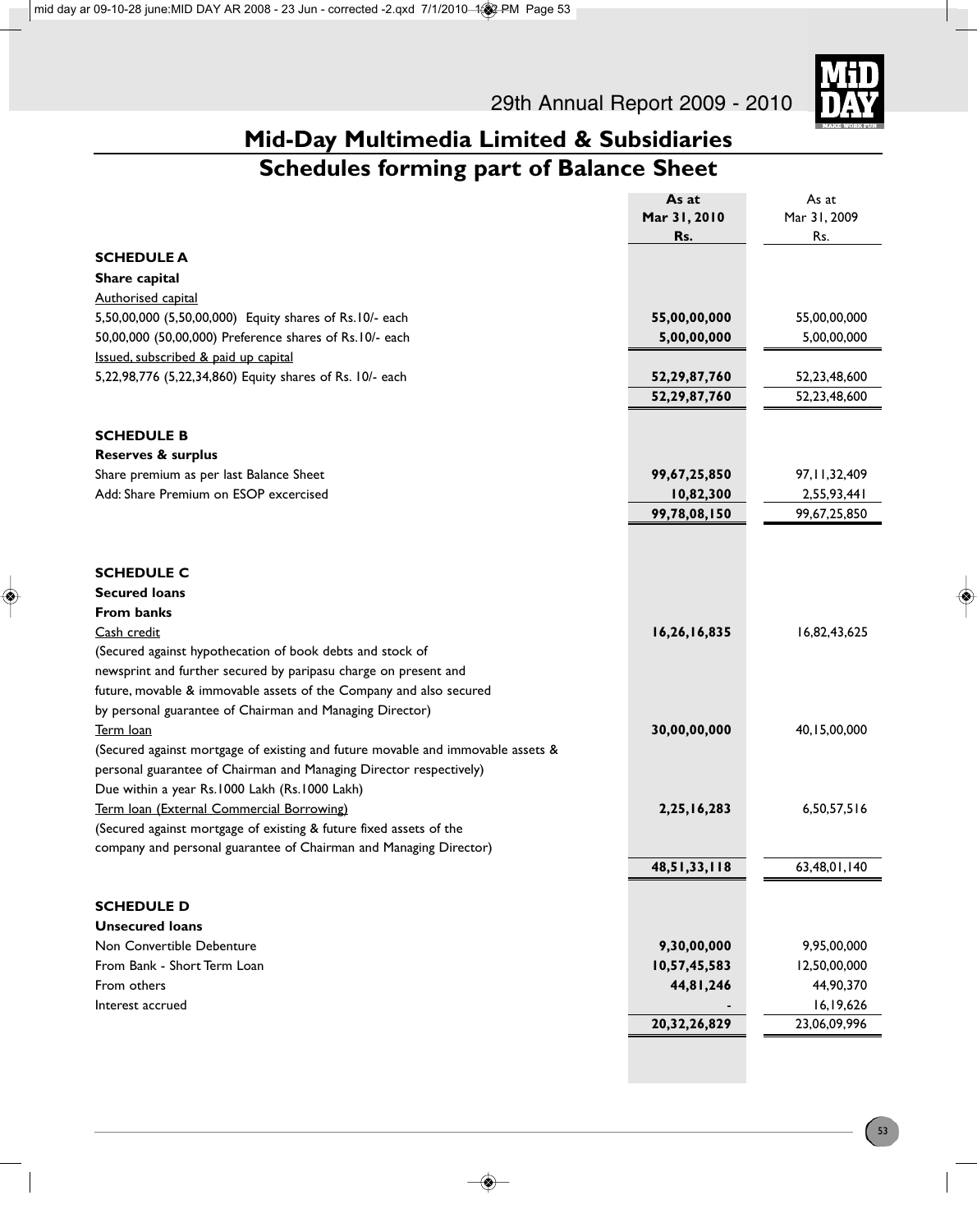# Mid-Day Multimedia Limited & Subsidiaries

## Schedules forming part of Balance Sheet

| | As at Mar 31, 2010 Rs. | As at Mar 31, 2009 Rs. |
|---|---|---|
| **SCHEDULE A** | | |
| **Share capital** | | |
| Authorised capital | | |
| 5,50,00,000 (5,50,00,000) Equity shares of Rs.10/- each | **55,00,00,000** | 55,00,00,000 |
| 50,00,000 (50,00,000) Preference shares of Rs.10/- each | **5,00,00,000** | 5,00,00,000 |
| Issued, subscribed & paid up capital | | |
| 5,22,98,776 (5,22,34,860) Equity shares of Rs. 10/- each | **52,29,87,760** | 52,23,48,600 |
| | **52,29,87,760** | 52,23,48,600 |
| **SCHEDULE B** | | |
| **Reserves & surplus** | | |
| Share premium as per last Balance Sheet | **99,67,25,850** | 97,11,32,409 |
| Add: Share Premium on ESOP excercised | **10,82,300** | 2,55,93,441 |
| | **99,78,08,150** | 99,67,25,850 |
| **SCHEDULE C** | | |
| **Secured loans** | | |
| **From banks** | | |
| Cash credit | **16,26,16,835** | 16,82,43,625 |
| (Secured against hypothecation of book debts and stock of newsprint and further secured by paripasu charge on present and future, movable & immovable assets of the Company and also secured by personal guarantee of Chairman and Managing Director) | | |
| Term loan | **30,00,00,000** | 40,15,00,000 |
| (Secured against mortgage of existing and future movable and immovable assets & personal guarantee of Chairman and Managing Director respectively) Due within a year Rs.1000 Lakh (Rs.1000 Lakh) | | |
| Term loan (External Commercial Borrowing) | **2,25,16,283** | 6,50,57,516 |
| (Secured against mortgage of existing & future fixed assets of the company and personal guarantee of Chairman and Managing Director) | | |
| | **48,51,33,118** | 63,48,01,140 |
| **SCHEDULE D** | | |
| **Unsecured loans** | | |
| Non Convertible Debenture | **9,30,00,000** | 9,95,00,000 |
| From Bank - Short Term Loan | **10,57,45,583** | 12,50,00,000 |
| From others | **44,81,246** | 44,90,370 |
| Interest accrued | - | 16,19,626 |
| | **20,32,26,829** | 23,06,09,996 |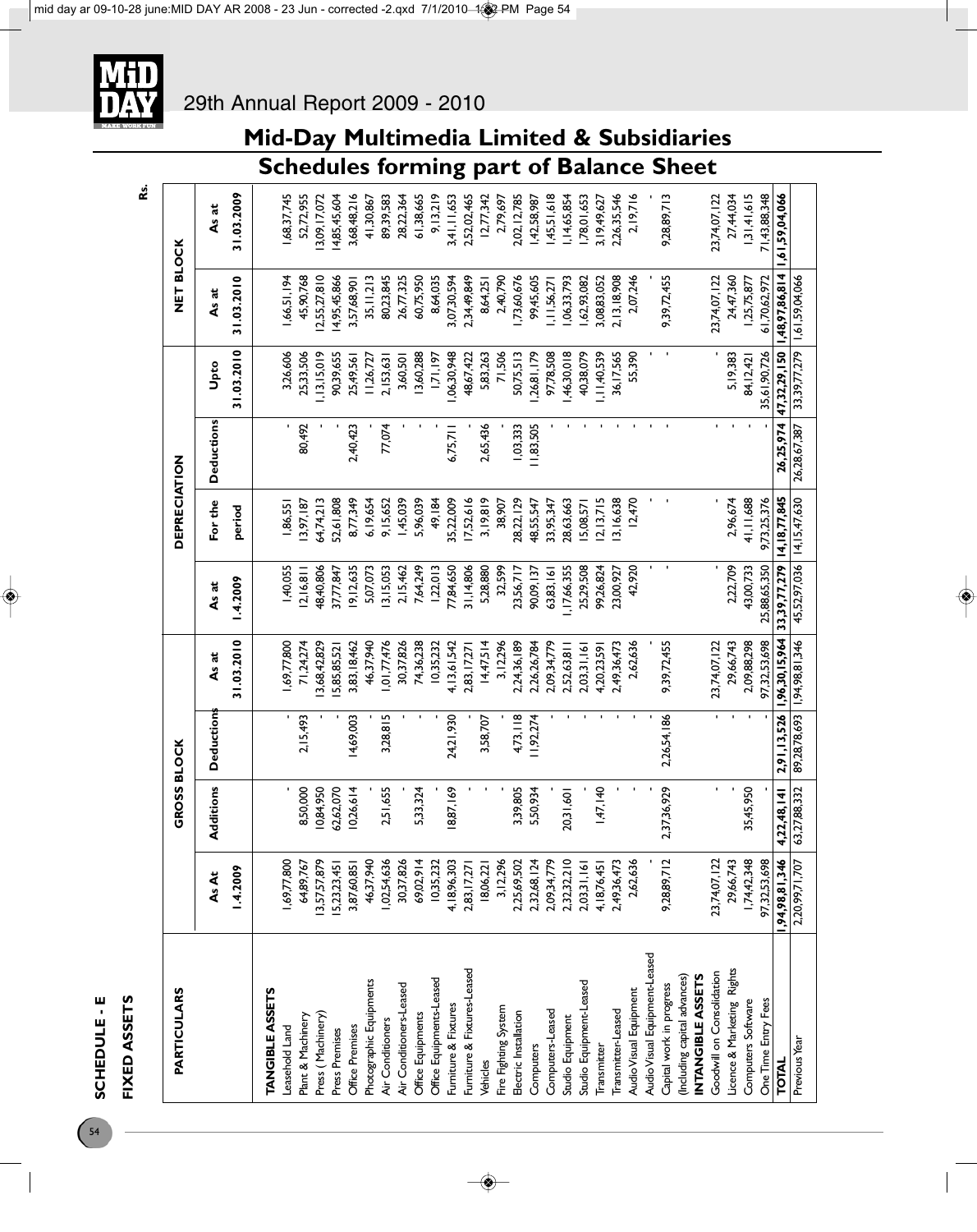# Mid-Day Multimedia Limited & Subsidiaries

## Schedules forming part of Balance Sheet

**SCHEDULE - E**

**FIXED ASSETS**

Rs.

| PARTICULARS | GROSS BLOCK | | | | DEPRECIATION | | | | NET BLOCK | |
|---|---|---|---|---|---|---|---|---|---|---|
| | As At 1.4.2009 | Additions | Deductions | As at 31.03.2010 | As at 1.4.2009 | For the period | Deductions | Upto 31.03.2010 | As at 31.03.2010 | As at 31.03.2009 |
| **TANGIBLE ASSETS** | | | | | | | | | | |
| Leasehold Land | 1,69,77,800 | - | - | 1,69,77,800 | 1,40,055 | 1,86,551 | - | 3,26,606 | 1,66,51,194 | 1,68,37,745 |
| Plant & Machinery | 64,89,767 | 8,50,000 | 2,15,493 | 71,24,274 | 12,16,811 | 13,97,187 | 80,492 | 25,33,506 | 45,90,768 | 52,72,955 |
| Press ( Machinery) | 13,57,57,879 | 10,84,950 | - | 13,68,42,829 | 48,40,806 | 64,74,213 | - | 1,13,15,019 | 12,55,27,810 | 13,09,17,072 |
| Press Premises | 15,23,23,451 | 62,62,070 | - | 15,85,85,521 | 37,77,847 | 52,61,808 | - | 90,39,655 | 14,95,45,866 | 14,85,45,604 |
| Office Premises | 3,87,60,851 | 10,26,614 | 14,69,003 | 3,83,18,462 | 19,12,635 | 8,77,349 | 2,40,423 | 25,49,561 | 3,57,68,901 | 3,68,48,216 |
| Photographic Equipments | 46,37,940 | - | - | 46,37,940 | 5,07,073 | 6,19,654 | - | 11,26,727 | 35,11,213 | 41,30,867 |
| Air Conditioners | 1,02,54,636 | 2,51,655 | 3,28,815 | 1,01,77,476 | 13,15,053 | 9,15,652 | 77,074 | 21,53,631 | 80,23,845 | 89,39,583 |
| Air Conditioners-Leased | 30,37,826 | - | - | 30,37,826 | 2,15,462 | 1,45,039 | - | 3,60,501 | 26,77,325 | 28,22,364 |
| Office Equipments | 69,02,914 | 5,33,324 | - | 74,36,238 | 7,64,249 | 5,96,039 | - | 13,60,288 | 60,75,950 | 61,38,665 |
| Office Equipments-Leased | 10,35,232 | - | - | 10,35,232 | 1,22,013 | 49,184 | - | 1,71,197 | 8,64,035 | 9,13,219 |
| Furniture & Fixtures | 4,18,96,303 | 18,87,169 | 24,21,930 | 4,13,61,542 | 77,84,650 | 35,22,009 | 6,75,711 | 1,06,30,948 | 3,07,30,594 | 3,41,11,653 |
| Furniture & Fixtures-Leased | 2,83,17,271 | - | - | 2,83,17,271 | 31,14,806 | 17,52,616 | - | 48,67,422 | 2,34,49,849 | 2,52,02,465 |
| Vehicles | 18,06,221 | - | 3,58,707 | 14,47,514 | 5,28,880 | 3,19,819 | 2,65,436 | 5,83,263 | 8,64,251 | 12,77,342 |
| Fire Fighting System | 3,12,296 | - | - | 3,12,296 | 32,599 | 38,907 | - | 71,506 | 2,40,790 | 2,79,697 |
| Electric Installation | 2,25,69,502 | 3,39,805 | 4,73,118 | 2,24,36,189 | 23,56,717 | 28,22,129 | 1,03,333 | 50,75,513 | 1,73,60,676 | 2,02,12,785 |
| Computers | 2,32,68,124 | 5,50,934 | 11,92,274 | 2,26,26,784 | 90,09,137 | 48,55,547 | 11,83,505 | 1,26,81,179 | 99,45,605 | 1,42,58,987 |
| Computers-Leased | 2,09,34,779 | - | - | 2,09,34,779 | 63,83,161 | 33,95,347 | - | 97,78,508 | 1,11,56,271 | 1,45,51,618 |
| Studio Equipment | 2,32,32,210 | 20,31,601 | - | 2,52,63,811 | 1,17,66,355 | 28,63,663 | - | 1,46,30,018 | 1,06,33,793 | 1,14,65,854 |
| Studio Equipment-Leased | 2,03,31,161 | - | - | 2,03,31,161 | 25,29,508 | 15,08,571 | - | 40,38,079 | 1,62,93,082 | 1,78,01,653 |
| Transmitter | 4,18,76,451 | 1,47,140 | - | 4,20,23,591 | 99,26,824 | 12,13,715 | - | 1,11,40,539 | 3,08,83,052 | 3,19,49,627 |
| Transmitter-Leased | 2,49,36,473 | - | - | 2,49,36,473 | 23,00,927 | 13,16,638 | - | 36,17,565 | 2,13,18,908 | 2,26,35,546 |
| Audio Visual Equipment | 2,62,636 | - | - | 2,62,636 | 42,920 | 12,470 | - | 55,390 | 2,07,246 | 2,19,716 |
| Audio Visual Equipment-Leased | - | - | - | - | - | - | - | - | - | - |
| Capital work in progress (Including capital advances) | 9,28,89,712 | 2,37,36,929 | 2,26,54,186 | 9,39,72,455 | - | - | - | - | 9,39,72,455 | 9,28,89,713 |
| **INTANGIBLE ASSETS** | | | | | | | | | | |
| Goodwill on Consolidation | 23,74,07,122 | - | - | 23,74,07,122 | - | - | - | - | 23,74,07,122 | 23,74,07,122 |
| Licence & Marketing Rights | 29,66,743 | - | - | 29,66,743 | 2,22,709 | 2,96,674 | - | 5,19,383 | 24,47,360 | 27,44,034 |
| Computers Software | 1,74,42,348 | 35,45,950 | - | 2,09,88,298 | 43,00,733 | 41,11,688 | - | 84,12,421 | 1,25,75,877 | 1,31,41,615 |
| One Time Entry Fees | 97,32,53,698 | - | - | 97,32,53,698 | 25,88,65,350 | 9,73,25,376 | - | 35,61,90,726 | 61,70,62,972 | 71,43,88,348 |
| **TOTAL** | **1,94,98,81,346** | **4,22,48,141** | **2,91,13,526** | **1,96,30,15,964** | **33,39,77,279** | **14,18,77,845** | **26,25,974** | **47,32,29,150** | **1,48,97,86,814** | **1,61,59,04,066** |
| Previous Year | 2,20,99,71,707 | 63,27,88,332 | 89,28,78,693 | 1,94,98,81,346 | 45,52,97,036 | 14,15,47,630 | 26,28,67,387 | 33,39,77,279 | 1,61,59,04,066 | |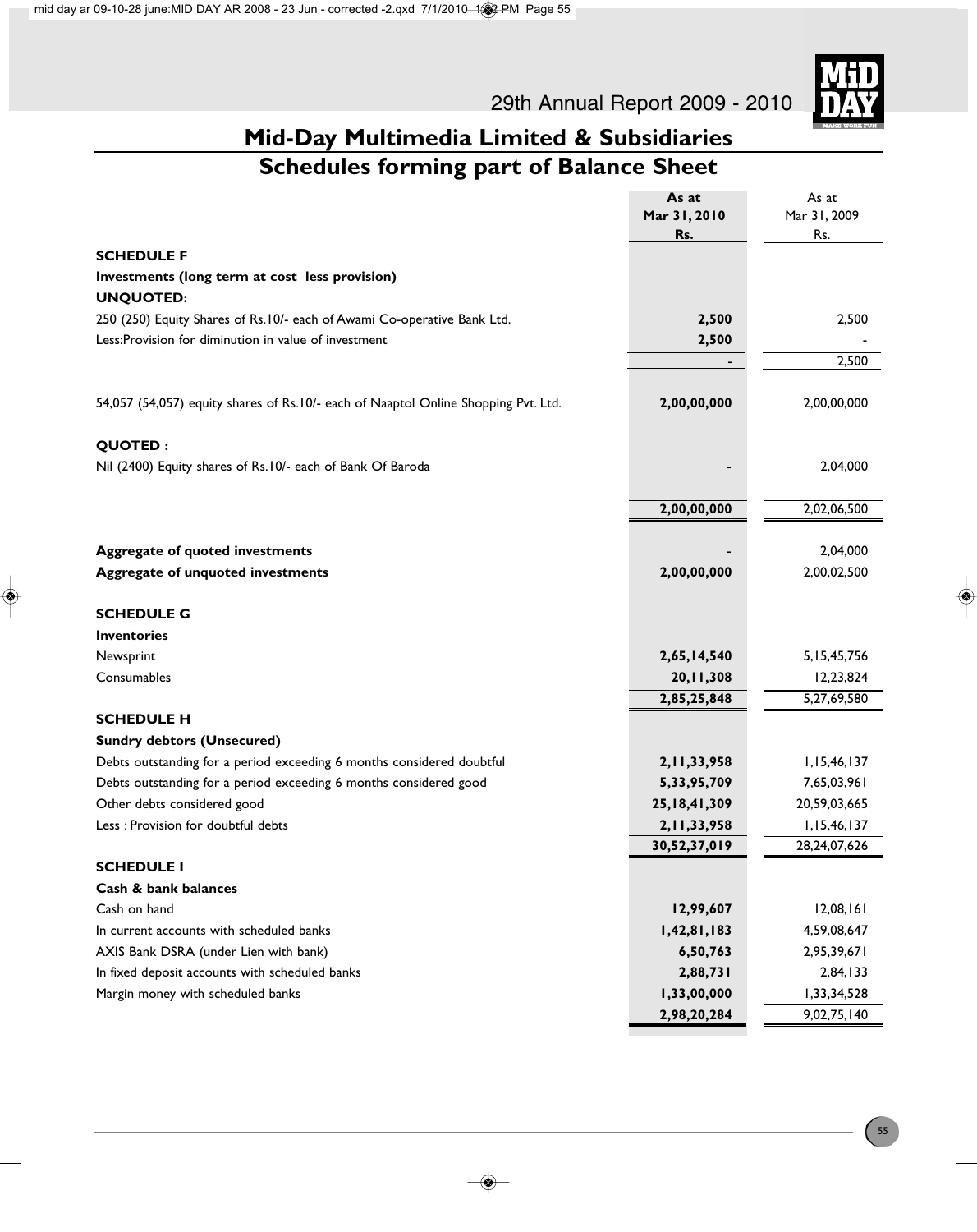# Mid-Day Multimedia Limited & Subsidiaries

## Schedules forming part of Balance Sheet

| | As at Mar 31, 2010 Rs. | As at Mar 31, 2009 Rs. |
|---|---|---|
| **SCHEDULE F** | | |
| **Investments (long term at cost less provision)** | | |
| **UNQUOTED:** | | |
| 250 (250) Equity Shares of Rs.10/- each of Awami Co-operative Bank Ltd. | **2,500** | 2,500 |
| Less:Provision for diminution in value of investment | **2,500** | - |
| | **-** | 2,500 |
| 54,057 (54,057) equity shares of Rs.10/- each of Naaptol Online Shopping Pvt. Ltd. | **2,00,00,000** | 2,00,00,000 |
| **QUOTED :** | | |
| Nil (2400) Equity shares of Rs.10/- each of Bank Of Baroda | **-** | 2,04,000 |
| | **2,00,00,000** | 2,02,06,500 |
| **Aggregate of quoted investments** | **-** | 2,04,000 |
| **Aggregate of unquoted investments** | **2,00,00,000** | 2,00,02,500 |
| **SCHEDULE G** | | |
| **Inventories** | | |
| Newsprint | **2,65,14,540** | 5,15,45,756 |
| Consumables | **20,11,308** | 12,23,824 |
| | **2,85,25,848** | 5,27,69,580 |
| **SCHEDULE H** | | |
| **Sundry debtors (Unsecured)** | | |
| Debts outstanding for a period exceeding 6 months considered doubtful | **2,11,33,958** | 1,15,46,137 |
| Debts outstanding for a period exceeding 6 months considered good | **5,33,95,709** | 7,65,03,961 |
| Other debts considered good | **25,18,41,309** | 20,59,03,665 |
| Less : Provision for doubtful debts | **2,11,33,958** | 1,15,46,137 |
| | **30,52,37,019** | 28,24,07,626 |
| **SCHEDULE I** | | |
| **Cash & bank balances** | | |
| Cash on hand | **12,99,607** | 12,08,161 |
| In current accounts with scheduled banks | **1,42,81,183** | 4,59,08,647 |
| AXIS Bank DSRA (under Lien with bank) | **6,50,763** | 2,95,39,671 |
| In fixed deposit accounts with scheduled banks | **2,88,731** | 2,84,133 |
| Margin money with scheduled banks | **1,33,00,000** | 1,33,34,528 |
| | **2,98,20,284** | 9,02,75,140 |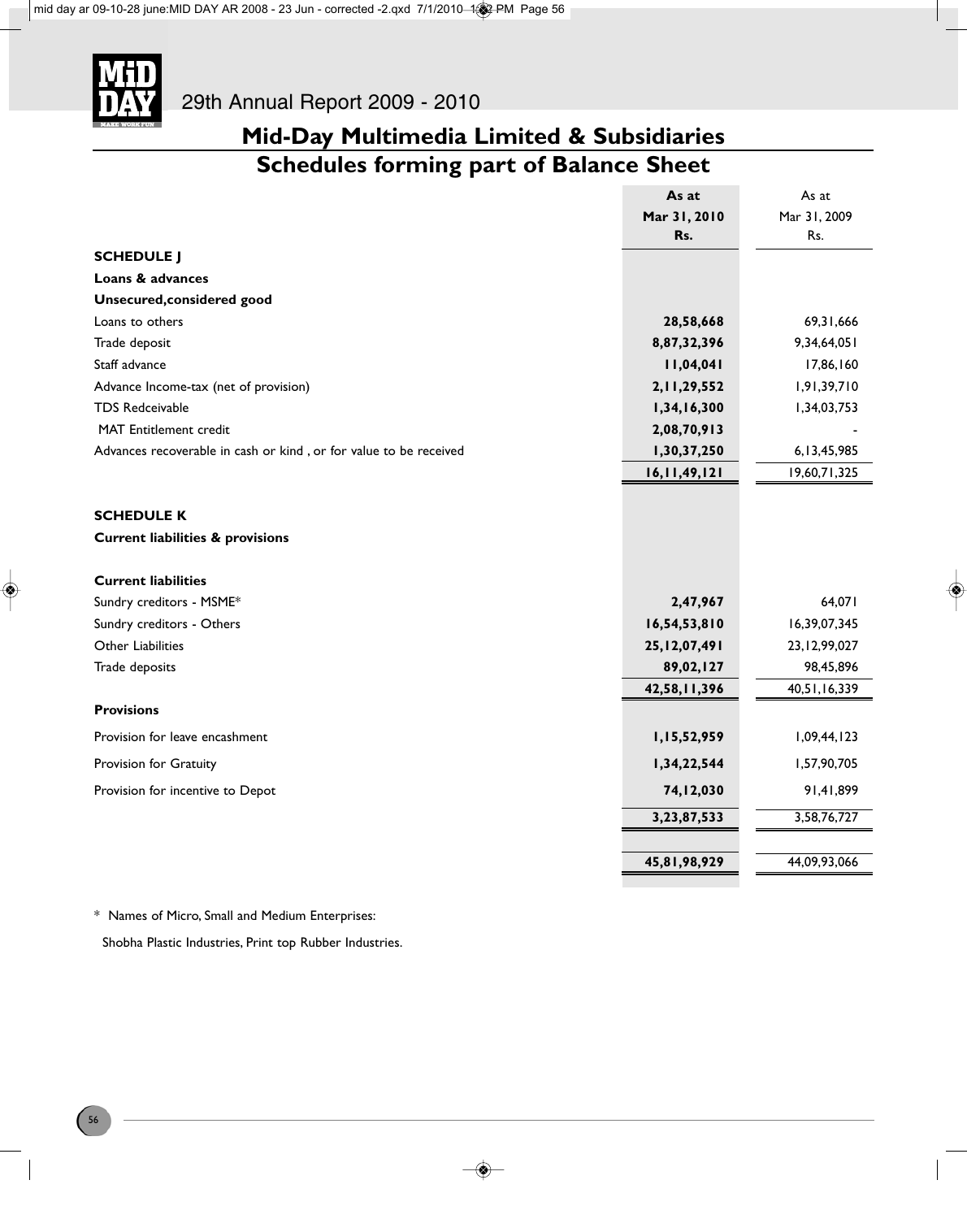# Mid-Day Multimedia Limited & Subsidiaries

## Schedules forming part of Balance Sheet

| | As at Mar 31, 2010 Rs. | As at Mar 31, 2009 Rs. |
|---|---|---|
| **SCHEDULE J** | | |
| **Loans & advances** | | |
| **Unsecured,considered good** | | |
| Loans to others | **28,58,668** | 69,31,666 |
| Trade deposit | **8,87,32,396** | 9,34,64,051 |
| Staff advance | **11,04,041** | 17,86,160 |
| Advance Income-tax (net of provision) | **2,11,29,552** | 1,91,39,710 |
| TDS Redceivable | **1,34,16,300** | 1,34,03,753 |
| MAT Entitlement credit | **2,08,70,913** | - |
| Advances recoverable in cash or kind , or for value to be received | **1,30,37,250** | 6,13,45,985 |
| | **16,11,49,121** | 19,60,71,325 |
| **SCHEDULE K** | | |
| **Current liabilities & provisions** | | |
| **Current liabilities** | | |
| Sundry creditors - MSME* | **2,47,967** | 64,071 |
| Sundry creditors - Others | **16,54,53,810** | 16,39,07,345 |
| Other Liabilities | **25,12,07,491** | 23,12,99,027 |
| Trade deposits | **89,02,127** | 98,45,896 |
| | **42,58,11,396** | 40,51,16,339 |
| **Provisions** | | |
| Provision for leave encashment | **1,15,52,959** | 1,09,44,123 |
| Provision for Gratuity | **1,34,22,544** | 1,57,90,705 |
| Provision for incentive to Depot | **74,12,030** | 91,41,899 |
| | **3,23,87,533** | 3,58,76,727 |
| | **45,81,98,929** | 44,09,93,066 |

\* Names of Micro, Small and Medium Enterprises:

Shobha Plastic Industries, Print top Rubber Industries.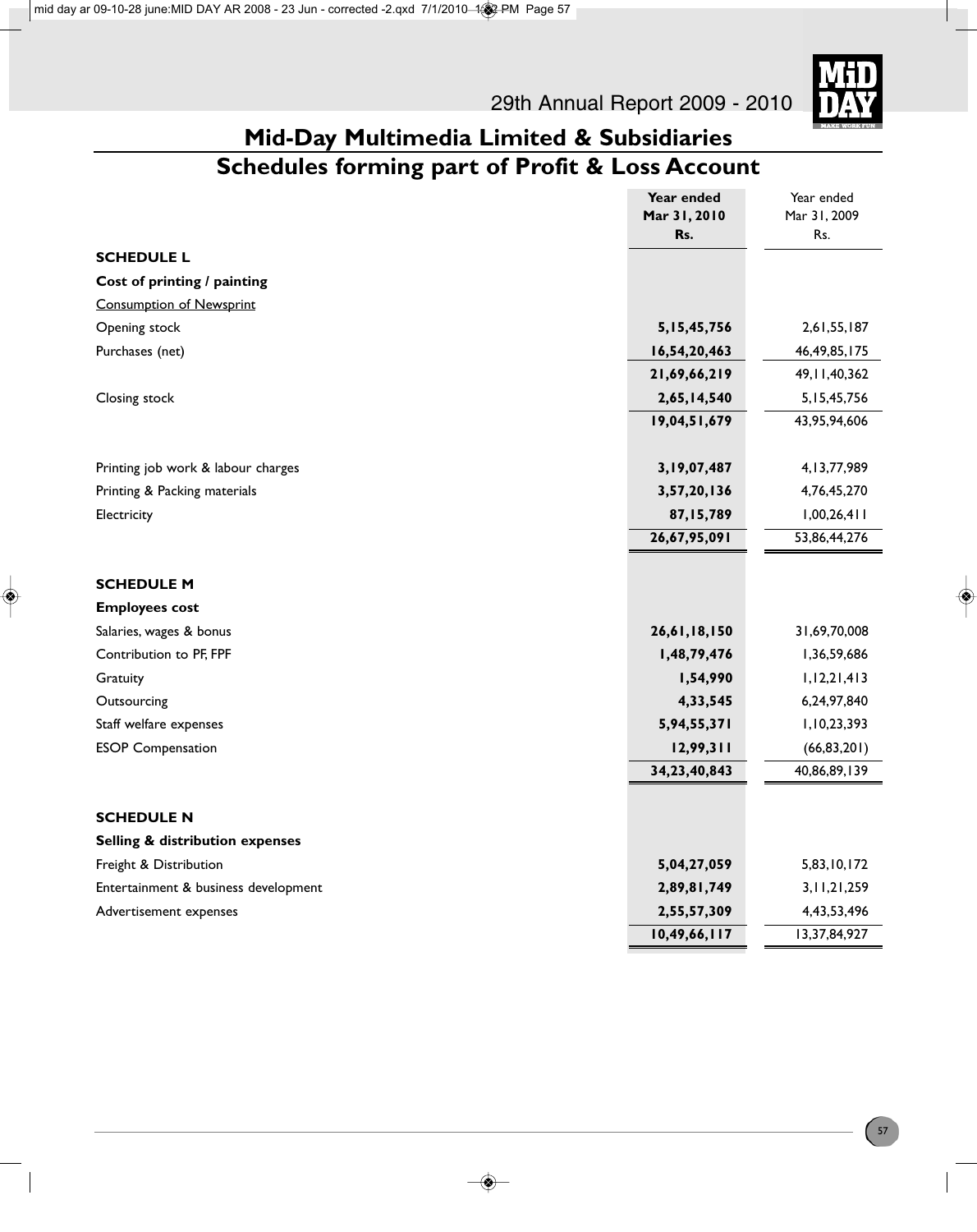## Mid-Day Multimedia Limited & Subsidiaries

## Schedules forming part of Profit & Loss Account

| | **Year ended Mar 31, 2010 Rs.** | Year ended Mar 31, 2009 Rs. |
|---|---|---|
| **SCHEDULE L** | | |
| **Cost of printing / painting** | | |
| Consumption of Newsprint | | |
| Opening stock | **5,15,45,756** | 2,61,55,187 |
| Purchases (net) | **16,54,20,463** | 46,49,85,175 |
| | **21,69,66,219** | 49,11,40,362 |
| Closing stock | **2,65,14,540** | 5,15,45,756 |
| | **19,04,51,679** | 43,95,94,606 |
| Printing job work & labour charges | **3,19,07,487** | 4,13,77,989 |
| Printing & Packing materials | **3,57,20,136** | 4,76,45,270 |
| Electricity | **87,15,789** | 1,00,26,411 |
| | **26,67,95,091** | 53,86,44,276 |
| **SCHEDULE M** | | |
| **Employees cost** | | |
| Salaries, wages & bonus | **26,61,18,150** | 31,69,70,008 |
| Contribution to PF, FPF | **1,48,79,476** | 1,36,59,686 |
| Gratuity | **1,54,990** | 1,12,21,413 |
| Outsourcing | **4,33,545** | 6,24,97,840 |
| Staff welfare expenses | **5,94,55,371** | 1,10,23,393 |
| ESOP Compensation | **12,99,311** | (66,83,201) |
| | **34,23,40,843** | 40,86,89,139 |
| **SCHEDULE N** | | |
| **Selling & distribution expenses** | | |
| Freight & Distribution | **5,04,27,059** | 5,83,10,172 |
| Entertainment & business development | **2,89,81,749** | 3,11,21,259 |
| Advertisement expenses | **2,55,57,309** | 4,43,53,496 |
| | **10,49,66,117** | 13,37,84,927 |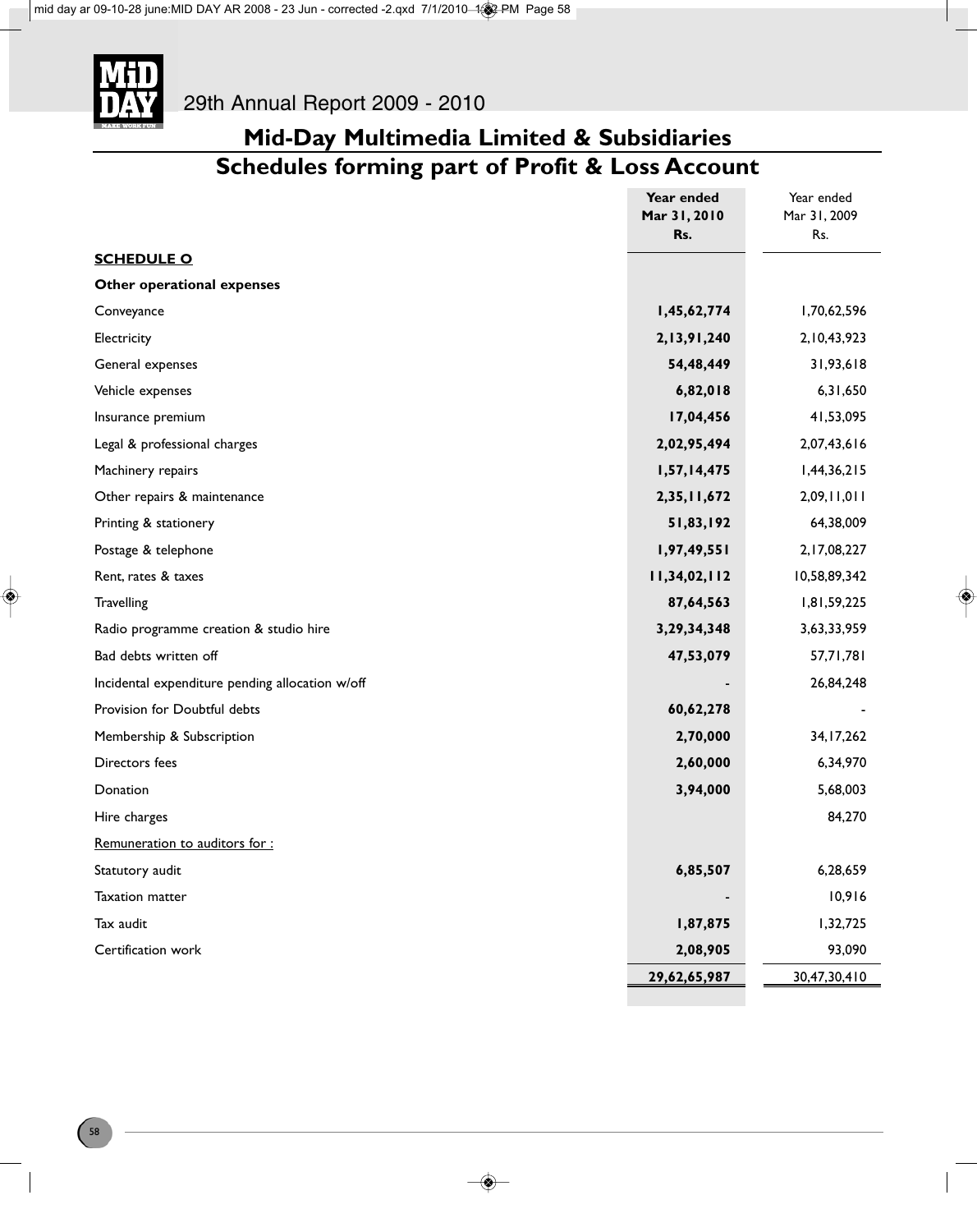# Mid-Day Multimedia Limited & Subsidiaries

## Schedules forming part of Profit & Loss Account

| | Year ended Mar 31, 2010 Rs. | Year ended Mar 31, 2009 Rs. |
|---|---|---|
| **SCHEDULE O** | | |
| **Other operational expenses** | | |
| Conveyance | **1,45,62,774** | 1,70,62,596 |
| Electricity | **2,13,91,240** | 2,10,43,923 |
| General expenses | **54,48,449** | 31,93,618 |
| Vehicle expenses | **6,82,018** | 6,31,650 |
| Insurance premium | **17,04,456** | 41,53,095 |
| Legal & professional charges | **2,02,95,494** | 2,07,43,616 |
| Machinery repairs | **1,57,14,475** | 1,44,36,215 |
| Other repairs & maintenance | **2,35,11,672** | 2,09,11,011 |
| Printing & stationery | **51,83,192** | 64,38,009 |
| Postage & telephone | **1,97,49,551** | 2,17,08,227 |
| Rent, rates & taxes | **11,34,02,112** | 10,58,89,342 |
| Travelling | **87,64,563** | 1,81,59,225 |
| Radio programme creation & studio hire | **3,29,34,348** | 3,63,33,959 |
| Bad debts written off | **47,53,079** | 57,71,781 |
| Incidental expenditure pending allocation w/off | **-** | 26,84,248 |
| Provision for Doubtful debts | **60,62,278** | - |
| Membership & Subscription | **2,70,000** | 34,17,262 |
| Directors fees | **2,60,000** | 6,34,970 |
| Donation | **3,94,000** | 5,68,003 |
| Hire charges | | 84,270 |
| Remuneration to auditors for : | | |
| Statutory audit | **6,85,507** | 6,28,659 |
| Taxation matter | **-** | 10,916 |
| Tax audit | **1,87,875** | 1,32,725 |
| Certification work | **2,08,905** | 93,090 |
| | **29,62,65,987** | 30,47,30,410 |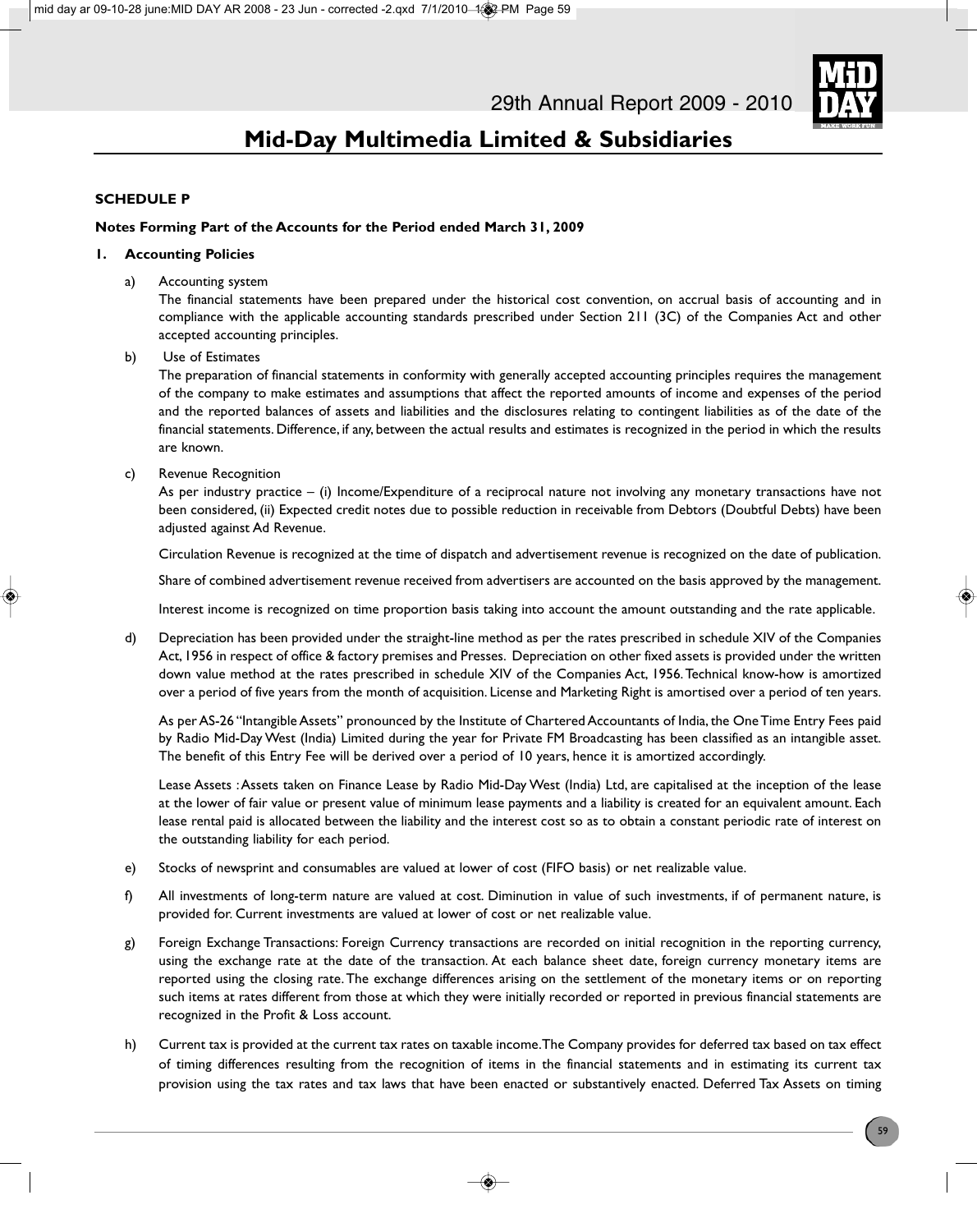## SCHEDULE P

### Notes Forming Part of the Accounts for the Period ended March 31, 2009

#### 1. Accounting Policies

a) Accounting system

The financial statements have been prepared under the historical cost convention, on accrual basis of accounting and in compliance with the applicable accounting standards prescribed under Section 211 (3C) of the Companies Act and other accepted accounting principles.

b) Use of Estimates

The preparation of financial statements in conformity with generally accepted accounting principles requires the management of the company to make estimates and assumptions that affect the reported amounts of income and expenses of the period and the reported balances of assets and liabilities and the disclosures relating to contingent liabilities as of the date of the financial statements. Difference, if any, between the actual results and estimates is recognized in the period in which the results are known.

c) Revenue Recognition

As per industry practice – (i) Income/Expenditure of a reciprocal nature not involving any monetary transactions have not been considered, (ii) Expected credit notes due to possible reduction in receivable from Debtors (Doubtful Debts) have been adjusted against Ad Revenue.

Circulation Revenue is recognized at the time of dispatch and advertisement revenue is recognized on the date of publication.

Share of combined advertisement revenue received from advertisers are accounted on the basis approved by the management.

Interest income is recognized on time proportion basis taking into account the amount outstanding and the rate applicable.

d) Depreciation has been provided under the straight-line method as per the rates prescribed in schedule XIV of the Companies Act, 1956 in respect of office & factory premises and Presses. Depreciation on other fixed assets is provided under the written down value method at the rates prescribed in schedule XIV of the Companies Act, 1956. Technical know-how is amortized over a period of five years from the month of acquisition. License and Marketing Right is amortised over a period of ten years.

As per AS-26 "Intangible Assets" pronounced by the Institute of Chartered Accountants of India, the One Time Entry Fees paid by Radio Mid-Day West (India) Limited during the year for Private FM Broadcasting has been classified as an intangible asset. The benefit of this Entry Fee will be derived over a period of 10 years, hence it is amortized accordingly.

Lease Assets : Assets taken on Finance Lease by Radio Mid-Day West (India) Ltd, are capitalised at the inception of the lease at the lower of fair value or present value of minimum lease payments and a liability is created for an equivalent amount. Each lease rental paid is allocated between the liability and the interest cost so as to obtain a constant periodic rate of interest on the outstanding liability for each period.

e) Stocks of newsprint and consumables are valued at lower of cost (FIFO basis) or net realizable value.

f) All investments of long-term nature are valued at cost. Diminution in value of such investments, if of permanent nature, is provided for. Current investments are valued at lower of cost or net realizable value.

g) Foreign Exchange Transactions: Foreign Currency transactions are recorded on initial recognition in the reporting currency, using the exchange rate at the date of the transaction. At each balance sheet date, foreign currency monetary items are reported using the closing rate. The exchange differences arising on the settlement of the monetary items or on reporting such items at rates different from those at which they were initially recorded or reported in previous financial statements are recognized in the Profit & Loss account.

h) Current tax is provided at the current tax rates on taxable income. The Company provides for deferred tax based on tax effect of timing differences resulting from the recognition of items in the financial statements and in estimating its current tax provision using the tax rates and tax laws that have been enacted or substantively enacted. Deferred Tax Assets on timing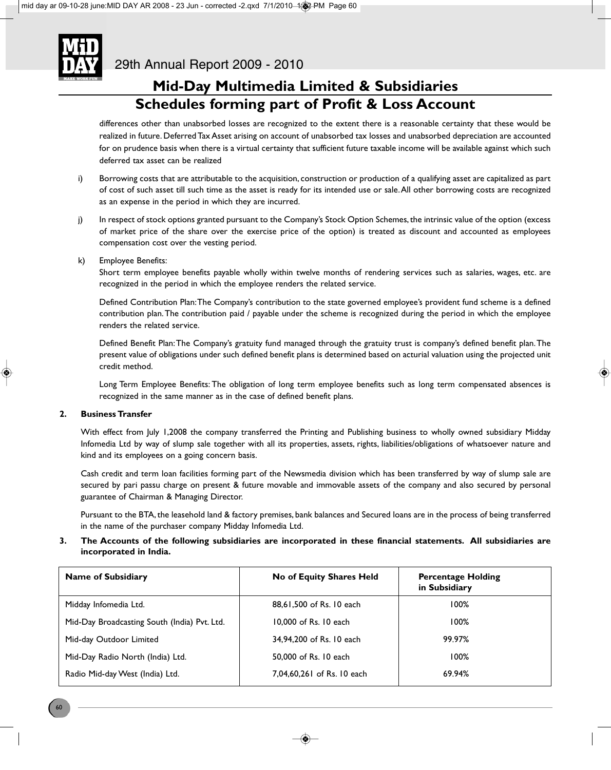# Mid-Day Multimedia Limited & Subsidiaries

## Schedules forming part of Profit & Loss Account

differences other than unabsorbed losses are recognized to the extent there is a reasonable certainty that these would be realized in future. Deferred Tax Asset arising on account of unabsorbed tax losses and unabsorbed depreciation are accounted for on prudence basis when there is a virtual certainty that sufficient future taxable income will be available against which such deferred tax asset can be realized

i) Borrowing costs that are attributable to the acquisition, construction or production of a qualifying asset are capitalized as part of cost of such asset till such time as the asset is ready for its intended use or sale. All other borrowing costs are recognized as an expense in the period in which they are incurred.

j) In respect of stock options granted pursuant to the Company's Stock Option Schemes, the intrinsic value of the option (excess of market price of the share over the exercise price of the option) is treated as discount and accounted as employees compensation cost over the vesting period.

k) Employee Benefits:

Short term employee benefits payable wholly within twelve months of rendering services such as salaries, wages, etc. are recognized in the period in which the employee renders the related service.

Defined Contribution Plan: The Company's contribution to the state governed employee's provident fund scheme is a defined contribution plan. The contribution paid / payable under the scheme is recognized during the period in which the employee renders the related service.

Defined Benefit Plan: The Company's gratuity fund managed through the gratuity trust is company's defined benefit plan. The present value of obligations under such defined benefit plans is determined based on acturial valuation using the projected unit credit method.

Long Term Employee Benefits: The obligation of long term employee benefits such as long term compensated absences is recognized in the same manner as in the case of defined benefit plans.

**2. Business Transfer**

With effect from July 1,2008 the company transferred the Printing and Publishing business to wholly owned subsidiary Midday Infomedia Ltd by way of slump sale together with all its properties, assets, rights, liabilities/obligations of whatsoever nature and kind and its employees on a going concern basis.

Cash credit and term loan facilities forming part of the Newsmedia division which has been transferred by way of slump sale are secured by pari passu charge on present & future movable and immovable assets of the company and also secured by personal guarantee of Chairman & Managing Director.

Pursuant to the BTA, the leasehold land & factory premises, bank balances and Secured loans are in the process of being transferred in the name of the purchaser company Midday Infomedia Ltd.

**3. The Accounts of the following subsidiaries are incorporated in these financial statements. All subsidiaries are incorporated in India.**

| Name of Subsidiary | No of Equity Shares Held | Percentage Holding in Subsidiary |
|---|---|---|
| Midday Infomedia Ltd. | 88,61,500 of Rs. 10 each | 100% |
| Mid-Day Broadcasting South (India) Pvt. Ltd. | 10,000 of Rs. 10 each | 100% |
| Mid-day Outdoor Limited | 34,94,200 of Rs. 10 each | 99.97% |
| Mid-Day Radio North (India) Ltd. | 50,000 of Rs. 10 each | 100% |
| Radio Mid-day West (India) Ltd. | 7,04,60,261 of Rs. 10 each | 69.94% |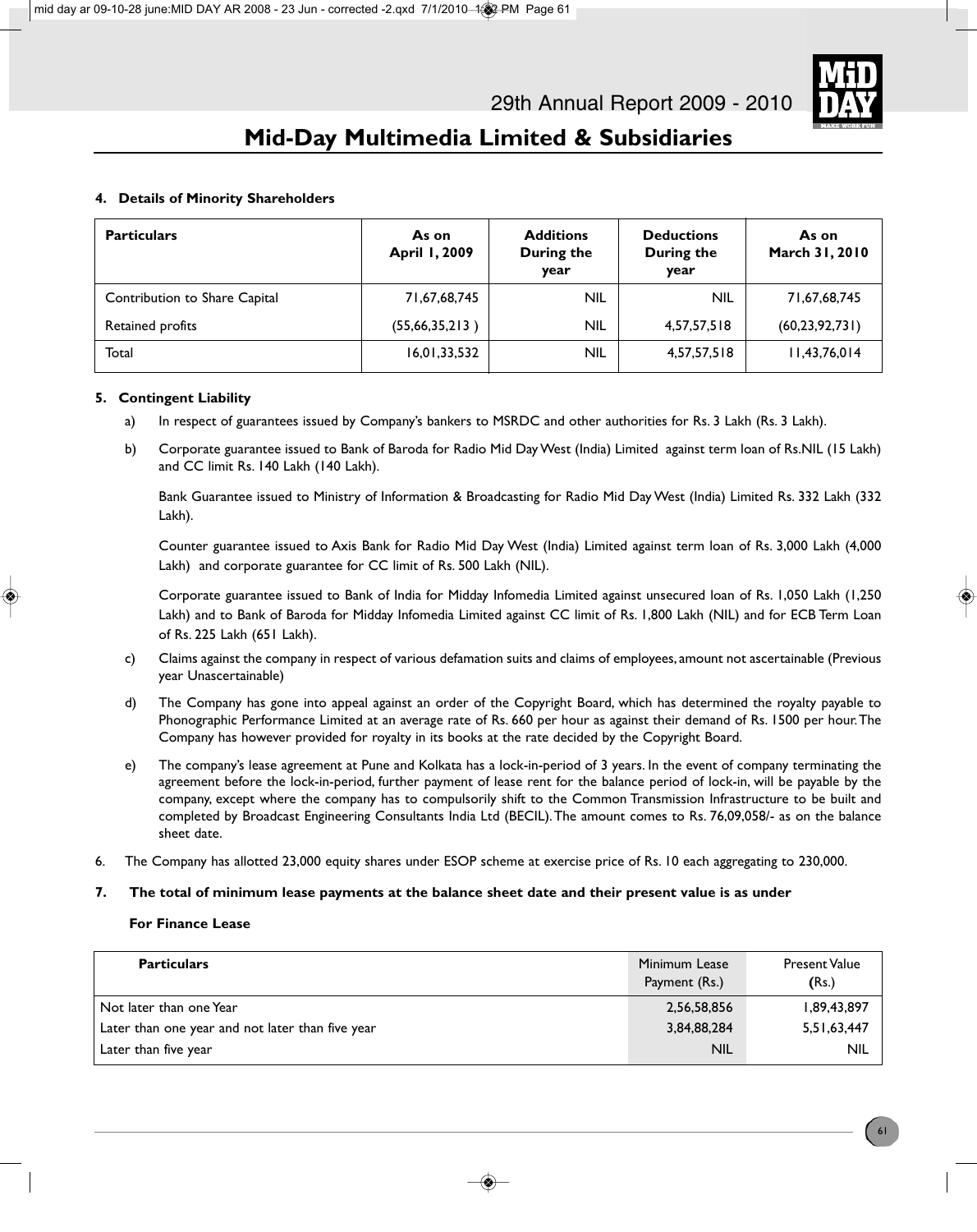# Mid-Day Multimedia Limited & Subsidiaries

**4. Details of Minority Shareholders**

| Particulars | As on April 1, 2009 | Additions During the year | Deductions During the year | As on March 31, 2010 |
|---|---|---|---|---|
| Contribution to Share Capital | 71,67,68,745 | NIL | NIL | 71,67,68,745 |
| Retained profits | (55,66,35,213 ) | NIL | 4,57,57,518 | (60,23,92,731) |
| Total | 16,01,33,532 | NIL | 4,57,57,518 | 11,43,76,014 |

**5. Contingent Liability**

a) In respect of guarantees issued by Company's bankers to MSRDC and other authorities for Rs. 3 Lakh (Rs. 3 Lakh).

b) Corporate guarantee issued to Bank of Baroda for Radio Mid Day West (India) Limited against term loan of Rs.NIL (15 Lakh) and CC limit Rs. 140 Lakh (140 Lakh).

Bank Guarantee issued to Ministry of Information & Broadcasting for Radio Mid Day West (India) Limited Rs. 332 Lakh (332 Lakh).

Counter guarantee issued to Axis Bank for Radio Mid Day West (India) Limited against term loan of Rs. 3,000 Lakh (4,000 Lakh) and corporate guarantee for CC limit of Rs. 500 Lakh (NIL).

Corporate guarantee issued to Bank of India for Midday Infomedia Limited against unsecured loan of Rs. 1,050 Lakh (1,250 Lakh) and to Bank of Baroda for Midday Infomedia Limited against CC limit of Rs. 1,800 Lakh (NIL) and for ECB Term Loan of Rs. 225 Lakh (651 Lakh).

c) Claims against the company in respect of various defamation suits and claims of employees, amount not ascertainable (Previous year Unascertainable)

d) The Company has gone into appeal against an order of the Copyright Board, which has determined the royalty payable to Phonographic Performance Limited at an average rate of Rs. 660 per hour as against their demand of Rs. 1500 per hour. The Company has however provided for royalty in its books at the rate decided by the Copyright Board.

e) The company's lease agreement at Pune and Kolkata has a lock-in-period of 3 years. In the event of company terminating the agreement before the lock-in-period, further payment of lease rent for the balance period of lock-in, will be payable by the company, except where the company has to compulsorily shift to the Common Transmission Infrastructure to be built and completed by Broadcast Engineering Consultants India Ltd (BECIL). The amount comes to Rs. 76,09,058/- as on the balance sheet date.

6. The Company has allotted 23,000 equity shares under ESOP scheme at exercise price of Rs. 10 each aggregating to 230,000.

**7. The total of minimum lease payments at the balance sheet date and their present value is as under**

**For Finance Lease**

| Particulars | Minimum Lease Payment (Rs.) | Present Value (Rs.) |
|---|---|---|
| Not later than one Year | 2,56,58,856 | 1,89,43,897 |
| Later than one year and not later than five year | 3,84,88,284 | 5,51,63,447 |
| Later than five year | NIL | NIL |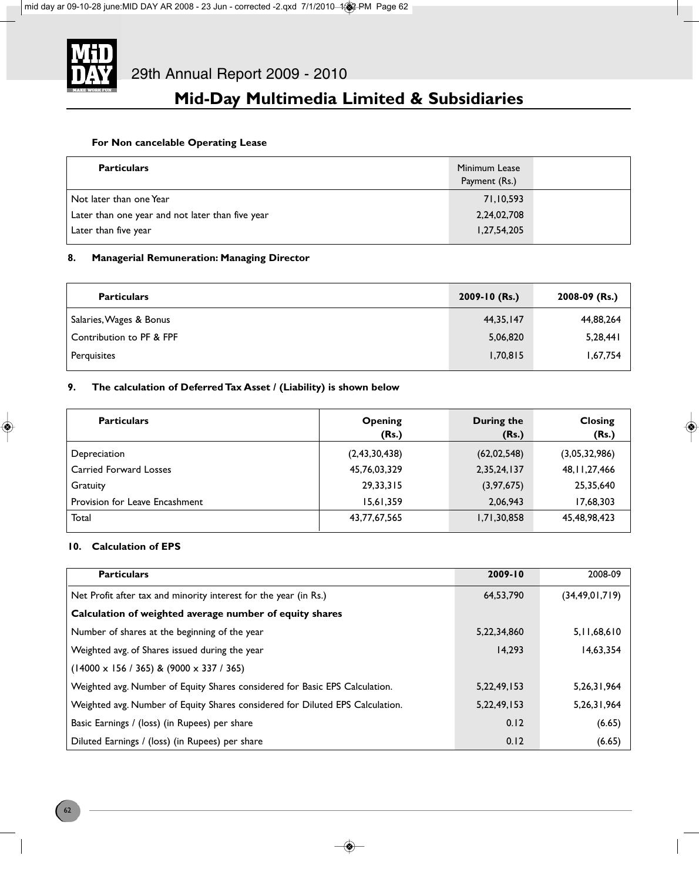**For Non cancelable Operating Lease**

| Particulars | Minimum Lease Payment (Rs.) | |
|---|---|---|
| Not later than one Year | 71,10,593 | |
| Later than one year and not later than five year | 2,24,02,708 | |
| Later than five year | 1,27,54,205 | |

**8. Managerial Remuneration: Managing Director**

| Particulars | 2009-10 (Rs.) | 2008-09 (Rs.) |
|---|---|---|
| Salaries, Wages & Bonus | 44,35,147 | 44,88,264 |
| Contribution to PF & FPF | 5,06,820 | 5,28,441 |
| Perquisites | 1,70,815 | 1,67,754 |

**9. The calculation of Deferred Tax Asset / (Liability) is shown below**

| Particulars | Opening (Rs.) | During the (Rs.) | Closing (Rs.) |
|---|---|---|---|
| Depreciation | (2,43,30,438) | (62,02,548) | (3,05,32,986) |
| Carried Forward Losses | 45,76,03,329 | 2,35,24,137 | 48,11,27,466 |
| Gratuity | 29,33,315 | (3,97,675) | 25,35,640 |
| Provision for Leave Encashment | 15,61,359 | 2,06,943 | 17,68,303 |
| Total | 43,77,67,565 | 1,71,30,858 | 45,48,98,423 |

**10. Calculation of EPS**

| Particulars | 2009-10 | 2008-09 |
|---|---|---|
| Net Profit after tax and minority interest for the year (in Rs.) | 64,53,790 | (34,49,01,719) |
| **Calculation of weighted average number of equity shares** | | |
| Number of shares at the beginning of the year | 5,22,34,860 | 5,11,68,610 |
| Weighted avg. of Shares issued during the year | 14,293 | 14,63,354 |
| (14000 x 156 / 365) & (9000 x 337 / 365) | | |
| Weighted avg. Number of Equity Shares considered for Basic EPS Calculation. | 5,22,49,153 | 5,26,31,964 |
| Weighted avg. Number of Equity Shares considered for Diluted EPS Calculation. | 5,22,49,153 | 5,26,31,964 |
| Basic Earnings / (loss) (in Rupees) per share | 0.12 | (6.65) |
| Diluted Earnings / (loss) (in Rupees) per share | 0.12 | (6.65) |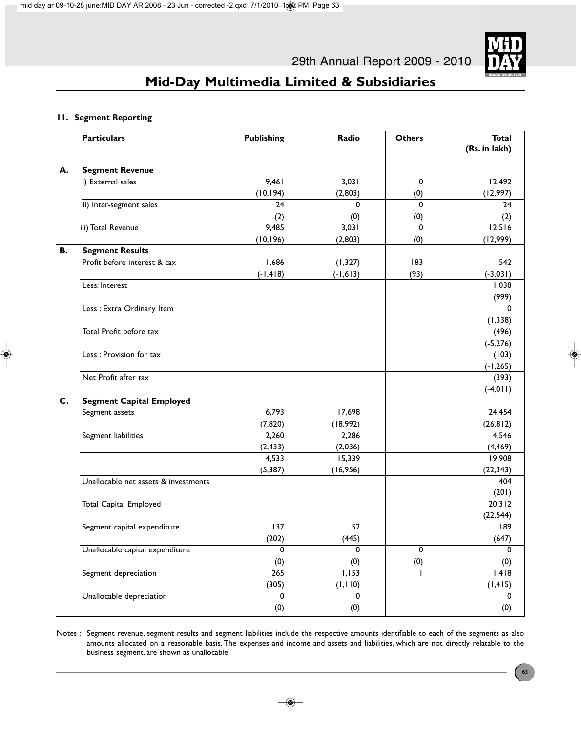### 11. Segment Reporting

| | Particulars | Publishing | Radio | Others | Total (Rs. in lakh) |
|---|---|---|---|---|---|
| **A.** | **Segment Revenue** | | | | |
| | i) External sales | 9,461 | 3,031 | 0 | 12,492 |
| | | (10,194) | (2,803) | (0) | (12,997) |
| | ii) Inter-segment sales | 24 | 0 | 0 | 24 |
| | | (2) | (0) | (0) | (2) |
| | iii) Total Revenue | 9,485 | 3,031 | 0 | 12,516 |
| | | (10,196) | (2,803) | (0) | (12,999) |
| **B.** | **Segment Results** | | | | |
| | Profit before interest & tax | 1,686 | (1,327) | 183 | 542 |
| | | (-1,418) | (-1,613) | (93) | (-3,031) |
| | Less: Interest | | | | 1,038 |
| | | | | | (999) |
| | Less : Extra Ordinary Item | | | | 0 |
| | | | | | (1,338) |
| | Total Profit before tax | | | | (496) |
| | | | | | (-5,276) |
| | Less : Provision for tax | | | | (103) |
| | | | | | (-1,265) |
| | Net Profit after tax | | | | (393) |
| | | | | | (-4,011) |
| **C.** | **Segment Capital Employed** | | | | |
| | Segment assets | 6,793 | 17,698 | | 24,454 |
| | | (7,820) | (18,992) | | (26,812) |
| | Segment liabilities | 2,260 | 2,286 | | 4,546 |
| | | (2,433) | (2,036) | | (4,469) |
| | | 4,533 | 15,339 | | 19,908 |
| | | (5,387) | (16,956) | | (22,343) |
| | Unallocable net assets & investments | | | | 404 |
| | | | | | (201) |
| | Total Capital Employed | | | | 20,312 |
| | | | | | (22,544) |
| | Segment capital expenditure | 137 | 52 | | 189 |
| | | (202) | (445) | | (647) |
| | Unallocable capital expenditure | 0 | 0 | 0 | 0 |
| | | (0) | (0) | (0) | (0) |
| | Segment depreciation | 265 | 1,153 | 1 | 1,418 |
| | | (305) | (1,110) | | (1,415) |
| | Unallocable depreciation | 0 | 0 | | 0 |
| | | (0) | (0) | | (0) |

Notes : Segment revenue, segment results and segment liabilities include the respective amounts identifiable to each of the segments as also amounts allocated on a reasonable basis. The expenses and income and assets and liabilities, which are not directly relatable to the business segment, are shown as unallocable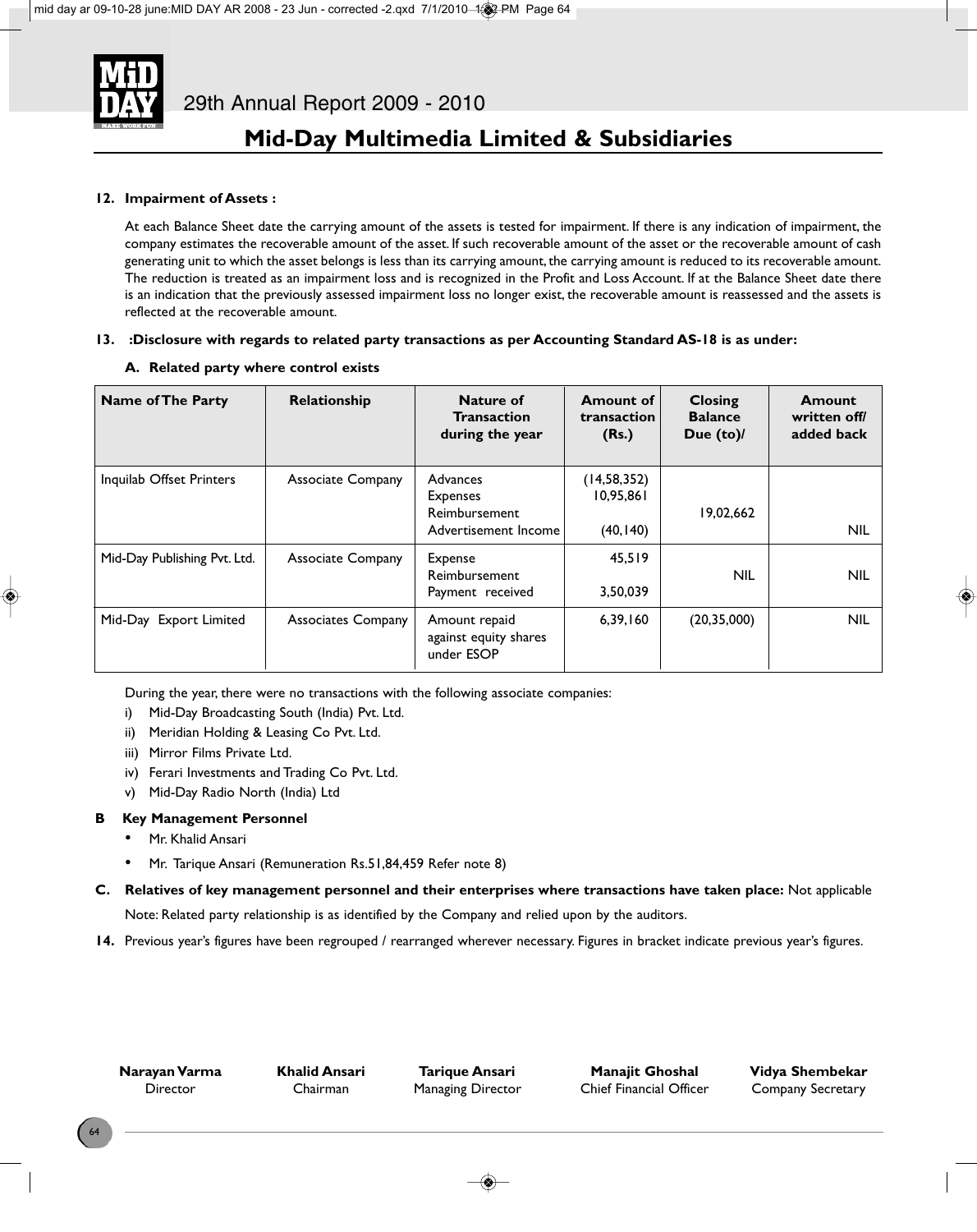**12. Impairment of Assets :**

At each Balance Sheet date the carrying amount of the assets is tested for impairment. If there is any indication of impairment, the company estimates the recoverable amount of the asset. If such recoverable amount of the asset or the recoverable amount of cash generating unit to which the asset belongs is less than its carrying amount, the carrying amount is reduced to its recoverable amount. The reduction is treated as an impairment loss and is recognized in the Profit and Loss Account. If at the Balance Sheet date there is an indication that the previously assessed impairment loss no longer exist, the recoverable amount is reassessed and the assets is reflected at the recoverable amount.

**13. :Disclosure with regards to related party transactions as per Accounting Standard AS-18 is as under:**

**A. Related party where control exists**

| Name of The Party | Relationship | Nature of Transaction during the year | Amount of transaction (Rs.) | Closing Balance Due (to)/ | Amount written off/ added back |
|---|---|---|---|---|---|
| Inquilab Offset Printers | Associate Company | Advances<br>Expenses Reimbursement<br>Advertisement Income | (14,58,352)<br>10,95,861<br>(40,140) | 19,02,662 | NIL |
| Mid-Day Publishing Pvt. Ltd. | Associate Company | Expense Reimbursement<br>Payment received | 45,519<br>3,50,039 | NIL | NIL |
| Mid-Day Export Limited | Associates Company | Amount repaid against equity shares under ESOP | 6,39,160 | (20,35,000) | NIL |

During the year, there were no transactions with the following associate companies:

i) Mid-Day Broadcasting South (India) Pvt. Ltd.
ii) Meridian Holding & Leasing Co Pvt. Ltd.
iii) Mirror Films Private Ltd.
iv) Ferari Investments and Trading Co Pvt. Ltd.
v) Mid-Day Radio North (India) Ltd

**B Key Management Personnel**

- Mr. Khalid Ansari
- Mr. Tarique Ansari (Remuneration Rs.51,84,459 Refer note 8)

**C. Relatives of key management personnel and their enterprises where transactions have taken place:** Not applicable

Note: Related party relationship is as identified by the Company and relied upon by the auditors.

**14.** Previous year's figures have been regrouped / rearranged wherever necessary. Figures in bracket indicate previous year's figures.

| **Narayan Varma** | **Khalid Ansari** | **Tarique Ansari** | **Manajit Ghoshal** | **Vidya Shembekar** |
|---|---|---|---|---|
| Director | Chairman | Managing Director | Chief Financial Officer | Company Secretary |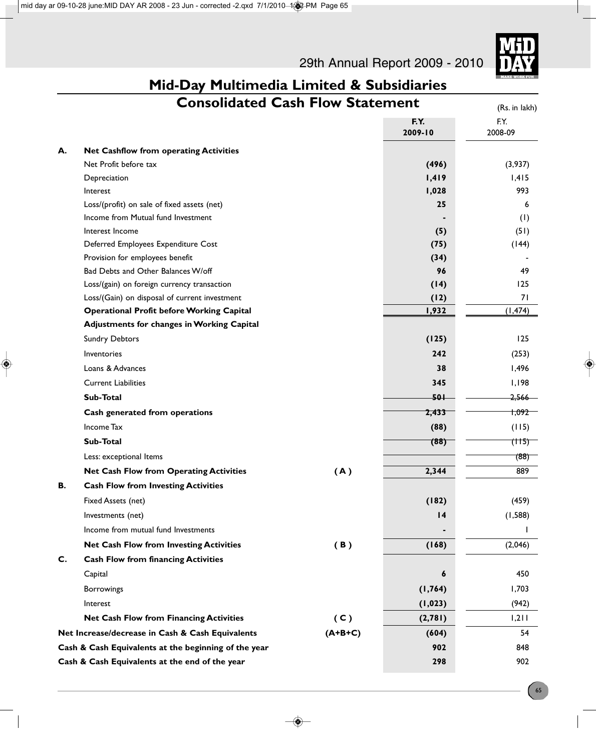# Mid-Day Multimedia Limited & Subsidiaries

## Consolidated Cash Flow Statement

(Rs. in lakh)

| | | | F.Y. 2009-10 | F.Y. 2008-09 |
|---|---|---|---|---|
| **A.** | **Net Cashflow from operating Activities** | | | |
| | Net Profit before tax | | **(496)** | (3,937) |
| | Depreciation | | **1,419** | 1,415 |
| | Interest | | **1,028** | 993 |
| | Loss/(profit) on sale of fixed assets (net) | | **25** | 6 |
| | Income from Mutual fund Investment | | **-** | (1) |
| | Interest Income | | **(5)** | (51) |
| | Deferred Employees Expenditure Cost | | **(75)** | (144) |
| | Provision for employees benefit | | **(34)** | - |
| | Bad Debts and Other Balances W/off | | **96** | 49 |
| | Loss/(gain) on foreign currency transaction | | **(14)** | 125 |
| | Loss/(Gain) on disposal of current investment | | **(12)** | 71 |
| | **Operational Profit before Working Capital** | | **1,932** | (1,474) |
| | **Adjustments for changes in Working Capital** | | | |
| | Sundry Debtors | | **(125)** | 125 |
| | Inventories | | **242** | (253) |
| | Loans & Advances | | **38** | 1,496 |
| | Current Liabilities | | **345** | 1,198 |
| | **Sub-Total** | | **501** | 2,566 |
| | **Cash generated from operations** | | **2,433** | 1,092 |
| | Income Tax | | **(88)** | (115) |
| | **Sub-Total** | | **(88)** | (115) |
| | Less: exceptional Items | | | (88) |
| | **Net Cash Flow from Operating Activities** | **( A )** | **2,344** | 889 |
| **B.** | **Cash Flow from Investing Activities** | | | |
| | Fixed Assets (net) | | **(182)** | (459) |
| | Investments (net) | | **14** | (1,588) |
| | Income from mutual fund Investments | | **-** | 1 |
| | **Net Cash Flow from Investing Activities** | **( B )** | **(168)** | (2,046) |
| **C.** | **Cash Flow from financing Activities** | | | |
| | Capital | | **6** | 450 |
| | Borrowings | | **(1,764)** | 1,703 |
| | Interest | | **(1,023)** | (942) |
| | **Net Cash Flow from Financing Activities** | **( C )** | **(2,781)** | 1,211 |
| **Net Increase/decrease in Cash & Cash Equivalents** | | **(A+B+C)** | **(604)** | 54 |
| **Cash & Cash Equivalents at the beginning of the year** | | | **902** | 848 |
| **Cash & Cash Equivalents at the end of the year** | | | **298** | 902 |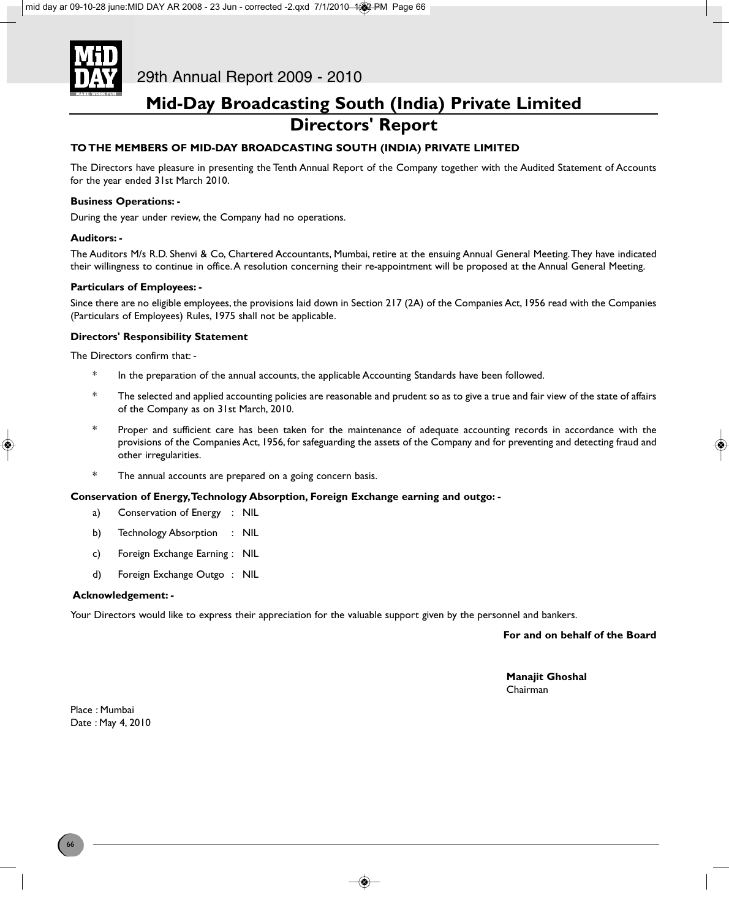# Mid-Day Broadcasting South (India) Private Limited

## Directors' Report

**TO THE MEMBERS OF MID-DAY BROADCASTING SOUTH (INDIA) PRIVATE LIMITED**

The Directors have pleasure in presenting the Tenth Annual Report of the Company together with the Audited Statement of Accounts for the year ended 31st March 2010.

**Business Operations: -**

During the year under review, the Company had no operations.

**Auditors: -**

The Auditors M/s R.D. Shenvi & Co, Chartered Accountants, Mumbai, retire at the ensuing Annual General Meeting. They have indicated their willingness to continue in office. A resolution concerning their re-appointment will be proposed at the Annual General Meeting.

**Particulars of Employees: -**

Since there are no eligible employees, the provisions laid down in Section 217 (2A) of the Companies Act, 1956 read with the Companies (Particulars of Employees) Rules, 1975 shall not be applicable.

**Directors' Responsibility Statement**

The Directors confirm that: -

* In the preparation of the annual accounts, the applicable Accounting Standards have been followed.
* The selected and applied accounting policies are reasonable and prudent so as to give a true and fair view of the state of affairs of the Company as on 31st March, 2010.
* Proper and sufficient care has been taken for the maintenance of adequate accounting records in accordance with the provisions of the Companies Act, 1956, for safeguarding the assets of the Company and for preventing and detecting fraud and other irregularities.
* The annual accounts are prepared on a going concern basis.

**Conservation of Energy, Technology Absorption, Foreign Exchange earning and outgo: -**

a) Conservation of Energy : NIL

b) Technology Absorption : NIL

c) Foreign Exchange Earning : NIL

d) Foreign Exchange Outgo : NIL

**Acknowledgement: -**

Your Directors would like to express their appreciation for the valuable support given by the personnel and bankers.

**For and on behalf of the Board**

**Manajit Ghoshal**
Chairman

Place : Mumbai
Date : May 4, 2010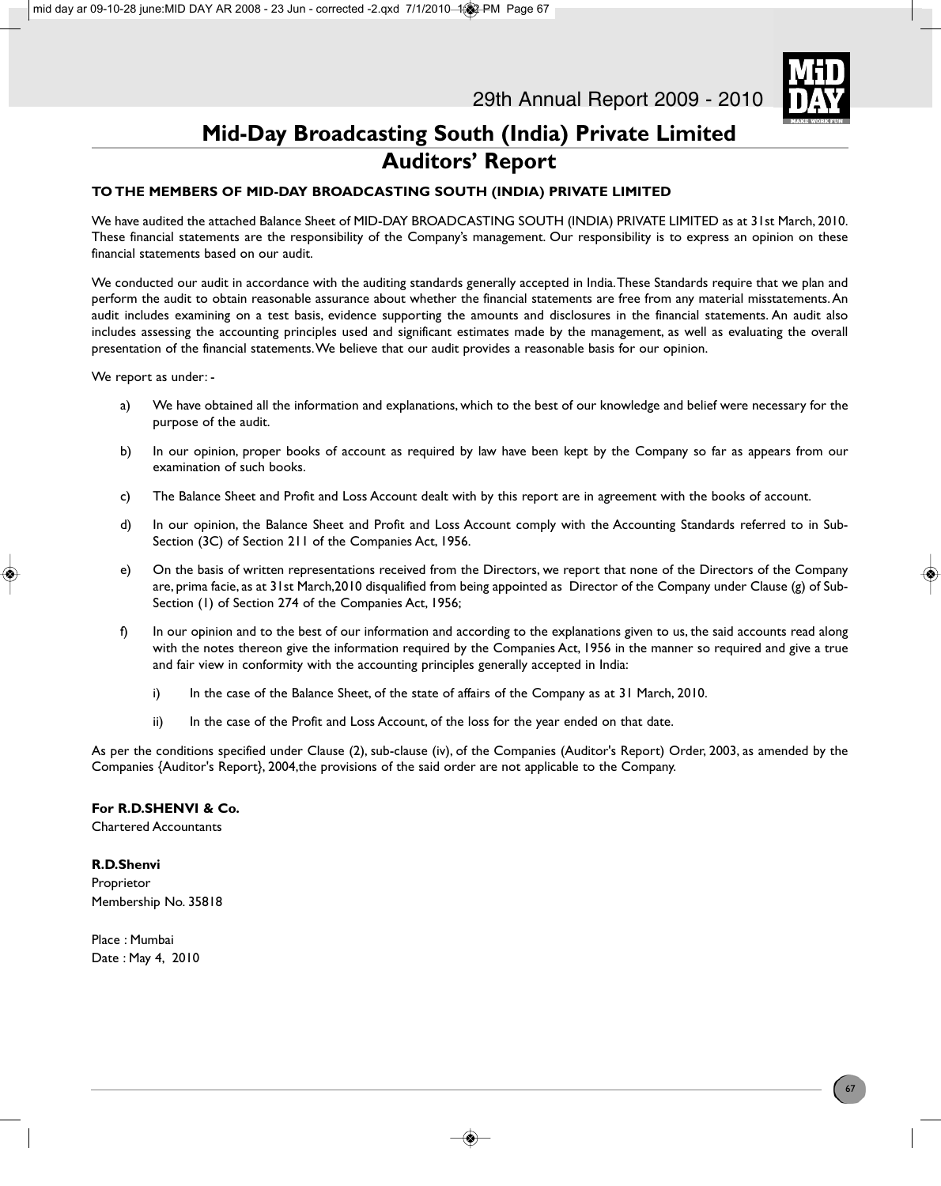# Mid-Day Broadcasting South (India) Private Limited

## Auditors' Report

**TO THE MEMBERS OF MID-DAY BROADCASTING SOUTH (INDIA) PRIVATE LIMITED**

We have audited the attached Balance Sheet of MID-DAY BROADCASTING SOUTH (INDIA) PRIVATE LIMITED as at 31st March, 2010. These financial statements are the responsibility of the Company's management. Our responsibility is to express an opinion on these financial statements based on our audit.

We conducted our audit in accordance with the auditing standards generally accepted in India. These Standards require that we plan and perform the audit to obtain reasonable assurance about whether the financial statements are free from any material misstatements. An audit includes examining on a test basis, evidence supporting the amounts and disclosures in the financial statements. An audit also includes assessing the accounting principles used and significant estimates made by the management, as well as evaluating the overall presentation of the financial statements. We believe that our audit provides a reasonable basis for our opinion.

We report as under: -

a) We have obtained all the information and explanations, which to the best of our knowledge and belief were necessary for the purpose of the audit.

b) In our opinion, proper books of account as required by law have been kept by the Company so far as appears from our examination of such books.

c) The Balance Sheet and Profit and Loss Account dealt with by this report are in agreement with the books of account.

d) In our opinion, the Balance Sheet and Profit and Loss Account comply with the Accounting Standards referred to in Sub-Section (3C) of Section 211 of the Companies Act, 1956.

e) On the basis of written representations received from the Directors, we report that none of the Directors of the Company are, prima facie, as at 31st March,2010 disqualified from being appointed as Director of the Company under Clause (g) of Sub-Section (1) of Section 274 of the Companies Act, 1956;

f) In our opinion and to the best of our information and according to the explanations given to us, the said accounts read along with the notes thereon give the information required by the Companies Act, 1956 in the manner so required and give a true and fair view in conformity with the accounting principles generally accepted in India:

   i) In the case of the Balance Sheet, of the state of affairs of the Company as at 31 March, 2010.

   ii) In the case of the Profit and Loss Account, of the loss for the year ended on that date.

As per the conditions specified under Clause (2), sub-clause (iv), of the Companies (Auditor's Report) Order, 2003, as amended by the Companies {Auditor's Report}, 2004,the provisions of the said order are not applicable to the Company.

**For R.D.SHENVI & Co.**
Chartered Accountants

**R.D.Shenvi**
Proprietor
Membership No. 35818

Place : Mumbai
Date : May 4, 2010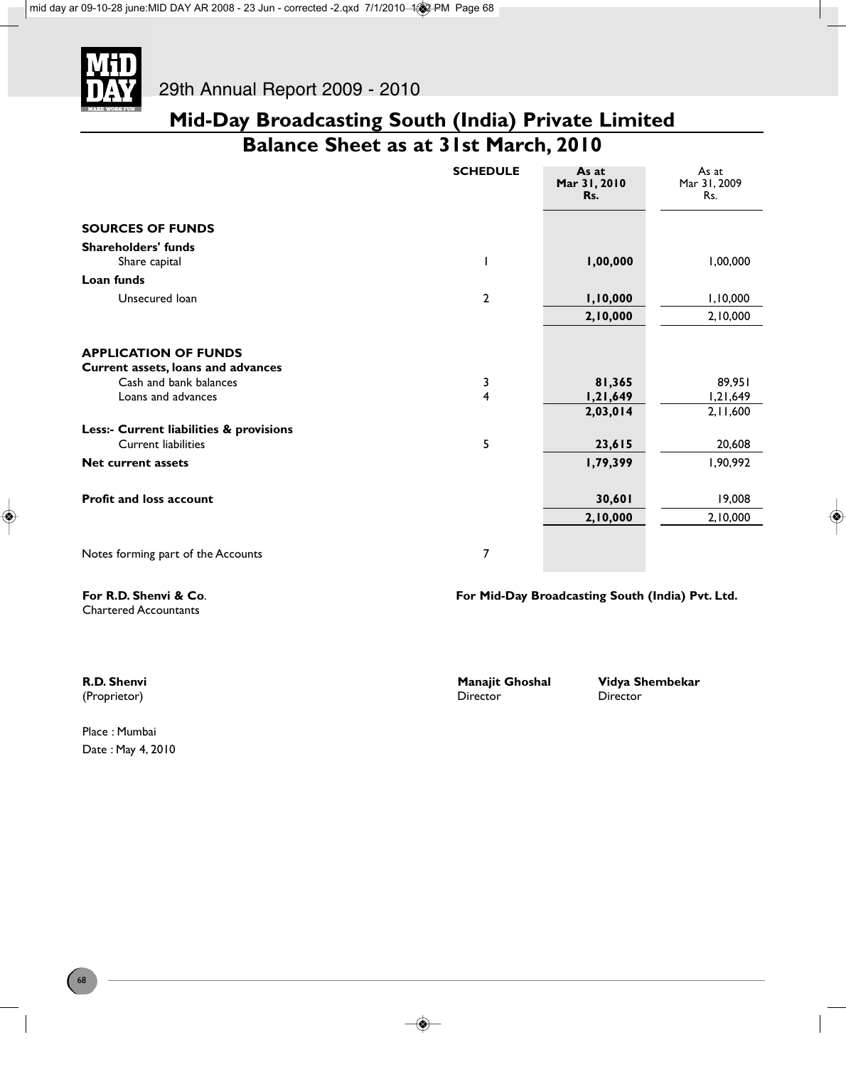# Mid-Day Broadcasting South (India) Private Limited

## Balance Sheet as at 31st March, 2010

| | SCHEDULE | As at Mar 31, 2010 Rs. | As at Mar 31, 2009 Rs. |
|---|---|---|---|
| **SOURCES OF FUNDS** | | | |
| **Shareholders' funds** | | | |
| Share capital | 1 | **1,00,000** | 1,00,000 |
| **Loan funds** | | | |
| Unsecured loan | 2 | **1,10,000** | 1,10,000 |
| | | **2,10,000** | 2,10,000 |
| **APPLICATION OF FUNDS** | | | |
| **Current assets, loans and advances** | | | |
| Cash and bank balances | 3 | **81,365** | 89,951 |
| Loans and advances | 4 | **1,21,649** | 1,21,649 |
| | | **2,03,014** | 2,11,600 |
| **Less:- Current liabilities & provisions** | | | |
| Current liabilities | 5 | **23,615** | 20,608 |
| **Net current assets** | | **1,79,399** | 1,90,992 |
| **Profit and loss account** | | **30,601** | 19,008 |
| | | **2,10,000** | 2,10,000 |
| Notes forming part of the Accounts | 7 | | |

**For R.D. Shenvi & Co**.
Chartered Accountants

**R.D. Shenvi**
(Proprietor)

**For Mid-Day Broadcasting South (India) Pvt. Ltd.**

**Manajit Ghoshal**
Director

**Vidya Shembekar**
Director

Place : Mumbai
Date : May 4, 2010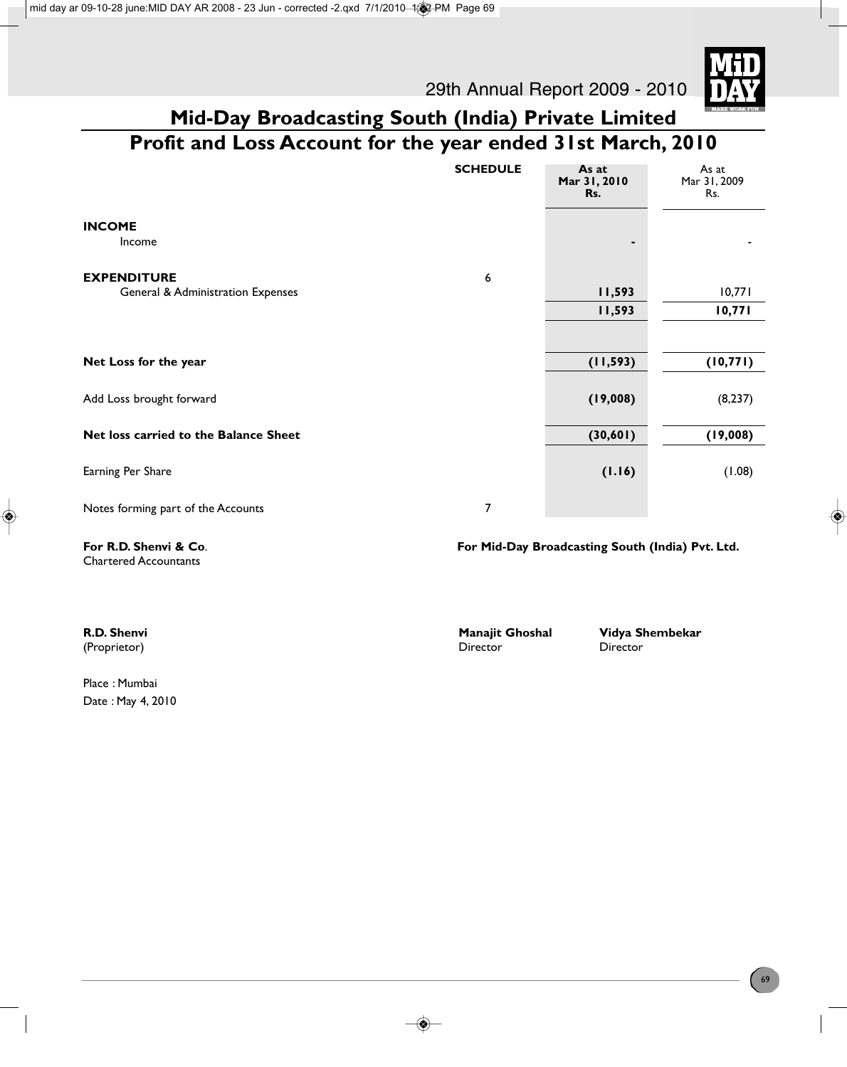# Mid-Day Broadcasting South (India) Private Limited

## Profit and Loss Account for the year ended 31st March, 2010

| | SCHEDULE | As at Mar 31, 2010 Rs. | As at Mar 31, 2009 Rs. |
|---|---|---|---|
| **INCOME** | | | |
| Income | | **-** | - |
| **EXPENDITURE** | 6 | | |
| General & Administration Expenses | | **11,593** | 10,771 |
| | | **11,593** | **10,771** |
| **Net Loss for the year** | | **(11,593)** | **(10,771)** |
| Add Loss brought forward | | **(19,008)** | (8,237) |
| **Net loss carried to the Balance Sheet** | | **(30,601)** | **(19,008)** |
| Earning Per Share | | **(1.16)** | (1.08) |
| Notes forming part of the Accounts | 7 | | |

**For R.D. Shenvi & Co**.
Chartered Accountants

**For Mid-Day Broadcasting South (India) Pvt. Ltd.**

**R.D. Shenvi**
(Proprietor)

**Manajit Ghoshal**
Director

**Vidya Shembekar**
Director

Place : Mumbai
Date : May 4, 2010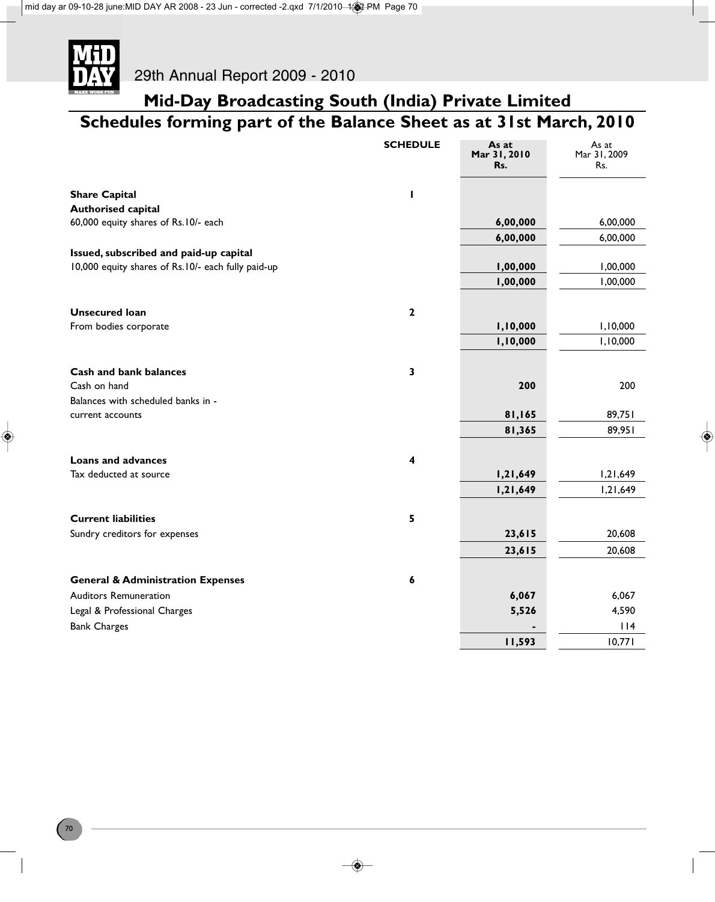## Mid-Day Broadcasting South (India) Private Limited

## Schedules forming part of the Balance Sheet as at 31st March, 2010

| | SCHEDULE | As at Mar 31, 2010 Rs. | As at Mar 31, 2009 Rs. |
|---|---|---|---|
| **Share Capital** | 1 | | |
| **Authorised capital** | | | |
| 60,000 equity shares of Rs.10/- each | | **6,00,000** | 6,00,000 |
| | | **6,00,000** | 6,00,000 |
| **Issued, subscribed and paid-up capital** | | | |
| 10,000 equity shares of Rs.10/- each fully paid-up | | **1,00,000** | 1,00,000 |
| | | **1,00,000** | 1,00,000 |
| **Unsecured loan** | 2 | | |
| From bodies corporate | | **1,10,000** | 1,10,000 |
| | | **1,10,000** | 1,10,000 |
| **Cash and bank balances** | 3 | | |
| Cash on hand | | **200** | 200 |
| Balances with scheduled banks in - | | | |
| current accounts | | **81,165** | 89,751 |
| | | **81,365** | 89,951 |
| **Loans and advances** | 4 | | |
| Tax deducted at source | | **1,21,649** | 1,21,649 |
| | | **1,21,649** | 1,21,649 |
| **Current liabilities** | 5 | | |
| Sundry creditors for expenses | | **23,615** | 20,608 |
| | | **23,615** | 20,608 |
| **General & Administration Expenses** | 6 | | |
| Auditors Remuneration | | **6,067** | 6,067 |
| Legal & Professional Charges | | **5,526** | 4,590 |
| Bank Charges | | **-** | 114 |
| | | **11,593** | 10,771 |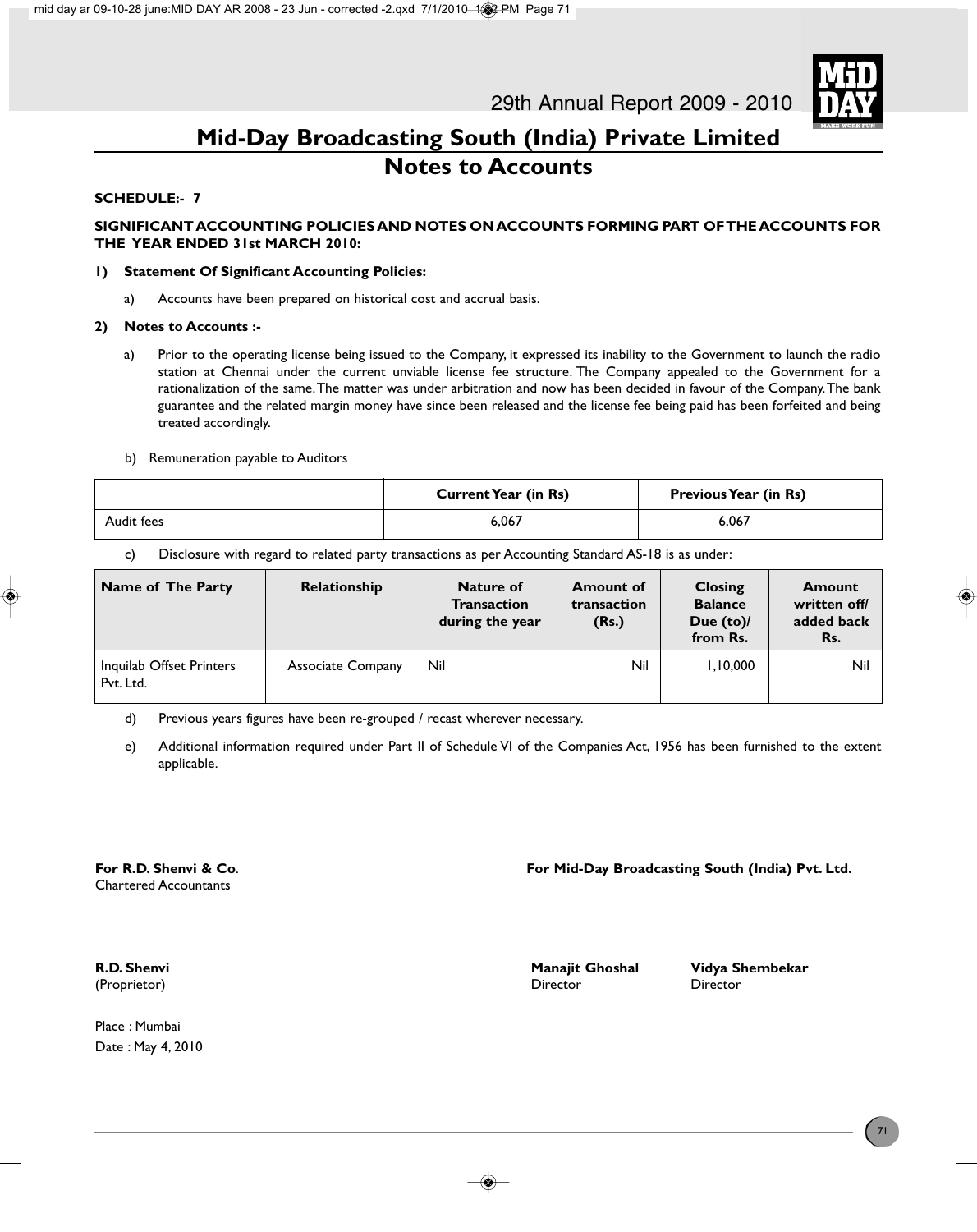# Mid-Day Broadcasting South (India) Private Limited

## Notes to Accounts

**SCHEDULE:- 7**

**SIGNIFICANT ACCOUNTING POLICIES AND NOTES ON ACCOUNTS FORMING PART OF THE ACCOUNTS FOR THE YEAR ENDED 31st MARCH 2010:**

**1) Statement Of Significant Accounting Policies:**

a) Accounts have been prepared on historical cost and accrual basis.

**2) Notes to Accounts :-**

a) Prior to the operating license being issued to the Company, it expressed its inability to the Government to launch the radio station at Chennai under the current unviable license fee structure. The Company appealed to the Government for a rationalization of the same. The matter was under arbitration and now has been decided in favour of the Company. The bank guarantee and the related margin money have since been released and the license fee being paid has been forfeited and being treated accordingly.

b) Remuneration payable to Auditors

| | Current Year (in Rs) | Previous Year (in Rs) |
|---|---|---|
| Audit fees | 6,067 | 6,067 |

c) Disclosure with regard to related party transactions as per Accounting Standard AS-18 is as under:

| Name of The Party | Relationship | Nature of Transaction during the year | Amount of transaction (Rs.) | Closing Balance Due (to)/ from Rs. | Amount written off/ added back Rs. |
|---|---|---|---|---|---|
| Inquilab Offset Printers Pvt. Ltd. | Associate Company | Nil | Nil | 1,10,000 | Nil |

d) Previous years figures have been re-grouped / recast wherever necessary.

e) Additional information required under Part II of Schedule VI of the Companies Act, 1956 has been furnished to the extent applicable.

**For R.D. Shenvi & Co.**
Chartered Accountants

**R.D. Shenvi**
(Proprietor)

**For Mid-Day Broadcasting South (India) Pvt. Ltd.**

**Manajit Ghoshal**
Director

**Vidya Shembekar**
Director

Place : Mumbai
Date : May 4, 2010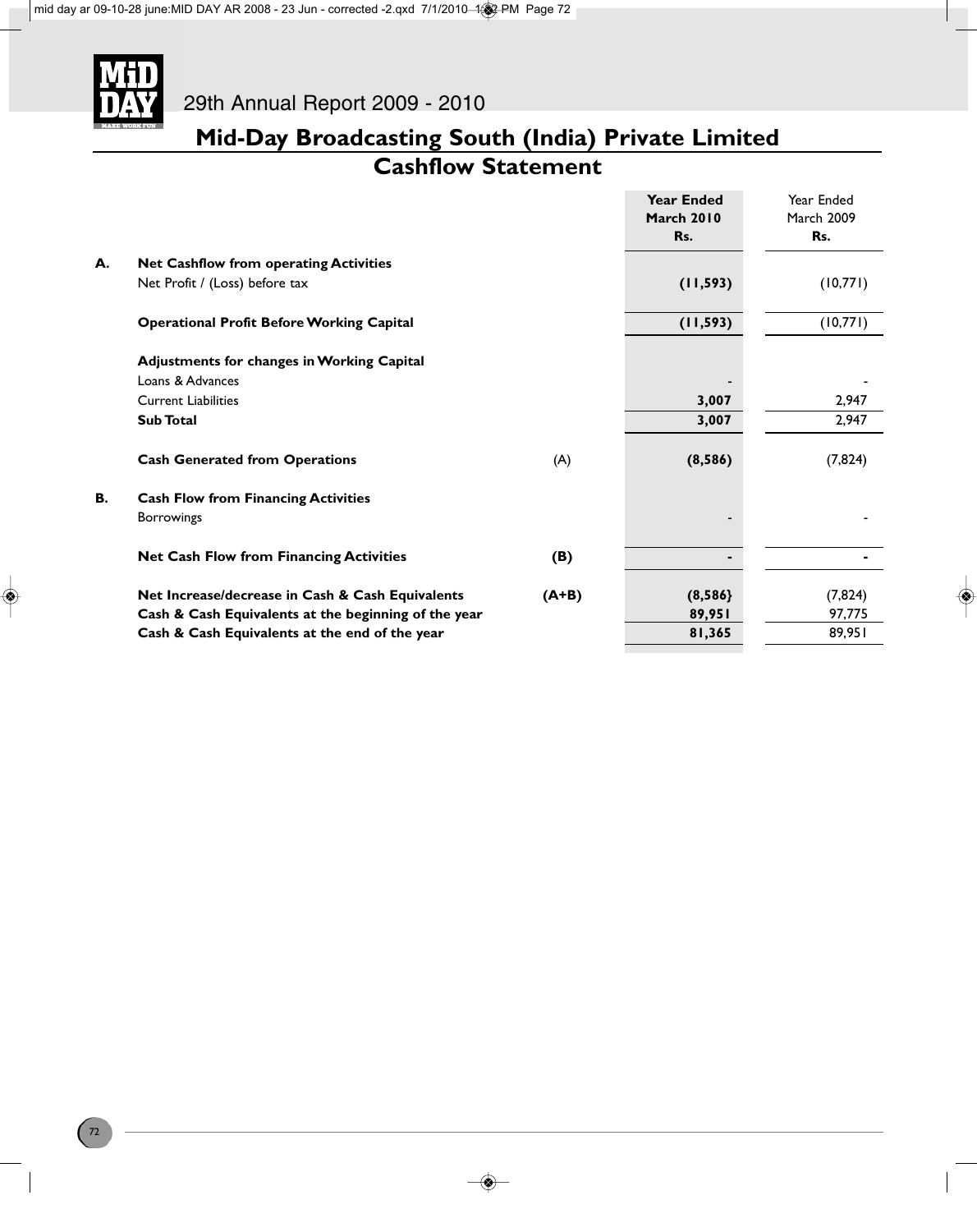# Mid-Day Broadcasting South (India) Private Limited

## Cashflow Statement

| | | | Year Ended March 2010 Rs. | Year Ended March 2009 Rs. |
|---|---|---|---|---|
| **A.** | **Net Cashflow from operating Activities** | | | |
| | Net Profit / (Loss) before tax | | **(11,593)** | (10,771) |
| | **Operational Profit Before Working Capital** | | **(11,593)** | (10,771) |
| | **Adjustments for changes in Working Capital** | | | |
| | Loans & Advances | | - | - |
| | Current Liabilities | | **3,007** | 2,947 |
| | **Sub Total** | | **3,007** | 2,947 |
| | **Cash Generated from Operations** | (A) | **(8,586)** | (7,824) |
| **B.** | **Cash Flow from Financing Activities** | | | |
| | Borrowings | | - | - |
| | **Net Cash Flow from Financing Activities** | **(B)** | **-** | **-** |
| | **Net Increase/decrease in Cash & Cash Equivalents** | **(A+B)** | **(8,586}** | (7,824) |
| | **Cash & Cash Equivalents at the beginning of the year** | | **89,951** | 97,775 |
| | **Cash & Cash Equivalents at the end of the year** | | **81,365** | 89,951 |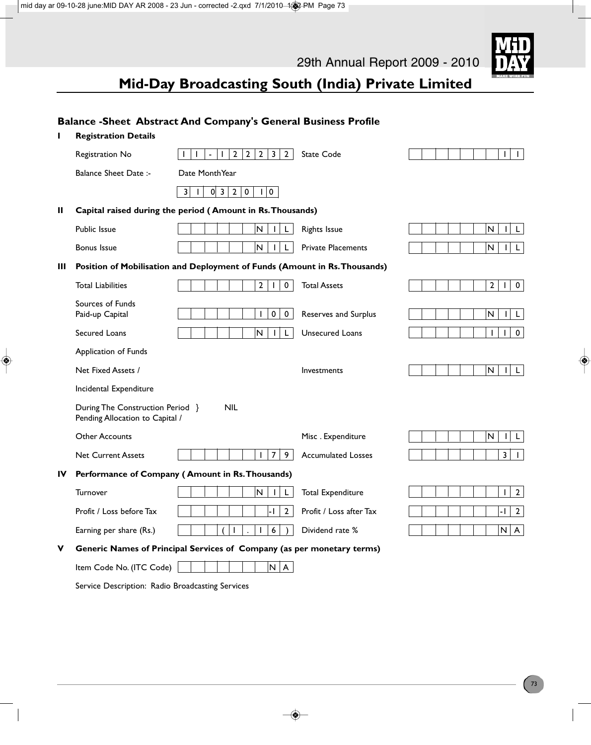# Mid-Day Broadcasting South (India) Private Limited

## Balance -Sheet Abstract And Company's General Business Profile

**I Registration Details**

| | | | |
|---|---|---|---|
| Registration No | 11-122232 | State Code | 11 |
| Balance Sheet Date :- Date Month Year | 31 03 2010 | | |

**II Capital raised during the period ( Amount in Rs.Thousands)**

| | | | |
|---|---|---|---|
| Public Issue | NIL | Rights Issue | NIL |
| Bonus Issue | NIL | Private Placements | NIL |

**III Position of Mobilisation and Deployment of Funds (Amount in Rs.Thousands)**

| | | | |
|---|---|---|---|
| Total Liabilities | 210 | Total Assets | 210 |
| Sources of Funds Paid-up Capital | 100 | Reserves and Surplus | NIL |
| Secured Loans | NIL | Unsecured Loans | 110 |
| Application of Funds | | | |
| Net Fixed Assets / Incidental Expenditure During The Construction Period } Pending Allocation to Capital / Other Accounts | NIL | Investments | NIL |
| | | Misc . Expenditure | NIL |
| Net Current Assets | 179 | Accumulated Losses | 31 |

**IV Performance of Company ( Amount in Rs.Thousands)**

| | | | |
|---|---|---|---|
| Turnover | NIL | Total Expenditure | 12 |
| Profit / Loss before Tax | -12 | Profit / Loss after Tax | -12 |
| Earning per share (Rs.) | (1.16) | Dividend rate % | NA |

**V Generic Names of Principal Services of Company (as per monetary terms)**

Item Code No. (ITC Code) NA

Service Description: Radio Broadcasting Services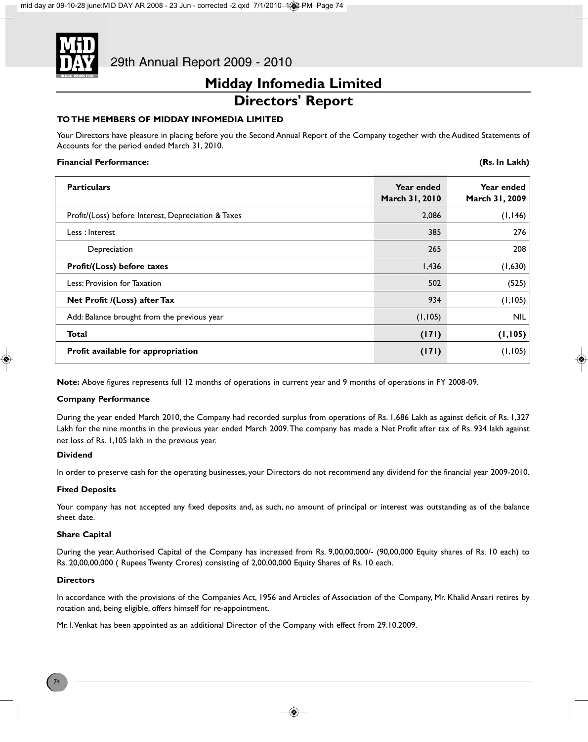# Midday Infomedia Limited

## Directors' Report

**TO THE MEMBERS OF MIDDAY INFOMEDIA LIMITED**

Your Directors have pleasure in placing before you the Second Annual Report of the Company together with the Audited Statements of Accounts for the period ended March 31, 2010.

**Financial Performance:** **(Rs. In Lakh)**

| Particulars | Year ended March 31, 2010 | Year ended March 31, 2009 |
|---|---|---|
| Profit/(Loss) before Interest, Depreciation & Taxes | 2,086 | (1,146) |
| Less : Interest | 385 | 276 |
| Depreciation | 265 | 208 |
| **Profit/(Loss) before taxes** | 1,436 | (1,630) |
| Less: Provision for Taxation | 502 | (525) |
| **Net Profit /(Loss) after Tax** | 934 | (1,105) |
| Add: Balance brought from the previous year | (1,105) | NIL |
| **Total** | **(171)** | **(1,105)** |
| **Profit available for appropriation** | **(171)** | (1,105) |

**Note:** Above figures represents full 12 months of operations in current year and 9 months of operations in FY 2008-09.

### Company Performance

During the year ended March 2010, the Company had recorded surplus from operations of Rs. 1,686 Lakh as against deficit of Rs. 1,327 Lakh for the nine months in the previous year ended March 2009. The company has made a Net Profit after tax of Rs. 934 lakh against net loss of Rs. 1,105 lakh in the previous year.

### Dividend

In order to preserve cash for the operating businesses, your Directors do not recommend any dividend for the financial year 2009-2010.

### Fixed Deposits

Your company has not accepted any fixed deposits and, as such, no amount of principal or interest was outstanding as of the balance sheet date.

### Share Capital

During the year, Authorised Capital of the Company has increased from Rs. 9,00,00,000/- (90,00,000 Equity shares of Rs. 10 each) to Rs. 20,00,00,000 ( Rupees Twenty Crores) consisting of 2,00,00,000 Equity Shares of Rs. 10 each.

### Directors

In accordance with the provisions of the Companies Act, 1956 and Articles of Association of the Company, Mr. Khalid Ansari retires by rotation and, being eligible, offers himself for re-appointment.

Mr. I. Venkat has been appointed as an additional Director of the Company with effect from 29.10.2009.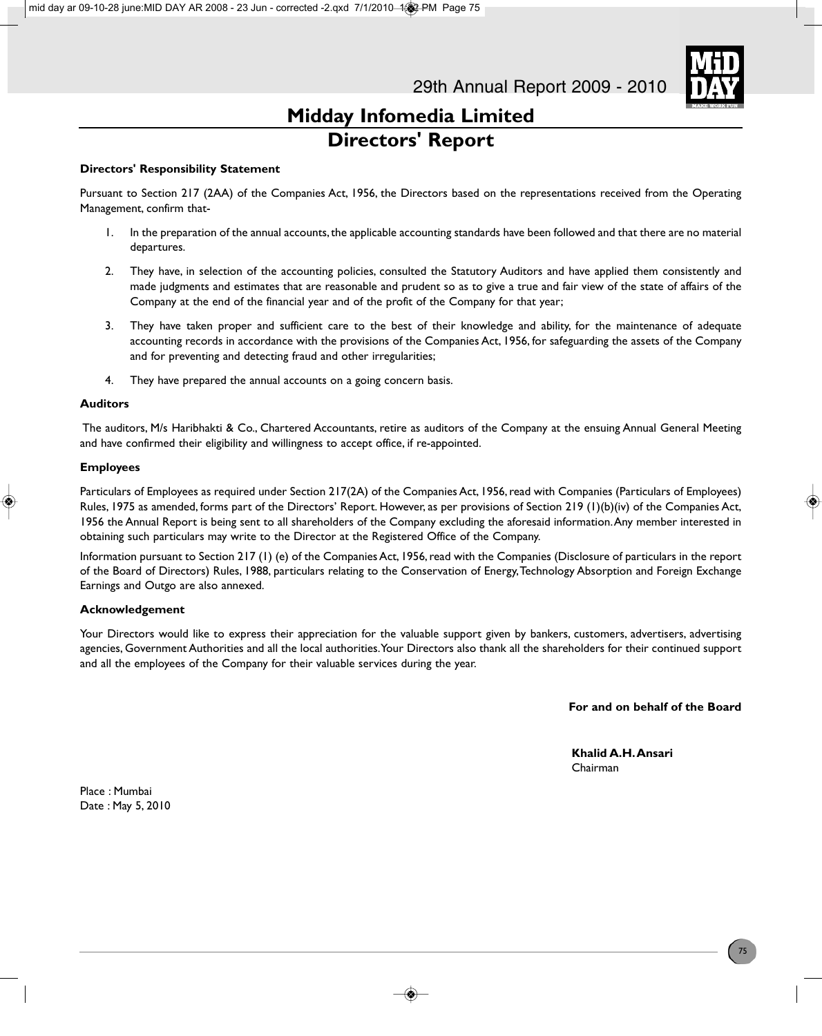# Midday Infomedia Limited

## Directors' Report

**Directors' Responsibility Statement**

Pursuant to Section 217 (2AA) of the Companies Act, 1956, the Directors based on the representations received from the Operating Management, confirm that-

1. In the preparation of the annual accounts, the applicable accounting standards have been followed and that there are no material departures.
2. They have, in selection of the accounting policies, consulted the Statutory Auditors and have applied them consistently and made judgments and estimates that are reasonable and prudent so as to give a true and fair view of the state of affairs of the Company at the end of the financial year and of the profit of the Company for that year;
3. They have taken proper and sufficient care to the best of their knowledge and ability, for the maintenance of adequate accounting records in accordance with the provisions of the Companies Act, 1956, for safeguarding the assets of the Company and for preventing and detecting fraud and other irregularities;
4. They have prepared the annual accounts on a going concern basis.

**Auditors**

The auditors, M/s Haribhakti & Co., Chartered Accountants, retire as auditors of the Company at the ensuing Annual General Meeting and have confirmed their eligibility and willingness to accept office, if re-appointed.

**Employees**

Particulars of Employees as required under Section 217(2A) of the Companies Act, 1956, read with Companies (Particulars of Employees) Rules, 1975 as amended, forms part of the Directors' Report. However, as per provisions of Section 219 (1)(b)(iv) of the Companies Act, 1956 the Annual Report is being sent to all shareholders of the Company excluding the aforesaid information. Any member interested in obtaining such particulars may write to the Director at the Registered Office of the Company.

Information pursuant to Section 217 (1) (e) of the Companies Act, 1956, read with the Companies (Disclosure of particulars in the report of the Board of Directors) Rules, 1988, particulars relating to the Conservation of Energy, Technology Absorption and Foreign Exchange Earnings and Outgo are also annexed.

**Acknowledgement**

Your Directors would like to express their appreciation for the valuable support given by bankers, customers, advertisers, advertising agencies, Government Authorities and all the local authorities. Your Directors also thank all the shareholders for their continued support and all the employees of the Company for their valuable services during the year.

**For and on behalf of the Board**

**Khalid A.H. Ansari**
Chairman

Place : Mumbai
Date : May 5, 2010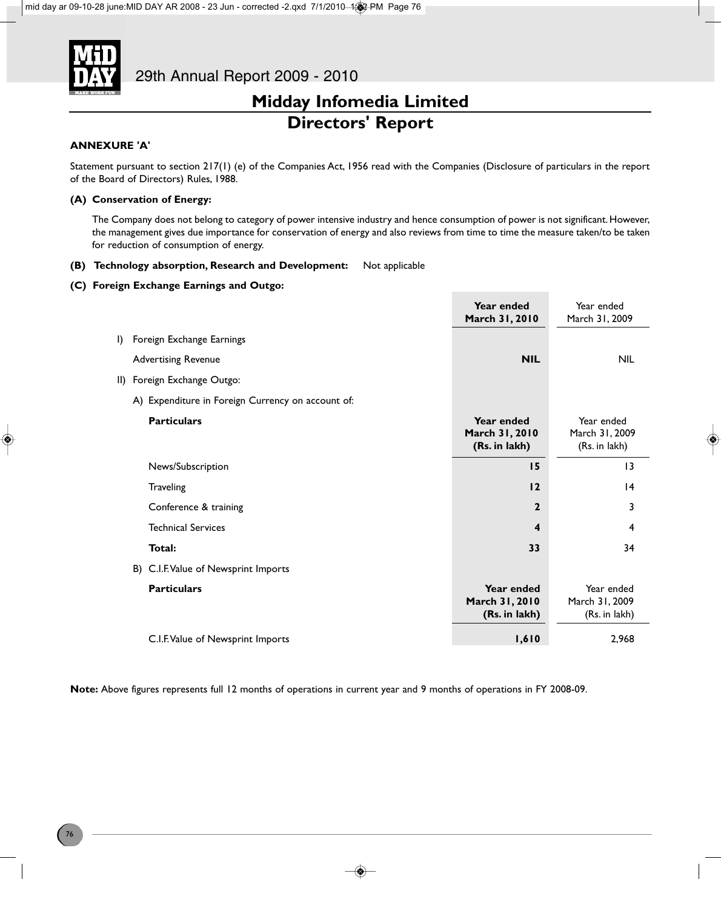# Midday Infomedia Limited

## Directors' Report

### ANNEXURE 'A'

Statement pursuant to section 217(1) (e) of the Companies Act, 1956 read with the Companies (Disclosure of particulars in the report of the Board of Directors) Rules, 1988.

**(A) Conservation of Energy:**

The Company does not belong to category of power intensive industry and hence consumption of power is not significant. However, the management gives due importance for conservation of energy and also reviews from time to time the measure taken/to be taken for reduction of consumption of energy.

**(B) Technology absorption, Research and Development:** Not applicable

**(C) Foreign Exchange Earnings and Outgo:**

| | Year ended March 31, 2010 | Year ended March 31, 2009 |
|---|---|---|
| I) Foreign Exchange Earnings | | |
| Advertising Revenue | **NIL** | NIL |
| II) Foreign Exchange Outgo: | | |
| A) Expenditure in Foreign Currency on account of: | | |
| **Particulars** | **Year ended March 31, 2010 (Rs. in lakh)** | Year ended March 31, 2009 (Rs. in lakh) |
| News/Subscription | **15** | 13 |
| Traveling | **12** | 14 |
| Conference & training | **2** | 3 |
| Technical Services | **4** | 4 |
| **Total:** | **33** | 34 |
| B) C.I.F. Value of Newsprint Imports | | |
| **Particulars** | **Year ended March 31, 2010 (Rs. in lakh)** | Year ended March 31, 2009 (Rs. in lakh) |
| C.I.F. Value of Newsprint Imports | **1,610** | 2,968 |

**Note:** Above figures represents full 12 months of operations in current year and 9 months of operations in FY 2008-09.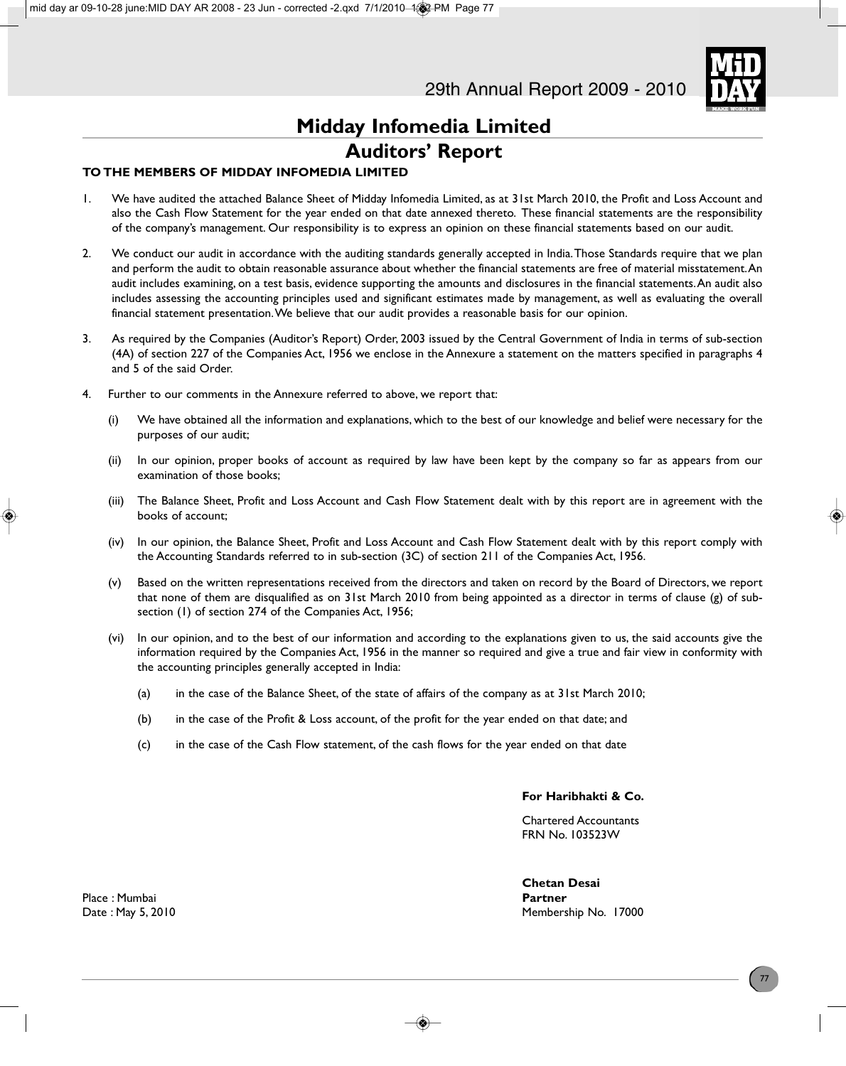# Midday Infomedia Limited

## Auditors' Report

**TO THE MEMBERS OF MIDDAY INFOMEDIA LIMITED**

1. We have audited the attached Balance Sheet of Midday Infomedia Limited, as at 31st March 2010, the Profit and Loss Account and also the Cash Flow Statement for the year ended on that date annexed thereto. These financial statements are the responsibility of the company's management. Our responsibility is to express an opinion on these financial statements based on our audit.

2. We conduct our audit in accordance with the auditing standards generally accepted in India. Those Standards require that we plan and perform the audit to obtain reasonable assurance about whether the financial statements are free of material misstatement. An audit includes examining, on a test basis, evidence supporting the amounts and disclosures in the financial statements. An audit also includes assessing the accounting principles used and significant estimates made by management, as well as evaluating the overall financial statement presentation. We believe that our audit provides a reasonable basis for our opinion.

3. As required by the Companies (Auditor's Report) Order, 2003 issued by the Central Government of India in terms of sub-section (4A) of section 227 of the Companies Act, 1956 we enclose in the Annexure a statement on the matters specified in paragraphs 4 and 5 of the said Order.

4. Further to our comments in the Annexure referred to above, we report that:

   (i) We have obtained all the information and explanations, which to the best of our knowledge and belief were necessary for the purposes of our audit;

   (ii) In our opinion, proper books of account as required by law have been kept by the company so far as appears from our examination of those books;

   (iii) The Balance Sheet, Profit and Loss Account and Cash Flow Statement dealt with by this report are in agreement with the books of account;

   (iv) In our opinion, the Balance Sheet, Profit and Loss Account and Cash Flow Statement dealt with by this report comply with the Accounting Standards referred to in sub-section (3C) of section 211 of the Companies Act, 1956.

   (v) Based on the written representations received from the directors and taken on record by the Board of Directors, we report that none of them are disqualified as on 31st March 2010 from being appointed as a director in terms of clause (g) of sub-section (1) of section 274 of the Companies Act, 1956;

   (vi) In our opinion, and to the best of our information and according to the explanations given to us, the said accounts give the information required by the Companies Act, 1956 in the manner so required and give a true and fair view in conformity with the accounting principles generally accepted in India:

      (a) in the case of the Balance Sheet, of the state of affairs of the company as at 31st March 2010;

      (b) in the case of the Profit & Loss account, of the profit for the year ended on that date; and

      (c) in the case of the Cash Flow statement, of the cash flows for the year ended on that date

**For Haribhakti & Co.**

Chartered Accountants
FRN No. 103523W

**Chetan Desai**
**Partner**
Membership No. 17000

Place : Mumbai
Date : May 5, 2010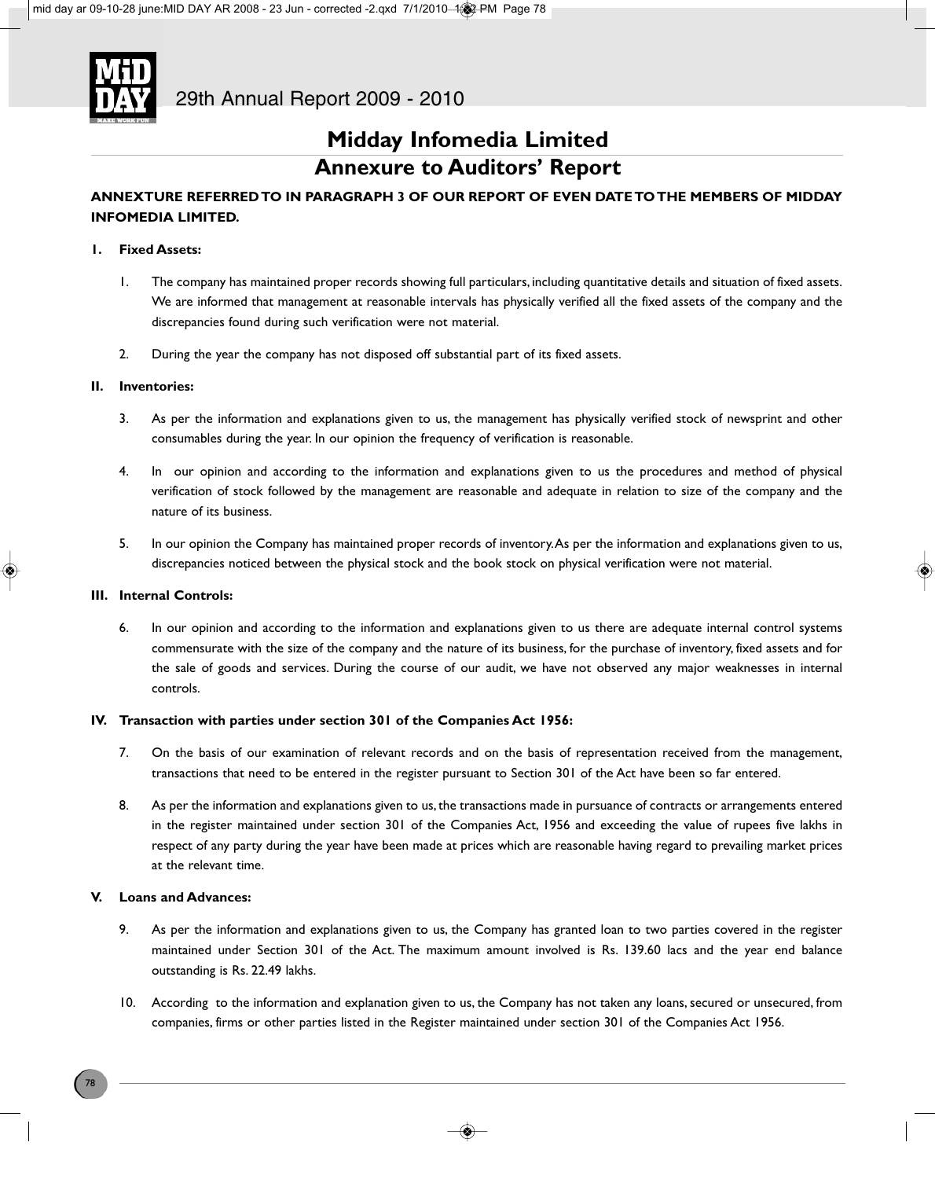# Midday Infomedia Limited

## Annexure to Auditors' Report

**ANNEXTURE REFERRED TO IN PARAGRAPH 3 OF OUR REPORT OF EVEN DATE TO THE MEMBERS OF MIDDAY INFOMEDIA LIMITED.**

**I. Fixed Assets:**

1. The company has maintained proper records showing full particulars, including quantitative details and situation of fixed assets. We are informed that management at reasonable intervals has physically verified all the fixed assets of the company and the discrepancies found during such verification were not material.

2. During the year the company has not disposed off substantial part of its fixed assets.

**II. Inventories:**

3. As per the information and explanations given to us, the management has physically verified stock of newsprint and other consumables during the year. In our opinion the frequency of verification is reasonable.

4. In our opinion and according to the information and explanations given to us the procedures and method of physical verification of stock followed by the management are reasonable and adequate in relation to size of the company and the nature of its business.

5. In our opinion the Company has maintained proper records of inventory. As per the information and explanations given to us, discrepancies noticed between the physical stock and the book stock on physical verification were not material.

**III. Internal Controls:**

6. In our opinion and according to the information and explanations given to us there are adequate internal control systems commensurate with the size of the company and the nature of its business, for the purchase of inventory, fixed assets and for the sale of goods and services. During the course of our audit, we have not observed any major weaknesses in internal controls.

**IV. Transaction with parties under section 301 of the Companies Act 1956:**

7. On the basis of our examination of relevant records and on the basis of representation received from the management, transactions that need to be entered in the register pursuant to Section 301 of the Act have been so far entered.

8. As per the information and explanations given to us, the transactions made in pursuance of contracts or arrangements entered in the register maintained under section 301 of the Companies Act, 1956 and exceeding the value of rupees five lakhs in respect of any party during the year have been made at prices which are reasonable having regard to prevailing market prices at the relevant time.

**V. Loans and Advances:**

9. As per the information and explanations given to us, the Company has granted loan to two parties covered in the register maintained under Section 301 of the Act. The maximum amount involved is Rs. 139.60 lacs and the year end balance outstanding is Rs. 22.49 lakhs.

10. According to the information and explanation given to us, the Company has not taken any loans, secured or unsecured, from companies, firms or other parties listed in the Register maintained under section 301 of the Companies Act 1956.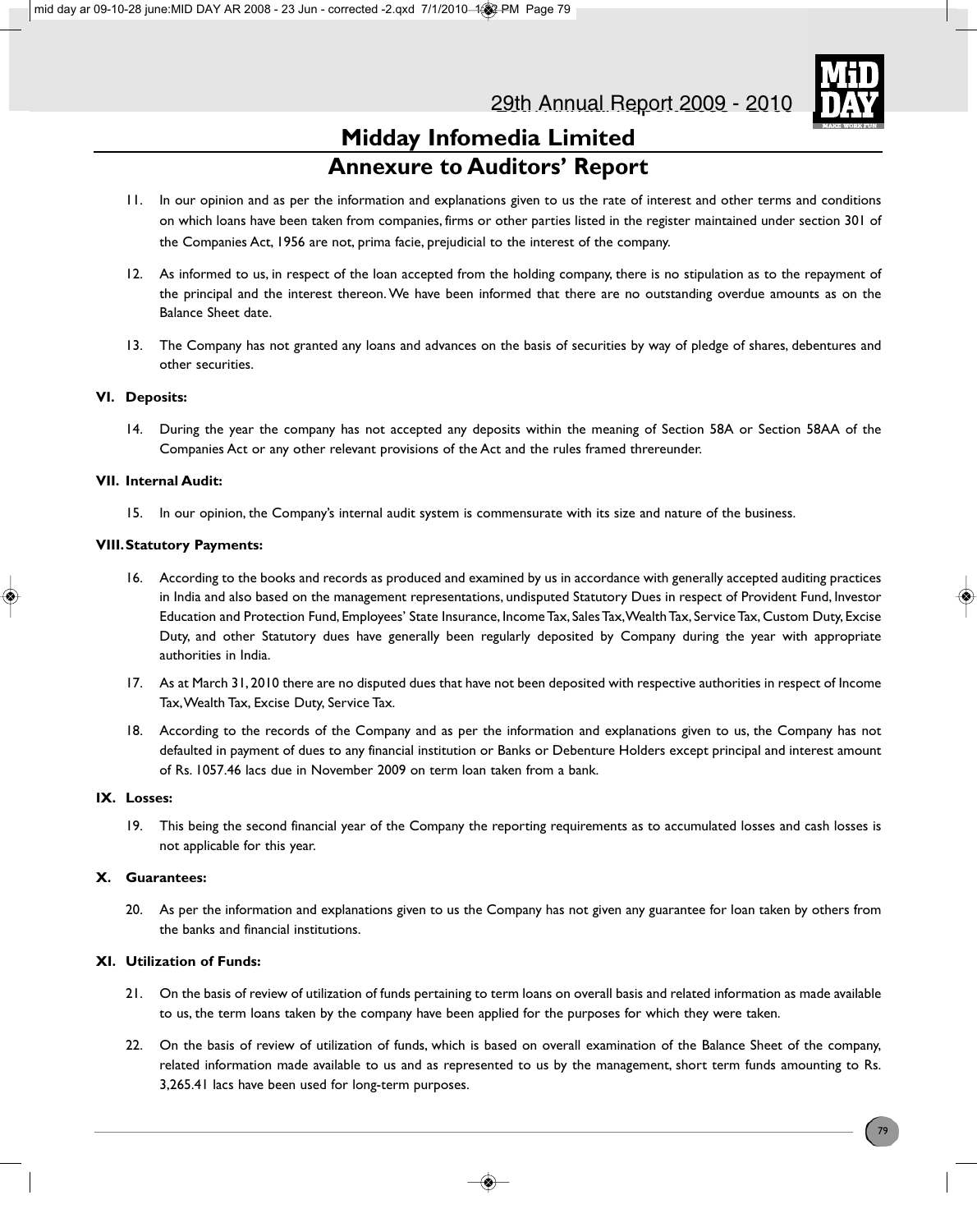# Midday Infomedia Limited

## Annexure to Auditors' Report

11. In our opinion and as per the information and explanations given to us the rate of interest and other terms and conditions on which loans have been taken from companies, firms or other parties listed in the register maintained under section 301 of the Companies Act, 1956 are not, prima facie, prejudicial to the interest of the company.

12. As informed to us, in respect of the loan accepted from the holding company, there is no stipulation as to the repayment of the principal and the interest thereon. We have been informed that there are no outstanding overdue amounts as on the Balance Sheet date.

13. The Company has not granted any loans and advances on the basis of securities by way of pledge of shares, debentures and other securities.

**VI. Deposits:**

14. During the year the company has not accepted any deposits within the meaning of Section 58A or Section 58AA of the Companies Act or any other relevant provisions of the Act and the rules framed threreunder.

**VII. Internal Audit:**

15. In our opinion, the Company's internal audit system is commensurate with its size and nature of the business.

**VIII. Statutory Payments:**

16. According to the books and records as produced and examined by us in accordance with generally accepted auditing practices in India and also based on the management representations, undisputed Statutory Dues in respect of Provident Fund, Investor Education and Protection Fund, Employees' State Insurance, Income Tax, Sales Tax, Wealth Tax, Service Tax, Custom Duty, Excise Duty, and other Statutory dues have generally been regularly deposited by Company during the year with appropriate authorities in India.

17. As at March 31, 2010 there are no disputed dues that have not been deposited with respective authorities in respect of Income Tax, Wealth Tax, Excise Duty, Service Tax.

18. According to the records of the Company and as per the information and explanations given to us, the Company has not defaulted in payment of dues to any financial institution or Banks or Debenture Holders except principal and interest amount of Rs. 1057.46 lacs due in November 2009 on term loan taken from a bank.

**IX. Losses:**

19. This being the second financial year of the Company the reporting requirements as to accumulated losses and cash losses is not applicable for this year.

**X. Guarantees:**

20. As per the information and explanations given to us the Company has not given any guarantee for loan taken by others from the banks and financial institutions.

**XI. Utilization of Funds:**

21. On the basis of review of utilization of funds pertaining to term loans on overall basis and related information as made available to us, the term loans taken by the company have been applied for the purposes for which they were taken.

22. On the basis of review of utilization of funds, which is based on overall examination of the Balance Sheet of the company, related information made available to us and as represented to us by the management, short term funds amounting to Rs. 3,265.41 lacs have been used for long-term purposes.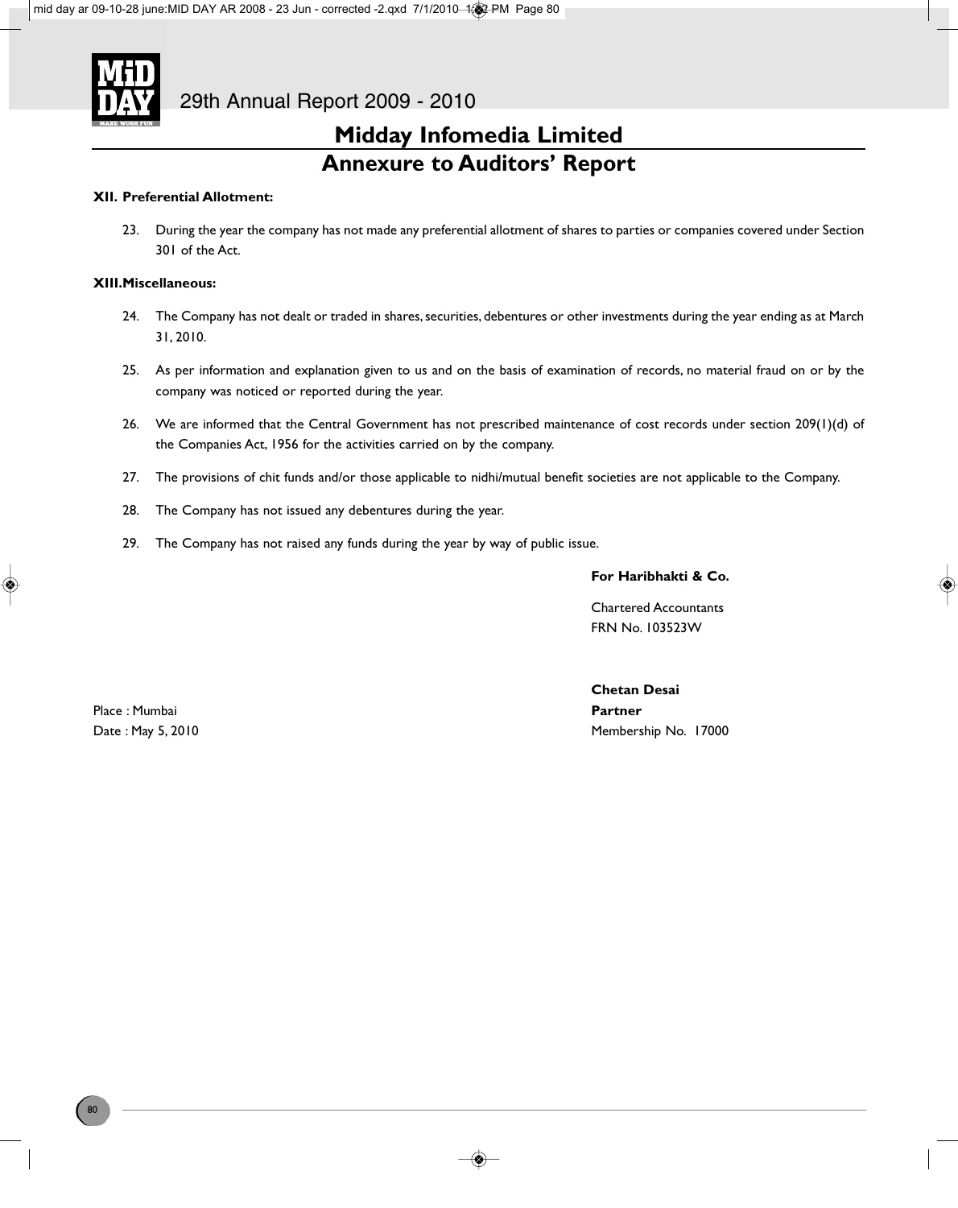# Midday Infomedia Limited

## Annexure to Auditors' Report

**XII. Preferential Allotment:**

23. During the year the company has not made any preferential allotment of shares to parties or companies covered under Section 301 of the Act.

**XIII. Miscellaneous:**

24. The Company has not dealt or traded in shares, securities, debentures or other investments during the year ending as at March 31, 2010.

25. As per information and explanation given to us and on the basis of examination of records, no material fraud on or by the company was noticed or reported during the year.

26. We are informed that the Central Government has not prescribed maintenance of cost records under section 209(1)(d) of the Companies Act, 1956 for the activities carried on by the company.

27. The provisions of chit funds and/or those applicable to nidhi/mutual benefit societies are not applicable to the Company.

28. The Company has not issued any debentures during the year.

29. The Company has not raised any funds during the year by way of public issue.

**For Haribhakti & Co.**

Chartered Accountants
FRN No. 103523W

**Chetan Desai**
**Partner**
Membership No. 17000

Place : Mumbai
Date : May 5, 2010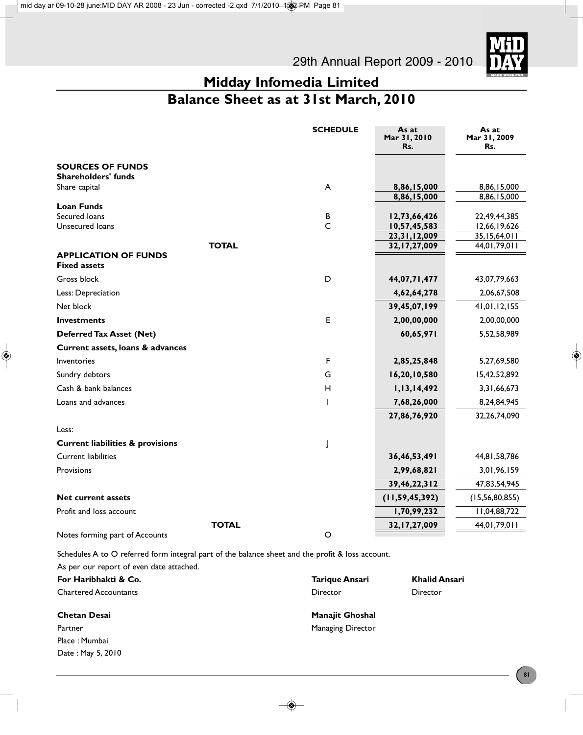# Midday Infomedia Limited

## Balance Sheet as at 31st March, 2010

| | SCHEDULE | As at Mar 31, 2010 Rs. | As at Mar 31, 2009 Rs. |
|---|---|---|---|
| **SOURCES OF FUNDS** | | | |
| **Shareholders' funds** | | | |
| Share capital | A | **8,86,15,000** | 8,86,15,000 |
| | | **8,86,15,000** | 8,86,15,000 |
| **Loan Funds** | | | |
| Secured loans | B | **12,73,66,426** | 22,49,44,385 |
| Unsecured loans | C | **10,57,45,583** | 12,66,19,626 |
| | | **23,31,12,009** | 35,15,64,011 |
| **TOTAL** | | **32,17,27,009** | 44,01,79,011 |
| **APPLICATION OF FUNDS** | | | |
| **Fixed assets** | | | |
| Gross block | D | **44,07,71,477** | 43,07,79,663 |
| Less: Depreciation | | **4,62,64,278** | 2,06,67,508 |
| Net block | | **39,45,07,199** | 41,01,12,155 |
| **Investments** | E | **2,00,00,000** | 2,00,00,000 |
| **Deferred Tax Asset (Net)** | | **60,65,971** | 5,52,58,989 |
| **Current assets, loans & advances** | | | |
| Inventories | F | **2,85,25,848** | 5,27,69,580 |
| Sundry debtors | G | **16,20,10,580** | 15,42,52,892 |
| Cash & bank balances | H | **1,13,14,492** | 3,31,66,673 |
| Loans and advances | I | **7,68,26,000** | 8,24,84,945 |
| | | **27,86,76,920** | 32,26,74,090 |
| Less: | | | |
| **Current liabilities & provisions** | J | | |
| Current liabilities | | **36,46,53,491** | 44,81,58,786 |
| Provisions | | **2,99,68,821** | 3,01,96,159 |
| | | **39,46,22,312** | 47,83,54,945 |
| **Net current assets** | | **(11,59,45,392)** | (15,56,80,855) |
| Profit and loss account | | **1,70,99,232** | 11,04,88,722 |
| **TOTAL** | | **32,17,27,009** | 44,01,79,011 |
| Notes forming part of Accounts | O | | |

Schedules A to O referred form integral part of the balance sheet and the profit & loss account.

As per our report of even date attached.

**For Haribhakti & Co.**
Chartered Accountants

**Chetan Desai**
Partner
Place : Mumbai
Date : May 5, 2010

**Tarique Ansari**
Director

**Khalid Ansari**
Director

**Manajit Ghoshal**
Managing Director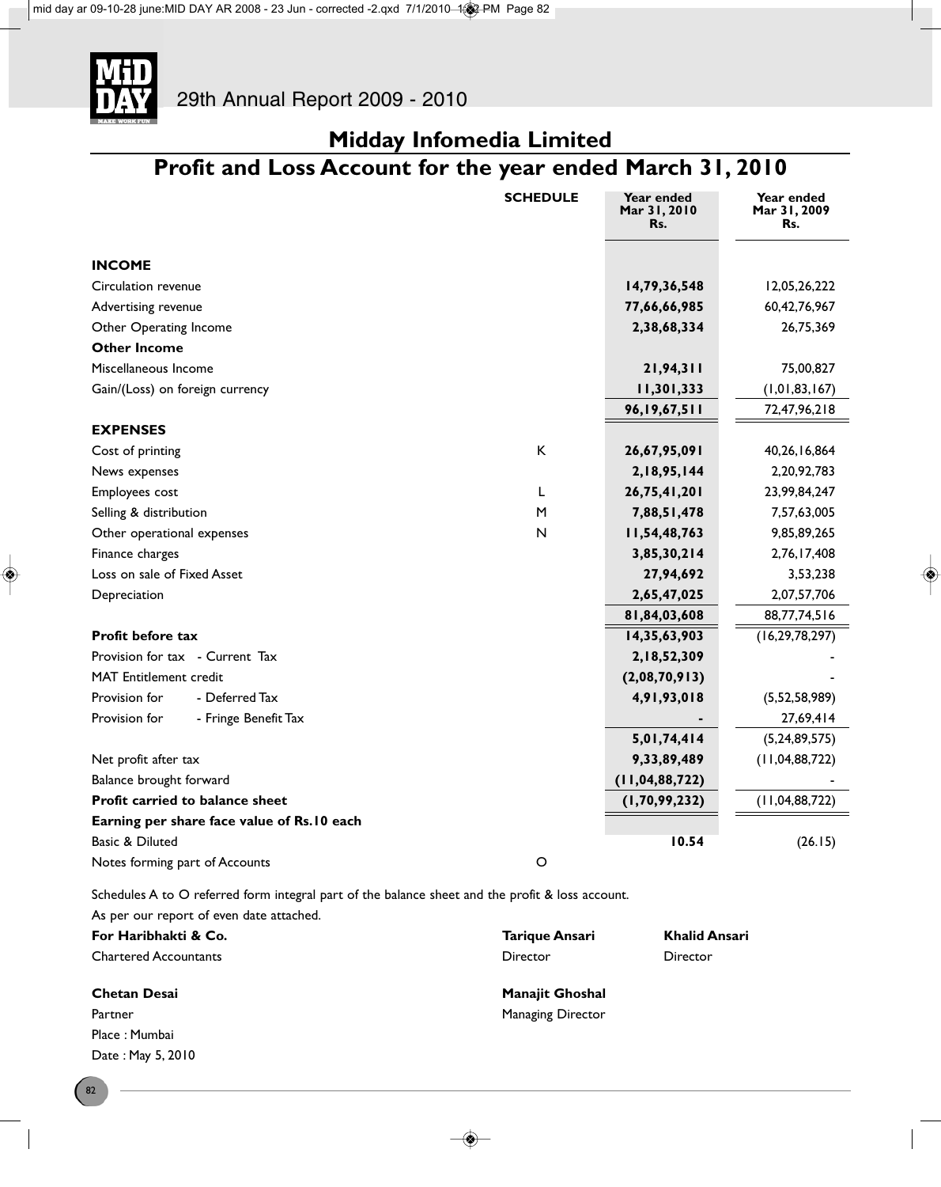29th Annual Report 2009 - 2010

# Midday Infomedia Limited

## Profit and Loss Account for the year ended March 31, 2010

| | SCHEDULE | Year ended Mar 31, 2010 Rs. | Year ended Mar 31, 2009 Rs. |
|---|---|---|---|
| **INCOME** | | | |
| Circulation revenue | | **14,79,36,548** | 12,05,26,222 |
| Advertising revenue | | **77,66,66,985** | 60,42,76,967 |
| Other Operating Income | | **2,38,68,334** | 26,75,369 |
| **Other Income** | | | |
| Miscellaneous Income | | **21,94,311** | 75,00,827 |
| Gain/(Loss) on foreign currency | | **11,301,333** | (1,01,83,167) |
| | | **96,19,67,511** | 72,47,96,218 |
| **EXPENSES** | | | |
| Cost of printing | K | **26,67,95,091** | 40,26,16,864 |
| News expenses | | **2,18,95,144** | 2,20,92,783 |
| Employees cost | L | **26,75,41,201** | 23,99,84,247 |
| Selling & distribution | M | **7,88,51,478** | 7,57,63,005 |
| Other operational expenses | N | **11,54,48,763** | 9,85,89,265 |
| Finance charges | | **3,85,30,214** | 2,76,17,408 |
| Loss on sale of Fixed Asset | | **27,94,692** | 3,53,238 |
| Depreciation | | **2,65,47,025** | 2,07,57,706 |
| | | **81,84,03,608** | 88,77,74,516 |
| **Profit before tax** | | **14,35,63,903** | (16,29,78,297) |
| Provision for tax - Current Tax | | **2,18,52,309** | - |
| MAT Entitlement credit | | **(2,08,70,913)** | - |
| Provision for - Deferred Tax | | **4,91,93,018** | (5,52,58,989) |
| Provision for - Fringe Benefit Tax | | **-** | 27,69,414 |
| | | **5,01,74,414** | (5,24,89,575) |
| Net profit after tax | | **9,33,89,489** | (11,04,88,722) |
| Balance brought forward | | **(11,04,88,722)** | - |
| **Profit carried to balance sheet** | | **(1,70,99,232)** | (11,04,88,722) |
| **Earning per share face value of Rs.10 each** | | | |
| Basic & Diluted | | **10.54** | (26.15) |
| Notes forming part of Accounts | O | | |

Schedules A to O referred form integral part of the balance sheet and the profit & loss account.

As per our report of even date attached.

**For Haribhakti & Co.**
Chartered Accountants

**Chetan Desai**
Partner
Place : Mumbai
Date : May 5, 2010

**Tarique Ansari**
Director

**Khalid Ansari**
Director

**Manajit Ghoshal**
Managing Director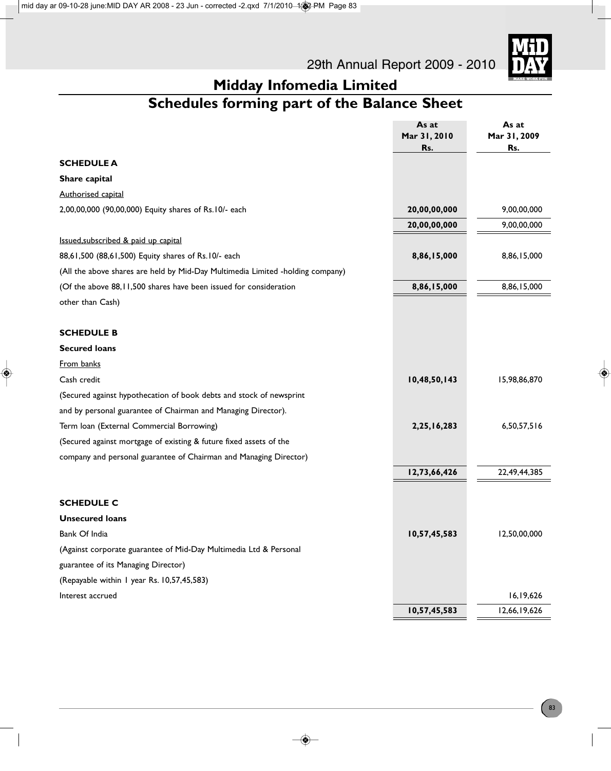# Midday Infomedia Limited

## Schedules forming part of the Balance Sheet

| | As at Mar 31, 2010 Rs. | As at Mar 31, 2009 Rs. |
|---|---|---|
| **SCHEDULE A** | | |
| **Share capital** | | |
| Authorised capital | | |
| 2,00,00,000 (90,00,000) Equity shares of Rs.10/- each | **20,00,00,000** | 9,00,00,000 |
| | **20,00,00,000** | 9,00,00,000 |
| Issued,subscribed & paid up capital | | |
| 88,61,500 (88,61,500) Equity shares of Rs.10/- each | **8,86,15,000** | 8,86,15,000 |
| (All the above shares are held by Mid-Day Multimedia Limited -holding company) | | |
| (Of the above 88,11,500 shares have been issued for consideration other than Cash) | **8,86,15,000** | 8,86,15,000 |
| | | |
| **SCHEDULE B** | | |
| **Secured loans** | | |
| From banks | | |
| Cash credit | **10,48,50,143** | 15,98,86,870 |
| (Secured against hypothecation of book debts and stock of newsprint and by personal guarantee of Chairman and Managing Director). | | |
| Term loan (External Commercial Borrowing) | **2,25,16,283** | 6,50,57,516 |
| (Secured against mortgage of existing & future fixed assets of the company and personal guarantee of Chairman and Managing Director) | | |
| | **12,73,66,426** | 22,49,44,385 |
| | | |
| **SCHEDULE C** | | |
| **Unsecured loans** | | |
| Bank Of India | **10,57,45,583** | 12,50,00,000 |
| (Against corporate guarantee of Mid-Day Multimedia Ltd & Personal guarantee of its Managing Director) | | |
| (Repayable within 1 year Rs. 10,57,45,583) | | |
| Interest accrued | | 16,19,626 |
| | **10,57,45,583** | 12,66,19,626 |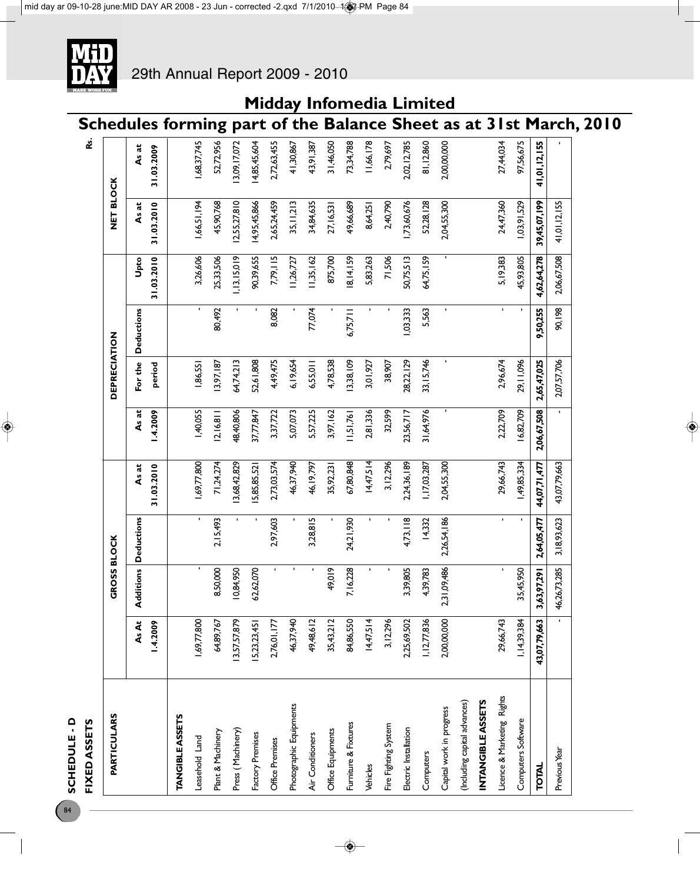# Midday Infomedia Limited

## Schedules forming part of the Balance Sheet as at 31st March, 2010

### SCHEDULE - D
### FIXED ASSETS

Rs.

| PARTICULARS | GROSS BLOCK | | | | DEPRECIATION | | | | NET BLOCK | |
|---|---|---|---|---|---|---|---|---|---|---|
| | As At 1.4.2009 | Additions | Deductions | As at 31.03.2010 | As at 1.4.2009 | For the period | Deductions | Upto 31.03.2010 | As at 31.03.2010 | As at 31.03.2009 |
| **TANGIBLE ASSETS** | | | | | | | | | | |
| Leasehold Land | 1,69,77,800 | - | - | 1,69,77,800 | 1,40,055 | 1,86,551 | - | 3,26,606 | 1,66,51,194 | 1,68,37,745 |
| Plant & Machinery | 64,89,767 | 8,50,000 | 2,15,493 | 71,24,274 | 12,16,811 | 13,97,187 | 80,492 | 25,33,506 | 45,90,768 | 52,72,956 |
| Press ( Machinery) | 13,57,57,879 | 10,84,950 | - | 13,68,42,829 | 48,40,806 | 64,74,213 | - | 1,13,15,019 | 12,55,27,810 | 13,09,17,072 |
| Factory Premises | 15,23,23,451 | 62,62,070 | - | 15,85,85,521 | 37,77,847 | 52,61,808 | - | 90,39,655 | 14,95,45,866 | 14,85,45,604 |
| Office Premises | 2,76,01,177 | - | 2,97,603 | 2,73,03,574 | 3,37,722 | 4,49,475 | 8,082 | 7,79,115 | 2,65,24,459 | 2,72,63,455 |
| Photographic Equipments | 46,37,940 | - | - | 46,37,940 | 5,07,073 | 6,19,654 | - | 11,26,727 | 35,11,213 | 41,30,867 |
| Air Conditioners | 49,48,612 | - | 3,28,815 | 46,19,797 | 5,57,225 | 6,55,011 | 77,074 | 11,35,162 | 34,84,635 | 43,91,387 |
| Office Equipments | 35,43,212 | 49,019 | - | 35,92,231 | 3,97,162 | 4,78,538 | - | 8,75,700 | 27,16,531 | 31,46,050 |
| Furniture & Fixtures | 84,86,550 | 7,16,228 | 24,21,930 | 67,80,848 | 11,51,761 | 13,38,109 | 6,75,711 | 18,14,159 | 49,66,689 | 73,34,788 |
| Vehicles | 14,47,514 | - | - | 14,47,514 | 2,81,336 | 3,01,927 | - | 5,83,263 | 8,64,251 | 11,66,178 |
| Fire Fighting System | 3,12,296 | - | - | 3,12,296 | 32,599 | 38,907 | - | 71,506 | 2,40,790 | 2,79,697 |
| Electric Installation | 2,25,69,502 | 3,39,805 | 4,73,118 | 2,24,36,189 | 23,56,717 | 28,22,129 | 1,03,333 | 50,75,513 | 1,73,60,676 | 2,02,12,785 |
| Computers | 1,12,77,836 | 4,39,783 | 14,332 | 1,17,03,287 | 31,64,976 | 33,15,746 | 5,563 | 64,75,159 | 52,28,128 | 81,12,860 |
| Capital work in progress (Including capital advances) | 2,00,00,000 | 2,31,09,486 | 2,26,54,186 | 2,04,55,300 | - | - | - | - | 2,04,55,300 | 2,00,00,000 |
| **INTANGIBLE ASSETS** | | | | | | | | | | |
| Licence & Marketing Rights | 29,66,743 | - | - | 29,66,743 | 2,22,709 | 2,96,674 | - | 5,19,383 | 24,47,360 | 27,44,034 |
| Computers Software | 1,14,39,384 | 35,45,950 | - | 1,49,85,334 | 16,82,709 | 29,11,096 | - | 45,93,805 | 1,03,91,529 | 97,56,675 |
| **TOTAL** | **43,07,79,663** | **3,63,97,291** | **2,64,05,477** | **44,07,71,477** | **2,06,67,508** | **2,65,47,025** | **9,50,255** | **4,62,64,278** | **39,45,07,199** | **41,01,12,155** |
| Previous Year | - | 46,26,73,285 | 3,18,93,623 | 43,07,79,663 | - | 2,07,57,706 | 90,198 | 2,06,67,508 | 41,01,12,155 | - |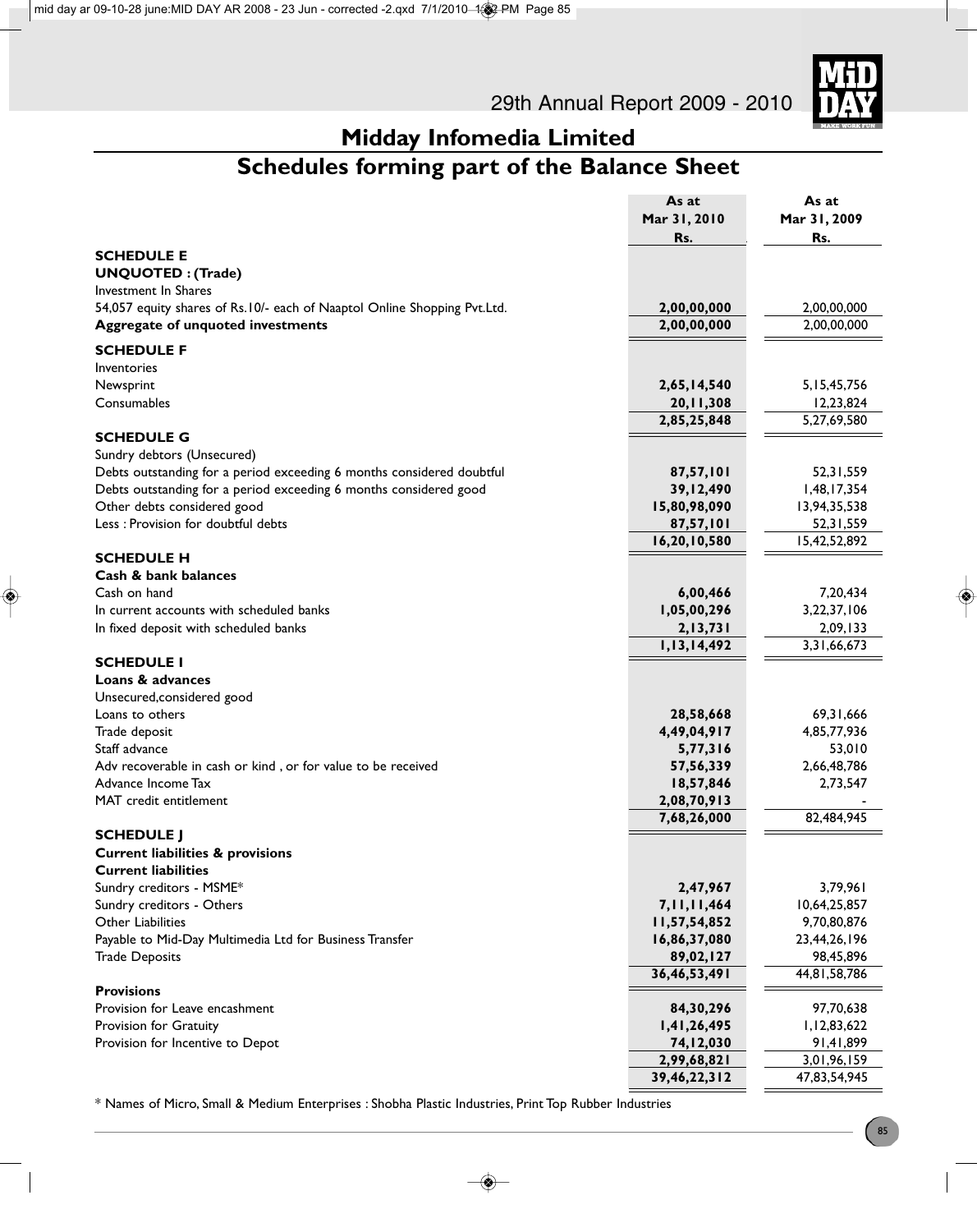# Midday Infomedia Limited

## Schedules forming part of the Balance Sheet

| | As at Mar 31, 2010 Rs. | As at Mar 31, 2009 Rs. |
|---|---|---|
| **SCHEDULE E** | | |
| **UNQUOTED : (Trade)** | | |
| Investment In Shares | | |
| 54,057 equity shares of Rs.10/- each of Naaptol Online Shopping Pvt.Ltd. | **2,00,00,000** | 2,00,00,000 |
| **Aggregate of unquoted investments** | **2,00,00,000** | 2,00,00,000 |
| **SCHEDULE F** | | |
| Inventories | | |
| Newsprint | **2,65,14,540** | 5,15,45,756 |
| Consumables | **20,11,308** | 12,23,824 |
| | **2,85,25,848** | 5,27,69,580 |
| **SCHEDULE G** | | |
| Sundry debtors (Unsecured) | | |
| Debts outstanding for a period exceeding 6 months considered doubtful | **87,57,101** | 52,31,559 |
| Debts outstanding for a period exceeding 6 months considered good | **39,12,490** | 1,48,17,354 |
| Other debts considered good | **15,80,98,090** | 13,94,35,538 |
| Less : Provision for doubtful debts | **87,57,101** | 52,31,559 |
| | **16,20,10,580** | 15,42,52,892 |
| **SCHEDULE H** | | |
| **Cash & bank balances** | | |
| Cash on hand | **6,00,466** | 7,20,434 |
| In current accounts with scheduled banks | **1,05,00,296** | 3,22,37,106 |
| In fixed deposit with scheduled banks | **2,13,731** | 2,09,133 |
| | **1,13,14,492** | 3,31,66,673 |
| **SCHEDULE I** | | |
| **Loans & advances** | | |
| Unsecured,considered good | | |
| Loans to others | **28,58,668** | 69,31,666 |
| Trade deposit | **4,49,04,917** | 4,85,77,936 |
| Staff advance | **5,77,316** | 53,010 |
| Adv recoverable in cash or kind , or for value to be received | **57,56,339** | 2,66,48,786 |
| Advance Income Tax | **18,57,846** | 2,73,547 |
| MAT credit entitlement | **2,08,70,913** | - |
| | **7,68,26,000** | 82,484,945 |
| **SCHEDULE J** | | |
| **Current liabilities & provisions** | | |
| **Current liabilities** | | |
| Sundry creditors - MSME* | **2,47,967** | 3,79,961 |
| Sundry creditors - Others | **7,11,11,464** | 10,64,25,857 |
| Other Liabilities | **11,57,54,852** | 9,70,80,876 |
| Payable to Mid-Day Multimedia Ltd for Business Transfer | **16,86,37,080** | 23,44,26,196 |
| Trade Deposits | **89,02,127** | 98,45,896 |
| | **36,46,53,491** | 44,81,58,786 |
| **Provisions** | | |
| Provision for Leave encashment | **84,30,296** | 97,70,638 |
| Provision for Gratuity | **1,41,26,495** | 1,12,83,622 |
| Provision for Incentive to Depot | **74,12,030** | 91,41,899 |
| | **2,99,68,821** | 3,01,96,159 |
| | **39,46,22,312** | 47,83,54,945 |

* Names of Micro, Small & Medium Enterprises : Shobha Plastic Industries, Print Top Rubber Industries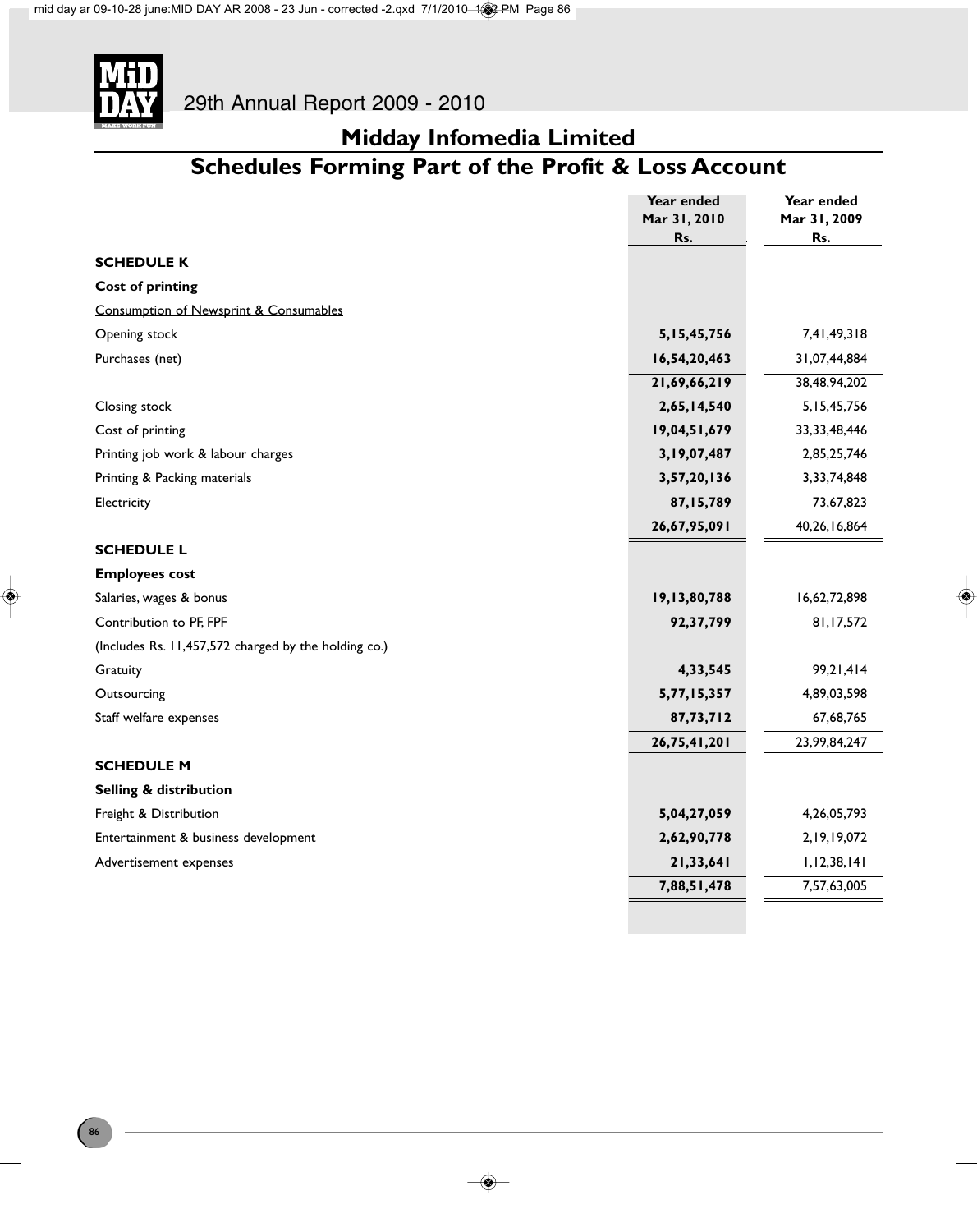# Midday Infomedia Limited

## Schedules Forming Part of the Profit & Loss Account

| | Year ended Mar 31, 2010 Rs. | Year ended Mar 31, 2009 Rs. |
|---|---|---|
| **SCHEDULE K** | | |
| **Cost of printing** | | |
| Consumption of Newsprint & Consumables | | |
| Opening stock | **5,15,45,756** | 7,41,49,318 |
| Purchases (net) | **16,54,20,463** | 31,07,44,884 |
| | **21,69,66,219** | 38,48,94,202 |
| Closing stock | **2,65,14,540** | 5,15,45,756 |
| Cost of printing | **19,04,51,679** | 33,33,48,446 |
| Printing job work & labour charges | **3,19,07,487** | 2,85,25,746 |
| Printing & Packing materials | **3,57,20,136** | 3,33,74,848 |
| Electricity | **87,15,789** | 73,67,823 |
| | **26,67,95,091** | 40,26,16,864 |
| **SCHEDULE L** | | |
| **Employees cost** | | |
| Salaries, wages & bonus | **19,13,80,788** | 16,62,72,898 |
| Contribution to PF, FPF | **92,37,799** | 81,17,572 |
| (Includes Rs. 11,457,572 charged by the holding co.) | | |
| Gratuity | **4,33,545** | 99,21,414 |
| Outsourcing | **5,77,15,357** | 4,89,03,598 |
| Staff welfare expenses | **87,73,712** | 67,68,765 |
| | **26,75,41,201** | 23,99,84,247 |
| **SCHEDULE M** | | |
| **Selling & distribution** | | |
| Freight & Distribution | **5,04,27,059** | 4,26,05,793 |
| Entertainment & business development | **2,62,90,778** | 2,19,19,072 |
| Advertisement expenses | **21,33,641** | 1,12,38,141 |
| | **7,88,51,478** | 7,57,63,005 |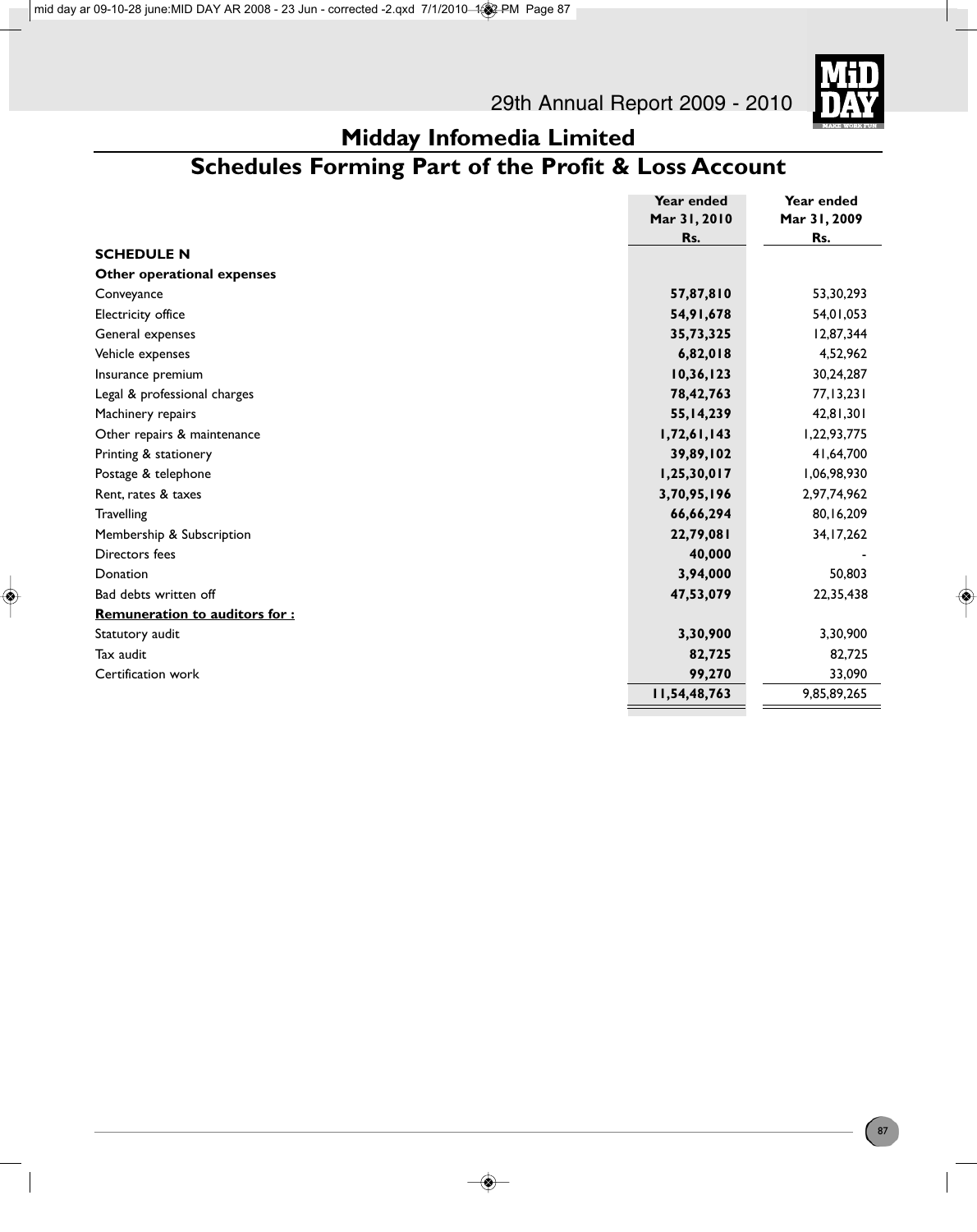# Midday Infomedia Limited

## Schedules Forming Part of the Profit & Loss Account

| | Year ended Mar 31, 2010 Rs. | Year ended Mar 31, 2009 Rs. |
|---|---|---|
| **SCHEDULE N** | | |
| **Other operational expenses** | | |
| Conveyance | **57,87,810** | 53,30,293 |
| Electricity office | **54,91,678** | 54,01,053 |
| General expenses | **35,73,325** | 12,87,344 |
| Vehicle expenses | **6,82,018** | 4,52,962 |
| Insurance premium | **10,36,123** | 30,24,287 |
| Legal & professional charges | **78,42,763** | 77,13,231 |
| Machinery repairs | **55,14,239** | 42,81,301 |
| Other repairs & maintenance | **1,72,61,143** | 1,22,93,775 |
| Printing & stationery | **39,89,102** | 41,64,700 |
| Postage & telephone | **1,25,30,017** | 1,06,98,930 |
| Rent, rates & taxes | **3,70,95,196** | 2,97,74,962 |
| Travelling | **66,66,294** | 80,16,209 |
| Membership & Subscription | **22,79,081** | 34,17,262 |
| Directors fees | **40,000** | - |
| Donation | **3,94,000** | 50,803 |
| Bad debts written off | **47,53,079** | 22,35,438 |
| **Remuneration to auditors for :** | | |
| Statutory audit | **3,30,900** | 3,30,900 |
| Tax audit | **82,725** | 82,725 |
| Certification work | **99,270** | 33,090 |
| | **11,54,48,763** | 9,85,89,265 |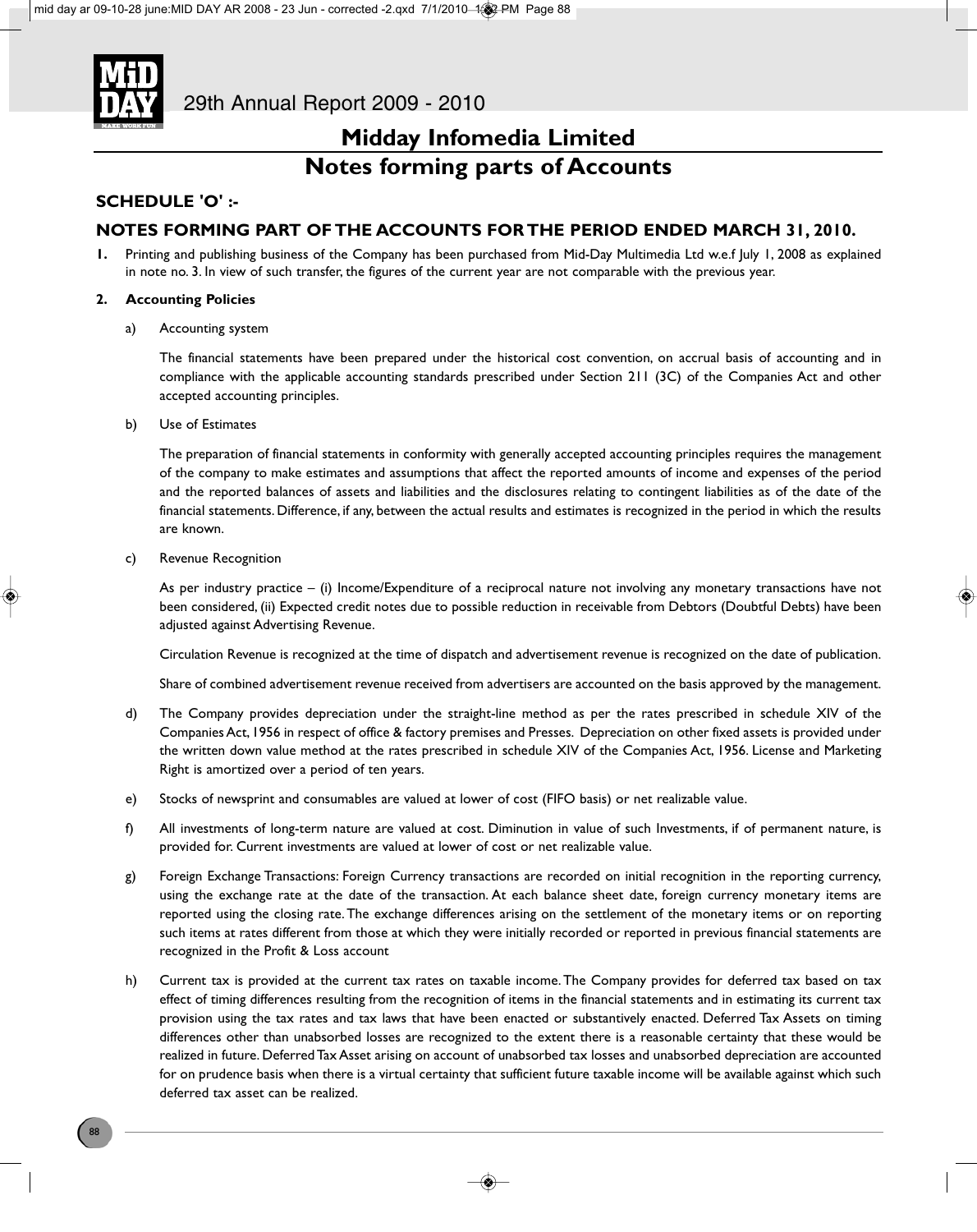# Midday Infomedia Limited

## Notes forming parts of Accounts

### SCHEDULE 'O' :-

### NOTES FORMING PART OF THE ACCOUNTS FOR THE PERIOD ENDED MARCH 31, 2010.

**1.** Printing and publishing business of the Company has been purchased from Mid-Day Multimedia Ltd w.e.f July 1, 2008 as explained in note no. 3. In view of such transfer, the figures of the current year are not comparable with the previous year.

**2. Accounting Policies**

a) Accounting system

The financial statements have been prepared under the historical cost convention, on accrual basis of accounting and in compliance with the applicable accounting standards prescribed under Section 211 (3C) of the Companies Act and other accepted accounting principles.

b) Use of Estimates

The preparation of financial statements in conformity with generally accepted accounting principles requires the management of the company to make estimates and assumptions that affect the reported amounts of income and expenses of the period and the reported balances of assets and liabilities and the disclosures relating to contingent liabilities as of the date of the financial statements. Difference, if any, between the actual results and estimates is recognized in the period in which the results are known.

c) Revenue Recognition

As per industry practice – (i) Income/Expenditure of a reciprocal nature not involving any monetary transactions have not been considered, (ii) Expected credit notes due to possible reduction in receivable from Debtors (Doubtful Debts) have been adjusted against Advertising Revenue.

Circulation Revenue is recognized at the time of dispatch and advertisement revenue is recognized on the date of publication.

Share of combined advertisement revenue received from advertisers are accounted on the basis approved by the management.

d) The Company provides depreciation under the straight-line method as per the rates prescribed in schedule XIV of the Companies Act, 1956 in respect of office & factory premises and Presses. Depreciation on other fixed assets is provided under the written down value method at the rates prescribed in schedule XIV of the Companies Act, 1956. License and Marketing Right is amortized over a period of ten years.

e) Stocks of newsprint and consumables are valued at lower of cost (FIFO basis) or net realizable value.

f) All investments of long-term nature are valued at cost. Diminution in value of such Investments, if of permanent nature, is provided for. Current investments are valued at lower of cost or net realizable value.

g) Foreign Exchange Transactions: Foreign Currency transactions are recorded on initial recognition in the reporting currency, using the exchange rate at the date of the transaction. At each balance sheet date, foreign currency monetary items are reported using the closing rate. The exchange differences arising on the settlement of the monetary items or on reporting such items at rates different from those at which they were initially recorded or reported in previous financial statements are recognized in the Profit & Loss account

h) Current tax is provided at the current tax rates on taxable income. The Company provides for deferred tax based on tax effect of timing differences resulting from the recognition of items in the financial statements and in estimating its current tax provision using the tax rates and tax laws that have been enacted or substantively enacted. Deferred Tax Assets on timing differences other than unabsorbed losses are recognized to the extent there is a reasonable certainty that these would be realized in future. Deferred Tax Asset arising on account of unabsorbed tax losses and unabsorbed depreciation are accounted for on prudence basis when there is a virtual certainty that sufficient future taxable income will be available against which such deferred tax asset can be realized.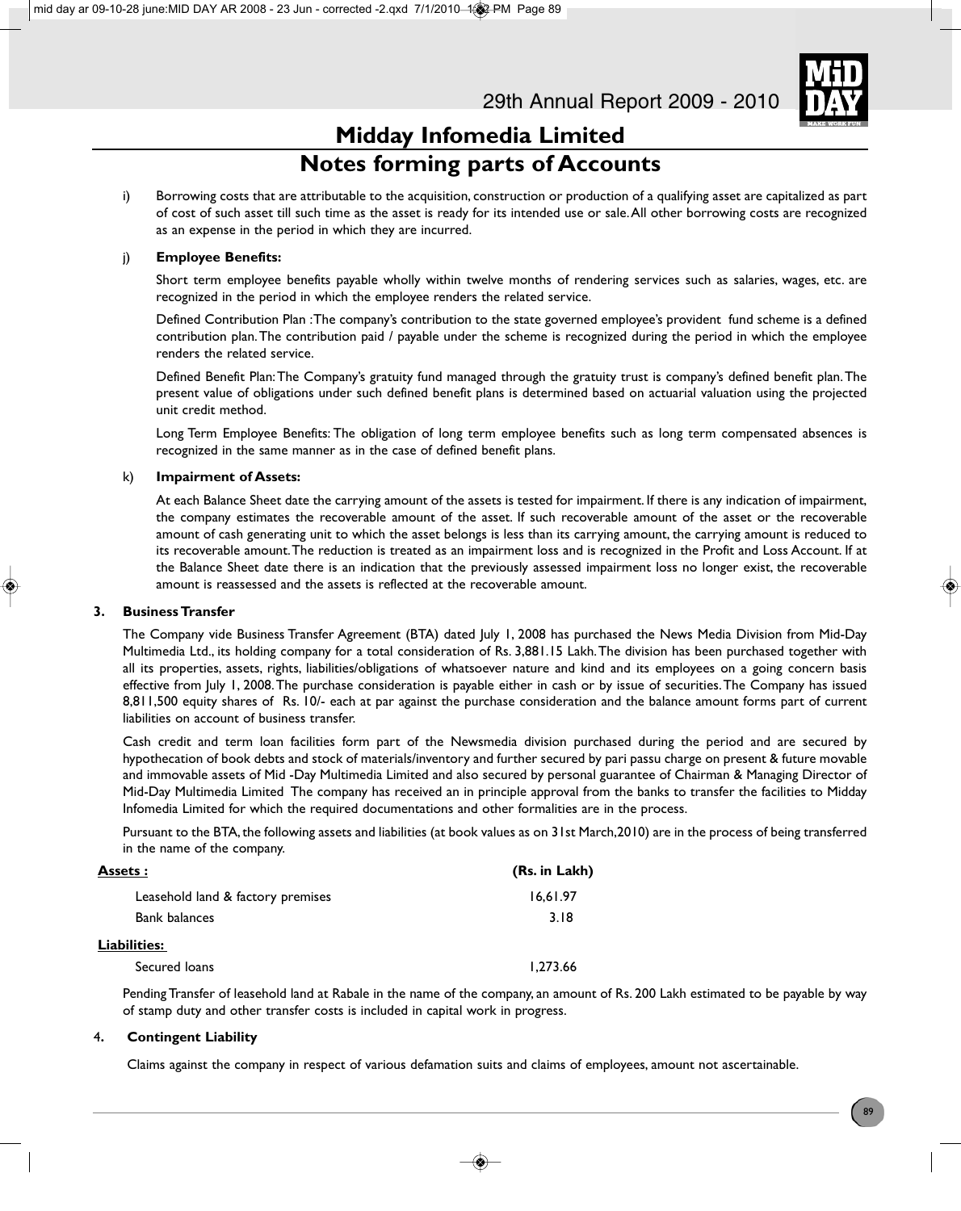# Midday Infomedia Limited

## Notes forming parts of Accounts

i) Borrowing costs that are attributable to the acquisition, construction or production of a qualifying asset are capitalized as part of cost of such asset till such time as the asset is ready for its intended use or sale. All other borrowing costs are recognized as an expense in the period in which they are incurred.

j) **Employee Benefits:**

Short term employee benefits payable wholly within twelve months of rendering services such as salaries, wages, etc. are recognized in the period in which the employee renders the related service.

Defined Contribution Plan : The company's contribution to the state governed employee's provident fund scheme is a defined contribution plan. The contribution paid / payable under the scheme is recognized during the period in which the employee renders the related service.

Defined Benefit Plan: The Company's gratuity fund managed through the gratuity trust is company's defined benefit plan. The present value of obligations under such defined benefit plans is determined based on actuarial valuation using the projected unit credit method.

Long Term Employee Benefits: The obligation of long term employee benefits such as long term compensated absences is recognized in the same manner as in the case of defined benefit plans.

k) **Impairment of Assets:**

At each Balance Sheet date the carrying amount of the assets is tested for impairment. If there is any indication of impairment, the company estimates the recoverable amount of the asset. If such recoverable amount of the asset or the recoverable amount of cash generating unit to which the asset belongs is less than its carrying amount, the carrying amount is reduced to its recoverable amount. The reduction is treated as an impairment loss and is recognized in the Profit and Loss Account. If at the Balance Sheet date there is an indication that the previously assessed impairment loss no longer exist, the recoverable amount is reassessed and the assets is reflected at the recoverable amount.

### 3. Business Transfer

The Company vide Business Transfer Agreement (BTA) dated July 1, 2008 has purchased the News Media Division from Mid-Day Multimedia Ltd., its holding company for a total consideration of Rs. 3,881.15 Lakh. The division has been purchased together with all its properties, assets, rights, liabilities/obligations of whatsoever nature and kind and its employees on a going concern basis effective from July 1, 2008. The purchase consideration is payable either in cash or by issue of securities. The Company has issued 8,811,500 equity shares of Rs. 10/- each at par against the purchase consideration and the balance amount forms part of current liabilities on account of business transfer.

Cash credit and term loan facilities form part of the Newsmedia division purchased during the period and are secured by hypothecation of book debts and stock of materials/inventory and further secured by pari passu charge on present & future movable and immovable assets of Mid -Day Multimedia Limited and also secured by personal guarantee of Chairman & Managing Director of Mid-Day Multimedia Limited The company has received an in principle approval from the banks to transfer the facilities to Midday Infomedia Limited for which the required documentations and other formalities are in the process.

Pursuant to the BTA, the following assets and liabilities (at book values as on 31st March,2010) are in the process of being transferred in the name of the company.

| **Assets :** | **(Rs. in Lakh)** |
|---|---|
| Leasehold land & factory premises | 16,61.97 |
| Bank balances | 3.18 |
| **Liabilities:** | |
| Secured loans | 1,273.66 |

Pending Transfer of leasehold land at Rabale in the name of the company, an amount of Rs. 200 Lakh estimated to be payable by way of stamp duty and other transfer costs is included in capital work in progress.

### 4. Contingent Liability

Claims against the company in respect of various defamation suits and claims of employees, amount not ascertainable.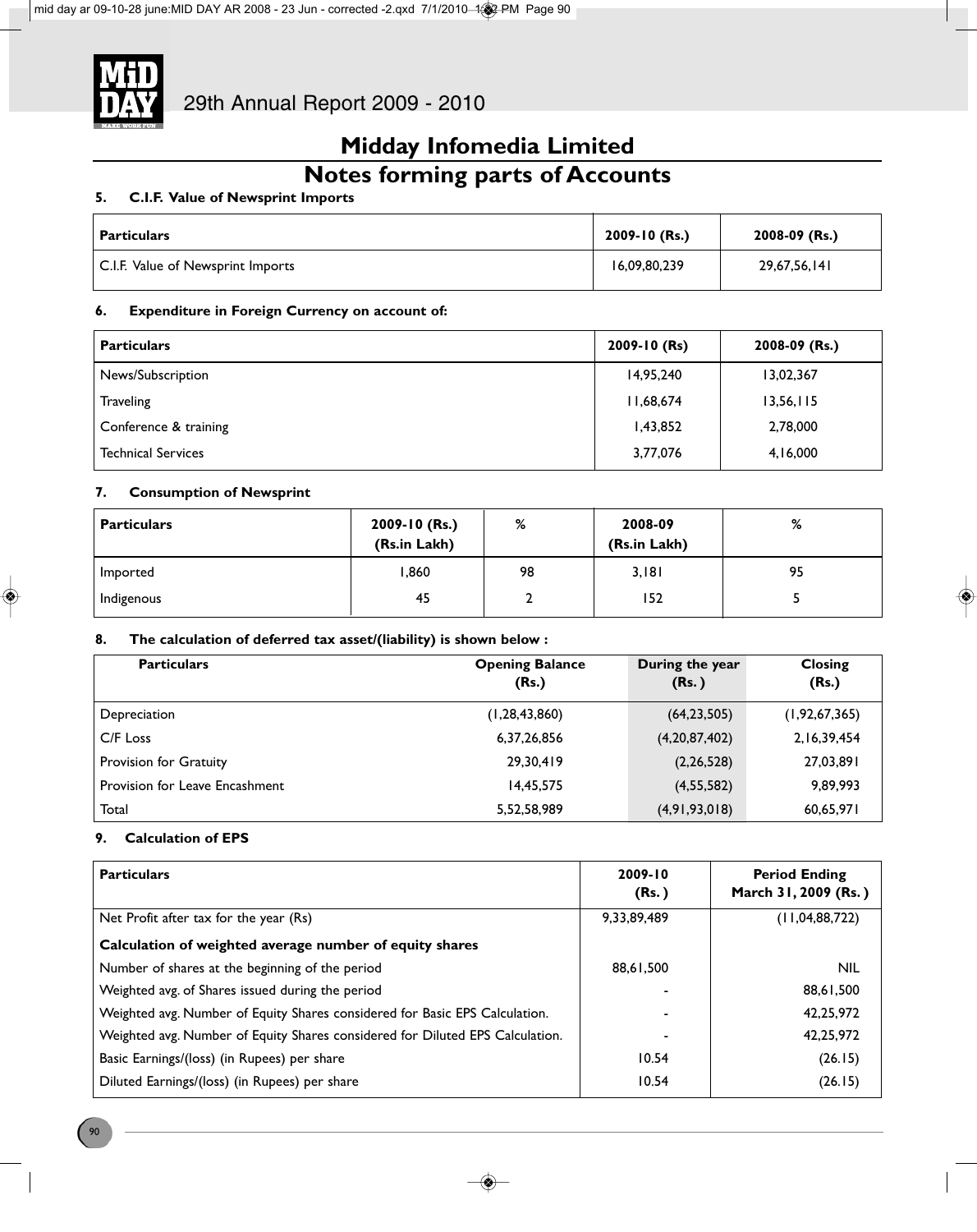# Midday Infomedia Limited

## Notes forming parts of Accounts

**5. C.I.F. Value of Newsprint Imports**

| Particulars | 2009-10 (Rs.) | 2008-09 (Rs.) |
|---|---|---|
| C.I.F. Value of Newsprint Imports | 16,09,80,239 | 29,67,56,141 |

**6. Expenditure in Foreign Currency on account of:**

| Particulars | 2009-10 (Rs) | 2008-09 (Rs.) |
|---|---|---|
| News/Subscription | 14,95,240 | 13,02,367 |
| Traveling | 11,68,674 | 13,56,115 |
| Conference & training | 1,43,852 | 2,78,000 |
| Technical Services | 3,77,076 | 4,16,000 |

**7. Consumption of Newsprint**

| Particulars | 2009-10 (Rs.) (Rs.in Lakh) | % | 2008-09 (Rs.in Lakh) | % |
|---|---|---|---|---|
| Imported | 1,860 | 98 | 3,181 | 95 |
| Indigenous | 45 | 2 | 152 | 5 |

**8. The calculation of deferred tax asset/(liability) is shown below :**

| Particulars | Opening Balance (Rs.) | During the year (Rs. ) | Closing (Rs.) |
|---|---|---|---|
| Depreciation | (1,28,43,860) | (64,23,505) | (1,92,67,365) |
| C/F Loss | 6,37,26,856 | (4,20,87,402) | 2,16,39,454 |
| Provision for Gratuity | 29,30,419 | (2,26,528) | 27,03,891 |
| Provision for Leave Encashment | 14,45,575 | (4,55,582) | 9,89,993 |
| Total | 5,52,58,989 | (4,91,93,018) | 60,65,971 |

**9. Calculation of EPS**

| Particulars | 2009-10 (Rs. ) | Period Ending March 31, 2009 (Rs. ) |
|---|---|---|
| Net Profit after tax for the year (Rs) | 9,33,89,489 | (11,04,88,722) |
| **Calculation of weighted average number of equity shares** | | |
| Number of shares at the beginning of the period | 88,61,500 | NIL |
| Weighted avg. of Shares issued during the period | - | 88,61,500 |
| Weighted avg. Number of Equity Shares considered for Basic EPS Calculation. | - | 42,25,972 |
| Weighted avg. Number of Equity Shares considered for Diluted EPS Calculation. | - | 42,25,972 |
| Basic Earnings/(loss) (in Rupees) per share | 10.54 | (26.15) |
| Diluted Earnings/(loss) (in Rupees) per share | 10.54 | (26.15) |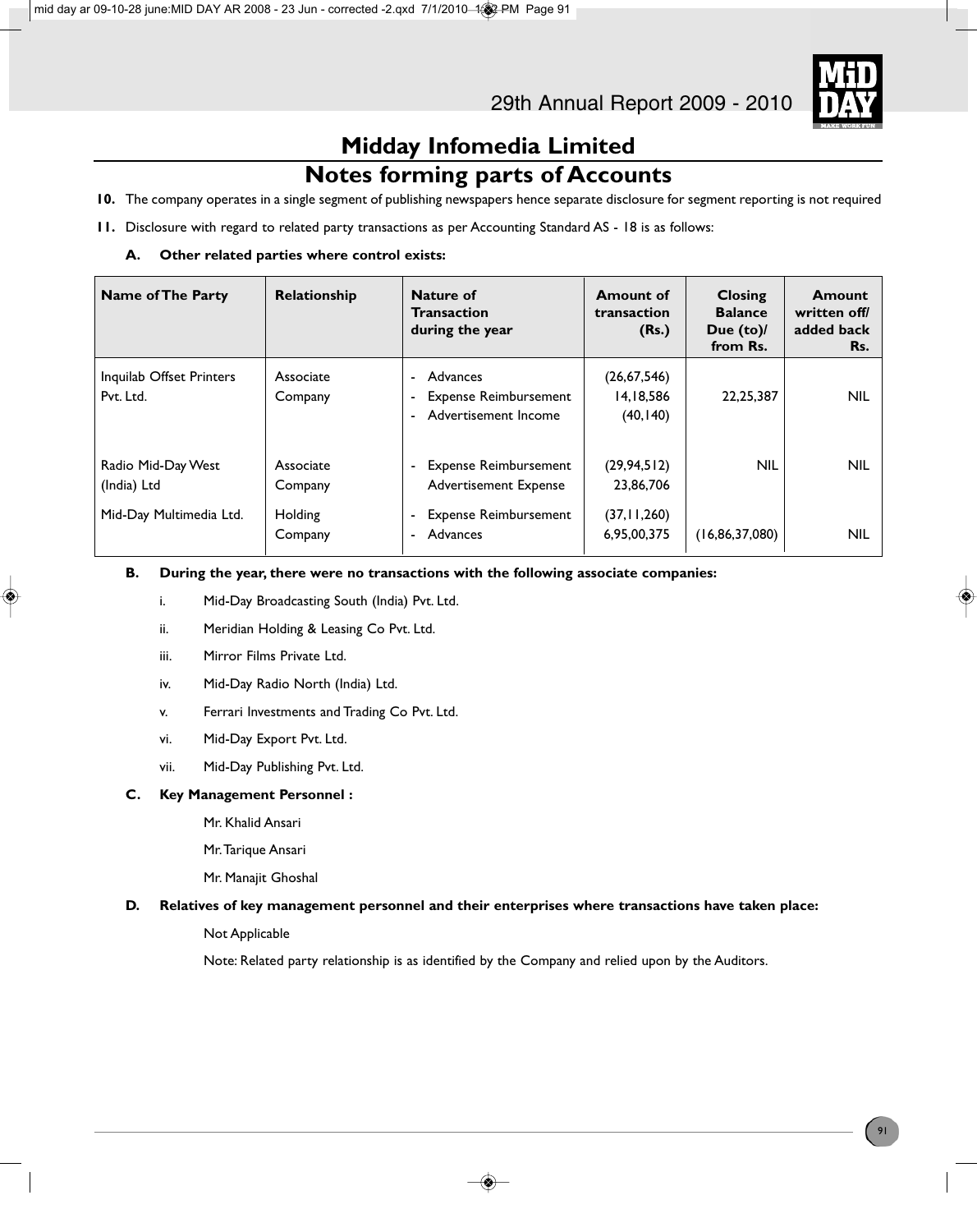# Midday Infomedia Limited

## Notes forming parts of Accounts

**10.** The company operates in a single segment of publishing newspapers hence separate disclosure for segment reporting is not required

**11.** Disclosure with regard to related party transactions as per Accounting Standard AS - 18 is as follows:

**A. Other related parties where control exists:**

| Name of The Party | Relationship | Nature of Transaction during the year | Amount of transaction (Rs.) | Closing Balance Due (to)/ from Rs. | Amount written off/ added back Rs. |
|---|---|---|---|---|---|
| Inquilab Offset Printers Pvt. Ltd. | Associate Company | - Advances<br>- Expense Reimbursement<br>- Advertisement Income | (26,67,546)<br>14,18,586<br>(40,140) | 22,25,387 | NIL |
| Radio Mid-Day West (India) Ltd | Associate Company | - Expense Reimbursement<br>Advertisement Expense | (29,94,512)<br>23,86,706 | NIL | NIL |
| Mid-Day Multimedia Ltd. | Holding Company | - Expense Reimbursement<br>- Advances | (37,11,260)<br>6,95,00,375 | (16,86,37,080) | NIL |

**B. During the year, there were no transactions with the following associate companies:**

i. Mid-Day Broadcasting South (India) Pvt. Ltd.

ii. Meridian Holding & Leasing Co Pvt. Ltd.

iii. Mirror Films Private Ltd.

iv. Mid-Day Radio North (India) Ltd.

v. Ferrari Investments and Trading Co Pvt. Ltd.

vi. Mid-Day Export Pvt. Ltd.

vii. Mid-Day Publishing Pvt. Ltd.

**C. Key Management Personnel :**

Mr. Khalid Ansari

Mr. Tarique Ansari

Mr. Manajit Ghoshal

**D. Relatives of key management personnel and their enterprises where transactions have taken place:**

Not Applicable

Note: Related party relationship is as identified by the Company and relied upon by the Auditors.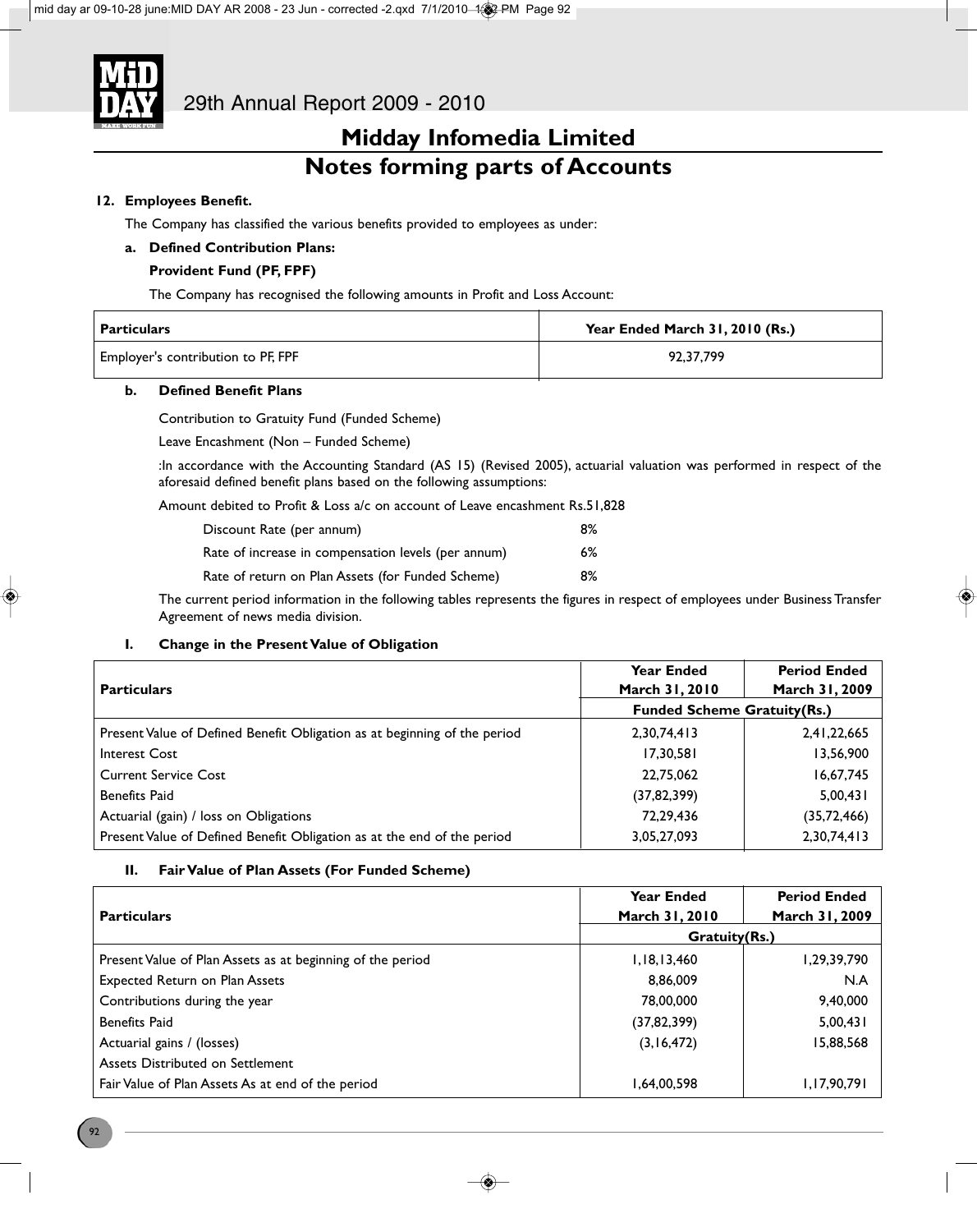# Midday Infomedia Limited

## Notes forming parts of Accounts

**12. Employees Benefit.**

The Company has classified the various benefits provided to employees as under:

**a. Defined Contribution Plans:**

**Provident Fund (PF, FPF)**

The Company has recognised the following amounts in Profit and Loss Account:

| **Particulars** | **Year Ended March 31, 2010 (Rs.)** |
|---|---|
| Employer's contribution to PF, FPF | 92,37,799 |

**b. Defined Benefit Plans**

Contribution to Gratuity Fund (Funded Scheme)

Leave Encashment (Non – Funded Scheme)

:In accordance with the Accounting Standard (AS 15) (Revised 2005), actuarial valuation was performed in respect of the aforesaid defined benefit plans based on the following assumptions:

Amount debited to Profit & Loss a/c on account of Leave encashment Rs.51,828

| | |
|---|---|
| Discount Rate (per annum) | 8% |
| Rate of increase in compensation levels (per annum) | 6% |
| Rate of return on Plan Assets (for Funded Scheme) | 8% |

The current period information in the following tables represents the figures in respect of employees under Business Transfer Agreement of news media division.

**I. Change in the Present Value of Obligation**

| **Particulars** | **Year Ended March 31, 2010** | **Period Ended March 31, 2009** |
|---|---|---|
| | **Funded Scheme Gratuity(Rs.)** | |
| Present Value of Defined Benefit Obligation as at beginning of the period | 2,30,74,413 | 2,41,22,665 |
| Interest Cost | 17,30,581 | 13,56,900 |
| Current Service Cost | 22,75,062 | 16,67,745 |
| Benefits Paid | (37,82,399) | 5,00,431 |
| Actuarial (gain) / loss on Obligations | 72,29,436 | (35,72,466) |
| Present Value of Defined Benefit Obligation as at the end of the period | 3,05,27,093 | 2,30,74,413 |

**II. Fair Value of Plan Assets (For Funded Scheme)**

| **Particulars** | **Year Ended March 31, 2010** | **Period Ended March 31, 2009** |
|---|---|---|
| | **Gratuity(Rs.)** | |
| Present Value of Plan Assets as at beginning of the period | 1,18,13,460 | 1,29,39,790 |
| Expected Return on Plan Assets | 8,86,009 | N.A |
| Contributions during the year | 78,00,000 | 9,40,000 |
| Benefits Paid | (37,82,399) | 5,00,431 |
| Actuarial gains / (losses) | (3,16,472) | 15,88,568 |
| Assets Distributed on Settlement | | |
| Fair Value of Plan Assets As at end of the period | 1,64,00,598 | 1,17,90,791 |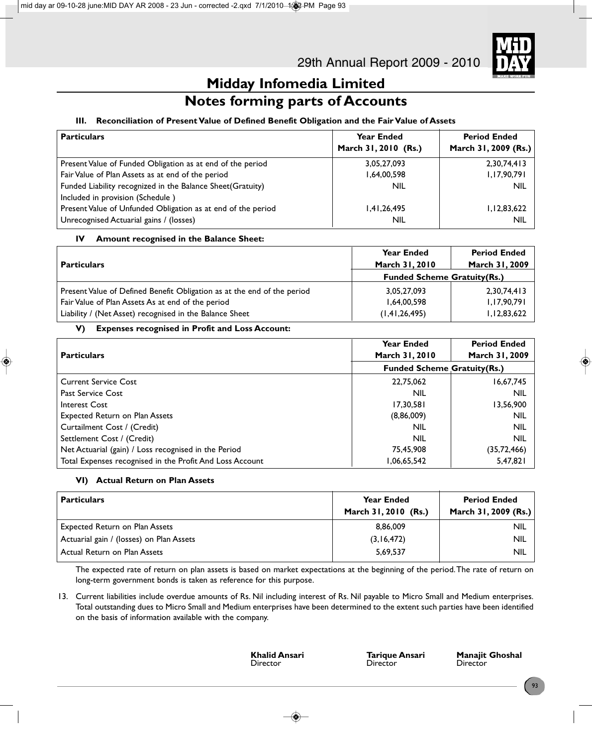# Midday Infomedia Limited

## Notes forming parts of Accounts

### III. Reconciliation of Present Value of Defined Benefit Obligation and the Fair Value of Assets

| Particulars | Year Ended March 31, 2010 (Rs.) | Period Ended March 31, 2009 (Rs.) |
|---|---|---|
| Present Value of Funded Obligation as at end of the period | 3,05,27,093 | 2,30,74,413 |
| Fair Value of Plan Assets as at end of the period | 1,64,00,598 | 1,17,90,791 |
| Funded Liability recognized in the Balance Sheet(Gratuity) Included in provision (Schedule ) | NIL | NIL |
| Present Value of Unfunded Obligation as at end of the period | 1,41,26,495 | 1,12,83,622 |
| Unrecognised Actuarial gains / (losses) | NIL | NIL |

### IV Amount recognised in the Balance Sheet:

| Particulars | Year Ended March 31, 2010 | Period Ended March 31, 2009 |
|---|---|---|
| | Funded Scheme Gratuity(Rs.) | |
| Present Value of Defined Benefit Obligation as at the end of the period | 3,05,27,093 | 2,30,74,413 |
| Fair Value of Plan Assets As at end of the period | 1,64,00,598 | 1,17,90,791 |
| Liability / (Net Asset) recognised in the Balance Sheet | (1,41,26,495) | 1,12,83,622 |

### V) Expenses recognised in Profit and Loss Account:

| Particulars | Year Ended March 31, 2010 | Period Ended March 31, 2009 |
|---|---|---|
| | Funded Scheme Gratuity(Rs.) | |
| Current Service Cost | 22,75,062 | 16,67,745 |
| Past Service Cost | NIL | NIL |
| Interest Cost | 17,30,581 | 13,56,900 |
| Expected Return on Plan Assets | (8,86,009) | NIL |
| Curtailment Cost / (Credit) | NIL | NIL |
| Settlement Cost / (Credit) | NIL | NIL |
| Net Actuarial (gain) / Loss recognised in the Period | 75,45,908 | (35,72,466) |
| Total Expenses recognised in the Profit And Loss Account | 1,06,65,542 | 5,47,821 |

### VI) Actual Return on Plan Assets

| Particulars | Year Ended March 31, 2010 (Rs.) | Period Ended March 31, 2009 (Rs.) |
|---|---|---|
| Expected Return on Plan Assets | 8,86,009 | NIL |
| Actuarial gain / (losses) on Plan Assets | (3,16,472) | NIL |
| Actual Return on Plan Assets | 5,69,537 | NIL |

The expected rate of return on plan assets is based on market expectations at the beginning of the period. The rate of return on long-term government bonds is taken as reference for this purpose.

13. Current liabilities include overdue amounts of Rs. Nil including interest of Rs. Nil payable to Micro Small and Medium enterprises. Total outstanding dues to Micro Small and Medium enterprises have been determined to the extent such parties have been identified on the basis of information available with the company.

| Khalid Ansari | Tarique Ansari | Manajit Ghoshal |
|---|---|---|
| Director | Director | Director |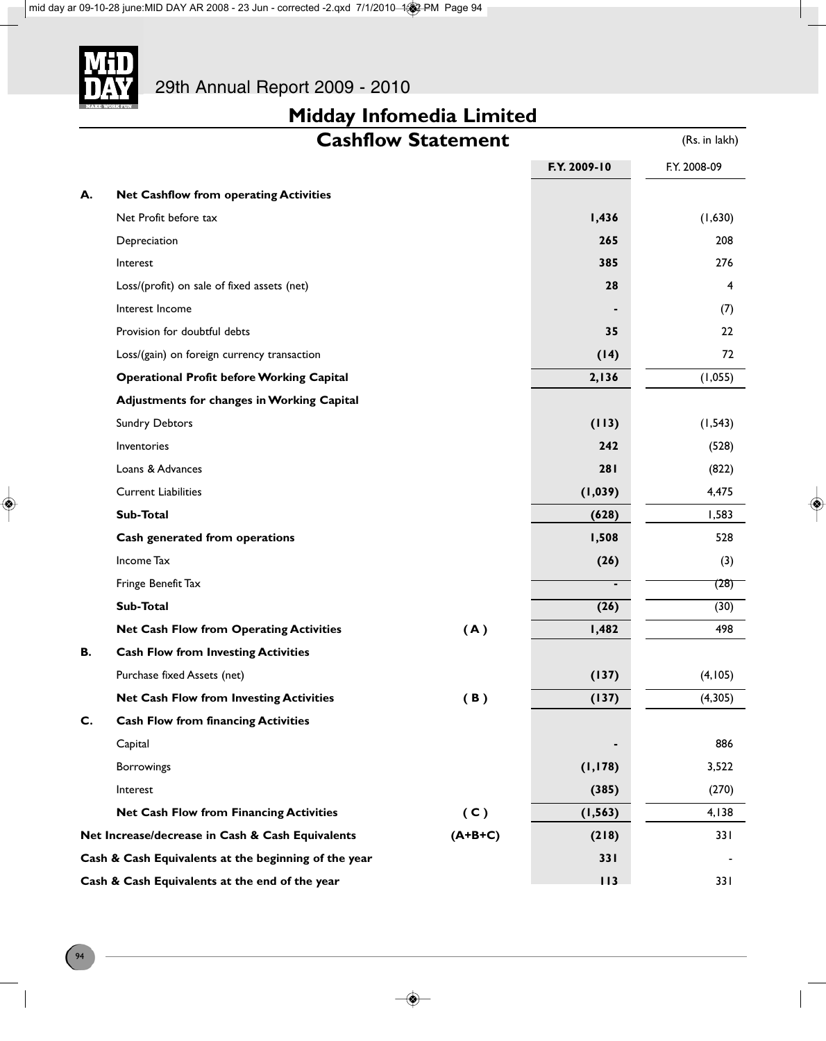# Midday Infomedia Limited

## Cashflow Statement

(Rs. in lakh)

| | | | F.Y. 2009-10 | F.Y. 2008-09 |
|---|---|---|---|---|
| **A.** | **Net Cashflow from operating Activities** | | | |
| | Net Profit before tax | | **1,436** | (1,630) |
| | Depreciation | | **265** | 208 |
| | Interest | | **385** | 276 |
| | Loss/(profit) on sale of fixed assets (net) | | **28** | 4 |
| | Interest Income | | **-** | (7) |
| | Provision for doubtful debts | | **35** | 22 |
| | Loss/(gain) on foreign currency transaction | | **(14)** | 72 |
| | **Operational Profit before Working Capital** | | **2,136** | (1,055) |
| | **Adjustments for changes in Working Capital** | | | |
| | Sundry Debtors | | **(113)** | (1,543) |
| | Inventories | | **242** | (528) |
| | Loans & Advances | | **281** | (822) |
| | Current Liabilities | | **(1,039)** | 4,475 |
| | **Sub-Total** | | **(628)** | 1,583 |
| | **Cash generated from operations** | | **1,508** | 528 |
| | Income Tax | | **(26)** | (3) |
| | Fringe Benefit Tax | | **-** | (28) |
| | **Sub-Total** | | **(26)** | (30) |
| | **Net Cash Flow from Operating Activities** | **( A )** | **1,482** | 498 |
| **B.** | **Cash Flow from Investing Activities** | | | |
| | Purchase fixed Assets (net) | | **(137)** | (4,105) |
| | **Net Cash Flow from Investing Activities** | **( B )** | **(137)** | (4,305) |
| **C.** | **Cash Flow from financing Activities** | | | |
| | Capital | | **-** | 886 |
| | Borrowings | | **(1,178)** | 3,522 |
| | Interest | | **(385)** | (270) |
| | **Net Cash Flow from Financing Activities** | **( C )** | **(1,563)** | 4,138 |
| **Net Increase/decrease in Cash & Cash Equivalents** | | **(A+B+C)** | **(218)** | 331 |
| **Cash & Cash Equivalents at the beginning of the year** | | | **331** | - |
| **Cash & Cash Equivalents at the end of the year** | | | **113** | 331 |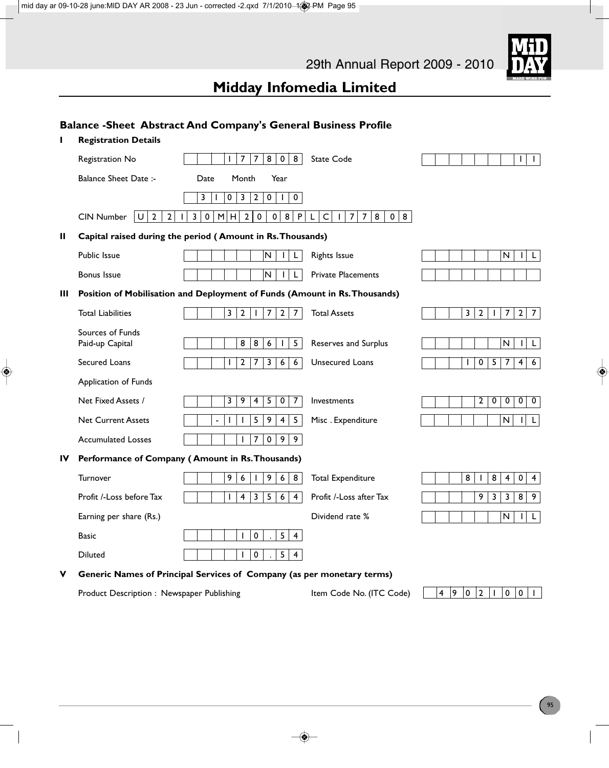# Midday Infomedia Limited

## Balance -Sheet Abstract And Company's General Business Profile

**I Registration Details**

| | | | |
|---|---|---|---|
| Registration No | 177808 | State Code | 11 |
| Balance Sheet Date :- (Date Month Year) | 31032010 | | |
| CIN Number | U22130MH2008PLC177808 | | |

**II Capital raised during the period ( Amount in Rs. Thousands)**

| | | | |
|---|---|---|---|
| Public Issue | NIL | Rights Issue | NIL |
| Bonus Issue | NIL | Private Placements | |

**III Position of Mobilisation and Deployment of Funds (Amount in Rs. Thousands)**

| | | | |
|---|---|---|---|
| Total Liabilities | 321727 | Total Assets | 321727 |
| **Sources of Funds** | | | |
| Paid-up Capital | 88615 | Reserves and Surplus | NIL |
| Secured Loans | 127366 | Unsecured Loans | 105746 |
| **Application of Funds** | | | |
| Net Fixed Assets / | 394507 | Investments | 20000 |
| Net Current Assets | -115945 | Misc . Expenditure | NIL |
| Accumulated Losses | 17099 | | |

**IV Performance of Company ( Amount in Rs. Thousands)**

| | | | |
|---|---|---|---|
| Turnover | 961968 | Total Expenditure | 818404 |
| Profit /-Loss before Tax | 143564 | Profit /-Loss after Tax | 93389 |
| Earning per share (Rs.) | | Dividend rate % | NIL |
| Basic | 10.54 | | |
| Diluted | 10.54 | | |

**V Generic Names of Principal Services of Company (as per monetary terms)**

| | | | |
|---|---|---|---|
| Product Description : Newspaper Publishing | | Item Code No. (ITC Code) | 49021001 |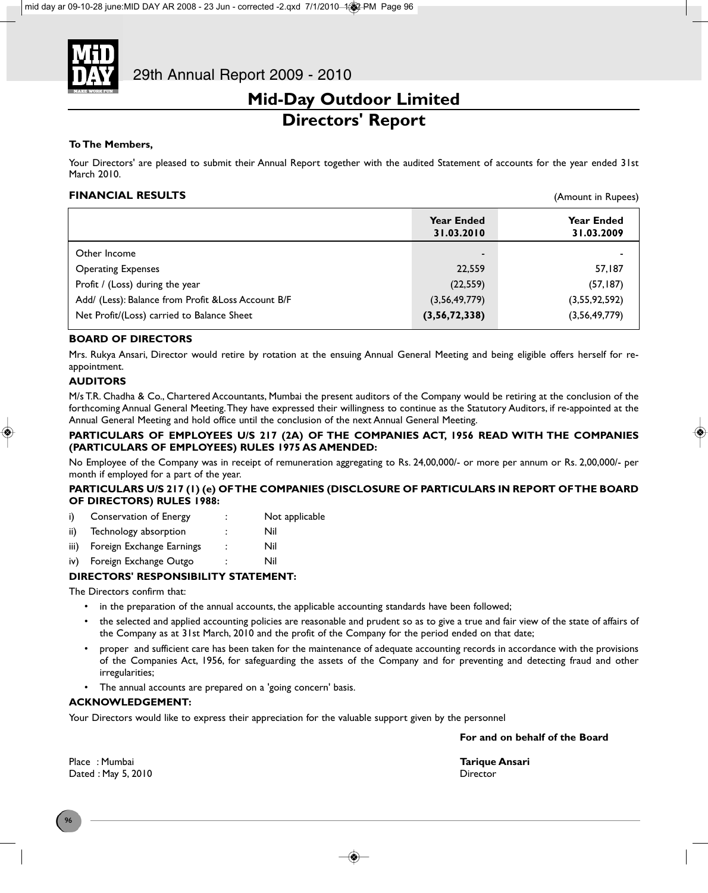# Mid-Day Outdoor Limited

## Directors' Report

**To The Members,**

Your Directors' are pleased to submit their Annual Report together with the audited Statement of accounts for the year ended 31st March 2010.

### FINANCIAL RESULTS

(Amount in Rupees)

| | Year Ended 31.03.2010 | Year Ended 31.03.2009 |
|---|---|---|
| Other Income | - | - |
| Operating Expenses | 22,559 | 57,187 |
| Profit / (Loss) during the year | (22,559) | (57,187) |
| Add/ (Less): Balance from Profit &Loss Account B/F | (3,56,49,779) | (3,55,92,592) |
| Net Profit/(Loss) carried to Balance Sheet | **(3,56,72,338)** | (3,56,49,779) |

### BOARD OF DIRECTORS

Mrs. Rukya Ansari, Director would retire by rotation at the ensuing Annual General Meeting and being eligible offers herself for re-appointment.

### AUDITORS

M/s T.R. Chadha & Co., Chartered Accountants, Mumbai the present auditors of the Company would be retiring at the conclusion of the forthcoming Annual General Meeting. They have expressed their willingness to continue as the Statutory Auditors, if re-appointed at the Annual General Meeting and hold office until the conclusion of the next Annual General Meeting.

### PARTICULARS OF EMPLOYEES U/S 217 (2A) OF THE COMPANIES ACT, 1956 READ WITH THE COMPANIES (PARTICULARS OF EMPLOYEES) RULES 1975 AS AMENDED:

No Employee of the Company was in receipt of remuneration aggregating to Rs. 24,00,000/- or more per annum or Rs. 2,00,000/- per month if employed for a part of the year.

### PARTICULARS U/S 217 (1) (e) OF THE COMPANIES (DISCLOSURE OF PARTICULARS IN REPORT OF THE BOARD OF DIRECTORS) RULES 1988:

i) Conservation of Energy : Not applicable

ii) Technology absorption : Nil

iii) Foreign Exchange Earnings : Nil

iv) Foreign Exchange Outgo : Nil

### DIRECTORS' RESPONSIBILITY STATEMENT:

The Directors confirm that:

- in the preparation of the annual accounts, the applicable accounting standards have been followed;
- the selected and applied accounting policies are reasonable and prudent so as to give a true and fair view of the state of affairs of the Company as at 31st March, 2010 and the profit of the Company for the period ended on that date;
- proper and sufficient care has been taken for the maintenance of adequate accounting records in accordance with the provisions of the Companies Act, 1956, for safeguarding the assets of the Company and for preventing and detecting fraud and other irregularities;
- The annual accounts are prepared on a 'going concern' basis.

### ACKNOWLEDGEMENT:

Your Directors would like to express their appreciation for the valuable support given by the personnel

**For and on behalf of the Board**

Place : Mumbai
Dated : May 5, 2010

**Tarique Ansari**
Director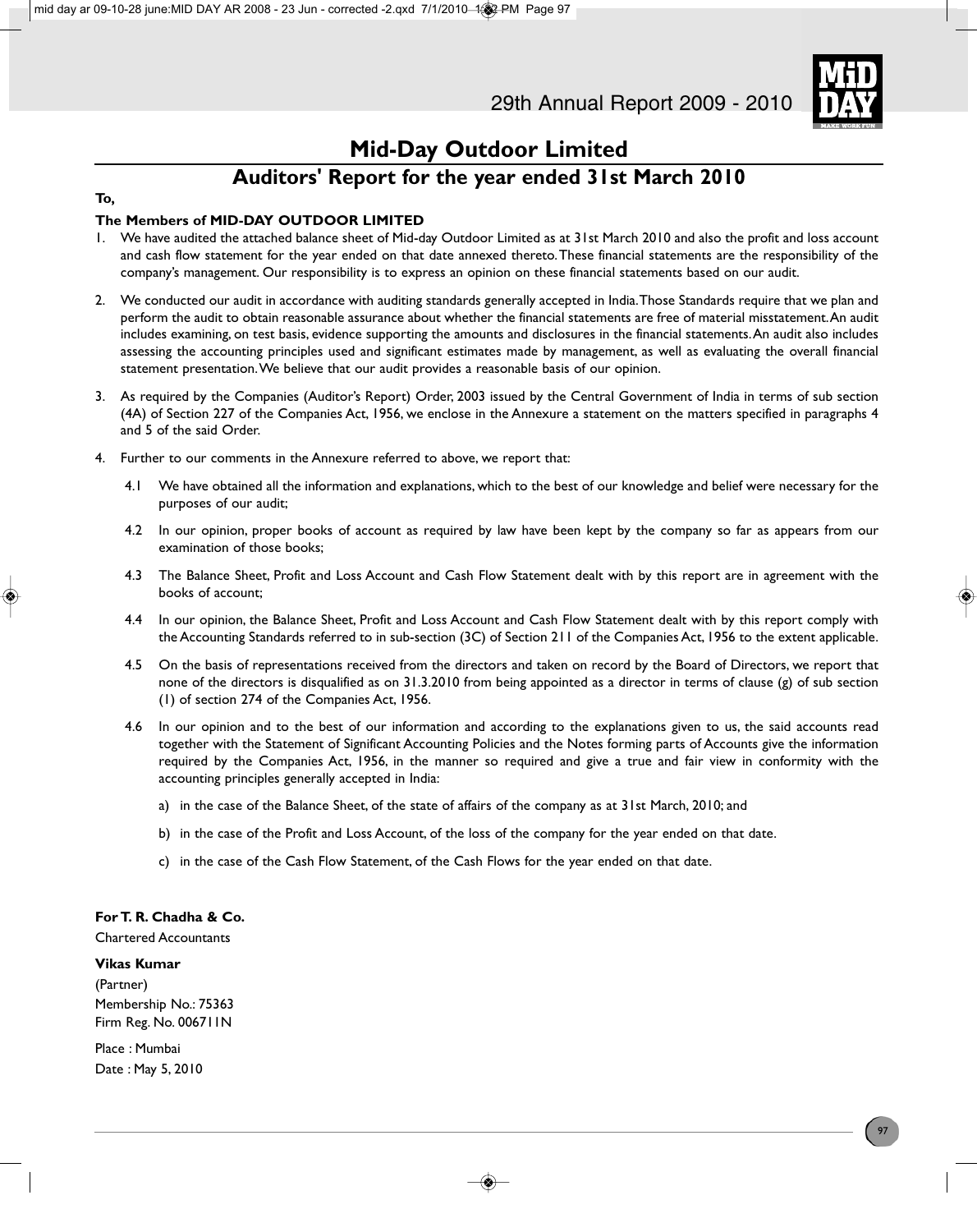# Mid-Day Outdoor Limited

## Auditors' Report for the year ended 31st March 2010

**To,**

**The Members of MID-DAY OUTDOOR LIMITED**

1. We have audited the attached balance sheet of Mid-day Outdoor Limited as at 31st March 2010 and also the profit and loss account and cash flow statement for the year ended on that date annexed thereto. These financial statements are the responsibility of the company's management. Our responsibility is to express an opinion on these financial statements based on our audit.

2. We conducted our audit in accordance with auditing standards generally accepted in India. Those Standards require that we plan and perform the audit to obtain reasonable assurance about whether the financial statements are free of material misstatement. An audit includes examining, on test basis, evidence supporting the amounts and disclosures in the financial statements. An audit also includes assessing the accounting principles used and significant estimates made by management, as well as evaluating the overall financial statement presentation. We believe that our audit provides a reasonable basis of our opinion.

3. As required by the Companies (Auditor's Report) Order, 2003 issued by the Central Government of India in terms of sub section (4A) of Section 227 of the Companies Act, 1956, we enclose in the Annexure a statement on the matters specified in paragraphs 4 and 5 of the said Order.

4. Further to our comments in the Annexure referred to above, we report that:

   4.1 We have obtained all the information and explanations, which to the best of our knowledge and belief were necessary for the purposes of our audit;

   4.2 In our opinion, proper books of account as required by law have been kept by the company so far as appears from our examination of those books;

   4.3 The Balance Sheet, Profit and Loss Account and Cash Flow Statement dealt with by this report are in agreement with the books of account;

   4.4 In our opinion, the Balance Sheet, Profit and Loss Account and Cash Flow Statement dealt with by this report comply with the Accounting Standards referred to in sub-section (3C) of Section 211 of the Companies Act, 1956 to the extent applicable.

   4.5 On the basis of representations received from the directors and taken on record by the Board of Directors, we report that none of the directors is disqualified as on 31.3.2010 from being appointed as a director in terms of clause (g) of sub section (1) of section 274 of the Companies Act, 1956.

   4.6 In our opinion and to the best of our information and according to the explanations given to us, the said accounts read together with the Statement of Significant Accounting Policies and the Notes forming parts of Accounts give the information required by the Companies Act, 1956, in the manner so required and give a true and fair view in conformity with the accounting principles generally accepted in India:

      a) in the case of the Balance Sheet, of the state of affairs of the company as at 31st March, 2010; and

      b) in the case of the Profit and Loss Account, of the loss of the company for the year ended on that date.

      c) in the case of the Cash Flow Statement, of the Cash Flows for the year ended on that date.

**For T. R. Chadha & Co.**
Chartered Accountants

**Vikas Kumar**
(Partner)
Membership No.: 75363
Firm Reg. No. 006711N

Place : Mumbai
Date : May 5, 2010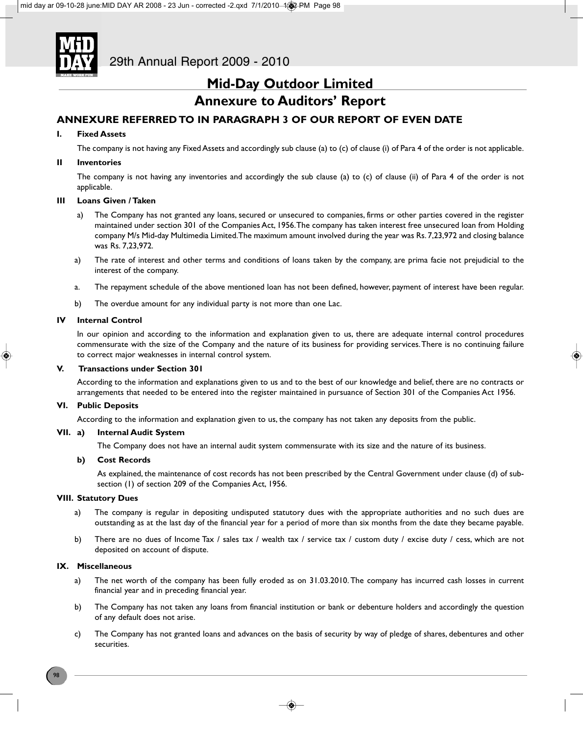## Mid-Day Outdoor Limited

## Annexure to Auditors' Report

### ANNEXURE REFERRED TO IN PARAGRAPH 3 OF OUR REPORT OF EVEN DATE

**I. Fixed Assets**

The company is not having any Fixed Assets and accordingly sub clause (a) to (c) of clause (i) of Para 4 of the order is not applicable.

**II Inventories**

The company is not having any inventories and accordingly the sub clause (a) to (c) of clause (ii) of Para 4 of the order is not applicable.

**III Loans Given / Taken**

a) The Company has not granted any loans, secured or unsecured to companies, firms or other parties covered in the register maintained under section 301 of the Companies Act, 1956. The company has taken interest free unsecured loan from Holding company M/s Mid-day Multimedia Limited. The maximum amount involved during the year was Rs. 7,23,972 and closing balance was Rs. 7,23,972.

a) The rate of interest and other terms and conditions of loans taken by the company, are prima facie not prejudicial to the interest of the company.

a. The repayment schedule of the above mentioned loan has not been defined, however, payment of interest have been regular.

b) The overdue amount for any individual party is not more than one Lac.

**IV Internal Control**

In our opinion and according to the information and explanation given to us, there are adequate internal control procedures commensurate with the size of the Company and the nature of its business for providing services. There is no continuing failure to correct major weaknesses in internal control system.

**V. Transactions under Section 301**

According to the information and explanations given to us and to the best of our knowledge and belief, there are no contracts or arrangements that needed to be entered into the register maintained in pursuance of Section 301 of the Companies Act 1956.

**VI. Public Deposits**

According to the information and explanation given to us, the company has not taken any deposits from the public.

**VII. a) Internal Audit System**

The Company does not have an internal audit system commensurate with its size and the nature of its business.

**b) Cost Records**

As explained, the maintenance of cost records has not been prescribed by the Central Government under clause (d) of sub-section (1) of section 209 of the Companies Act, 1956.

**VIII. Statutory Dues**

a) The company is regular in depositing undisputed statutory dues with the appropriate authorities and no such dues are outstanding as at the last day of the financial year for a period of more than six months from the date they became payable.

b) There are no dues of Income Tax / sales tax / wealth tax / service tax / custom duty / excise duty / cess, which are not deposited on account of dispute.

**IX. Miscellaneous**

a) The net worth of the company has been fully eroded as on 31.03.2010. The company has incurred cash losses in current financial year and in preceding financial year.

b) The Company has not taken any loans from financial institution or bank or debenture holders and accordingly the question of any default does not arise.

c) The Company has not granted loans and advances on the basis of security by way of pledge of shares, debentures and other securities.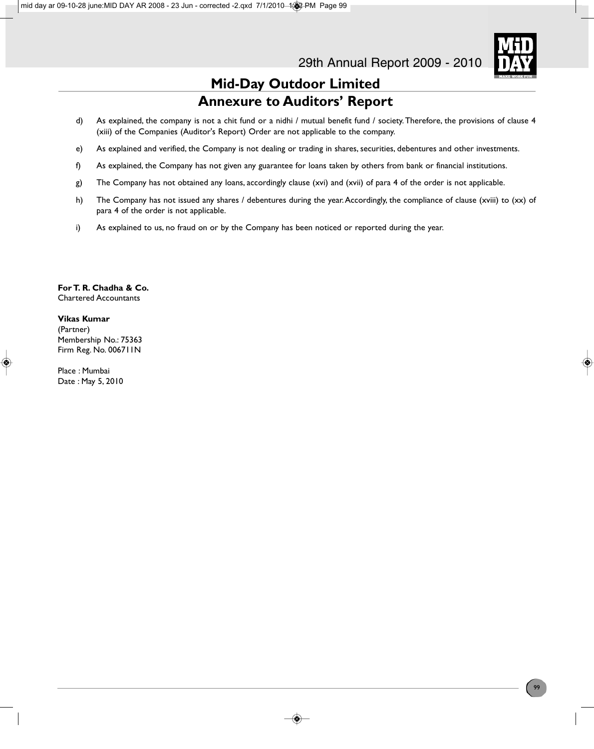# Mid-Day Outdoor Limited

## Annexure to Auditors' Report

d) As explained, the company is not a chit fund or a nidhi / mutual benefit fund / society. Therefore, the provisions of clause 4 (xiii) of the Companies (Auditor's Report) Order are not applicable to the company.

e) As explained and verified, the Company is not dealing or trading in shares, securities, debentures and other investments.

f) As explained, the Company has not given any guarantee for loans taken by others from bank or financial institutions.

g) The Company has not obtained any loans, accordingly clause (xvi) and (xvii) of para 4 of the order is not applicable.

h) The Company has not issued any shares / debentures during the year. Accordingly, the compliance of clause (xviii) to (xx) of para 4 of the order is not applicable.

i) As explained to us, no fraud on or by the Company has been noticed or reported during the year.

**For T. R. Chadha & Co.**
Chartered Accountants

**Vikas Kumar**
(Partner)
Membership No.: 75363
Firm Reg. No. 006711N

Place : Mumbai
Date : May 5, 2010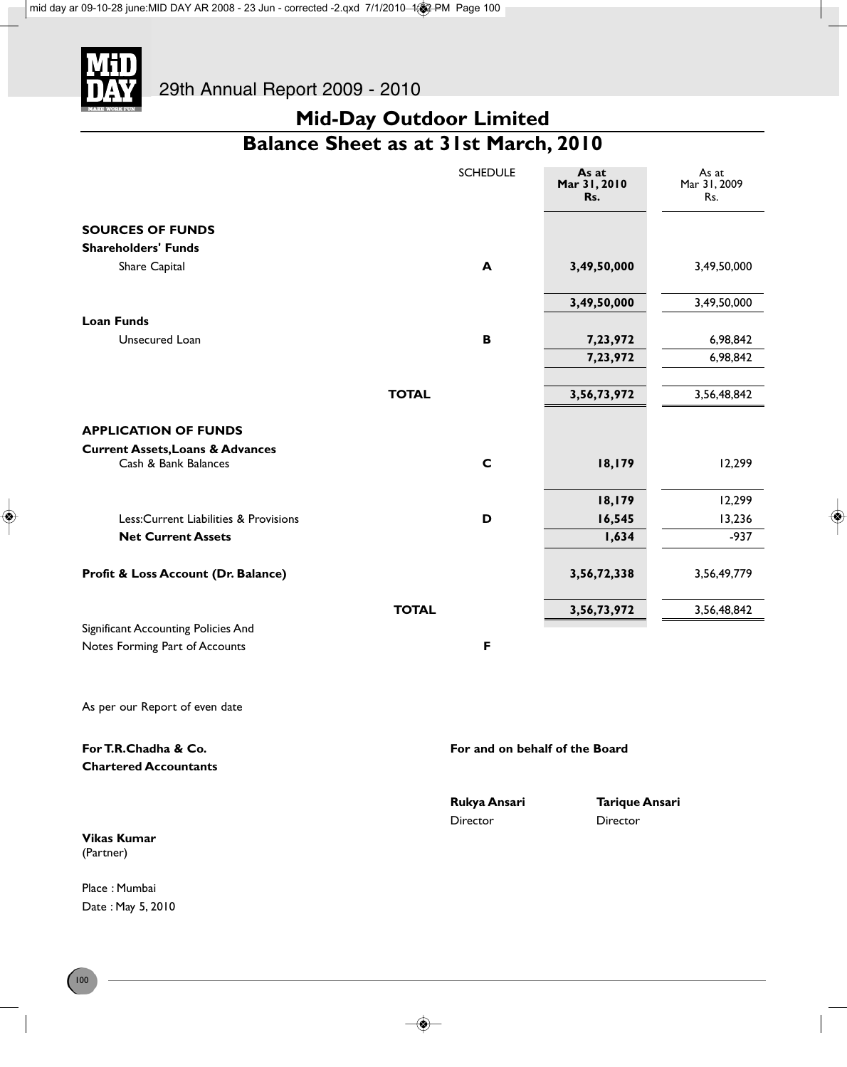# Mid-Day Outdoor Limited

## Balance Sheet as at 31st March, 2010

| | SCHEDULE | As at Mar 31, 2010 Rs. | As at Mar 31, 2009 Rs. |
|---|---|---|---|
| **SOURCES OF FUNDS** | | | |
| **Shareholders' Funds** | | | |
| Share Capital | A | **3,49,50,000** | 3,49,50,000 |
| | | **3,49,50,000** | 3,49,50,000 |
| **Loan Funds** | | | |
| Unsecured Loan | B | **7,23,972** | 6,98,842 |
| | | **7,23,972** | 6,98,842 |
| **TOTAL** | | **3,56,73,972** | 3,56,48,842 |
| **APPLICATION OF FUNDS** | | | |
| **Current Assets,Loans & Advances** | | | |
| Cash & Bank Balances | C | **18,179** | 12,299 |
| | | **18,179** | 12,299 |
| Less:Current Liabilities & Provisions | D | **16,545** | 13,236 |
| **Net Current Assets** | | **1,634** | -937 |
| **Profit & Loss Account (Dr. Balance)** | | **3,56,72,338** | 3,56,49,779 |
| **TOTAL** | | **3,56,73,972** | 3,56,48,842 |
| Significant Accounting Policies And Notes Forming Part of Accounts | F | | |

As per our Report of even date

**For T.R.Chadha & Co.**
**Chartered Accountants**

**Vikas Kumar**
(Partner)

Place : Mumbai
Date : May 5, 2010

**For and on behalf of the Board**

**Rukya Ansari**
Director

**Tarique Ansari**
Director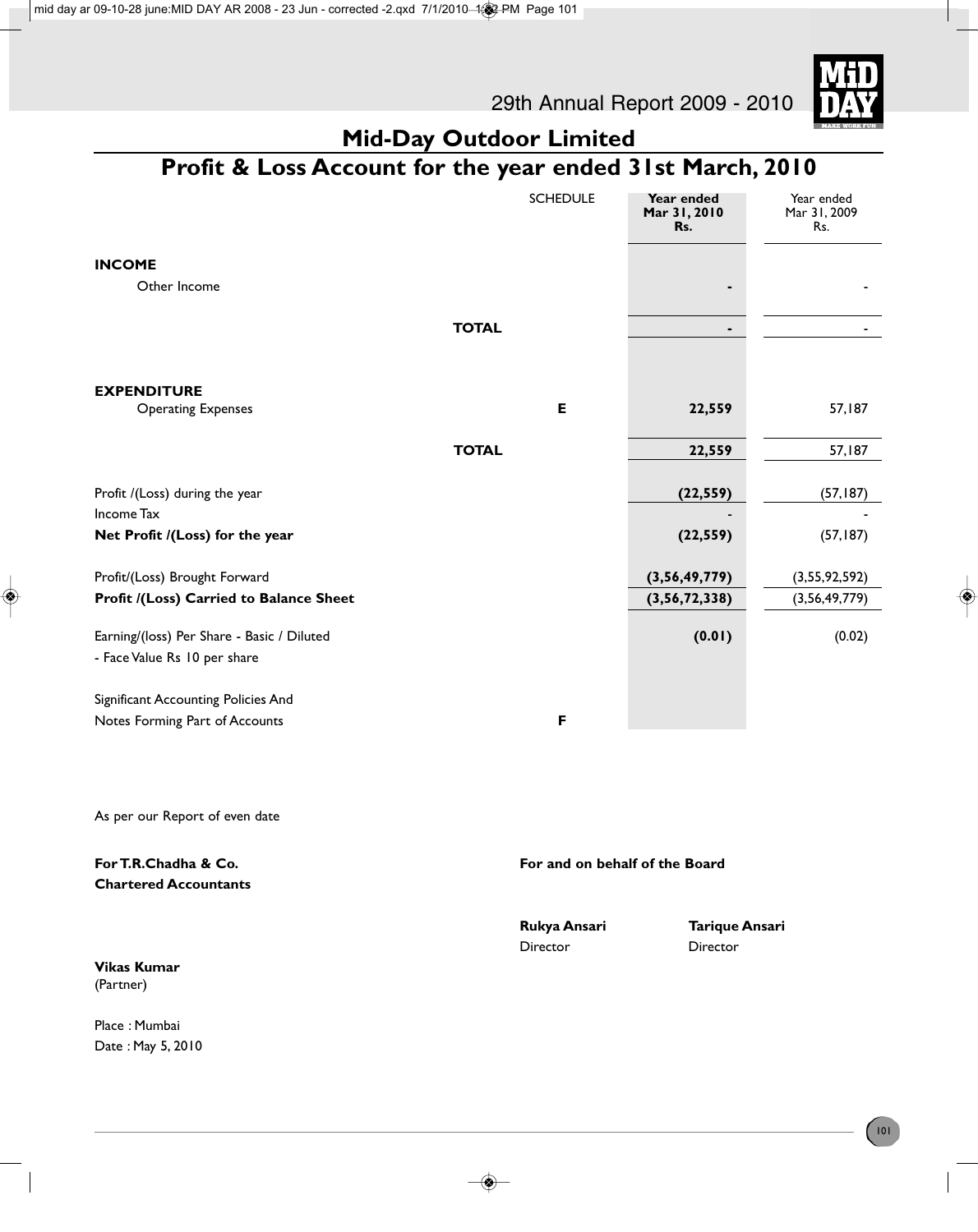# Mid-Day Outdoor Limited

## Profit & Loss Account for the year ended 31st March, 2010

| | SCHEDULE | Year ended Mar 31, 2010 Rs. | Year ended Mar 31, 2009 Rs. |
|---|---|---|---|
| **INCOME** | | | |
| Other Income | | - | - |
| **TOTAL** | | - | - |
| **EXPENDITURE** | | | |
| Operating Expenses | E | 22,559 | 57,187 |
| **TOTAL** | | 22,559 | 57,187 |
| Profit /(Loss) during the year | | (22,559) | (57,187) |
| Income Tax | | - | - |
| **Net Profit /(Loss) for the year** | | (22,559) | (57,187) |
| Profit/(Loss) Brought Forward | | (3,56,49,779) | (3,55,92,592) |
| **Profit /(Loss) Carried to Balance Sheet** | | (3,56,72,338) | (3,56,49,779) |
| Earning/(loss) Per Share - Basic / Diluted | | (0.01) | (0.02) |
| - Face Value Rs 10 per share | | | |
| Significant Accounting Policies And Notes Forming Part of Accounts | F | | |

As per our Report of even date

**For T.R.Chadha & Co.**
**Chartered Accountants**

**Vikas Kumar**
(Partner)

Place : Mumbai
Date : May 5, 2010

**For and on behalf of the Board**

**Rukya Ansari**
Director

**Tarique Ansari**
Director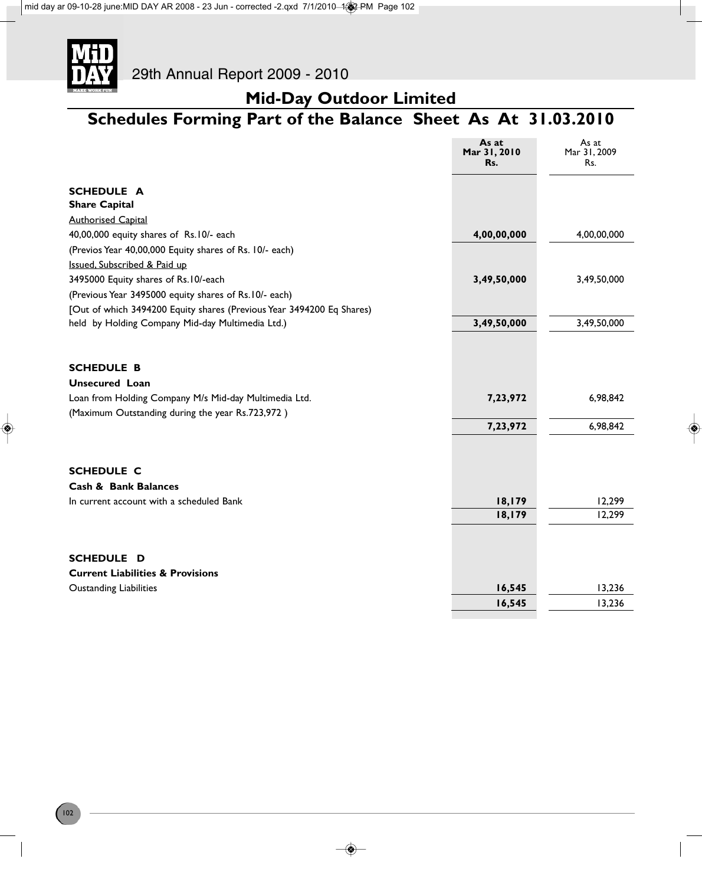## Mid-Day Outdoor Limited

# Schedules Forming Part of the Balance Sheet As At 31.03.2010

| | **As at Mar 31, 2010 Rs.** | As at Mar 31, 2009 Rs. |
|---|---|---|
| **SCHEDULE A** | | |
| **Share Capital** | | |
| Authorised Capital | | |
| 40,00,000 equity shares of Rs.10/- each | **4,00,00,000** | 4,00,00,000 |
| (Previos Year 40,00,000 Equity shares of Rs. 10/- each) | | |
| Issued, Subscribed & Paid up | | |
| 3495000 Equity shares of Rs.10/-each | **3,49,50,000** | 3,49,50,000 |
| (Previous Year 3495000 equity shares of Rs.10/- each) | | |
| [Out of which 3494200 Equity shares (Previous Year 3494200 Eq Shares) held by Holding Company Mid-day Multimedia Ltd.) | **3,49,50,000** | 3,49,50,000 |
| **SCHEDULE B** | | |
| **Unsecured Loan** | | |
| Loan from Holding Company M/s Mid-day Multimedia Ltd. | **7,23,972** | 6,98,842 |
| (Maximum Outstanding during the year Rs.723,972 ) | | |
| | **7,23,972** | 6,98,842 |
| **SCHEDULE C** | | |
| **Cash & Bank Balances** | | |
| In current account with a scheduled Bank | **18,179** | 12,299 |
| | **18,179** | 12,299 |
| **SCHEDULE D** | | |
| **Current Liabilities & Provisions** | | |
| Oustanding Liabilities | **16,545** | 13,236 |
| | **16,545** | 13,236 |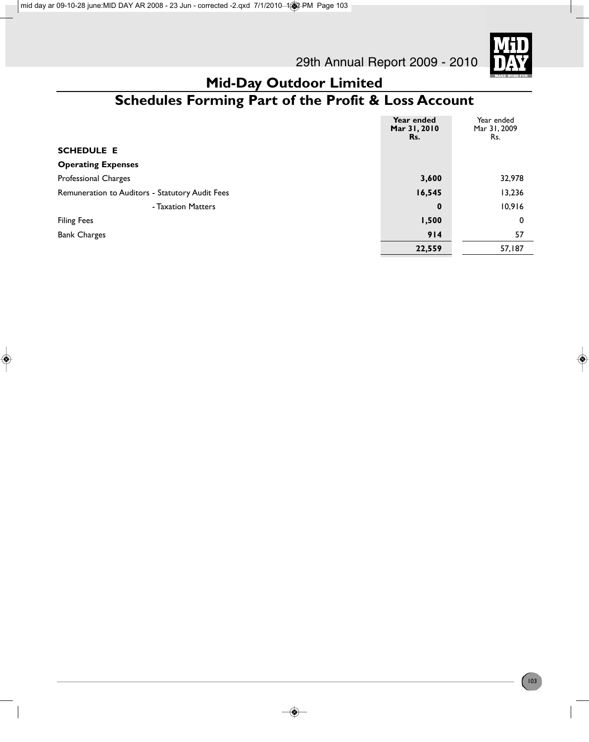# Mid-Day Outdoor Limited

## Schedules Forming Part of the Profit & Loss Account

| | **Year ended Mar 31, 2010 Rs.** | Year ended Mar 31, 2009 Rs. |
|---|---|---|
| **SCHEDULE E** | | |
| **Operating Expenses** | | |
| Professional Charges | **3,600** | 32,978 |
| Remuneration to Auditors - Statutory Audit Fees | **16,545** | 13,236 |
| - Taxation Matters | **0** | 10,916 |
| Filing Fees | **1,500** | 0 |
| Bank Charges | **914** | 57 |
| | **22,559** | 57,187 |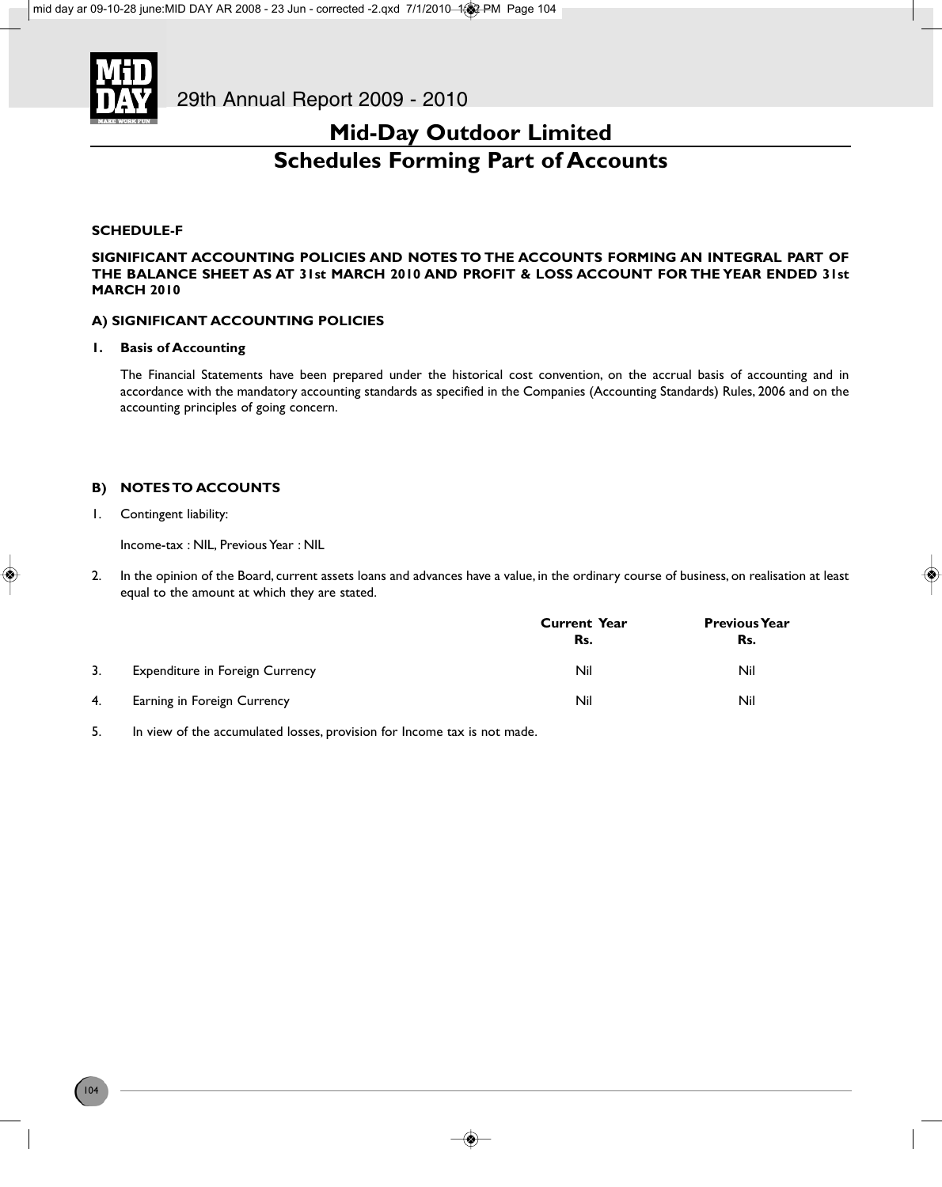# Mid-Day Outdoor Limited

## Schedules Forming Part of Accounts

**SCHEDULE-F**

**SIGNIFICANT ACCOUNTING POLICIES AND NOTES TO THE ACCOUNTS FORMING AN INTEGRAL PART OF THE BALANCE SHEET AS AT 31st MARCH 2010 AND PROFIT & LOSS ACCOUNT FOR THE YEAR ENDED 31st MARCH 2010**

**A) SIGNIFICANT ACCOUNTING POLICIES**

**1. Basis of Accounting**

The Financial Statements have been prepared under the historical cost convention, on the accrual basis of accounting and in accordance with the mandatory accounting standards as specified in the Companies (Accounting Standards) Rules, 2006 and on the accounting principles of going concern.

**B) NOTES TO ACCOUNTS**

1. Contingent liability:

   Income-tax : NIL, Previous Year : NIL

2. In the opinion of the Board, current assets loans and advances have a value, in the ordinary course of business, on realisation at least equal to the amount at which they are stated.

| | | Current Year Rs. | Previous Year Rs. |
|---|---|---|---|
| 3. | Expenditure in Foreign Currency | Nil | Nil |
| 4. | Earning in Foreign Currency | Nil | Nil |

5. In view of the accumulated losses, provision for Income tax is not made.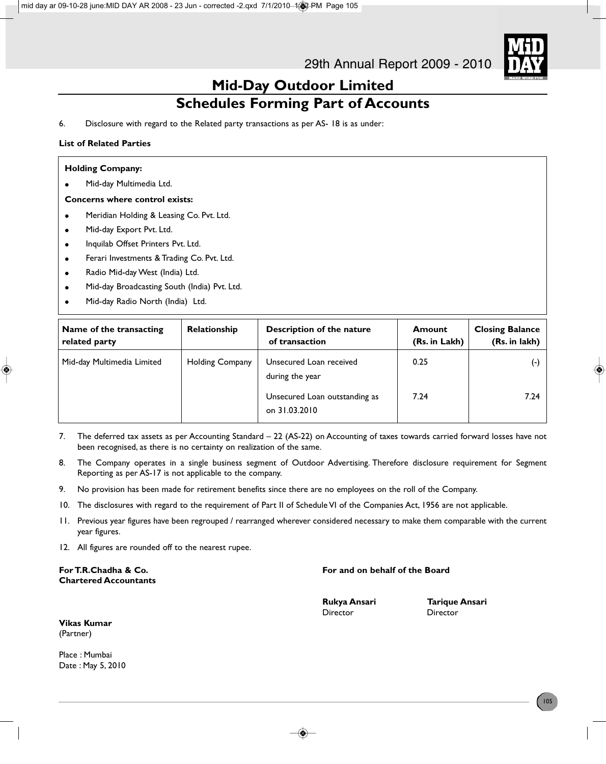# Mid-Day Outdoor Limited

## Schedules Forming Part of Accounts

6. Disclosure with regard to the Related party transactions as per AS- 18 is as under:

**List of Related Parties**

**Holding Company:**

- Mid-day Multimedia Ltd.

**Concerns where control exists:**

- Meridian Holding & Leasing Co. Pvt. Ltd.
- Mid-day Export Pvt. Ltd.
- Inquilab Offset Printers Pvt. Ltd.
- Ferari Investments & Trading Co. Pvt. Ltd.
- Radio Mid-day West (India) Ltd.
- Mid-day Broadcasting South (India) Pvt. Ltd.
- Mid-day Radio North (India) Ltd.

| Name of the transacting related party | Relationship | Description of the nature of transaction | Amount (Rs. in Lakh) | Closing Balance (Rs. in lakh) |
|---|---|---|---|---|
| Mid-day Multimedia Limited | Holding Company | Unsecured Loan received during the year | 0.25 | (-) |
| | | Unsecured Loan outstanding as on 31.03.2010 | 7.24 | 7.24 |

7. The deferred tax assets as per Accounting Standard – 22 (AS-22) on Accounting of taxes towards carried forward losses have not been recognised, as there is no certainty on realization of the same.
8. The Company operates in a single business segment of Outdoor Advertising. Therefore disclosure requirement for Segment Reporting as per AS-17 is not applicable to the company.
9. No provision has been made for retirement benefits since there are no employees on the roll of the Company.
10. The disclosures with regard to the requirement of Part II of Schedule VI of the Companies Act, 1956 are not applicable.
11. Previous year figures have been regrouped / rearranged wherever considered necessary to make them comparable with the current year figures.
12. All figures are rounded off to the nearest rupee.

**For T.R.Chadha & Co.**
**Chartered Accountants**

**Vikas Kumar**
(Partner)

Place : Mumbai
Date : May 5, 2010

**For and on behalf of the Board**

**Rukya Ansari**
Director

**Tarique Ansari**
Director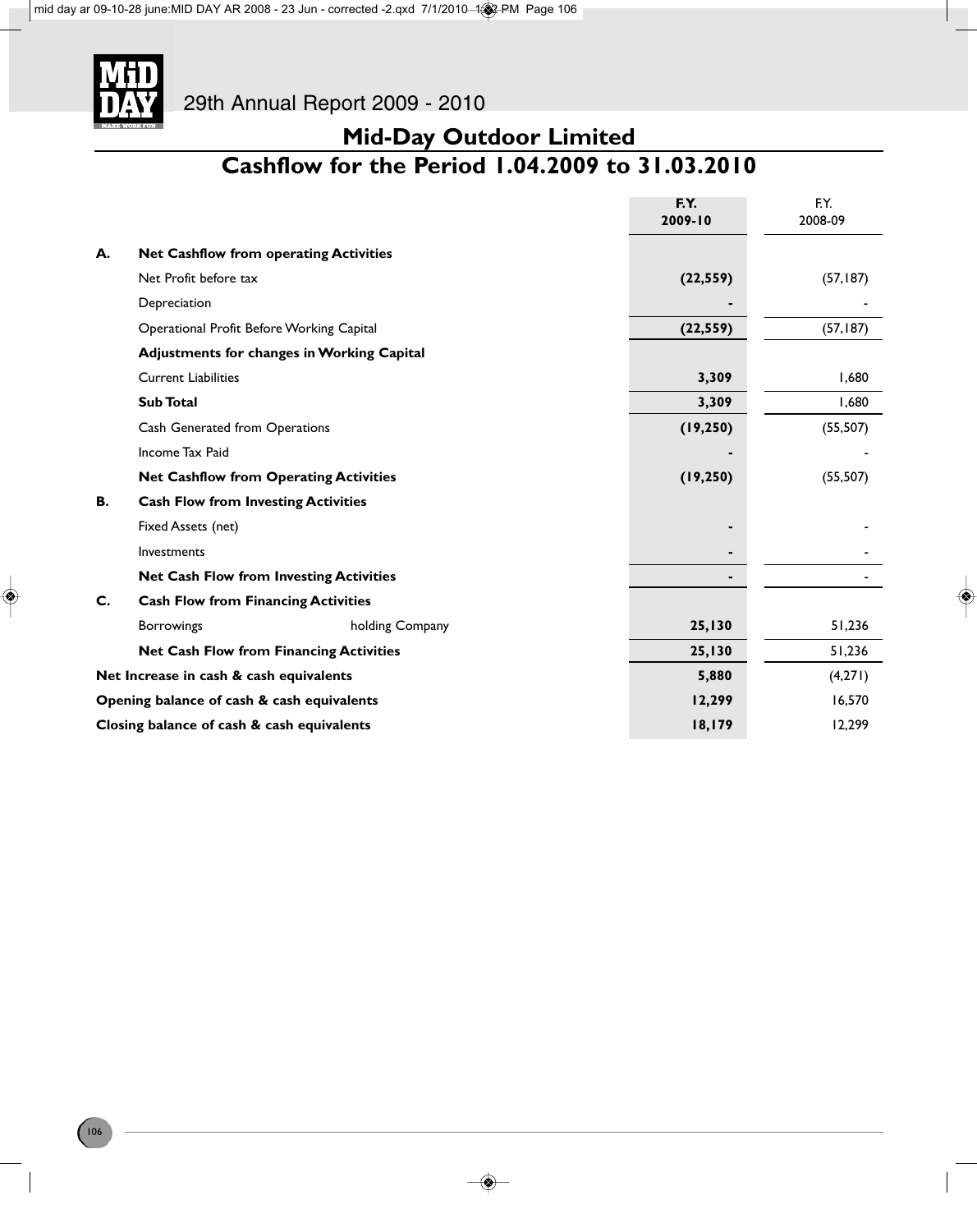# Mid-Day Outdoor Limited

## Cashflow for the Period 1.04.2009 to 31.03.2010

| | | | F.Y. 2009-10 | F.Y. 2008-09 |
|---|---|---|---|---|
| **A.** | **Net Cashflow from operating Activities** | | | |
| | Net Profit before tax | | **(22,559)** | (57,187) |
| | Depreciation | | **-** | - |
| | Operational Profit Before Working Capital | | **(22,559)** | (57,187) |
| | **Adjustments for changes in Working Capital** | | | |
| | Current Liabilities | | **3,309** | 1,680 |
| | **Sub Total** | | **3,309** | 1,680 |
| | Cash Generated from Operations | | **(19,250)** | (55,507) |
| | Income Tax Paid | | **-** | - |
| | **Net Cashflow from Operating Activities** | | **(19,250)** | (55,507) |
| **B.** | **Cash Flow from Investing Activities** | | | |
| | Fixed Assets (net) | | **-** | - |
| | Investments | | **-** | - |
| | **Net Cash Flow from Investing Activities** | | **-** | - |
| **C.** | **Cash Flow from Financing Activities** | | | |
| | Borrowings | holding Company | **25,130** | 51,236 |
| | **Net Cash Flow from Financing Activities** | | **25,130** | 51,236 |
| **Net Increase in cash & cash equivalents** | | | **5,880** | (4,271) |
| **Opening balance of cash & cash equivalents** | | | **12,299** | 16,570 |
| **Closing balance of cash & cash equivalents** | | | **18,179** | 12,299 |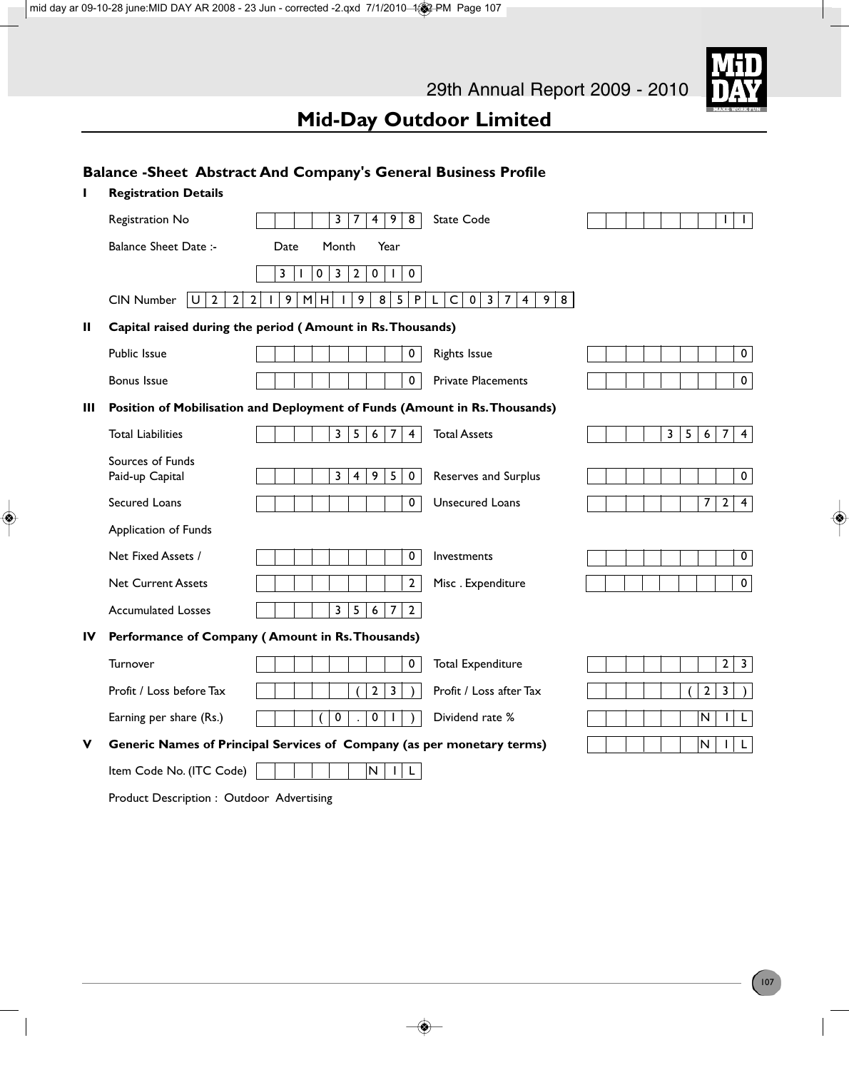# Mid-Day Outdoor Limited

## Balance -Sheet Abstract And Company's General Business Profile

**I Registration Details**

| | | | |
|---|---|---|---|
| Registration No | 37498 | State Code | 11 |
| Balance Sheet Date :- | Date Month Year<br>31 03 2010 | | |
| CIN Number | U22219MH1985PLC037498 | | |

**II Capital raised during the period ( Amount in Rs. Thousands)**

| | | | |
|---|---|---|---|
| Public Issue | 0 | Rights Issue | 0 |
| Bonus Issue | 0 | Private Placements | 0 |

**III Position of Mobilisation and Deployment of Funds (Amount in Rs. Thousands)**

| | | | |
|---|---|---|---|
| Total Liabilities | 35674 | Total Assets | 35674 |
| Sources of Funds<br>Paid-up Capital | 34950 | Reserves and Surplus | 0 |
| Secured Loans | 0 | Unsecured Loans | 724 |
| Application of Funds | | | |
| Net Fixed Assets / | 0 | Investments | 0 |
| Net Current Assets | 2 | Misc . Expenditure | 0 |
| Accumulated Losses | 35672 | | |

**IV Performance of Company ( Amount in Rs. Thousands)**

| | | | |
|---|---|---|---|
| Turnover | 0 | Total Expenditure | 23 |
| Profit / Loss before Tax | (23) | Profit / Loss after Tax | (23) |
| Earning per share (Rs.) | (0.01) | Dividend rate % | NIL |

**V Generic Names of Principal Services of Company (as per monetary terms)** NIL

Item Code No. (ITC Code) NIL

Product Description : Outdoor Advertising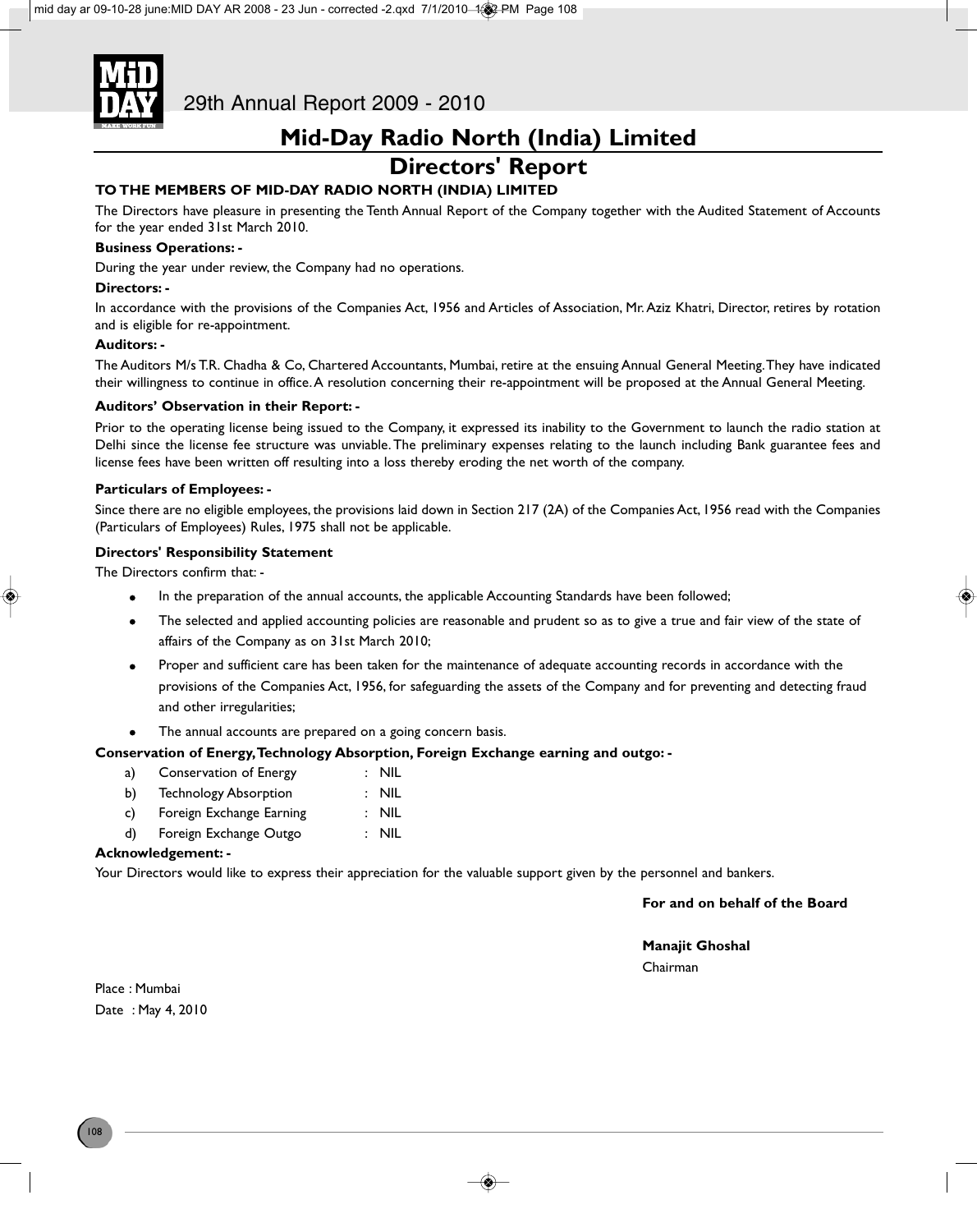# Mid-Day Radio North (India) Limited

## Directors' Report

**TO THE MEMBERS OF MID-DAY RADIO NORTH (INDIA) LIMITED**

The Directors have pleasure in presenting the Tenth Annual Report of the Company together with the Audited Statement of Accounts for the year ended 31st March 2010.

**Business Operations: -**

During the year under review, the Company had no operations.

**Directors: -**

In accordance with the provisions of the Companies Act, 1956 and Articles of Association, Mr. Aziz Khatri, Director, retires by rotation and is eligible for re-appointment.

**Auditors: -**

The Auditors M/s T.R. Chadha & Co, Chartered Accountants, Mumbai, retire at the ensuing Annual General Meeting. They have indicated their willingness to continue in office. A resolution concerning their re-appointment will be proposed at the Annual General Meeting.

**Auditors' Observation in their Report: -**

Prior to the operating license being issued to the Company, it expressed its inability to the Government to launch the radio station at Delhi since the license fee structure was unviable. The preliminary expenses relating to the launch including Bank guarantee fees and license fees have been written off resulting into a loss thereby eroding the net worth of the company.

**Particulars of Employees: -**

Since there are no eligible employees, the provisions laid down in Section 217 (2A) of the Companies Act, 1956 read with the Companies (Particulars of Employees) Rules, 1975 shall not be applicable.

**Directors' Responsibility Statement**

The Directors confirm that: -

- In the preparation of the annual accounts, the applicable Accounting Standards have been followed;
- The selected and applied accounting policies are reasonable and prudent so as to give a true and fair view of the state of affairs of the Company as on 31st March 2010;
- Proper and sufficient care has been taken for the maintenance of adequate accounting records in accordance with the provisions of the Companies Act, 1956, for safeguarding the assets of the Company and for preventing and detecting fraud and other irregularities;
- The annual accounts are prepared on a going concern basis.

**Conservation of Energy, Technology Absorption, Foreign Exchange earning and outgo: -**

a) Conservation of Energy : NIL

b) Technology Absorption : NIL

c) Foreign Exchange Earning : NIL

d) Foreign Exchange Outgo : NIL

**Acknowledgement: -**

Your Directors would like to express their appreciation for the valuable support given by the personnel and bankers.

**For and on behalf of the Board**

**Manajit Ghoshal**
Chairman

Place : Mumbai
Date : May 4, 2010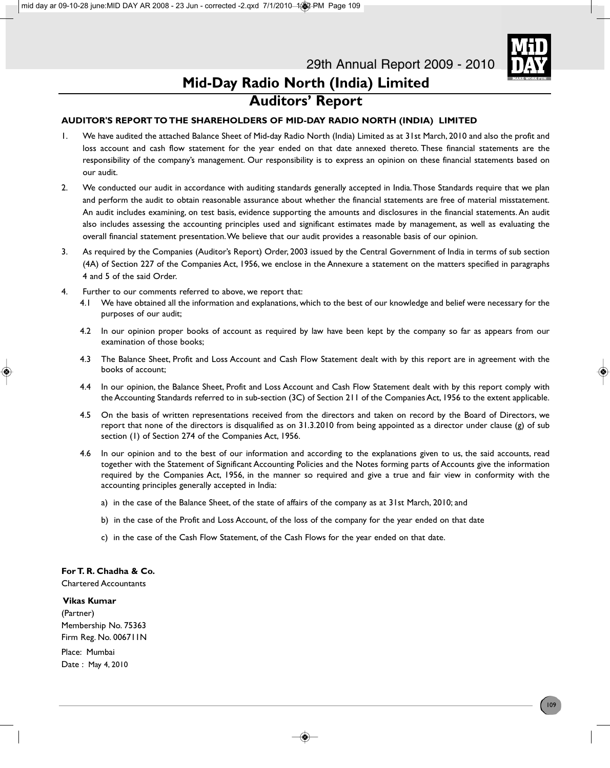# Mid-Day Radio North (India) Limited

## Auditors' Report

**AUDITOR'S REPORT TO THE SHAREHOLDERS OF MID-DAY RADIO NORTH (INDIA) LIMITED**

1. We have audited the attached Balance Sheet of Mid-day Radio North (India) Limited as at 31st March, 2010 and also the profit and loss account and cash flow statement for the year ended on that date annexed thereto. These financial statements are the responsibility of the company's management. Our responsibility is to express an opinion on these financial statements based on our audit.

2. We conducted our audit in accordance with auditing standards generally accepted in India. Those Standards require that we plan and perform the audit to obtain reasonable assurance about whether the financial statements are free of material misstatement. An audit includes examining, on test basis, evidence supporting the amounts and disclosures in the financial statements. An audit also includes assessing the accounting principles used and significant estimates made by management, as well as evaluating the overall financial statement presentation. We believe that our audit provides a reasonable basis of our opinion.

3. As required by the Companies (Auditor's Report) Order, 2003 issued by the Central Government of India in terms of sub section (4A) of Section 227 of the Companies Act, 1956, we enclose in the Annexure a statement on the matters specified in paragraphs 4 and 5 of the said Order.

4. Further to our comments referred to above, we report that:

   4.1 We have obtained all the information and explanations, which to the best of our knowledge and belief were necessary for the purposes of our audit;

   4.2 In our opinion proper books of account as required by law have been kept by the company so far as appears from our examination of those books;

   4.3 The Balance Sheet, Profit and Loss Account and Cash Flow Statement dealt with by this report are in agreement with the books of account;

   4.4 In our opinion, the Balance Sheet, Profit and Loss Account and Cash Flow Statement dealt with by this report comply with the Accounting Standards referred to in sub-section (3C) of Section 211 of the Companies Act, 1956 to the extent applicable.

   4.5 On the basis of written representations received from the directors and taken on record by the Board of Directors, we report that none of the directors is disqualified as on 31.3.2010 from being appointed as a director under clause (g) of sub section (1) of Section 274 of the Companies Act, 1956.

   4.6 In our opinion and to the best of our information and according to the explanations given to us, the said accounts, read together with the Statement of Significant Accounting Policies and the Notes forming parts of Accounts give the information required by the Companies Act, 1956, in the manner so required and give a true and fair view in conformity with the accounting principles generally accepted in India:

   a) in the case of the Balance Sheet, of the state of affairs of the company as at 31st March, 2010; and

   b) in the case of the Profit and Loss Account, of the loss of the company for the year ended on that date

   c) in the case of the Cash Flow Statement, of the Cash Flows for the year ended on that date.

**For T. R. Chadha & Co.**
Chartered Accountants

**Vikas Kumar**
(Partner)
Membership No. 75363
Firm Reg. No. 006711N

Place: Mumbai
Date : May 4, 2010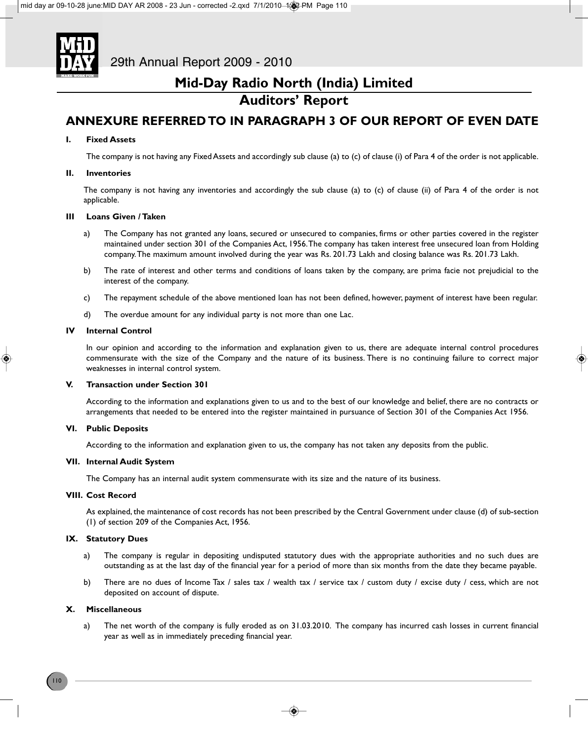# Mid-Day Radio North (India) Limited

## Auditors' Report

## ANNEXURE REFERRED TO IN PARAGRAPH 3 OF OUR REPORT OF EVEN DATE

**I. Fixed Assets**

The company is not having any Fixed Assets and accordingly sub clause (a) to (c) of clause (i) of Para 4 of the order is not applicable.

**II. Inventories**

The company is not having any inventories and accordingly the sub clause (a) to (c) of clause (ii) of Para 4 of the order is not applicable.

**III Loans Given / Taken**

a) The Company has not granted any loans, secured or unsecured to companies, firms or other parties covered in the register maintained under section 301 of the Companies Act, 1956. The company has taken interest free unsecured loan from Holding company. The maximum amount involved during the year was Rs. 201.73 Lakh and closing balance was Rs. 201.73 Lakh.

b) The rate of interest and other terms and conditions of loans taken by the company, are prima facie not prejudicial to the interest of the company.

c) The repayment schedule of the above mentioned loan has not been defined, however, payment of interest have been regular.

d) The overdue amount for any individual party is not more than one Lac.

**IV Internal Control**

In our opinion and according to the information and explanation given to us, there are adequate internal control procedures commensurate with the size of the Company and the nature of its business. There is no continuing failure to correct major weaknesses in internal control system.

**V. Transaction under Section 301**

According to the information and explanations given to us and to the best of our knowledge and belief, there are no contracts or arrangements that needed to be entered into the register maintained in pursuance of Section 301 of the Companies Act 1956.

**VI. Public Deposits**

According to the information and explanation given to us, the company has not taken any deposits from the public.

**VII. Internal Audit System**

The Company has an internal audit system commensurate with its size and the nature of its business.

**VIII. Cost Record**

As explained, the maintenance of cost records has not been prescribed by the Central Government under clause (d) of sub-section (1) of section 209 of the Companies Act, 1956.

**IX. Statutory Dues**

a) The company is regular in depositing undisputed statutory dues with the appropriate authorities and no such dues are outstanding as at the last day of the financial year for a period of more than six months from the date they became payable.

b) There are no dues of Income Tax / sales tax / wealth tax / service tax / custom duty / excise duty / cess, which are not deposited on account of dispute.

**X. Miscellaneous**

a) The net worth of the company is fully eroded as on 31.03.2010. The company has incurred cash losses in current financial year as well as in immediately preceding financial year.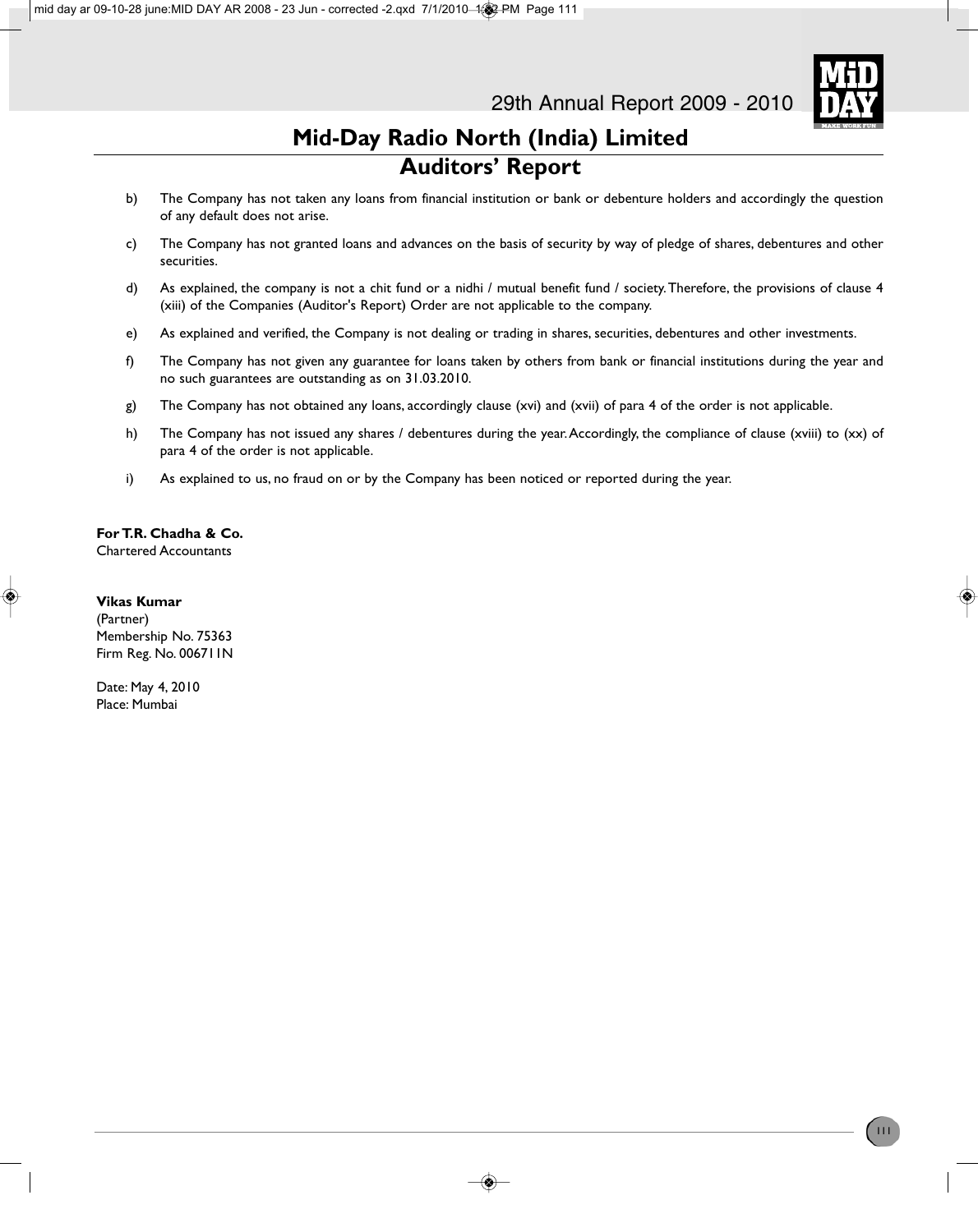## Mid-Day Radio North (India) Limited

## Auditors' Report

b) The Company has not taken any loans from financial institution or bank or debenture holders and accordingly the question of any default does not arise.

c) The Company has not granted loans and advances on the basis of security by way of pledge of shares, debentures and other securities.

d) As explained, the company is not a chit fund or a nidhi / mutual benefit fund / society. Therefore, the provisions of clause 4 (xiii) of the Companies (Auditor's Report) Order are not applicable to the company.

e) As explained and verified, the Company is not dealing or trading in shares, securities, debentures and other investments.

f) The Company has not given any guarantee for loans taken by others from bank or financial institutions during the year and no such guarantees are outstanding as on 31.03.2010.

g) The Company has not obtained any loans, accordingly clause (xvi) and (xvii) of para 4 of the order is not applicable.

h) The Company has not issued any shares / debentures during the year. Accordingly, the compliance of clause (xviii) to (xx) of para 4 of the order is not applicable.

i) As explained to us, no fraud on or by the Company has been noticed or reported during the year.

**For T.R. Chadha & Co.**
Chartered Accountants

**Vikas Kumar**
(Partner)
Membership No. 75363
Firm Reg. No. 006711N

Date: May 4, 2010
Place: Mumbai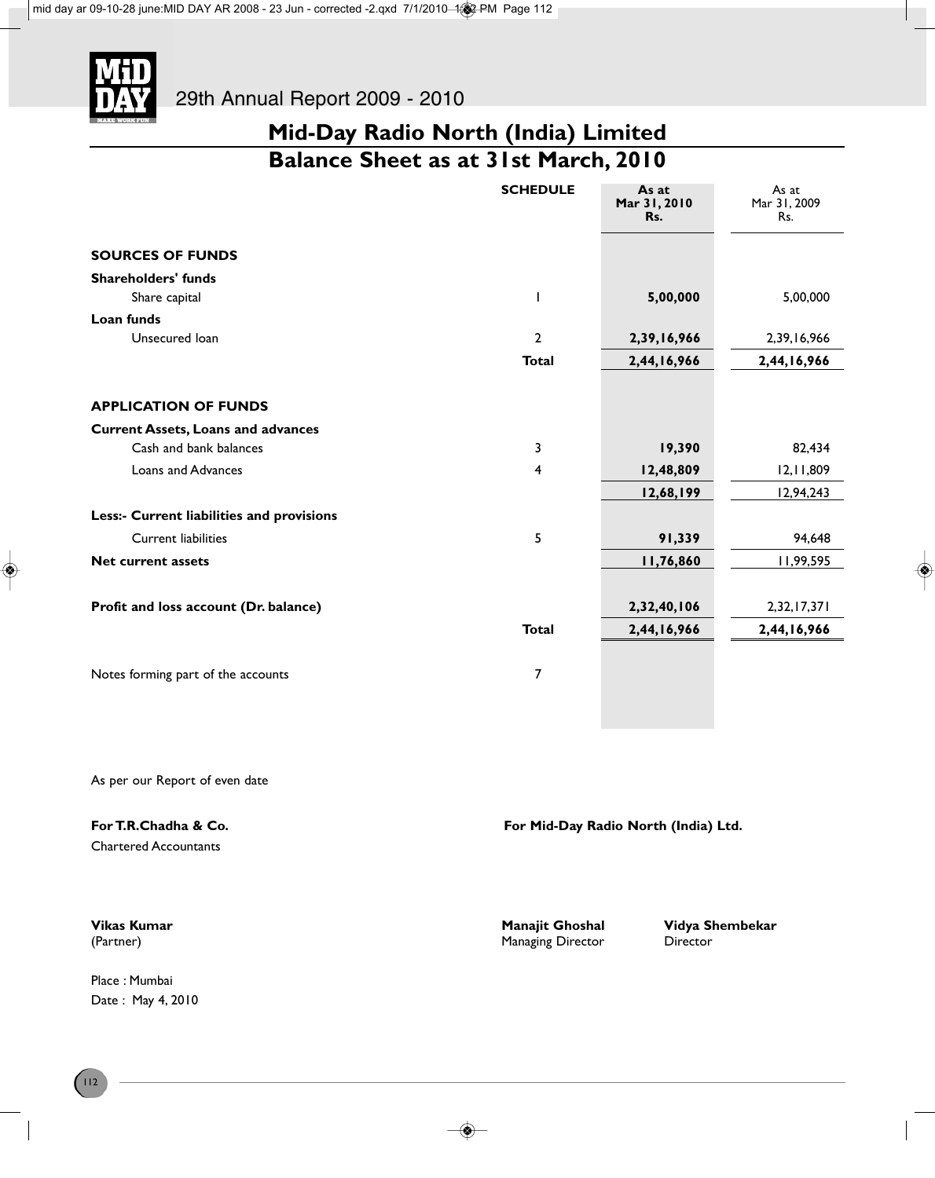# Mid-Day Radio North (India) Limited

## Balance Sheet as at 31st March, 2010

| | SCHEDULE | As at Mar 31, 2010 Rs. | As at Mar 31, 2009 Rs. |
|---|---|---|---|
| **SOURCES OF FUNDS** | | | |
| **Shareholders' funds** | | | |
| Share capital | 1 | **5,00,000** | 5,00,000 |
| **Loan funds** | | | |
| Unsecured loan | 2 | **2,39,16,966** | 2,39,16,966 |
| | **Total** | **2,44,16,966** | **2,44,16,966** |
| **APPLICATION OF FUNDS** | | | |
| **Current Assets, Loans and advances** | | | |
| Cash and bank balances | 3 | **19,390** | 82,434 |
| Loans and Advances | 4 | **12,48,809** | 12,11,809 |
| | | **12,68,199** | 12,94,243 |
| **Less:- Current liabilities and provisions** | | | |
| Current liabilities | 5 | **91,339** | 94,648 |
| **Net current assets** | | **11,76,860** | 11,99,595 |
| **Profit and loss account (Dr. balance)** | | **2,32,40,106** | 2,32,17,371 |
| | **Total** | **2,44,16,966** | **2,44,16,966** |
| Notes forming part of the accounts | 7 | | |

As per our Report of even date

**For T.R.Chadha & Co.**
Chartered Accountants

**Vikas Kumar**
(Partner)

**For Mid-Day Radio North (India) Ltd.**

**Manajit Ghoshal**
Managing Director

**Vidya Shembekar**
Director

Place : Mumbai
Date : May 4, 2010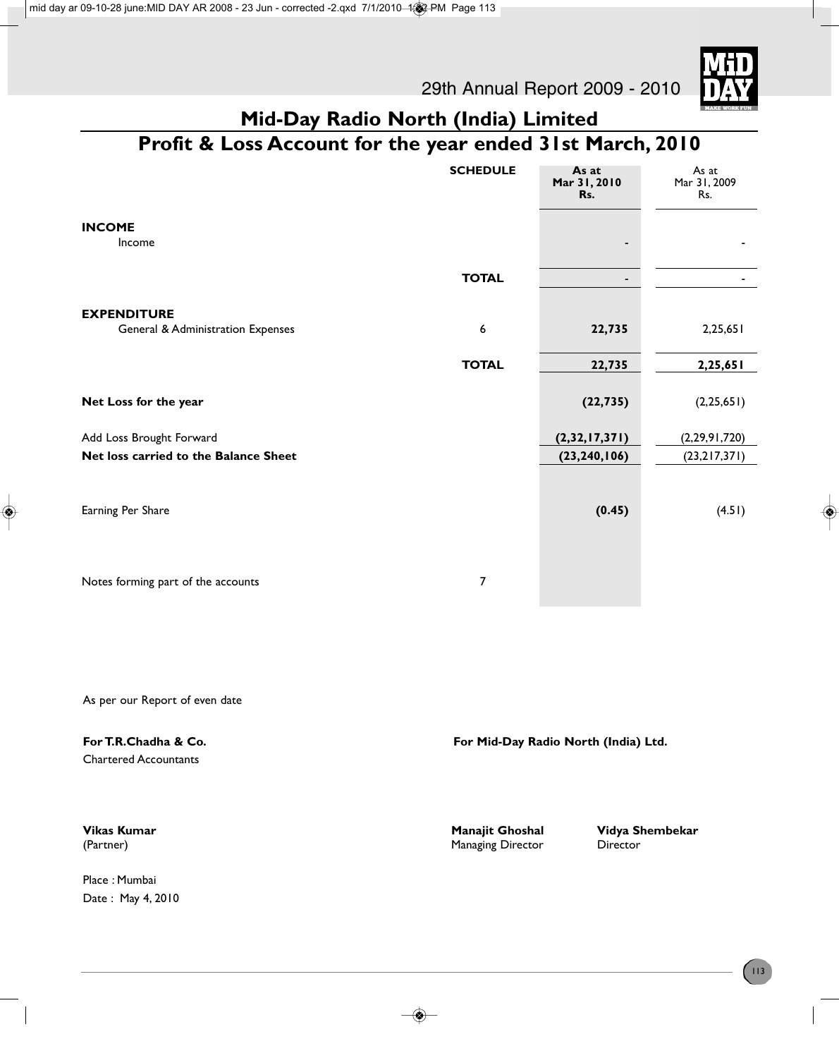# Mid-Day Radio North (India) Limited

## Profit & Loss Account for the year ended 31st March, 2010

| | SCHEDULE | As at Mar 31, 2010 Rs. | As at Mar 31, 2009 Rs. |
|---|---|---|---|
| **INCOME** | | | |
| Income | | - | - |
| | **TOTAL** | - | - |
| **EXPENDITURE** | | | |
| General & Administration Expenses | 6 | **22,735** | 2,25,651 |
| | **TOTAL** | **22,735** | **2,25,651** |
| **Net Loss for the year** | | **(22,735)** | (2,25,651) |
| Add Loss Brought Forward | | **(2,32,17,371)** | (2,29,91,720) |
| **Net loss carried to the Balance Sheet** | | **(23,240,106)** | (23,217,371) |
| Earning Per Share | | **(0.45)** | (4.51) |
| Notes forming part of the accounts | 7 | | |

As per our Report of even date

**For T.R.Chadha & Co.**
Chartered Accountants

**Vikas Kumar**
(Partner)

Place : Mumbai
Date : May 4, 2010

**For Mid-Day Radio North (India) Ltd.**

**Manajit Ghoshal**
Managing Director

**Vidya Shembekar**
Director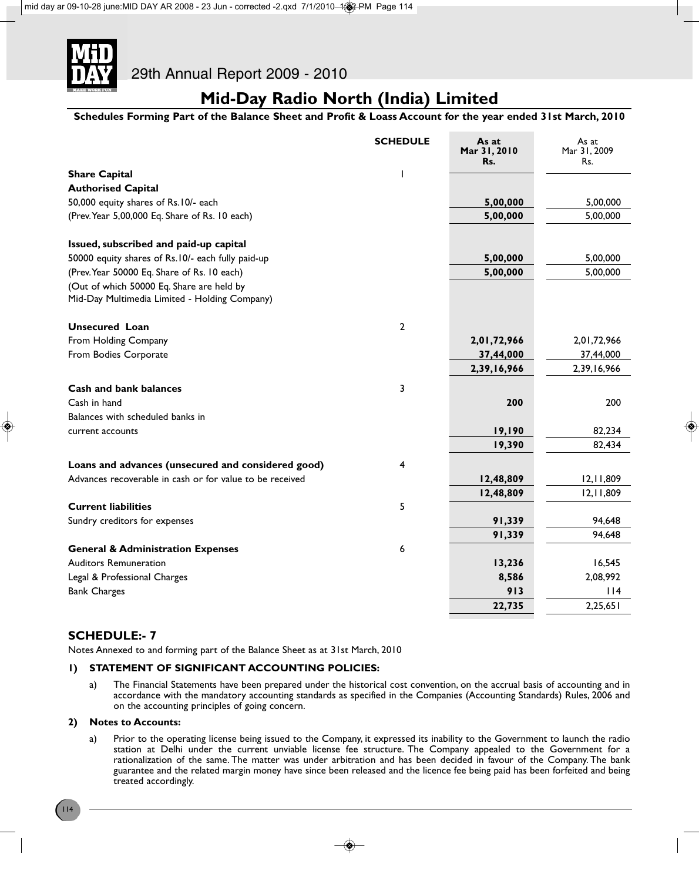# Mid-Day Radio North (India) Limited

**Schedules Forming Part of the Balance Sheet and Profit & Loass Account for the year ended 31st March, 2010**

| | SCHEDULE | As at Mar 31, 2010 Rs. | As at Mar 31, 2009 Rs. |
|---|---|---|---|
| **Share Capital** | 1 | | |
| **Authorised Capital** | | | |
| 50,000 equity shares of Rs.10/- each | | **5,00,000** | 5,00,000 |
| (Prev. Year 5,00,000 Eq. Share of Rs. 10 each) | | **5,00,000** | 5,00,000 |
| **Issued, subscribed and paid-up capital** | | | |
| 50000 equity shares of Rs.10/- each fully paid-up | | **5,00,000** | 5,00,000 |
| (Prev. Year 50000 Eq. Share of Rs. 10 each) | | **5,00,000** | 5,00,000 |
| (Out of which 50000 Eq. Share are held by Mid-Day Multimedia Limited - Holding Company) | | | |
| **Unsecured Loan** | 2 | | |
| From Holding Company | | **2,01,72,966** | 2,01,72,966 |
| From Bodies Corporate | | **37,44,000** | 37,44,000 |
| | | **2,39,16,966** | 2,39,16,966 |
| **Cash and bank balances** | 3 | | |
| Cash in hand | | **200** | 200 |
| Balances with scheduled banks in current accounts | | **19,190** | 82,234 |
| | | **19,390** | 82,434 |
| **Loans and advances (unsecured and considered good)** | 4 | | |
| Advances recoverable in cash or for value to be received | | **12,48,809** | 12,11,809 |
| | | **12,48,809** | 12,11,809 |
| **Current liabilities** | 5 | | |
| Sundry creditors for expenses | | **91,339** | 94,648 |
| | | **91,339** | 94,648 |
| **General & Administration Expenses** | 6 | | |
| Auditors Remuneration | | **13,236** | 16,545 |
| Legal & Professional Charges | | **8,586** | 2,08,992 |
| Bank Charges | | **913** | 114 |
| | | **22,735** | 2,25,651 |

## SCHEDULE:- 7

Notes Annexed to and forming part of the Balance Sheet as at 31st March, 2010

**1) STATEMENT OF SIGNIFICANT ACCOUNTING POLICIES:**

a) The Financial Statements have been prepared under the historical cost convention, on the accrual basis of accounting and in accordance with the mandatory accounting standards as specified in the Companies (Accounting Standards) Rules, 2006 and on the accounting principles of going concern.

**2) Notes to Accounts:**

a) Prior to the operating license being issued to the Company, it expressed its inability to the Government to launch the radio station at Delhi under the current unviable license fee structure. The Company appealed to the Government for a rationalization of the same. The matter was under arbitration and has been decided in favour of the Company. The bank guarantee and the related margin money have since been released and the licence fee being paid has been forfeited and being treated accordingly.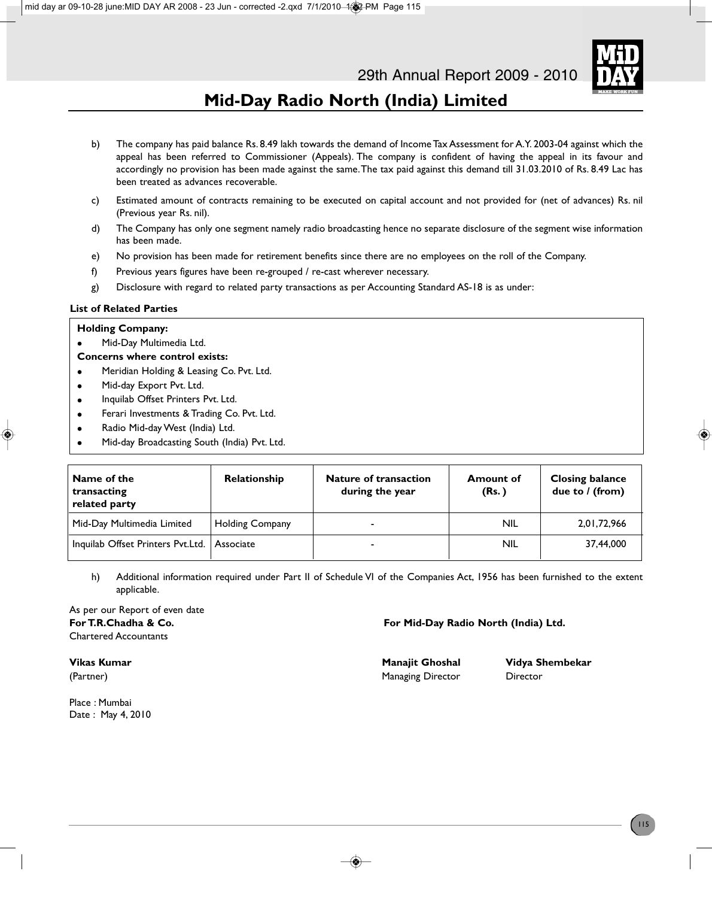## Mid-Day Radio North (India) Limited

b) The company has paid balance Rs. 8.49 lakh towards the demand of Income Tax Assessment for A.Y. 2003-04 against which the appeal has been referred to Commissioner (Appeals). The company is confident of having the appeal in its favour and accordingly no provision has been made against the same. The tax paid against this demand till 31.03.2010 of Rs. 8.49 Lac has been treated as advances recoverable.

c) Estimated amount of contracts remaining to be executed on capital account and not provided for (net of advances) Rs. nil (Previous year Rs. nil).

d) The Company has only one segment namely radio broadcasting hence no separate disclosure of the segment wise information has been made.

e) No provision has been made for retirement benefits since there are no employees on the roll of the Company.

f) Previous years figures have been re-grouped / re-cast wherever necessary.

g) Disclosure with regard to related party transactions as per Accounting Standard AS-18 is as under:

**List of Related Parties**

**Holding Company:**

- Mid-Day Multimedia Ltd.

**Concerns where control exists:**

- Meridian Holding & Leasing Co. Pvt. Ltd.
- Mid-day Export Pvt. Ltd.
- Inquilab Offset Printers Pvt. Ltd.
- Ferari Investments & Trading Co. Pvt. Ltd.
- Radio Mid-day West (India) Ltd.
- Mid-day Broadcasting South (India) Pvt. Ltd.

| Name of the transacting related party | Relationship | Nature of transaction during the year | Amount of (Rs. ) | Closing balance due to / (from) |
|---|---|---|---|---|
| Mid-Day Multimedia Limited | Holding Company | - | NIL | 2,01,72,966 |
| Inquilab Offset Printers Pvt.Ltd. | Associate | - | NIL | 37,44,000 |

h) Additional information required under Part II of Schedule VI of the Companies Act, 1956 has been furnished to the extent applicable.

As per our Report of even date
**For T.R.Chadha & Co.**
Chartered Accountants

**Vikas Kumar**
(Partner)

Place : Mumbai
Date : May 4, 2010

**For Mid-Day Radio North (India) Ltd.**

**Manajit Ghoshal**
Managing Director

**Vidya Shembekar**
Director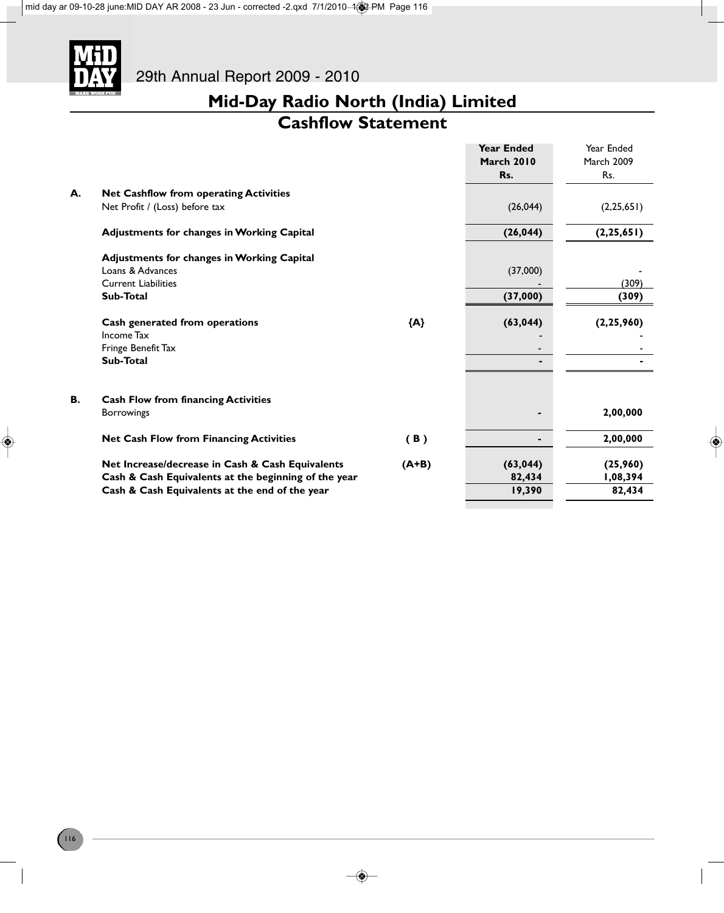## Mid-Day Radio North (India) Limited

## Cashflow Statement

| | | | Year Ended March 2010 Rs. | Year Ended March 2009 Rs. |
|---|---|---|---|---|
| **A.** | **Net Cashflow from operating Activities** | | | |
| | Net Profit / (Loss) before tax | | (26,044) | (2,25,651) |
| | **Adjustments for changes in Working Capital** | | **(26,044)** | **(2,25,651)** |
| | **Adjustments for changes in Working Capital** | | | |
| | Loans & Advances | | (37,000) | - |
| | Current Liabilities | | - | (309) |
| | **Sub-Total** | | **(37,000)** | **(309)** |
| | **Cash generated from operations** | **{A}** | **(63,044)** | **(2,25,960)** |
| | Income Tax | | - | - |
| | Fringe Benefit Tax | | - | - |
| | **Sub-Total** | | **-** | **-** |
| **B.** | **Cash Flow from financing Activities** | | | |
| | Borrowings | | **-** | **2,00,000** |
| | **Net Cash Flow from Financing Activities** | **( B )** | **-** | **2,00,000** |
| | **Net Increase/decrease in Cash & Cash Equivalents** | **(A+B)** | **(63,044)** | **(25,960)** |
| | **Cash & Cash Equivalents at the beginning of the year** | | **82,434** | **1,08,394** |
| | **Cash & Cash Equivalents at the end of the year** | | **19,390** | **82,434** |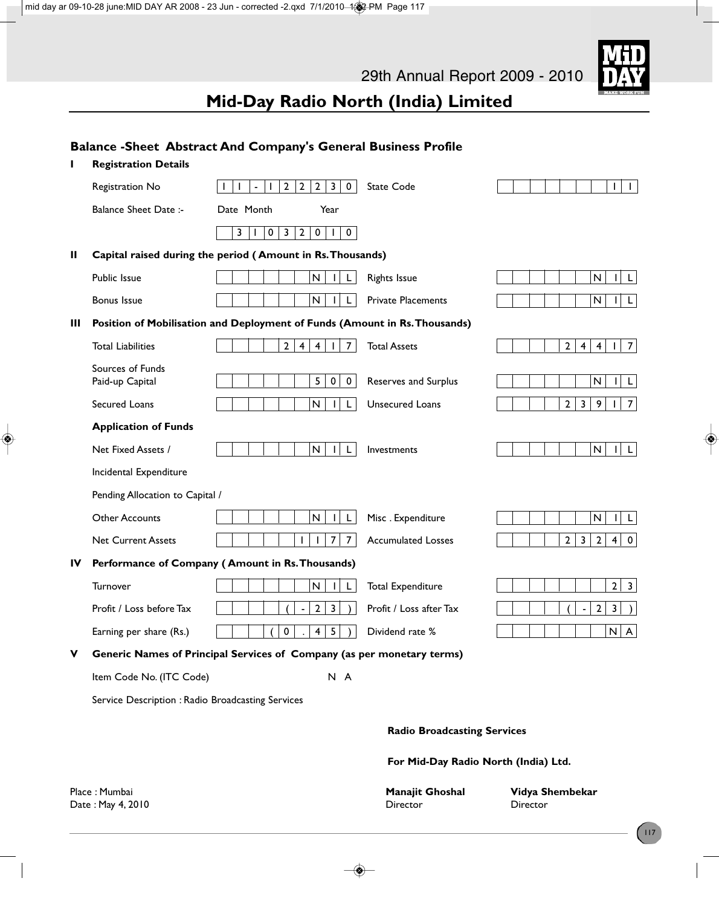# Mid-Day Radio North (India) Limited

## Balance -Sheet Abstract And Company's General Business Profile

**I Registration Details**

| | | | |
|---|---|---|---|
| Registration No | 11-122230 | State Code | 11 |
| Balance Sheet Date :- (Date Month Year) | 31032010 | | |

**II Capital raised during the period ( Amount in Rs. Thousands)**

| | | | |
|---|---|---|---|
| Public Issue | NIL | Rights Issue | NIL |
| Bonus Issue | NIL | Private Placements | NIL |

**III Position of Mobilisation and Deployment of Funds (Amount in Rs. Thousands)**

| | | | |
|---|---|---|---|
| Total Liabilities | 24417 | Total Assets | 24417 |
| Sources of Funds Paid-up Capital | 500 | Reserves and Surplus | NIL |
| Secured Loans | NIL | Unsecured Loans | 23917 |

**Application of Funds**

| | | | |
|---|---|---|---|
| Net Fixed Assets / Incidental Expenditure Pending Allocation to Capital / Other Accounts | NIL | Investments | NIL |
| | NIL | Misc . Expenditure | NIL |
| Net Current Assets | 1177 | Accumulated Losses | 23240 |

**IV Performance of Company ( Amount in Rs. Thousands)**

| | | | |
|---|---|---|---|
| Turnover | NIL | Total Expenditure | 23 |
| Profit / Loss before Tax | (-23) | Profit / Loss after Tax | (-23) |
| Earning per share (Rs.) | (0.45) | Dividend rate % | NA |

**V Generic Names of Principal Services of Company (as per monetary terms)**

Item Code No. (ITC Code) N A

Service Description : Radio Broadcasting Services

**Radio Broadcasting Services**

**For Mid-Day Radio North (India) Ltd.**

Place : Mumbai
Date : May 4, 2010

**Manajit Ghoshal**
Director

**Vidya Shembekar**
Director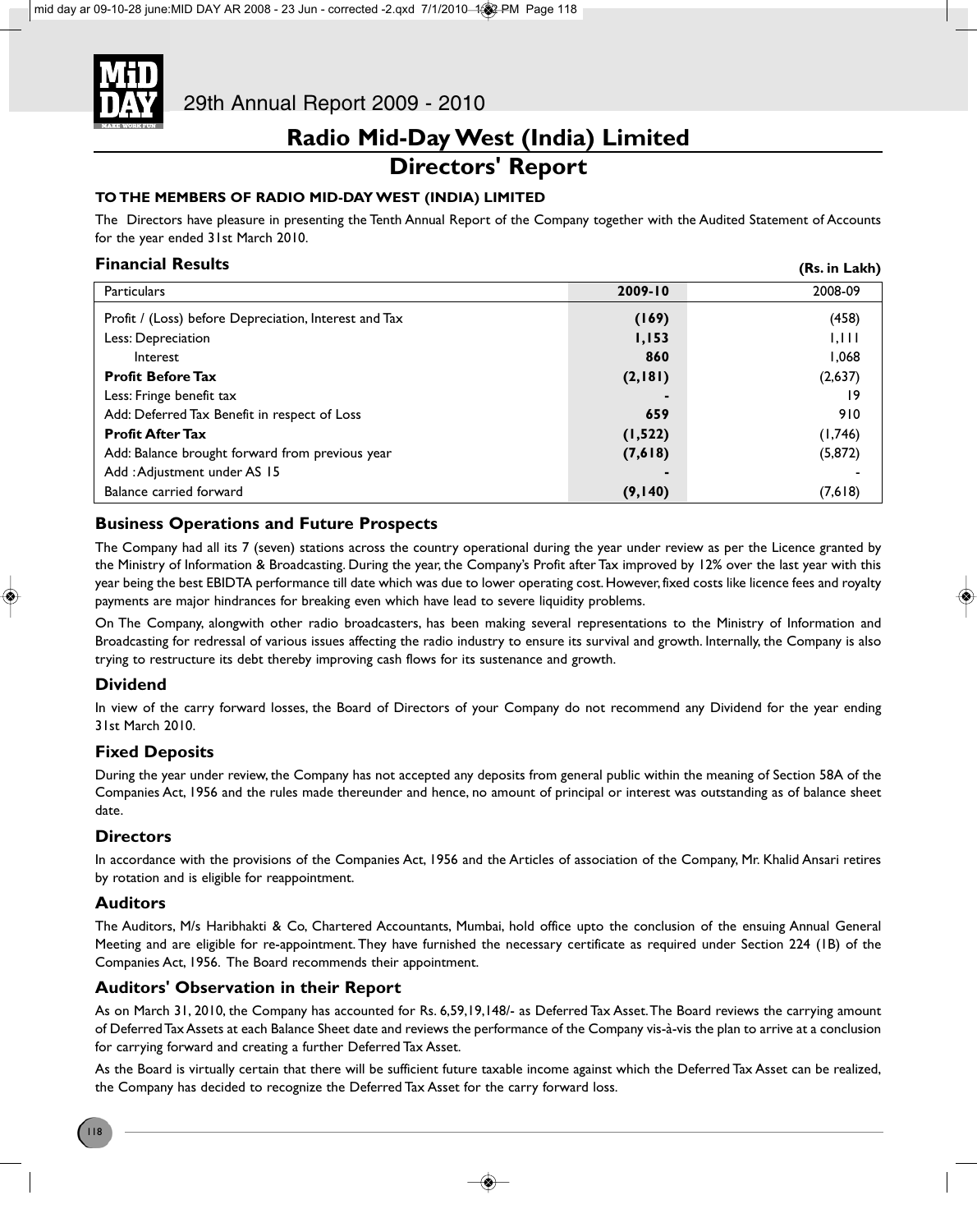# Radio Mid-Day West (India) Limited

## Directors' Report

**TO THE MEMBERS OF RADIO MID-DAY WEST (INDIA) LIMITED**

The Directors have pleasure in presenting the Tenth Annual Report of the Company together with the Audited Statement of Accounts for the year ended 31st March 2010.

### Financial Results

**(Rs. in Lakh)**

| Particulars | 2009-10 | 2008-09 |
|---|---|---|
| Profit / (Loss) before Depreciation, Interest and Tax | **(169)** | (458) |
| Less: Depreciation | **1,153** | 1,111 |
| Interest | **860** | 1,068 |
| **Profit Before Tax** | **(2,181)** | (2,637) |
| Less: Fringe benefit tax | **-** | 19 |
| Add: Deferred Tax Benefit in respect of Loss | **659** | 910 |
| **Profit After Tax** | **(1,522)** | (1,746) |
| Add: Balance brought forward from previous year | **(7,618)** | (5,872) |
| Add : Adjustment under AS 15 | **-** | - |
| Balance carried forward | **(9,140)** | (7,618) |

### Business Operations and Future Prospects

The Company had all its 7 (seven) stations across the country operational during the year under review as per the Licence granted by the Ministry of Information & Broadcasting. During the year, the Company's Profit after Tax improved by 12% over the last year with this year being the best EBIDTA performance till date which was due to lower operating cost. However, fixed costs like licence fees and royalty payments are major hindrances for breaking even which have lead to severe liquidity problems.

On The Company, alongwith other radio broadcasters, has been making several representations to the Ministry of Information and Broadcasting for redressal of various issues affecting the radio industry to ensure its survival and growth. Internally, the Company is also trying to restructure its debt thereby improving cash flows for its sustenance and growth.

### Dividend

In view of the carry forward losses, the Board of Directors of your Company do not recommend any Dividend for the year ending 31st March 2010.

### Fixed Deposits

During the year under review, the Company has not accepted any deposits from general public within the meaning of Section 58A of the Companies Act, 1956 and the rules made thereunder and hence, no amount of principal or interest was outstanding as of balance sheet date.

### Directors

In accordance with the provisions of the Companies Act, 1956 and the Articles of association of the Company, Mr. Khalid Ansari retires by rotation and is eligible for reappointment.

### Auditors

The Auditors, M/s Haribhakti & Co, Chartered Accountants, Mumbai, hold office upto the conclusion of the ensuing Annual General Meeting and are eligible for re-appointment. They have furnished the necessary certificate as required under Section 224 (1B) of the Companies Act, 1956. The Board recommends their appointment.

### Auditors' Observation in their Report

As on March 31, 2010, the Company has accounted for Rs. 6,59,19,148/- as Deferred Tax Asset. The Board reviews the carrying amount of Deferred Tax Assets at each Balance Sheet date and reviews the performance of the Company vis-à-vis the plan to arrive at a conclusion for carrying forward and creating a further Deferred Tax Asset.

As the Board is virtually certain that there will be sufficient future taxable income against which the Deferred Tax Asset can be realized, the Company has decided to recognize the Deferred Tax Asset for the carry forward loss.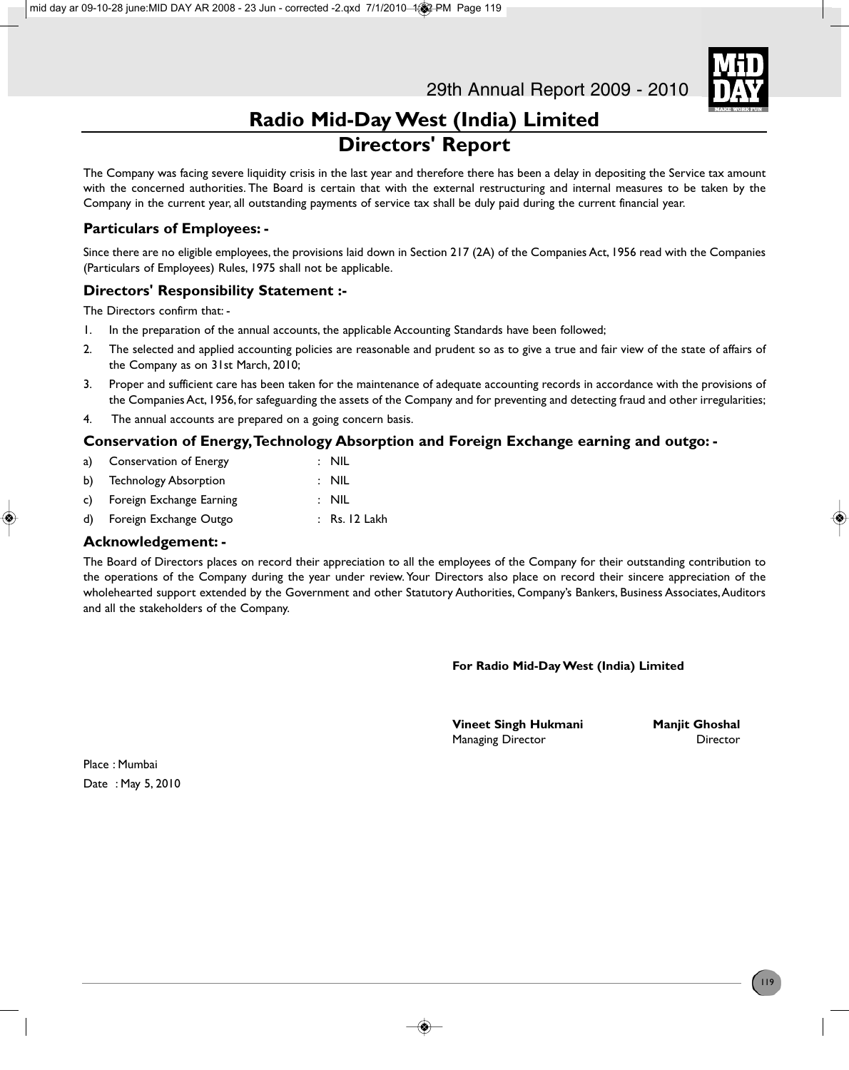# Radio Mid-Day West (India) Limited

## Directors' Report

The Company was facing severe liquidity crisis in the last year and therefore there has been a delay in depositing the Service tax amount with the concerned authorities. The Board is certain that with the external restructuring and internal measures to be taken by the Company in the current year, all outstanding payments of service tax shall be duly paid during the current financial year.

### Particulars of Employees: -

Since there are no eligible employees, the provisions laid down in Section 217 (2A) of the Companies Act, 1956 read with the Companies (Particulars of Employees) Rules, 1975 shall not be applicable.

### Directors' Responsibility Statement :-

The Directors confirm that: -

1. In the preparation of the annual accounts, the applicable Accounting Standards have been followed;
2. The selected and applied accounting policies are reasonable and prudent so as to give a true and fair view of the state of affairs of the Company as on 31st March, 2010;
3. Proper and sufficient care has been taken for the maintenance of adequate accounting records in accordance with the provisions of the Companies Act, 1956, for safeguarding the assets of the Company and for preventing and detecting fraud and other irregularities;
4. The annual accounts are prepared on a going concern basis.

### Conservation of Energy, Technology Absorption and Foreign Exchange earning and outgo: -

a) Conservation of Energy : NIL

b) Technology Absorption : NIL

c) Foreign Exchange Earning : NIL

d) Foreign Exchange Outgo : Rs. 12 Lakh

### Acknowledgement: -

The Board of Directors places on record their appreciation to all the employees of the Company for their outstanding contribution to the operations of the Company during the year under review. Your Directors also place on record their sincere appreciation of the wholehearted support extended by the Government and other Statutory Authorities, Company's Bankers, Business Associates, Auditors and all the stakeholders of the Company.

**For Radio Mid-Day West (India) Limited**

**Vineet Singh Hukmani**
Managing Director

**Manjit Ghoshal**
Director

Place : Mumbai
Date : May 5, 2010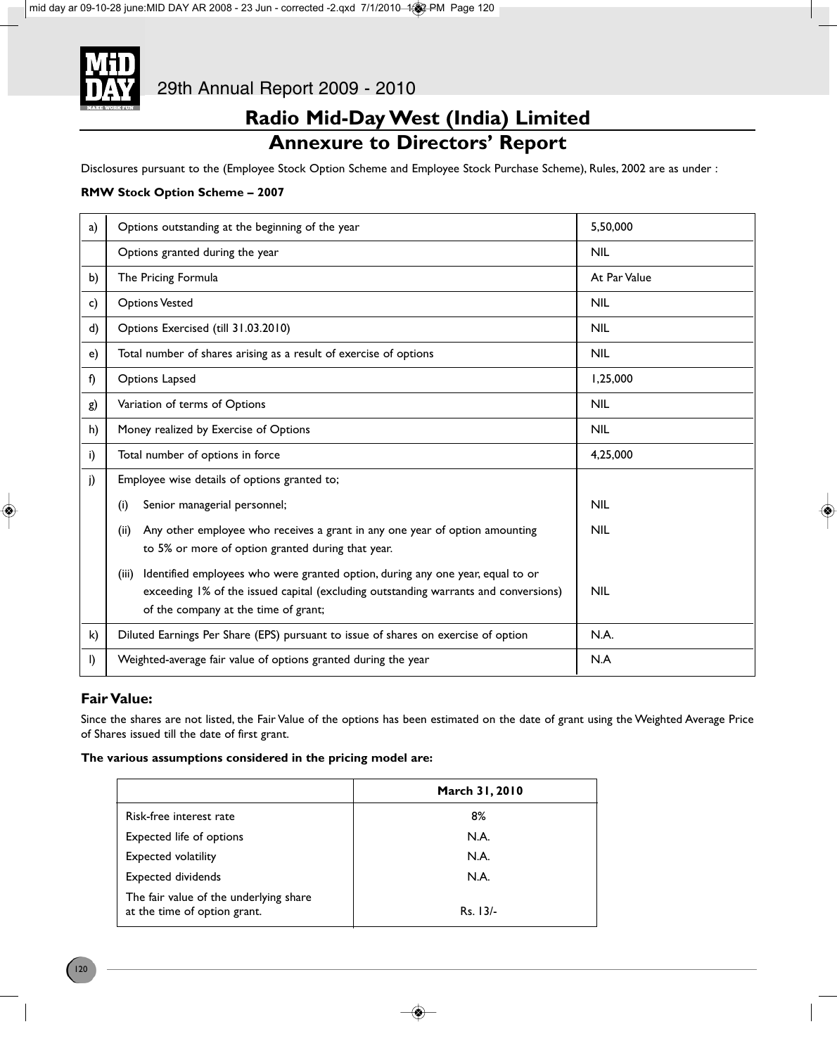# Radio Mid-Day West (India) Limited

## Annexure to Directors' Report

Disclosures pursuant to the (Employee Stock Option Scheme and Employee Stock Purchase Scheme), Rules, 2002 are as under :

**RMW Stock Option Scheme – 2007**

| | | |
|---|---|---|
| a) | Options outstanding at the beginning of the year | 5,50,000 |
| | Options granted during the year | NIL |
| b) | The Pricing Formula | At Par Value |
| c) | Options Vested | NIL |
| d) | Options Exercised (till 31.03.2010) | NIL |
| e) | Total number of shares arising as a result of exercise of options | NIL |
| f) | Options Lapsed | 1,25,000 |
| g) | Variation of terms of Options | NIL |
| h) | Money realized by Exercise of Options | NIL |
| i) | Total number of options in force | 4,25,000 |
| j) | Employee wise details of options granted to; | |
| | (i) Senior managerial personnel; | NIL |
| | (ii) Any other employee who receives a grant in any one year of option amounting to 5% or more of option granted during that year. | NIL |
| | (iii) Identified employees who were granted option, during any one year, equal to or exceeding 1% of the issued capital (excluding outstanding warrants and conversions) of the company at the time of grant; | NIL |
| k) | Diluted Earnings Per Share (EPS) pursuant to issue of shares on exercise of option | N.A. |
| l) | Weighted-average fair value of options granted during the year | N.A |

### Fair Value:

Since the shares are not listed, the Fair Value of the options has been estimated on the date of grant using the Weighted Average Price of Shares issued till the date of first grant.

**The various assumptions considered in the pricing model are:**

| | March 31, 2010 |
|---|---|
| Risk-free interest rate | 8% |
| Expected life of options | N.A. |
| Expected volatility | N.A. |
| Expected dividends | N.A. |
| The fair value of the underlying share at the time of option grant. | Rs. 13/- |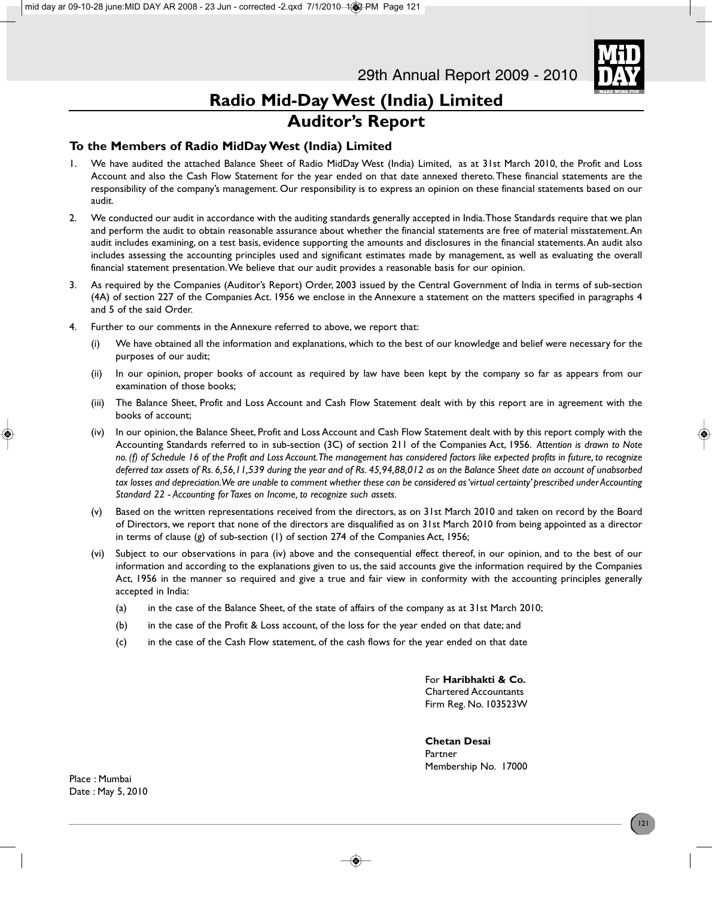# Radio Mid-Day West (India) Limited

## Auditor's Report

### To the Members of Radio MidDay West (India) Limited

1. We have audited the attached Balance Sheet of Radio MidDay West (India) Limited, as at 31st March 2010, the Profit and Loss Account and also the Cash Flow Statement for the year ended on that date annexed thereto. These financial statements are the responsibility of the company's management. Our responsibility is to express an opinion on these financial statements based on our audit.

2. We conducted our audit in accordance with the auditing standards generally accepted in India. Those Standards require that we plan and perform the audit to obtain reasonable assurance about whether the financial statements are free of material misstatement. An audit includes examining, on a test basis, evidence supporting the amounts and disclosures in the financial statements. An audit also includes assessing the accounting principles used and significant estimates made by management, as well as evaluating the overall financial statement presentation. We believe that our audit provides a reasonable basis for our opinion.

3. As required by the Companies (Auditor's Report) Order, 2003 issued by the Central Government of India in terms of sub-section (4A) of section 227 of the Companies Act. 1956 we enclose in the Annexure a statement on the matters specified in paragraphs 4 and 5 of the said Order.

4. Further to our comments in the Annexure referred to above, we report that:

   (i) We have obtained all the information and explanations, which to the best of our knowledge and belief were necessary for the purposes of our audit;

   (ii) In our opinion, proper books of account as required by law have been kept by the company so far as appears from our examination of those books;

   (iii) The Balance Sheet, Profit and Loss Account and Cash Flow Statement dealt with by this report are in agreement with the books of account;

   (iv) In our opinion, the Balance Sheet, Profit and Loss Account and Cash Flow Statement dealt with by this report comply with the Accounting Standards referred to in sub-section (3C) of section 211 of the Companies Act, 1956. *Attention is drawn to Note no. (f) of Schedule 16 of the Profit and Loss Account. The management has considered factors like expected profits in future, to recognize deferred tax assets of Rs. 6,56,11,539 during the year and of Rs. 45,94,88,012 as on the Balance Sheet date on account of unabsorbed tax losses and depreciation. We are unable to comment whether these can be considered as 'virtual certainty' prescribed under Accounting Standard 22 - Accounting for Taxes on Income, to recognize such assets.*

   (v) Based on the written representations received from the directors, as on 31st March 2010 and taken on record by the Board of Directors, we report that none of the directors are disqualified as on 31st March 2010 from being appointed as a director in terms of clause (g) of sub-section (1) of section 274 of the Companies Act, 1956;

   (vi) Subject to our observations in para (iv) above and the consequential effect thereof, in our opinion, and to the best of our information and according to the explanations given to us, the said accounts give the information required by the Companies Act, 1956 in the manner so required and give a true and fair view in conformity with the accounting principles generally accepted in India:

      (a) in the case of the Balance Sheet, of the state of affairs of the company as at 31st March 2010;

      (b) in the case of the Profit & Loss account, of the loss for the year ended on that date; and

      (c) in the case of the Cash Flow statement, of the cash flows for the year ended on that date

For **Haribhakti & Co.**
Chartered Accountants
Firm Reg. No. 103523W

**Chetan Desai**
Partner
Membership No. 17000

Place : Mumbai
Date : May 5, 2010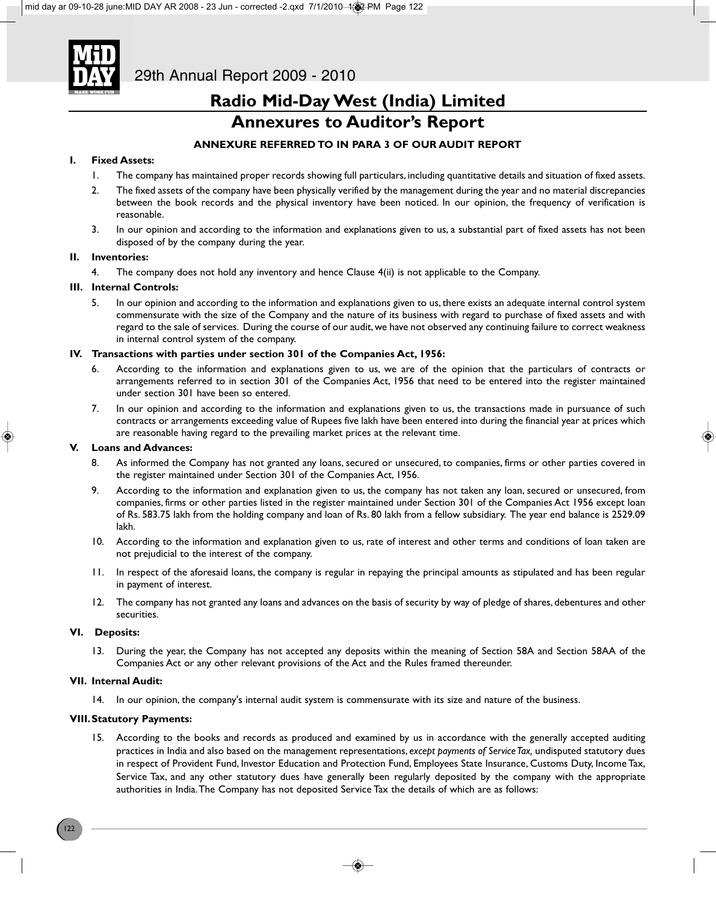# Radio Mid-Day West (India) Limited

## Annexures to Auditor's Report

### ANNEXURE REFERRED TO IN PARA 3 OF OUR AUDIT REPORT

**I. Fixed Assets:**

1. The company has maintained proper records showing full particulars, including quantitative details and situation of fixed assets.
2. The fixed assets of the company have been physically verified by the management during the year and no material discrepancies between the book records and the physical inventory have been noticed. In our opinion, the frequency of verification is reasonable.
3. In our opinion and according to the information and explanations given to us, a substantial part of fixed assets has not been disposed of by the company during the year.

**II. Inventories:**

4. The company does not hold any inventory and hence Clause 4(ii) is not applicable to the Company.

**III. Internal Controls:**

5. In our opinion and according to the information and explanations given to us, there exists an adequate internal control system commensurate with the size of the Company and the nature of its business with regard to purchase of fixed assets and with regard to the sale of services. During the course of our audit, we have not observed any continuing failure to correct weakness in internal control system of the company.

**IV. Transactions with parties under section 301 of the Companies Act, 1956:**

6. According to the information and explanations given to us, we are of the opinion that the particulars of contracts or arrangements referred to in section 301 of the Companies Act, 1956 that need to be entered into the register maintained under section 301 have been so entered.
7. In our opinion and according to the information and explanations given to us, the transactions made in pursuance of such contracts or arrangements exceeding value of Rupees five lakh have been entered into during the financial year at prices which are reasonable having regard to the prevailing market prices at the relevant time.

**V. Loans and Advances:**

8. As informed the Company has not granted any loans, secured or unsecured, to companies, firms or other parties covered in the register maintained under Section 301 of the Companies Act, 1956.
9. According to the information and explanation given to us, the company has not taken any loan, secured or unsecured, from companies, firms or other parties listed in the register maintained under Section 301 of the Companies Act 1956 except loan of Rs. 583.75 lakh from the holding company and loan of Rs. 80 lakh from a fellow subsidiary. The year end balance is 2529.09 lakh.
10. According to the information and explanation given to us, rate of interest and other terms and conditions of loan taken are not prejudicial to the interest of the company.
11. In respect of the aforesaid loans, the company is regular in repaying the principal amounts as stipulated and has been regular in payment of interest.
12. The company has not granted any loans and advances on the basis of security by way of pledge of shares, debentures and other securities.

**VI. Deposits:**

13. During the year, the Company has not accepted any deposits within the meaning of Section 58A and Section 58AA of the Companies Act or any other relevant provisions of the Act and the Rules framed thereunder.

**VII. Internal Audit:**

14. In our opinion, the company's internal audit system is commensurate with its size and nature of the business.

**VIII. Statutory Payments:**

15. According to the books and records as produced and examined by us in accordance with the generally accepted auditing practices in India and also based on the management representations, *except payments of Service Tax,* undisputed statutory dues in respect of Provident Fund, Investor Education and Protection Fund, Employees State Insurance, Customs Duty, Income Tax, Service Tax, and any other statutory dues have generally been regularly deposited by the company with the appropriate authorities in India. The Company has not deposited Service Tax the details of which are as follows: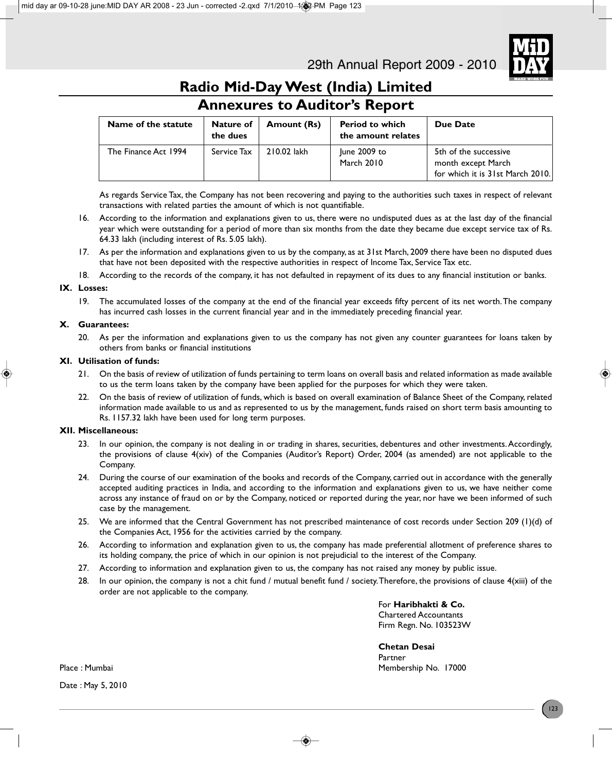## Radio Mid-Day West (India) Limited

## Annexures to Auditor's Report

| Name of the statute | Nature of the dues | Amount (Rs) | Period to which the amount relates | Due Date |
|---|---|---|---|---|
| The Finance Act 1994 | Service Tax | 210.02 lakh | June 2009 to March 2010 | 5th of the successive month except March for which it is 31st March 2010. |

As regards Service Tax, the Company has not been recovering and paying to the authorities such taxes in respect of relevant transactions with related parties the amount of which is not quantifiable.

16. According to the information and explanations given to us, there were no undisputed dues as at the last day of the financial year which were outstanding for a period of more than six months from the date they became due except service tax of Rs. 64.33 lakh (including interest of Rs. 5.05 lakh).
17. As per the information and explanations given to us by the company, as at 31st March, 2009 there have been no disputed dues that have not been deposited with the respective authorities in respect of Income Tax, Service Tax etc.
18. According to the records of the company, it has not defaulted in repayment of its dues to any financial institution or banks.

**IX. Losses:**

19. The accumulated losses of the company at the end of the financial year exceeds fifty percent of its net worth. The company has incurred cash losses in the current financial year and in the immediately preceding financial year.

**X. Guarantees:**

20. As per the information and explanations given to us the company has not given any counter guarantees for loans taken by others from banks or financial institutions

**XI. Utilisation of funds:**

21. On the basis of review of utilization of funds pertaining to term loans on overall basis and related information as made available to us the term loans taken by the company have been applied for the purposes for which they were taken.
22. On the basis of review of utilization of funds, which is based on overall examination of Balance Sheet of the Company, related information made available to us and as represented to us by the management, funds raised on short term basis amounting to Rs. 1157.32 lakh have been used for long term purposes.

**XII. Miscellaneous:**

23. In our opinion, the company is not dealing in or trading in shares, securities, debentures and other investments. Accordingly, the provisions of clause 4(xiv) of the Companies (Auditor's Report) Order, 2004 (as amended) are not applicable to the Company.
24. During the course of our examination of the books and records of the Company, carried out in accordance with the generally accepted auditing practices in India, and according to the information and explanations given to us, we have neither come across any instance of fraud on or by the Company, noticed or reported during the year, nor have we been informed of such case by the management.
25. We are informed that the Central Government has not prescribed maintenance of cost records under Section 209 (1)(d) of the Companies Act, 1956 for the activities carried by the company.
26. According to information and explanation given to us, the company has made preferential allotment of preference shares to its holding company, the price of which in our opinion is not prejudicial to the interest of the Company.
27. According to information and explanation given to us, the company has not raised any money by public issue.
28. In our opinion, the company is not a chit fund / mutual benefit fund / society. Therefore, the provisions of clause 4(xiii) of the order are not applicable to the company.

For **Haribhakti & Co.**
Chartered Accountants
Firm Regn. No. 103523W

**Chetan Desai**
Partner
Membership No. 17000

Place : Mumbai

Date : May 5, 2010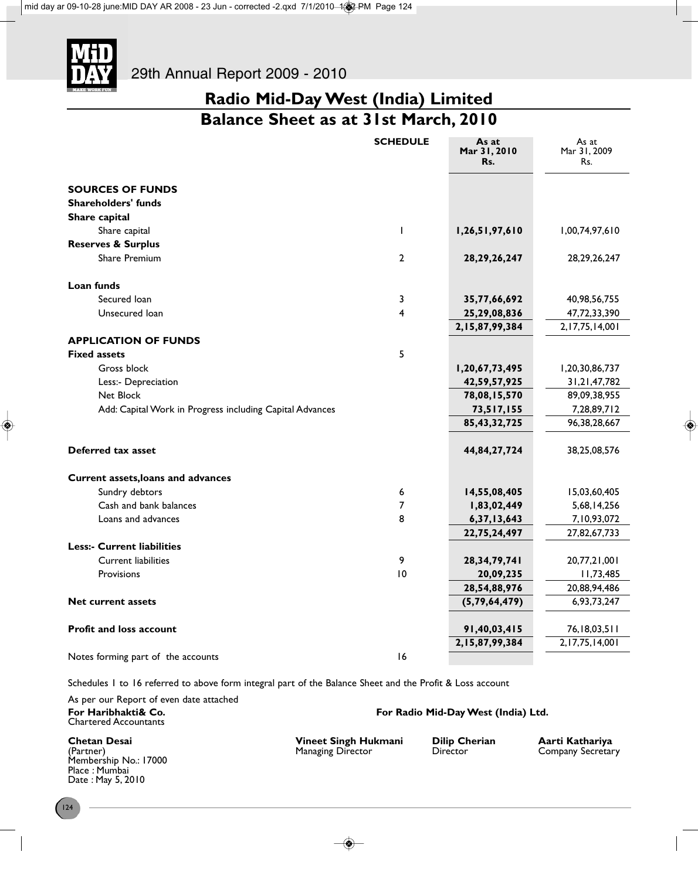# Radio Mid-Day West (India) Limited

## Balance Sheet as at 31st March, 2010

| | SCHEDULE | As at Mar 31, 2010 Rs. | As at Mar 31, 2009 Rs. |
|---|---|---|---|
| **SOURCES OF FUNDS** | | | |
| **Shareholders' funds** | | | |
| **Share capital** | | | |
| Share capital | 1 | **1,26,51,97,610** | 1,00,74,97,610 |
| **Reserves & Surplus** | | | |
| Share Premium | 2 | **28,29,26,247** | 28,29,26,247 |
| **Loan funds** | | | |
| Secured loan | 3 | **35,77,66,692** | 40,98,56,755 |
| Unsecured loan | 4 | **25,29,08,836** | 47,72,33,390 |
| | | **2,15,87,99,384** | 2,17,75,14,001 |
| **APPLICATION OF FUNDS** | | | |
| **Fixed assets** | 5 | | |
| Gross block | | **1,20,67,73,495** | 1,20,30,86,737 |
| Less:- Depreciation | | **42,59,57,925** | 31,21,47,782 |
| Net Block | | **78,08,15,570** | 89,09,38,955 |
| Add: Capital Work in Progress including Capital Advances | | **73,517,155** | 7,28,89,712 |
| | | **85,43,32,725** | 96,38,28,667 |
| **Deferred tax asset** | | **44,84,27,724** | 38,25,08,576 |
| **Current assets,loans and advances** | | | |
| Sundry debtors | 6 | **14,55,08,405** | 15,03,60,405 |
| Cash and bank balances | 7 | **1,83,02,449** | 5,68,14,256 |
| Loans and advances | 8 | **6,37,13,643** | 7,10,93,072 |
| | | **22,75,24,497** | 27,82,67,733 |
| **Less:- Current liabilities** | | | |
| Current liabilities | 9 | **28,34,79,741** | 20,77,21,001 |
| Provisions | 10 | **20,09,235** | 11,73,485 |
| | | **28,54,88,976** | 20,88,94,486 |
| **Net current assets** | | **(5,79,64,479)** | 6,93,73,247 |
| **Profit and loss account** | | **91,40,03,415** | 76,18,03,511 |
| | | **2,15,87,99,384** | 2,17,75,14,001 |
| Notes forming part of the accounts | 16 | | |

Schedules 1 to 16 referred to above form integral part of the Balance Sheet and the Profit & Loss account

As per our Report of even date attached
**For Haribhakti& Co.**
Chartered Accountants

**Chetan Desai**
(Partner)
Membership No.: 17000
Place : Mumbai
Date : May 5, 2010

**For Radio Mid-Day West (India) Ltd.**

**Vineet Singh Hukmani**
Managing Director

**Dilip Cherian**
Director

**Aarti Kathariya**
Company Secretary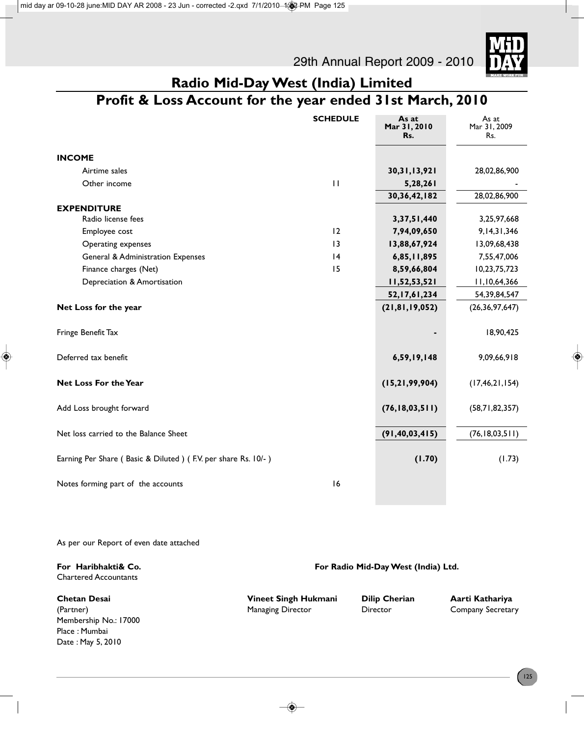# Radio Mid-Day West (India) Limited

## Profit & Loss Account for the year ended 31st March, 2010

| | SCHEDULE | As at Mar 31, 2010 Rs. | As at Mar 31, 2009 Rs. |
|---|---|---|---|
| **INCOME** | | | |
| Airtime sales | | **30,31,13,921** | 28,02,86,900 |
| Other income | 11 | **5,28,261** | - |
| | | **30,36,42,182** | 28,02,86,900 |
| **EXPENDITURE** | | | |
| Radio license fees | | **3,37,51,440** | 3,25,97,668 |
| Employee cost | 12 | **7,94,09,650** | 9,14,31,346 |
| Operating expenses | 13 | **13,88,67,924** | 13,09,68,438 |
| General & Administration Expenses | 14 | **6,85,11,895** | 7,55,47,006 |
| Finance charges (Net) | 15 | **8,59,66,804** | 10,23,75,723 |
| Depreciation & Amortisation | | **11,52,53,521** | 11,10,64,366 |
| | | **52,17,61,234** | 54,39,84,547 |
| **Net Loss for the year** | | **(21,81,19,052)** | (26,36,97,647) |
| Fringe Benefit Tax | | **-** | 18,90,425 |
| Deferred tax benefit | | **6,59,19,148** | 9,09,66,918 |
| **Net Loss For the Year** | | **(15,21,99,904)** | (17,46,21,154) |
| Add Loss brought forward | | **(76,18,03,511)** | (58,71,82,357) |
| Net loss carried to the Balance Sheet | | **(91,40,03,415)** | (76,18,03,511) |
| Earning Per Share ( Basic & Diluted ) ( F.V. per share Rs. 10/- ) | | **(1.70)** | (1.73) |
| Notes forming part of the accounts | 16 | | |

As per our Report of even date attached

**For Haribhakti& Co.**
Chartered Accountants

**Chetan Desai**
(Partner)
Membership No.: 17000
Place : Mumbai
Date : May 5, 2010

**For Radio Mid-Day West (India) Ltd.**

**Vineet Singh Hukmani**
Managing Director

**Dilip Cherian**
Director

**Aarti Kathariya**
Company Secretary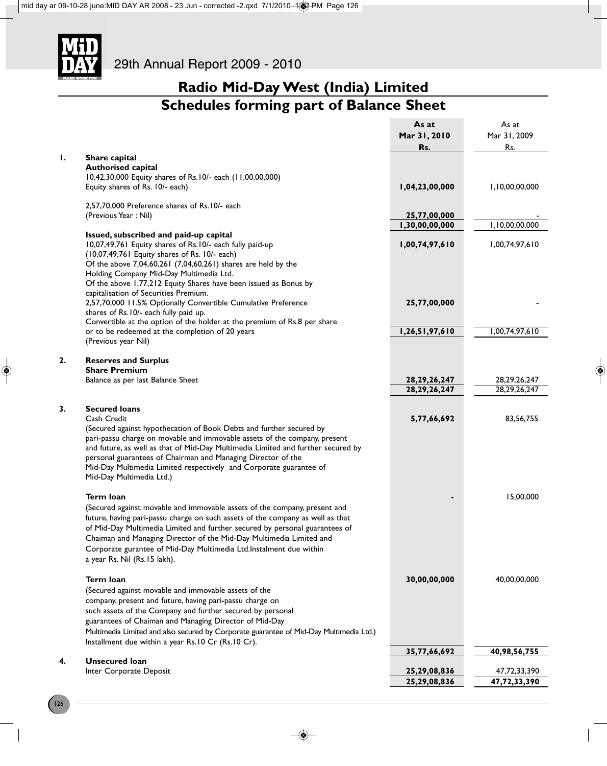# Radio Mid-Day West (India) Limited

## Schedules forming part of Balance Sheet

| | | As at Mar 31, 2010 Rs. | As at Mar 31, 2009 Rs. |
|---|---|---|---|
| **1.** | **Share capital** | | |
| | **Authorised capital** | | |
| | 10,42,30,000 Equity shares of Rs.10/- each (11,00,00,000) Equity shares of Rs. 10/- each) | **1,04,23,00,000** | 1,10,00,00,000 |
| | 2,57,70,000 Preference shares of Rs.10/- each (Previous Year : Nil) | **25,77,00,000** | - |
| | | **1,30,00,00,000** | 1,10,00,00,000 |
| | **Issued, subscribed and paid-up capital** | | |
| | 10,07,49,761 Equity shares of Rs.10/- each fully paid-up (10,07,49,761 Equity shares of Rs. 10/- each) Of the above 7,04,60,261 (7,04,60,261) shares are held by the Holding Company Mid-Day Multimedia Ltd. Of the above 1,77,212 Equity Shares have been issued as Bonus by capitalisation of Securities Premium. | **1,00,74,97,610** | 1,00,74,97,610 |
| | 2,57,70,000 11.5% Optionally Convertible Cumulative Preference shares of Rs.10/- each fully paid up. Convertible at the option of the holder at the premium of Rs.8 per share or to be redeemed at the completion of 20 years (Previous year Nil) | **25,77,00,000** | - |
| | | **1,26,51,97,610** | 1,00,74,97,610 |
| **2.** | **Reserves and Surplus** | | |
| | **Share Premium** | | |
| | Balance as per last Balance Sheet | **28,29,26,247** | 28,29,26,247 |
| | | **28,29,26,247** | 28,29,26,247 |
| **3.** | **Secured loans** | | |
| | Cash Credit (Secured against hypothecation of Book Debts and further secured by pari-passu charge on movable and immovable assets of the company, present and future, as well as that of Mid-Day Multimedia Limited and further secured by personal guarantees of Chairman and Managing Director of the Mid-Day Multimedia Limited respectively and Corporate guarantee of Mid-Day Multimedia Ltd.) | **5,77,66,692** | 83,56,755 |
| | **Term loan** (Secured against movable and immovable assets of the company, present and future, having pari-passu charge on such assets of the company as well as that of Mid-Day Multimedia Limited and further secured by personal guarantees of Chaiman and Managing Director of the Mid-Day Multimedia Limited and Corporate gurantee of Mid-Day Multimedia Ltd.Instalment due within a year Rs. Nil (Rs.15 lakh). | **-** | 15,00,000 |
| | **Term loan** (Secured against movable and immovable assets of the company, present and future, having pari-passu charge on such assets of the Company and further secured by personal guarantees of Chaiman and Managing Director of Mid-Day Multimedia Limited and also secured by Corporate guarantee of Mid-Day Multimedia Ltd.) Installment due within a year Rs.10 Cr (Rs.10 Cr). | **30,00,00,000** | 40,00,00,000 |
| | | **35,77,66,692** | **40,98,56,755** |
| **4.** | **Unsecured loan** | | |
| | Inter Corporate Deposit | **25,29,08,836** | 47,72,33,390 |
| | | **25,29,08,836** | **47,72,33,390** |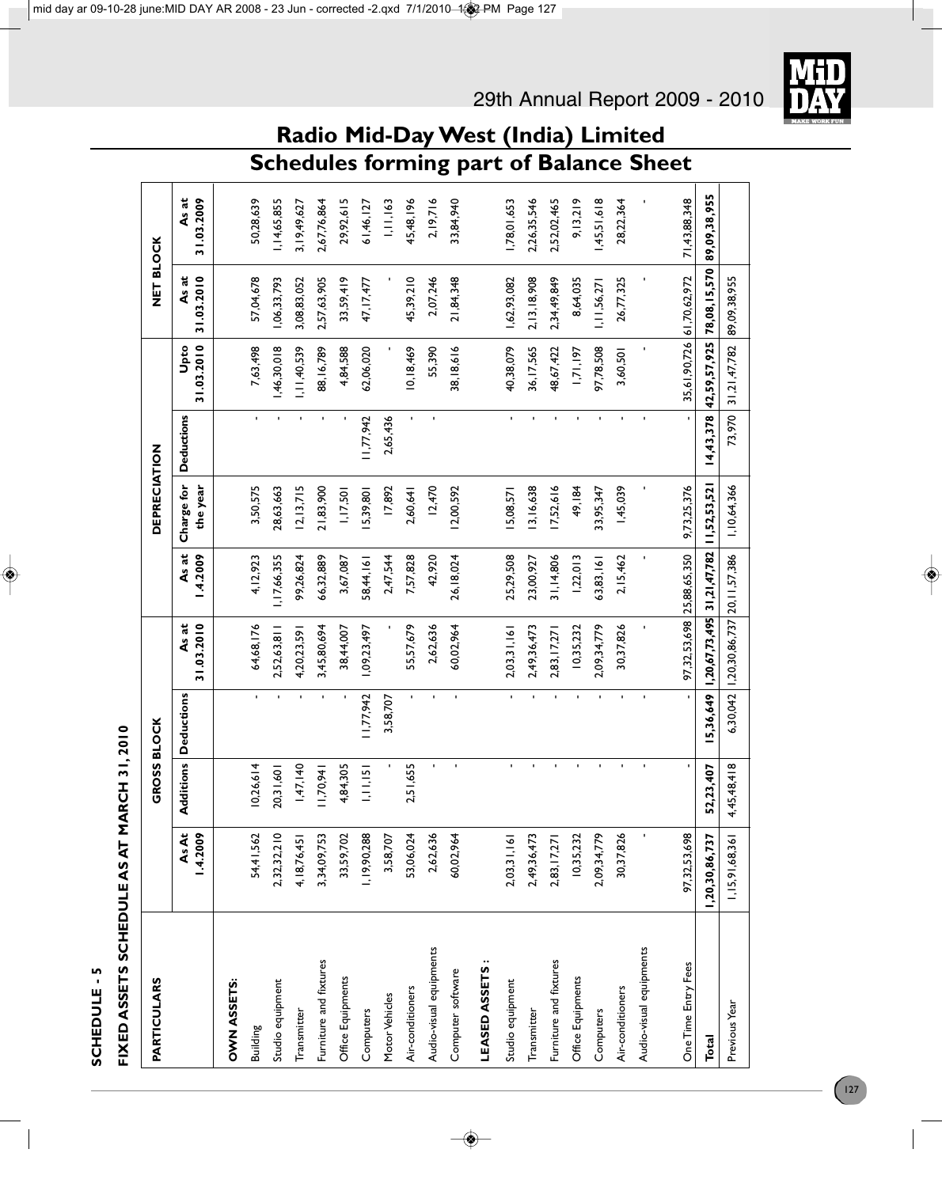# Radio Mid-Day West (India) Limited

## Schedules forming part of Balance Sheet

**SCHEDULE - 5**

**FIXED ASSETS SCHEDULE AS AT MARCH 31, 2010**

| PARTICULARS | GROSS BLOCK | | | | DEPRECIATION | | | | NET BLOCK | |
|---|---|---|---|---|---|---|---|---|---|---|
| | As At 1.4.2009 | Additions | Deductions | As at 31.03.2010 | As at 1.4.2009 | Charge for the year | Deductions | Upto 31.03.2010 | As at 31.03.2010 | As at 31.03.2009 |
| **OWN ASSETS:** | | | | | | | | | | |
| Building | 54,41,562 | 10,26,614 | - | 64,68,176 | 4,12,923 | 3,50,575 | - | 7,63,498 | 57,04,678 | 50,28,639 |
| Studio equipment | 2,32,32,210 | 20,31,601 | - | 2,52,63,811 | 1,17,66,355 | 28,63,663 | - | 1,46,30,018 | 1,06,33,793 | 1,14,65,855 |
| Transmitter | 4,18,76,451 | 1,47,140 | - | 4,20,23,591 | 99,26,824 | 12,13,715 | - | 1,11,40,539 | 3,08,83,052 | 3,19,49,627 |
| Furniture and fixtures | 3,34,09,753 | 11,70,941 | - | 3,45,80,694 | 66,32,889 | 21,83,900 | - | 88,16,789 | 2,57,63,905 | 2,67,76,864 |
| Office Equipments | 33,59,702 | 4,84,305 | - | 38,44,007 | 3,67,087 | 1,17,501 | - | 4,84,588 | 33,59,419 | 29,92,615 |
| Computers | 1,19,90,288 | 1,11,151 | 11,77,942 | 1,09,23,497 | 58,44,161 | 15,39,801 | 11,77,942 | 62,06,020 | 47,17,477 | 61,46,127 |
| Motor Vehicles | 3,58,707 | - | 3,58,707 | - | 2,47,544 | 17,892 | 2,65,436 | - | - | 1,11,163 |
| Air-conditioners | 53,06,024 | 2,51,655 | - | 55,57,679 | 7,57,828 | 2,60,641 | - | 10,18,469 | 45,39,210 | 45,48,196 |
| Audio-visual equipments | 2,62,636 | - | - | 2,62,636 | 42,920 | 12,470 | - | 55,390 | 2,07,246 | 2,19,716 |
| Computer software | 60,02,964 | - | - | 60,02,964 | 26,18,024 | 12,00,592 | - | 38,18,616 | 21,84,348 | 33,84,940 |
| **LEASED ASSETS :** | | | | | | | | | | |
| Studio equipment | 2,03,31,161 | - | - | 2,03,31,161 | 25,29,508 | 15,08,571 | - | 40,38,079 | 1,62,93,082 | 1,78,01,653 |
| Transmitter | 2,49,36,473 | - | - | 2,49,36,473 | 23,00,927 | 13,16,638 | - | 36,17,565 | 2,13,18,908 | 2,26,35,546 |
| Furniture and fixtures | 2,83,17,271 | - | - | 2,83,17,271 | 31,14,806 | 17,52,616 | - | 48,67,422 | 2,34,49,849 | 2,52,02,465 |
| Office Equipments | 10,35,232 | - | - | 10,35,232 | 1,22,013 | 49,184 | - | 1,71,197 | 8,64,035 | 9,13,219 |
| Computers | 2,09,34,779 | - | - | 2,09,34,779 | 63,83,161 | 33,95,347 | - | 97,78,508 | 1,11,56,271 | 1,45,51,618 |
| Air-conditioners | 30,37,826 | - | - | 30,37,826 | 2,15,462 | 1,45,039 | - | 3,60,501 | 26,77,325 | 28,22,364 |
| Audio-visual equipments | - | - | - | - | - | - | - | - | - | - |
| One Time Entry Fees | 97,32,53,698 | - | - | 97,32,53,698 | 25,88,65,350 | 9,73,25,376 | - | 35,61,90,726 | 61,70,62,972 | 71,43,88,348 |
| **Total** | **1,20,30,86,737** | **52,23,407** | **15,36,649** | **1,20,67,73,495** | **31,21,47,782** | **11,52,53,521** | **14,43,378** | **42,59,57,925** | **78,08,15,570** | **89,09,38,955** |
| Previous Year | 1,15,91,68,361 | 4,45,48,418 | 6,30,042 | 1,20,30,86,737 | 20,11,57,386 | 11,10,64,366 | 73,970 | 31,21,47,782 | 89,09,38,955 | |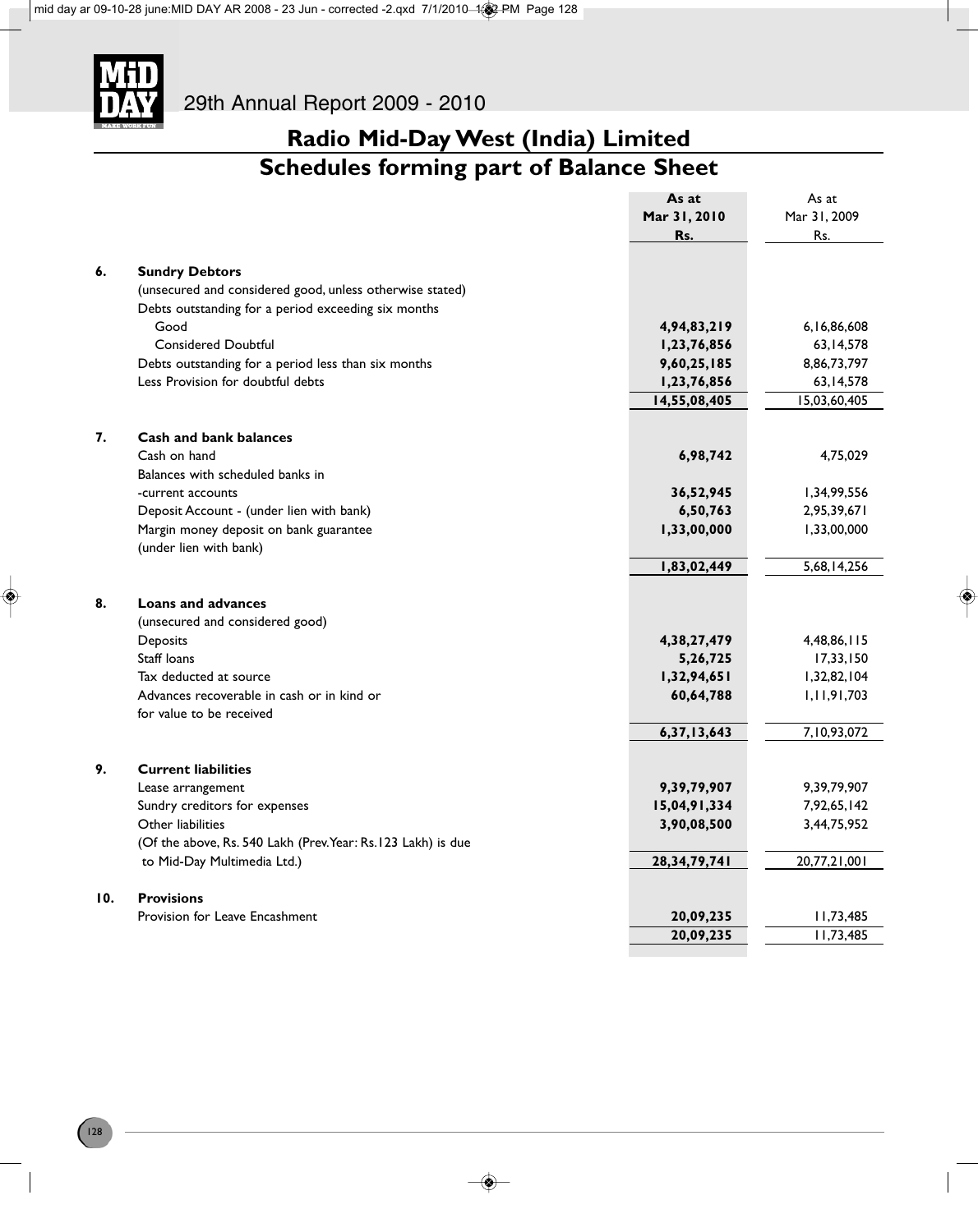# Radio Mid-Day West (India) Limited

## Schedules forming part of Balance Sheet

| | | As at Mar 31, 2010 Rs. | As at Mar 31, 2009 Rs. |
|---|---|---|---|
| **6.** | **Sundry Debtors** | | |
| | (unsecured and considered good, unless otherwise stated) | | |
| | Debts outstanding for a period exceeding six months | | |
| | Good | **4,94,83,219** | 6,16,86,608 |
| | Considered Doubtful | **1,23,76,856** | 63,14,578 |
| | Debts outstanding for a period less than six months | **9,60,25,185** | 8,86,73,797 |
| | Less Provision for doubtful debts | **1,23,76,856** | 63,14,578 |
| | | **14,55,08,405** | 15,03,60,405 |
| **7.** | **Cash and bank balances** | | |
| | Cash on hand | **6,98,742** | 4,75,029 |
| | Balances with scheduled banks in | | |
| | -current accounts | **36,52,945** | 1,34,99,556 |
| | Deposit Account - (under lien with bank) | **6,50,763** | 2,95,39,671 |
| | Margin money deposit on bank guarantee (under lien with bank) | **1,33,00,000** | 1,33,00,000 |
| | | **1,83,02,449** | 5,68,14,256 |
| **8.** | **Loans and advances** | | |
| | (unsecured and considered good) | | |
| | Deposits | **4,38,27,479** | 4,48,86,115 |
| | Staff loans | **5,26,725** | 17,33,150 |
| | Tax deducted at source | **1,32,94,651** | 1,32,82,104 |
| | Advances recoverable in cash or in kind or for value to be received | **60,64,788** | 1,11,91,703 |
| | | **6,37,13,643** | 7,10,93,072 |
| **9.** | **Current liabilities** | | |
| | Lease arrangement | **9,39,79,907** | 9,39,79,907 |
| | Sundry creditors for expenses | **15,04,91,334** | 7,92,65,142 |
| | Other liabilities | **3,90,08,500** | 3,44,75,952 |
| | (Of the above, Rs. 540 Lakh (Prev.Year: Rs.123 Lakh) is due to Mid-Day Multimedia Ltd.) | **28,34,79,741** | 20,77,21,001 |
| **10.** | **Provisions** | | |
| | Provision for Leave Encashment | **20,09,235** | 11,73,485 |
| | | **20,09,235** | 11,73,485 |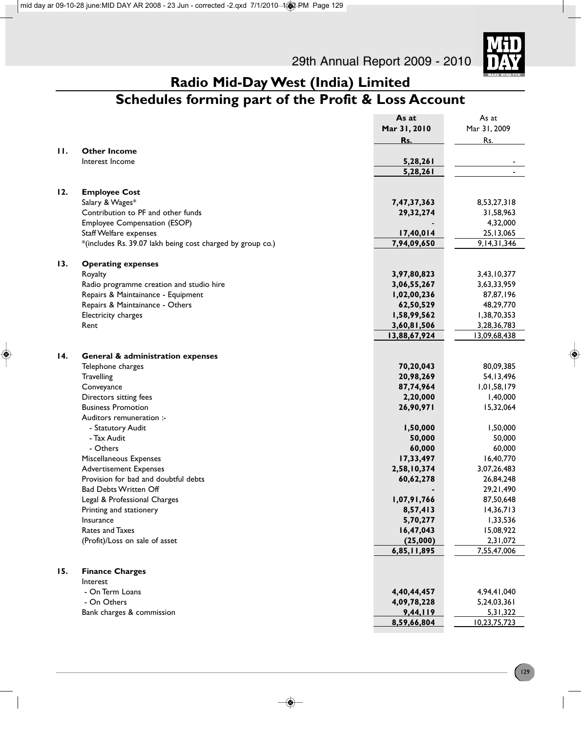# Radio Mid-Day West (India) Limited

## Schedules forming part of the Profit & Loss Account

| | | As at Mar 31, 2010 Rs. | As at Mar 31, 2009 Rs. |
|---|---|---|---|
| **11.** | **Other Income** | | |
| | Interest Income | **5,28,261** | - |
| | | **5,28,261** | - |
| **12.** | **Employee Cost** | | |
| | Salary & Wages* | **7,47,37,363** | 8,53,27,318 |
| | Contribution to PF and other funds | **29,32,274** | 31,58,963 |
| | Employee Compensation (ESOP) | **-** | 4,32,000 |
| | Staff Welfare expenses | **17,40,014** | 25,13,065 |
| | *(includes Rs. 39.07 lakh being cost charged by group co.) | **7,94,09,650** | 9,14,31,346 |
| **13.** | **Operating expenses** | | |
| | Royalty | **3,97,80,823** | 3,43,10,377 |
| | Radio programme creation and studio hire | **3,06,55,267** | 3,63,33,959 |
| | Repairs & Maintainance - Equipment | **1,02,00,236** | 87,87,196 |
| | Repairs & Maintainance - Others | **62,50,529** | 48,29,770 |
| | Electricity charges | **1,58,99,562** | 1,38,70,353 |
| | Rent | **3,60,81,506** | 3,28,36,783 |
| | | **13,88,67,924** | 13,09,68,438 |
| **14.** | **General & administration expenses** | | |
| | Telephone charges | **70,20,043** | 80,09,385 |
| | Travelling | **20,98,269** | 54,13,496 |
| | Conveyance | **87,74,964** | 1,01,58,179 |
| | Directors sitting fees | **2,20,000** | 1,40,000 |
| | Business Promotion | **26,90,971** | 15,32,064 |
| | Auditors remuneration :- | | |
| | - Statutory Audit | **1,50,000** | 1,50,000 |
| | - Tax Audit | **50,000** | 50,000 |
| | - Others | **60,000** | 60,000 |
| | Miscellaneous Expenses | **17,33,497** | 16,40,770 |
| | Advertisement Expenses | **2,58,10,374** | 3,07,26,483 |
| | Provision for bad and doubtful debts | **60,62,278** | 26,84,248 |
| | Bad Debts Written Off | **-** | 29,21,490 |
| | Legal & Professional Charges | **1,07,91,766** | 87,50,648 |
| | Printing and stationery | **8,57,413** | 14,36,713 |
| | Insurance | **5,70,277** | 1,33,536 |
| | Rates and Taxes | **16,47,043** | 15,08,922 |
| | (Profit)/Loss on sale of asset | **(25,000)** | 2,31,072 |
| | | **6,85,11,895** | 7,55,47,006 |
| **15.** | **Finance Charges** | | |
| | Interest | | |
| | - On Term Loans | **4,40,44,457** | 4,94,41,040 |
| | - On Others | **4,09,78,228** | 5,24,03,361 |
| | Bank charges & commission | **9,44,119** | 5,31,322 |
| | | **8,59,66,804** | 10,23,75,723 |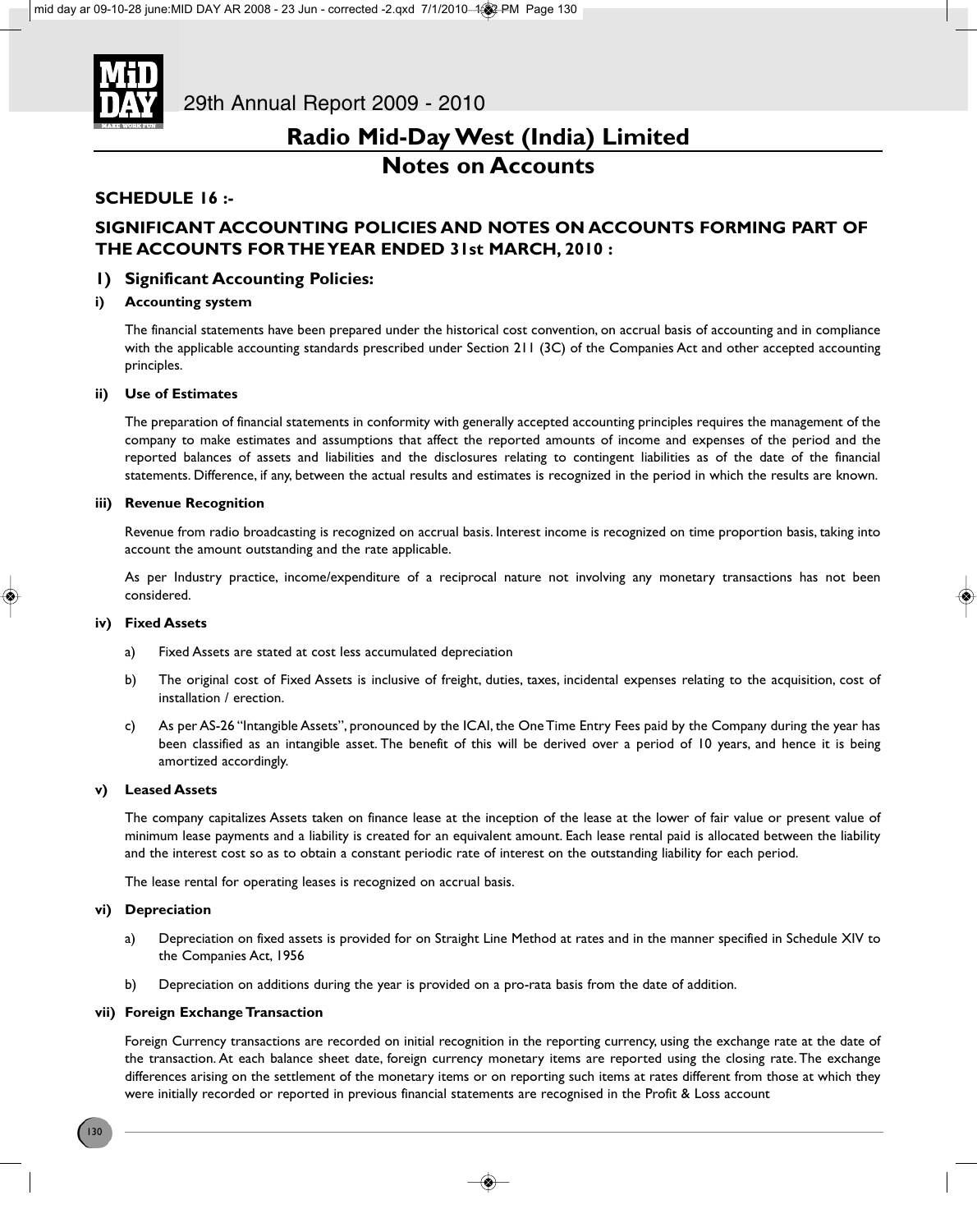# Radio Mid-Day West (India) Limited

## Notes on Accounts

### SCHEDULE 16 :-

### SIGNIFICANT ACCOUNTING POLICIES AND NOTES ON ACCOUNTS FORMING PART OF THE ACCOUNTS FOR THE YEAR ENDED 31st MARCH, 2010 :

### 1) Significant Accounting Policies:

**i) Accounting system**

The financial statements have been prepared under the historical cost convention, on accrual basis of accounting and in compliance with the applicable accounting standards prescribed under Section 211 (3C) of the Companies Act and other accepted accounting principles.

**ii) Use of Estimates**

The preparation of financial statements in conformity with generally accepted accounting principles requires the management of the company to make estimates and assumptions that affect the reported amounts of income and expenses of the period and the reported balances of assets and liabilities and the disclosures relating to contingent liabilities as of the date of the financial statements. Difference, if any, between the actual results and estimates is recognized in the period in which the results are known.

**iii) Revenue Recognition**

Revenue from radio broadcasting is recognized on accrual basis. Interest income is recognized on time proportion basis, taking into account the amount outstanding and the rate applicable.

As per Industry practice, income/expenditure of a reciprocal nature not involving any monetary transactions has not been considered.

**iv) Fixed Assets**

a) Fixed Assets are stated at cost less accumulated depreciation

b) The original cost of Fixed Assets is inclusive of freight, duties, taxes, incidental expenses relating to the acquisition, cost of installation / erection.

c) As per AS-26 "Intangible Assets", pronounced by the ICAI, the One Time Entry Fees paid by the Company during the year has been classified as an intangible asset. The benefit of this will be derived over a period of 10 years, and hence it is being amortized accordingly.

**v) Leased Assets**

The company capitalizes Assets taken on finance lease at the inception of the lease at the lower of fair value or present value of minimum lease payments and a liability is created for an equivalent amount. Each lease rental paid is allocated between the liability and the interest cost so as to obtain a constant periodic rate of interest on the outstanding liability for each period.

The lease rental for operating leases is recognized on accrual basis.

**vi) Depreciation**

a) Depreciation on fixed assets is provided for on Straight Line Method at rates and in the manner specified in Schedule XIV to the Companies Act, 1956

b) Depreciation on additions during the year is provided on a pro-rata basis from the date of addition.

**vii) Foreign Exchange Transaction**

Foreign Currency transactions are recorded on initial recognition in the reporting currency, using the exchange rate at the date of the transaction. At each balance sheet date, foreign currency monetary items are reported using the closing rate. The exchange differences arising on the settlement of the monetary items or on reporting such items at rates different from those at which they were initially recorded or reported in previous financial statements are recognised in the Profit & Loss account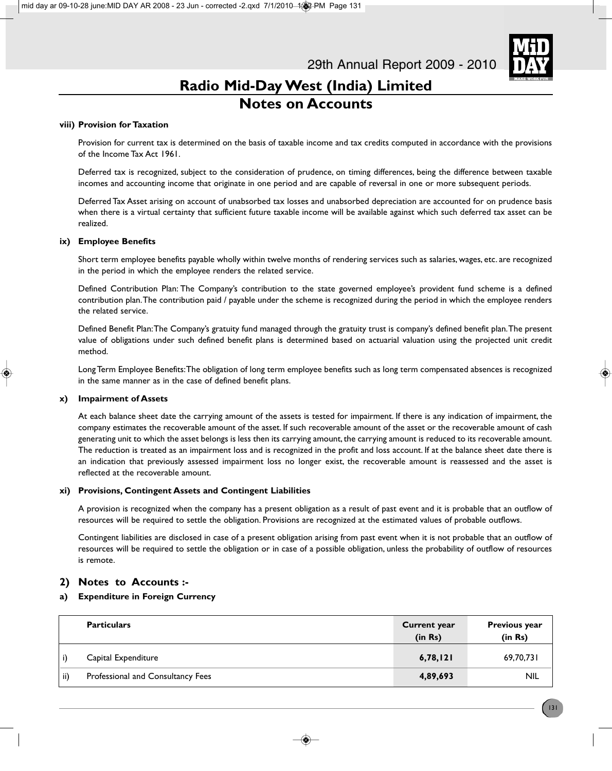## Radio Mid-Day West (India) Limited

## Notes on Accounts

**viii) Provision for Taxation**

Provision for current tax is determined on the basis of taxable income and tax credits computed in accordance with the provisions of the Income Tax Act 1961.

Deferred tax is recognized, subject to the consideration of prudence, on timing differences, being the difference between taxable incomes and accounting income that originate in one period and are capable of reversal in one or more subsequent periods.

Deferred Tax Asset arising on account of unabsorbed tax losses and unabsorbed depreciation are accounted for on prudence basis when there is a virtual certainty that sufficient future taxable income will be available against which such deferred tax asset can be realized.

**ix) Employee Benefits**

Short term employee benefits payable wholly within twelve months of rendering services such as salaries, wages, etc. are recognized in the period in which the employee renders the related service.

Defined Contribution Plan: The Company's contribution to the state governed employee's provident fund scheme is a defined contribution plan. The contribution paid / payable under the scheme is recognized during the period in which the employee renders the related service.

Defined Benefit Plan: The Company's gratuity fund managed through the gratuity trust is company's defined benefit plan. The present value of obligations under such defined benefit plans is determined based on actuarial valuation using the projected unit credit method.

Long Term Employee Benefits: The obligation of long term employee benefits such as long term compensated absences is recognized in the same manner as in the case of defined benefit plans.

**x) Impairment of Assets**

At each balance sheet date the carrying amount of the assets is tested for impairment. If there is any indication of impairment, the company estimates the recoverable amount of the asset. If such recoverable amount of the asset or the recoverable amount of cash generating unit to which the asset belongs is less then its carrying amount, the carrying amount is reduced to its recoverable amount. The reduction is treated as an impairment loss and is recognized in the profit and loss account. If at the balance sheet date there is an indication that previously assessed impairment loss no longer exist, the recoverable amount is reassessed and the asset is reflected at the recoverable amount.

**xi) Provisions, Contingent Assets and Contingent Liabilities**

A provision is recognized when the company has a present obligation as a result of past event and it is probable that an outflow of resources will be required to settle the obligation. Provisions are recognized at the estimated values of probable outflows.

Contingent liabilities are disclosed in case of a present obligation arising from past event when it is not probable that an outflow of resources will be required to settle the obligation or in case of a possible obligation, unless the probability of outflow of resources is remote.

### 2) Notes to Accounts :-

**a) Expenditure in Foreign Currency**

| | Particulars | Current year (in Rs) | Previous year (in Rs) |
|---|---|---|---|
| i) | Capital Expenditure | **6,78,121** | 69,70,731 |
| ii) | Professional and Consultancy Fees | **4,89,693** | NIL |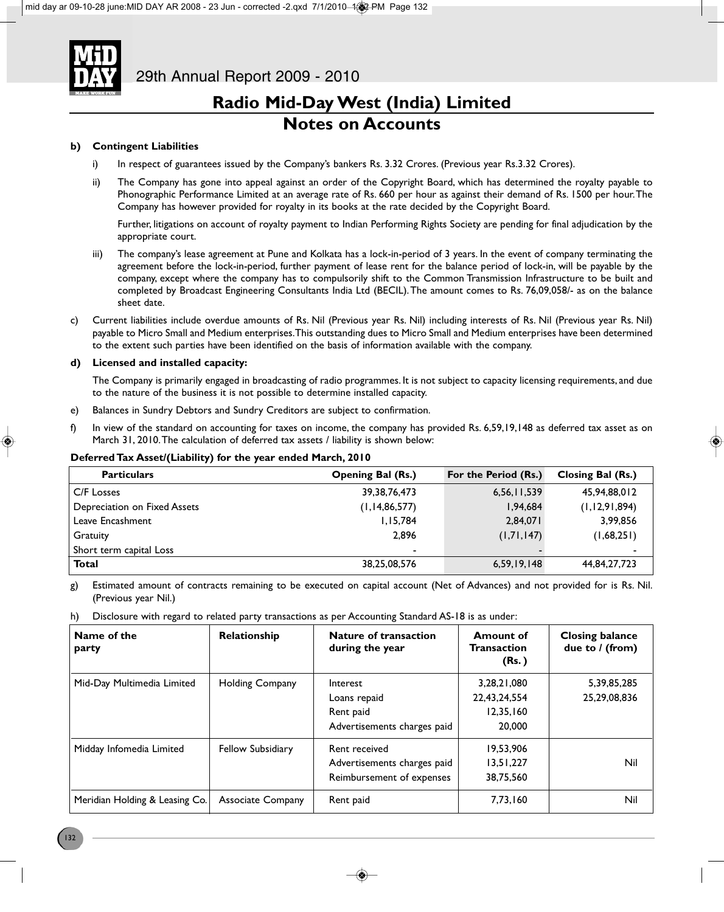# Radio Mid-Day West (India) Limited

## Notes on Accounts

**b) Contingent Liabilities**

i) In respect of guarantees issued by the Company's bankers Rs. 3.32 Crores. (Previous year Rs.3.32 Crores).

ii) The Company has gone into appeal against an order of the Copyright Board, which has determined the royalty payable to Phonographic Performance Limited at an average rate of Rs. 660 per hour as against their demand of Rs. 1500 per hour. The Company has however provided for royalty in its books at the rate decided by the Copyright Board.

Further, litigations on account of royalty payment to Indian Performing Rights Society are pending for final adjudication by the appropriate court.

iii) The company's lease agreement at Pune and Kolkata has a lock-in-period of 3 years. In the event of company terminating the agreement before the lock-in-period, further payment of lease rent for the balance period of lock-in, will be payable by the company, except where the company has to compulsorily shift to the Common Transmission Infrastructure to be built and completed by Broadcast Engineering Consultants India Ltd (BECIL). The amount comes to Rs. 76,09,058/- as on the balance sheet date.

c) Current liabilities include overdue amounts of Rs. Nil (Previous year Rs. Nil) including interests of Rs. Nil (Previous year Rs. Nil) payable to Micro Small and Medium enterprises. This outstanding dues to Micro Small and Medium enterprises have been determined to the extent such parties have been identified on the basis of information available with the company.

**d) Licensed and installed capacity:**

The Company is primarily engaged in broadcasting of radio programmes. It is not subject to capacity licensing requirements, and due to the nature of the business it is not possible to determine installed capacity.

e) Balances in Sundry Debtors and Sundry Creditors are subject to confirmation.

f) In view of the standard on accounting for taxes on income, the company has provided Rs. 6,59,19,148 as deferred tax asset as on March 31, 2010. The calculation of deferred tax assets / liability is shown below:

**Deferred Tax Asset/(Liability) for the year ended March, 2010**

| Particulars | Opening Bal (Rs.) | For the Period (Rs.) | Closing Bal (Rs.) |
|---|---|---|---|
| C/F Losses | 39,38,76,473 | 6,56,11,539 | 45,94,88,012 |
| Depreciation on Fixed Assets | (1,14,86,577) | 1,94,684 | (1,12,91,894) |
| Leave Encashment | 1,15,784 | 2,84,071 | 3,99,856 |
| Gratuity | 2,896 | (1,71,147) | (1,68,251) |
| Short term capital Loss | - | - | - |
| **Total** | 38,25,08,576 | 6,59,19,148 | 44,84,27,723 |

g) Estimated amount of contracts remaining to be executed on capital account (Net of Advances) and not provided for is Rs. Nil. (Previous year Nil.)

h) Disclosure with regard to related party transactions as per Accounting Standard AS-18 is as under:

| Name of the party | Relationship | Nature of transaction during the year | Amount of Transaction (Rs. ) | Closing balance due to / (from) |
|---|---|---|---|---|
| Mid-Day Multimedia Limited | Holding Company | Interest<br>Loans repaid<br>Rent paid<br>Advertisements charges paid | 3,28,21,080<br>22,43,24,554<br>12,35,160<br>20,000 | 5,39,85,285<br>25,29,08,836 |
| Midday Infomedia Limited | Fellow Subsidiary | Rent received<br>Advertisements charges paid<br>Reimbursement of expenses | 19,53,906<br>13,51,227<br>38,75,560 | Nil |
| Meridian Holding & Leasing Co. | Associate Company | Rent paid | 7,73,160 | Nil |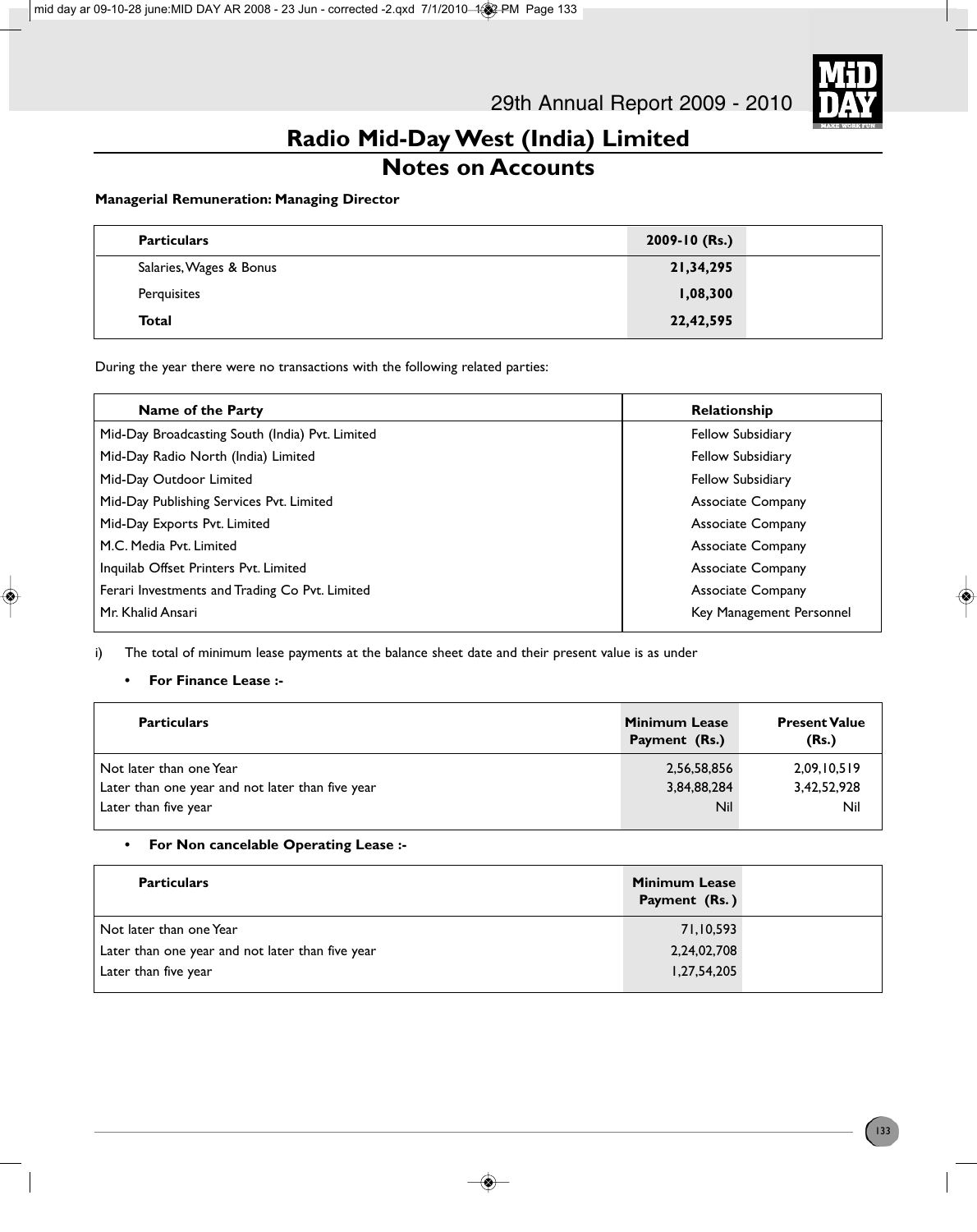# Radio Mid-Day West (India) Limited

## Notes on Accounts

**Managerial Remuneration: Managing Director**

| Particulars | 2009-10 (Rs.) |
|---|---|
| Salaries, Wages & Bonus | 21,34,295 |
| Perquisites | 1,08,300 |
| **Total** | **22,42,595** |

During the year there were no transactions with the following related parties:

| Name of the Party | Relationship |
|---|---|
| Mid-Day Broadcasting South (India) Pvt. Limited | Fellow Subsidiary |
| Mid-Day Radio North (India) Limited | Fellow Subsidiary |
| Mid-Day Outdoor Limited | Fellow Subsidiary |
| Mid-Day Publishing Services Pvt. Limited | Associate Company |
| Mid-Day Exports Pvt. Limited | Associate Company |
| M.C. Media Pvt. Limited | Associate Company |
| Inquilab Offset Printers Pvt. Limited | Associate Company |
| Ferari Investments and Trading Co Pvt. Limited | Associate Company |
| Mr. Khalid Ansari | Key Management Personnel |

i) The total of minimum lease payments at the balance sheet date and their present value is as under

- **For Finance Lease :-**

| Particulars | Minimum Lease Payment (Rs.) | Present Value (Rs.) |
|---|---|---|
| Not later than one Year | 2,56,58,856 | 2,09,10,519 |
| Later than one year and not later than five year | 3,84,88,284 | 3,42,52,928 |
| Later than five year | Nil | Nil |

- **For Non cancelable Operating Lease :-**

| Particulars | Minimum Lease Payment (Rs.) |
|---|---|
| Not later than one Year | 71,10,593 |
| Later than one year and not later than five year | 2,24,02,708 |
| Later than five year | 1,27,54,205 |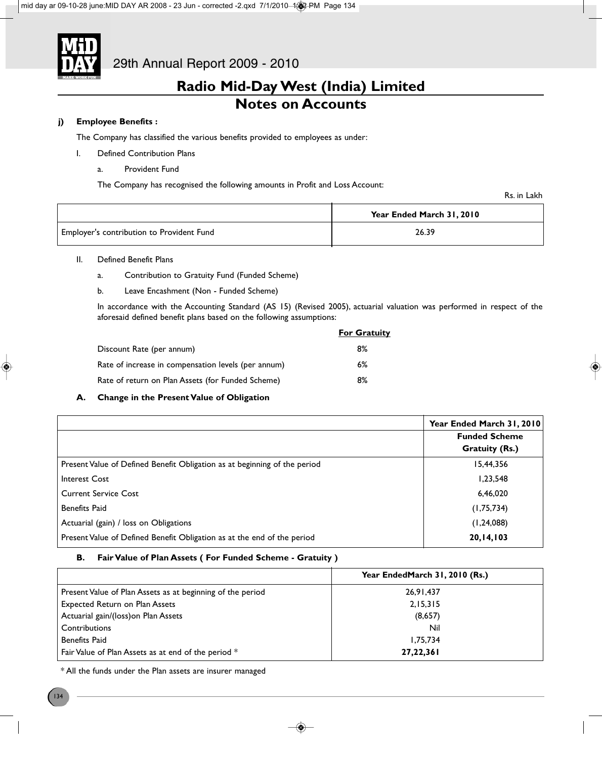# Radio Mid-Day West (India) Limited

## Notes on Accounts

**j) Employee Benefits :**

The Company has classified the various benefits provided to employees as under:

I. Defined Contribution Plans

a. Provident Fund

The Company has recognised the following amounts in Profit and Loss Account:

Rs. in Lakh

| | Year Ended March 31, 2010 |
|---|---|
| Employer's contribution to Provident Fund | 26.39 |

II. Defined Benefit Plans

a. Contribution to Gratuity Fund (Funded Scheme)

b. Leave Encashment (Non - Funded Scheme)

In accordance with the Accounting Standard (AS 15) (Revised 2005), actuarial valuation was performed in respect of the aforesaid defined benefit plans based on the following assumptions:

| | For Gratuity |
|---|---|
| Discount Rate (per annum) | 8% |
| Rate of increase in compensation levels (per annum) | 6% |
| Rate of return on Plan Assets (for Funded Scheme) | 8% |

**A. Change in the Present Value of Obligation**

| | Year Ended March 31, 2010 |
|---|---|
| | Funded Scheme Gratuity (Rs.) |
| Present Value of Defined Benefit Obligation as at beginning of the period | 15,44,356 |
| Interest Cost | 1,23,548 |
| Current Service Cost | 6,46,020 |
| Benefits Paid | (1,75,734) |
| Actuarial (gain) / loss on Obligations | (1,24,088) |
| Present Value of Defined Benefit Obligation as at the end of the period | **20,14,103** |

**B. Fair Value of Plan Assets ( For Funded Scheme - Gratuity )**

| | Year EndedMarch 31, 2010 (Rs.) |
|---|---|
| Present Value of Plan Assets as at beginning of the period | 26,91,437 |
| Expected Return on Plan Assets | 2,15,315 |
| Actuarial gain/(loss)on Plan Assets | (8,657) |
| Contributions | Nil |
| Benefits Paid | 1,75,734 |
| Fair Value of Plan Assets as at end of the period * | **27,22,361** |

\* All the funds under the Plan assets are insurer managed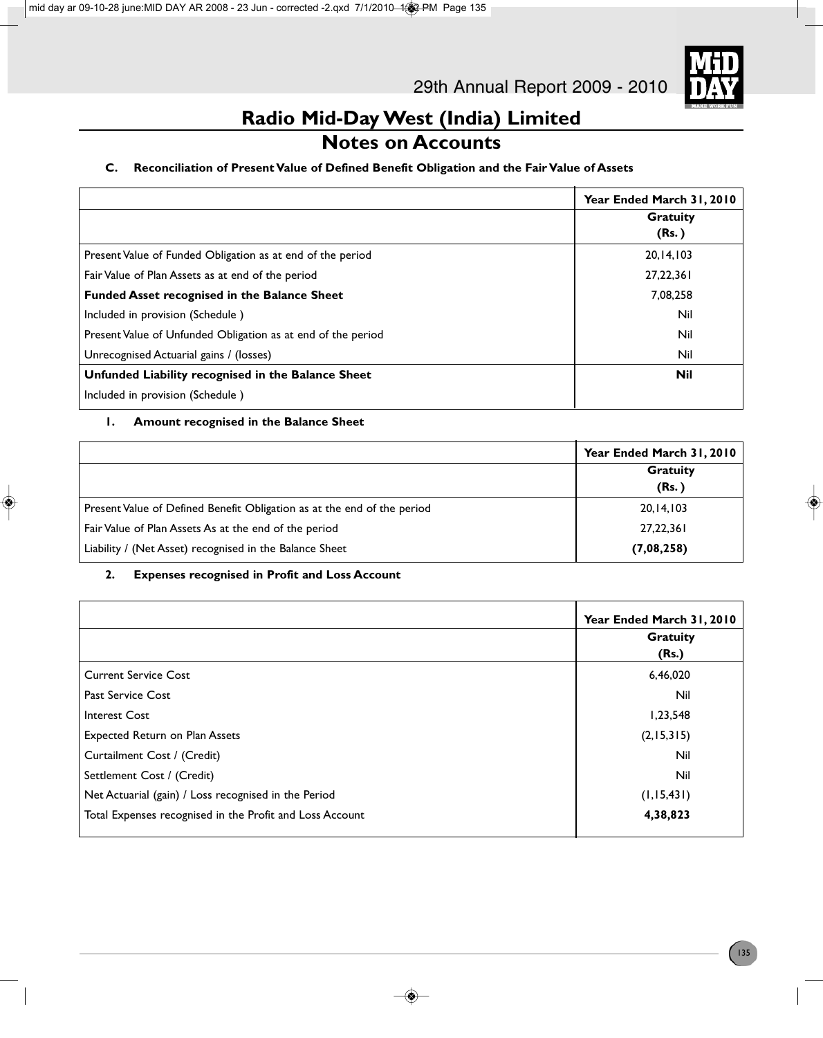# Radio Mid-Day West (India) Limited

## Notes on Accounts

**C. Reconciliation of Present Value of Defined Benefit Obligation and the Fair Value of Assets**

| | Year Ended March 31, 2010 |
|---|---|
| | **Gratuity (Rs. )** |
| Present Value of Funded Obligation as at end of the period | 20,14,103 |
| Fair Value of Plan Assets as at end of the period | 27,22,361 |
| **Funded Asset recognised in the Balance Sheet** | 7,08,258 |
| Included in provision (Schedule ) | Nil |
| Present Value of Unfunded Obligation as at end of the period | Nil |
| Unrecognised Actuarial gains / (losses) | Nil |
| **Unfunded Liability recognised in the Balance Sheet** | **Nil** |
| Included in provision (Schedule ) | |

**1. Amount recognised in the Balance Sheet**

| | Year Ended March 31, 2010 |
|---|---|
| | **Gratuity (Rs. )** |
| Present Value of Defined Benefit Obligation as at the end of the period | 20,14,103 |
| Fair Value of Plan Assets As at the end of the period | 27,22,361 |
| Liability / (Net Asset) recognised in the Balance Sheet | **(7,08,258)** |

**2. Expenses recognised in Profit and Loss Account**

| | Year Ended March 31, 2010 |
|---|---|
| | **Gratuity (Rs.)** |
| Current Service Cost | 6,46,020 |
| Past Service Cost | Nil |
| Interest Cost | 1,23,548 |
| Expected Return on Plan Assets | (2,15,315) |
| Curtailment Cost / (Credit) | Nil |
| Settlement Cost / (Credit) | Nil |
| Net Actuarial (gain) / Loss recognised in the Period | (1,15,431) |
| Total Expenses recognised in the Profit and Loss Account | **4,38,823** |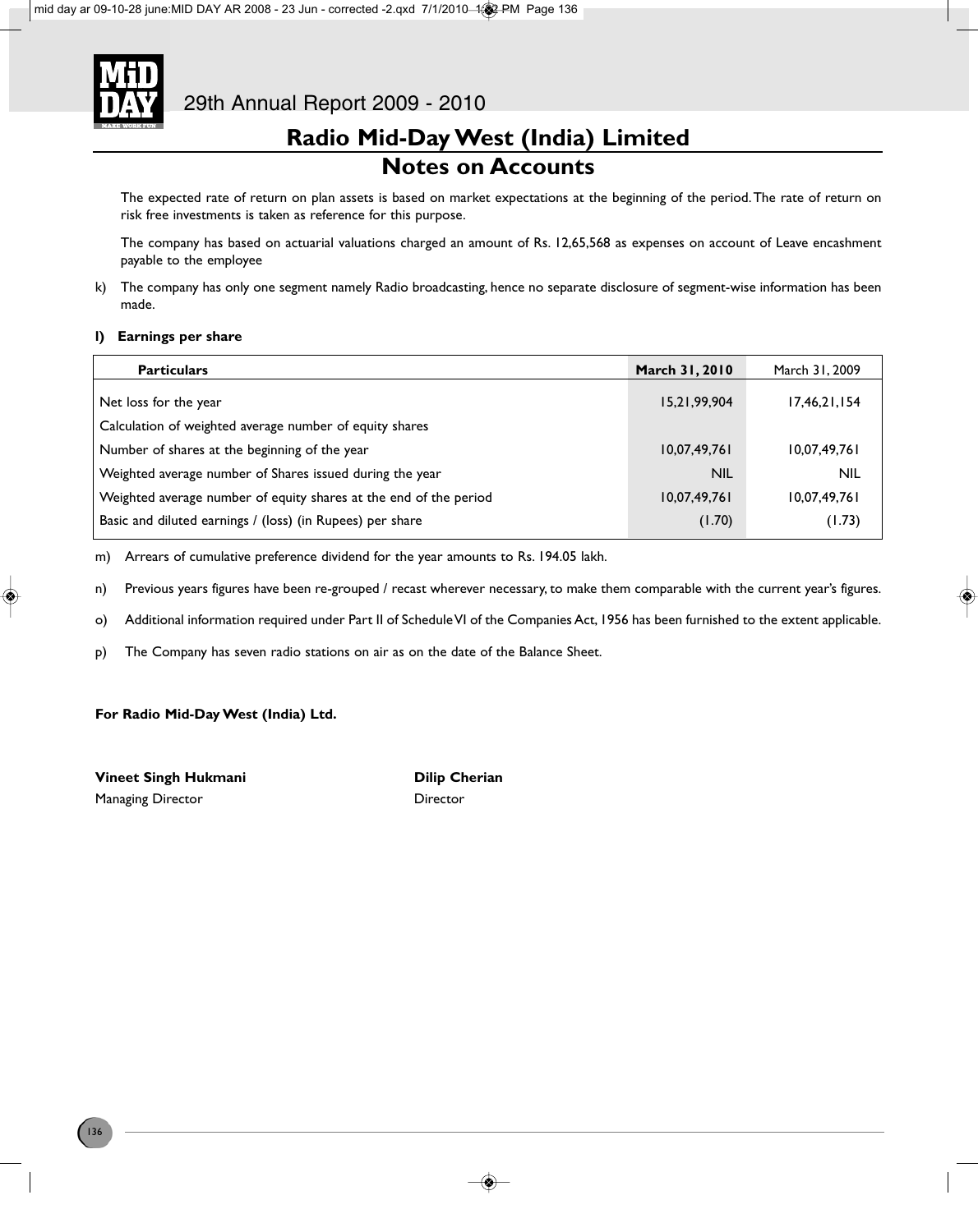# Radio Mid-Day West (India) Limited

## Notes on Accounts

The expected rate of return on plan assets is based on market expectations at the beginning of the period. The rate of return on risk free investments is taken as reference for this purpose.

The company has based on actuarial valuations charged an amount of Rs. 12,65,568 as expenses on account of Leave encashment payable to the employee

k) The company has only one segment namely Radio broadcasting, hence no separate disclosure of segment-wise information has been made.

**l) Earnings per share**

| Particulars | March 31, 2010 | March 31, 2009 |
|---|---|---|
| Net loss for the year | 15,21,99,904 | 17,46,21,154 |
| Calculation of weighted average number of equity shares | | |
| Number of shares at the beginning of the year | 10,07,49,761 | 10,07,49,761 |
| Weighted average number of Shares issued during the year | NIL | NIL |
| Weighted average number of equity shares at the end of the period | 10,07,49,761 | 10,07,49,761 |
| Basic and diluted earnings / (loss) (in Rupees) per share | (1.70) | (1.73) |

m) Arrears of cumulative preference dividend for the year amounts to Rs. 194.05 lakh.

n) Previous years figures have been re-grouped / recast wherever necessary, to make them comparable with the current year's figures.

o) Additional information required under Part II of Schedule VI of the Companies Act, 1956 has been furnished to the extent applicable.

p) The Company has seven radio stations on air as on the date of the Balance Sheet.

**For Radio Mid-Day West (India) Ltd.**

**Vineet Singh Hukmani**
Managing Director

**Dilip Cherian**
Director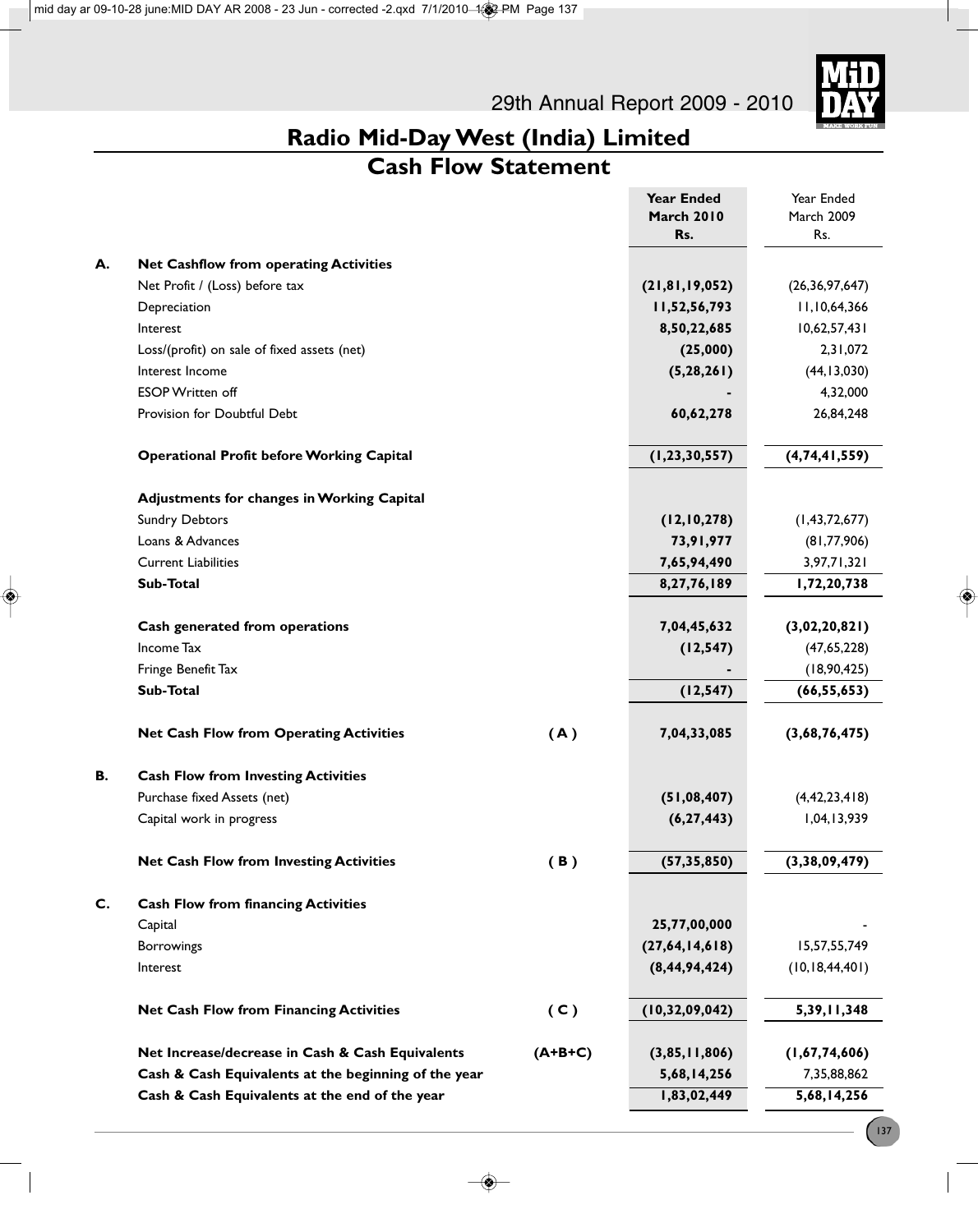# Radio Mid-Day West (India) Limited

## Cash Flow Statement

| | | | Year Ended March 2010 Rs. | Year Ended March 2009 Rs. |
|---|---|---|---|---|
| **A.** | **Net Cashflow from operating Activities** | | | |
| | Net Profit / (Loss) before tax | | **(21,81,19,052)** | (26,36,97,647) |
| | Depreciation | | **11,52,56,793** | 11,10,64,366 |
| | Interest | | **8,50,22,685** | 10,62,57,431 |
| | Loss/(profit) on sale of fixed assets (net) | | **(25,000)** | 2,31,072 |
| | Interest Income | | **(5,28,261)** | (44,13,030) |
| | ESOP Written off | | **-** | 4,32,000 |
| | Provision for Doubtful Debt | | **60,62,278** | 26,84,248 |
| | **Operational Profit before Working Capital** | | **(1,23,30,557)** | **(4,74,41,559)** |
| | **Adjustments for changes in Working Capital** | | | |
| | Sundry Debtors | | **(12,10,278)** | (1,43,72,677) |
| | Loans & Advances | | **73,91,977** | (81,77,906) |
| | Current Liabilities | | **7,65,94,490** | 3,97,71,321 |
| | **Sub-Total** | | **8,27,76,189** | **1,72,20,738** |
| | **Cash generated from operations** | | **7,04,45,632** | **(3,02,20,821)** |
| | Income Tax | | **(12,547)** | (47,65,228) |
| | Fringe Benefit Tax | | **-** | (18,90,425) |
| | **Sub-Total** | | **(12,547)** | **(66,55,653)** |
| | **Net Cash Flow from Operating Activities** | **( A )** | **7,04,33,085** | **(3,68,76,475)** |
| **B.** | **Cash Flow from Investing Activities** | | | |
| | Purchase fixed Assets (net) | | **(51,08,407)** | (4,42,23,418) |
| | Capital work in progress | | **(6,27,443)** | 1,04,13,939 |
| | **Net Cash Flow from Investing Activities** | **( B )** | **(57,35,850)** | **(3,38,09,479)** |
| **C.** | **Cash Flow from financing Activities** | | | |
| | Capital | | **25,77,00,000** | - |
| | Borrowings | | **(27,64,14,618)** | 15,57,55,749 |
| | Interest | | **(8,44,94,424)** | (10,18,44,401) |
| | **Net Cash Flow from Financing Activities** | **( C )** | **(10,32,09,042)** | **5,39,11,348** |
| | **Net Increase/decrease in Cash & Cash Equivalents** | **(A+B+C)** | **(3,85,11,806)** | **(1,67,74,606)** |
| | **Cash & Cash Equivalents at the beginning of the year** | | **5,68,14,256** | 7,35,88,862 |
| | **Cash & Cash Equivalents at the end of the year** | | **1,83,02,449** | **5,68,14,256** |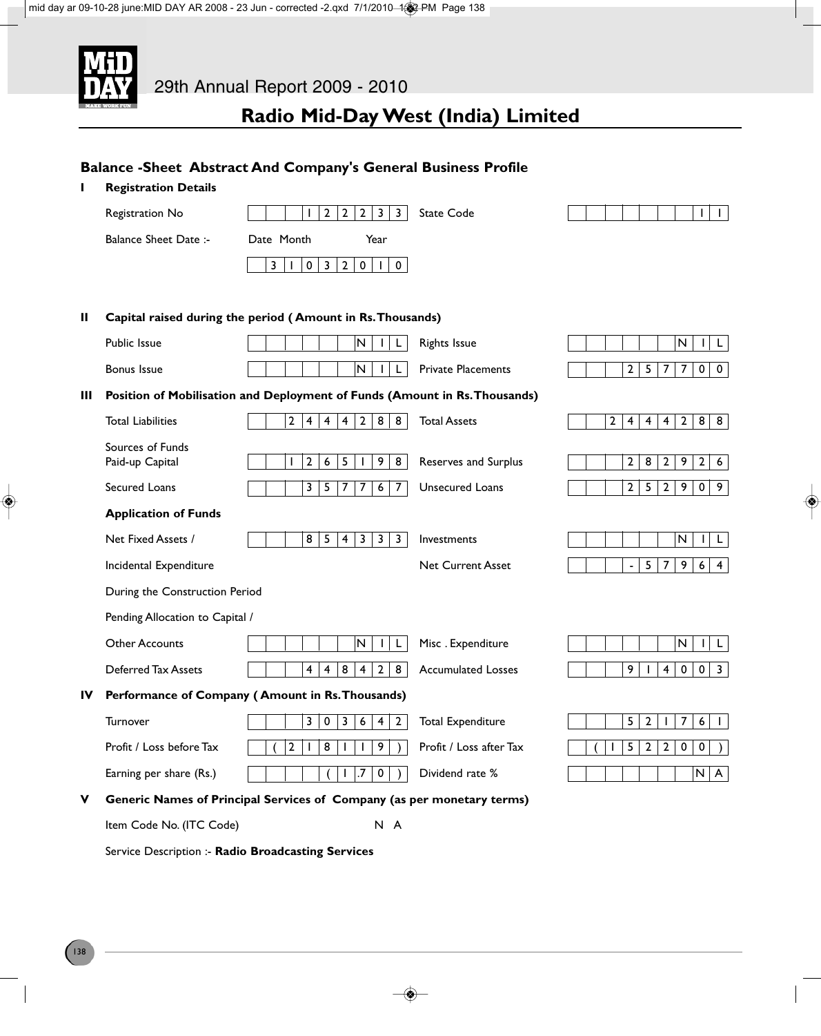29th Annual Report 2009 - 2010

# Radio Mid-Day West (India) Limited

## Balance -Sheet Abstract And Company's General Business Profile

**I Registration Details**

| | | | |
|---|---|---|---|
| Registration No | 12233 | State Code | 11 |
| Balance Sheet Date :- | Date Month Year | | |
| | 31032010 | | |

**II Capital raised during the period ( Amount in Rs. Thousands)**

| | | | |
|---|---|---|---|
| Public Issue | NIL | Rights Issue | NIL |
| Bonus Issue | NIL | Private Placements | 257700 |

**III Position of Mobilisation and Deployment of Funds (Amount in Rs. Thousands)**

| | | | |
|---|---|---|---|
| Total Liabilities | 2444288 | Total Assets | 2444288 |
| Sources of Funds Paid-up Capital | 1265198 | Reserves and Surplus | 282926 |
| Secured Loans | 357767 | Unsecured Loans | 252909 |
| **Application of Funds** | | | |
| Net Fixed Assets / | 854333 | Investments | NIL |
| Incidental Expenditure | | Net Current Asset | -57964 |
| During the Construction Period | | | |
| Pending Allocation to Capital / | | | |
| Other Accounts | NIL | Misc . Expenditure | NIL |
| Deferred Tax Assets | 448428 | Accumulated Losses | 914003 |

**IV Performance of Company ( Amount in Rs. Thousands)**

| | | | |
|---|---|---|---|
| Turnover | 303642 | Total Expenditure | 521761 |
| Profit / Loss before Tax | (218119) | Profit / Loss after Tax | (152200) |
| Earning per share (Rs.) | (1.70) | Dividend rate % | NA |

**V Generic Names of Principal Services of Company (as per monetary terms)**

Item Code No. (ITC Code) N A

Service Description :- **Radio Broadcasting Services**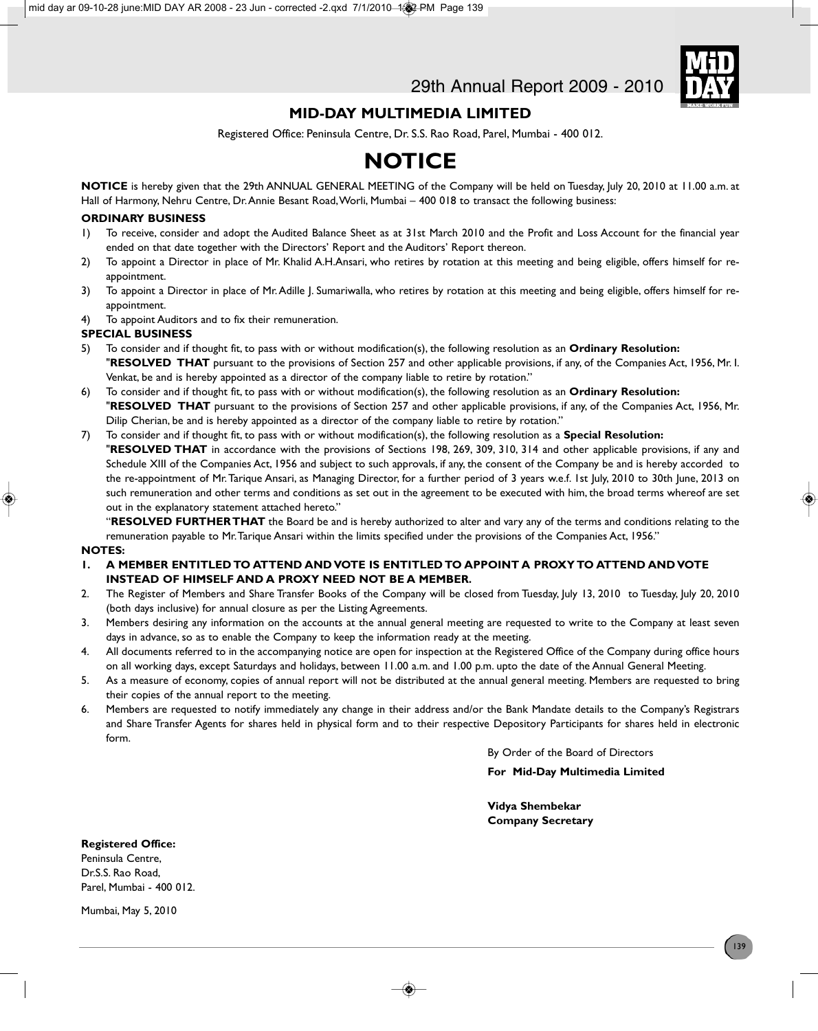## MID-DAY MULTIMEDIA LIMITED

Registered Office: Peninsula Centre, Dr. S.S. Rao Road, Parel, Mumbai - 400 012.

# NOTICE

**NOTICE** is hereby given that the 29th ANNUAL GENERAL MEETING of the Company will be held on Tuesday, July 20, 2010 at 11.00 a.m. at Hall of Harmony, Nehru Centre, Dr. Annie Besant Road, Worli, Mumbai – 400 018 to transact the following business:

### ORDINARY BUSINESS

1) To receive, consider and adopt the Audited Balance Sheet as at 31st March 2010 and the Profit and Loss Account for the financial year ended on that date together with the Directors' Report and the Auditors' Report thereon.
2) To appoint a Director in place of Mr. Khalid A.H.Ansari, who retires by rotation at this meeting and being eligible, offers himself for re-appointment.
3) To appoint a Director in place of Mr. Adille J. Sumariwalla, who retires by rotation at this meeting and being eligible, offers himself for re-appointment.
4) To appoint Auditors and to fix their remuneration.

### SPECIAL BUSINESS

5) To consider and if thought fit, to pass with or without modification(s), the following resolution as an **Ordinary Resolution:**
   "**RESOLVED THAT** pursuant to the provisions of Section 257 and other applicable provisions, if any, of the Companies Act, 1956, Mr. I. Venkat, be and is hereby appointed as a director of the company liable to retire by rotation."
6) To consider and if thought fit, to pass with or without modification(s), the following resolution as an **Ordinary Resolution:**
   "**RESOLVED THAT** pursuant to the provisions of Section 257 and other applicable provisions, if any, of the Companies Act, 1956, Mr. Dilip Cherian, be and is hereby appointed as a director of the company liable to retire by rotation."
7) To consider and if thought fit, to pass with or without modification(s), the following resolution as a **Special Resolution:**
   "**RESOLVED THAT** in accordance with the provisions of Sections 198, 269, 309, 310, 314 and other applicable provisions, if any and Schedule XIII of the Companies Act, 1956 and subject to such approvals, if any, the consent of the Company be and is hereby accorded to the re-appointment of Mr. Tarique Ansari, as Managing Director, for a further period of 3 years w.e.f. 1st July, 2010 to 30th June, 2013 on such remuneration and other terms and conditions as set out in the agreement to be executed with him, the broad terms whereof are set out in the explanatory statement attached hereto."
   "**RESOLVED FURTHER THAT** the Board be and is hereby authorized to alter and vary any of the terms and conditions relating to the remuneration payable to Mr. Tarique Ansari within the limits specified under the provisions of the Companies Act, 1956."

### NOTES:

1. **A MEMBER ENTITLED TO ATTEND AND VOTE IS ENTITLED TO APPOINT A PROXY TO ATTEND AND VOTE INSTEAD OF HIMSELF AND A PROXY NEED NOT BE A MEMBER.**
2. The Register of Members and Share Transfer Books of the Company will be closed from Tuesday, July 13, 2010 to Tuesday, July 20, 2010 (both days inclusive) for annual closure as per the Listing Agreements.
3. Members desiring any information on the accounts at the annual general meeting are requested to write to the Company at least seven days in advance, so as to enable the Company to keep the information ready at the meeting.
4. All documents referred to in the accompanying notice are open for inspection at the Registered Office of the Company during office hours on all working days, except Saturdays and holidays, between 11.00 a.m. and 1.00 p.m. upto the date of the Annual General Meeting.
5. As a measure of economy, copies of annual report will not be distributed at the annual general meeting. Members are requested to bring their copies of the annual report to the meeting.
6. Members are requested to notify immediately any change in their address and/or the Bank Mandate details to the Company's Registrars and Share Transfer Agents for shares held in physical form and to their respective Depository Participants for shares held in electronic form.

By Order of the Board of Directors

**For Mid-Day Multimedia Limited**

**Vidya Shembekar**
**Company Secretary**

**Registered Office:**
Peninsula Centre,
Dr.S.S. Rao Road,
Parel, Mumbai - 400 012.

Mumbai, May 5, 2010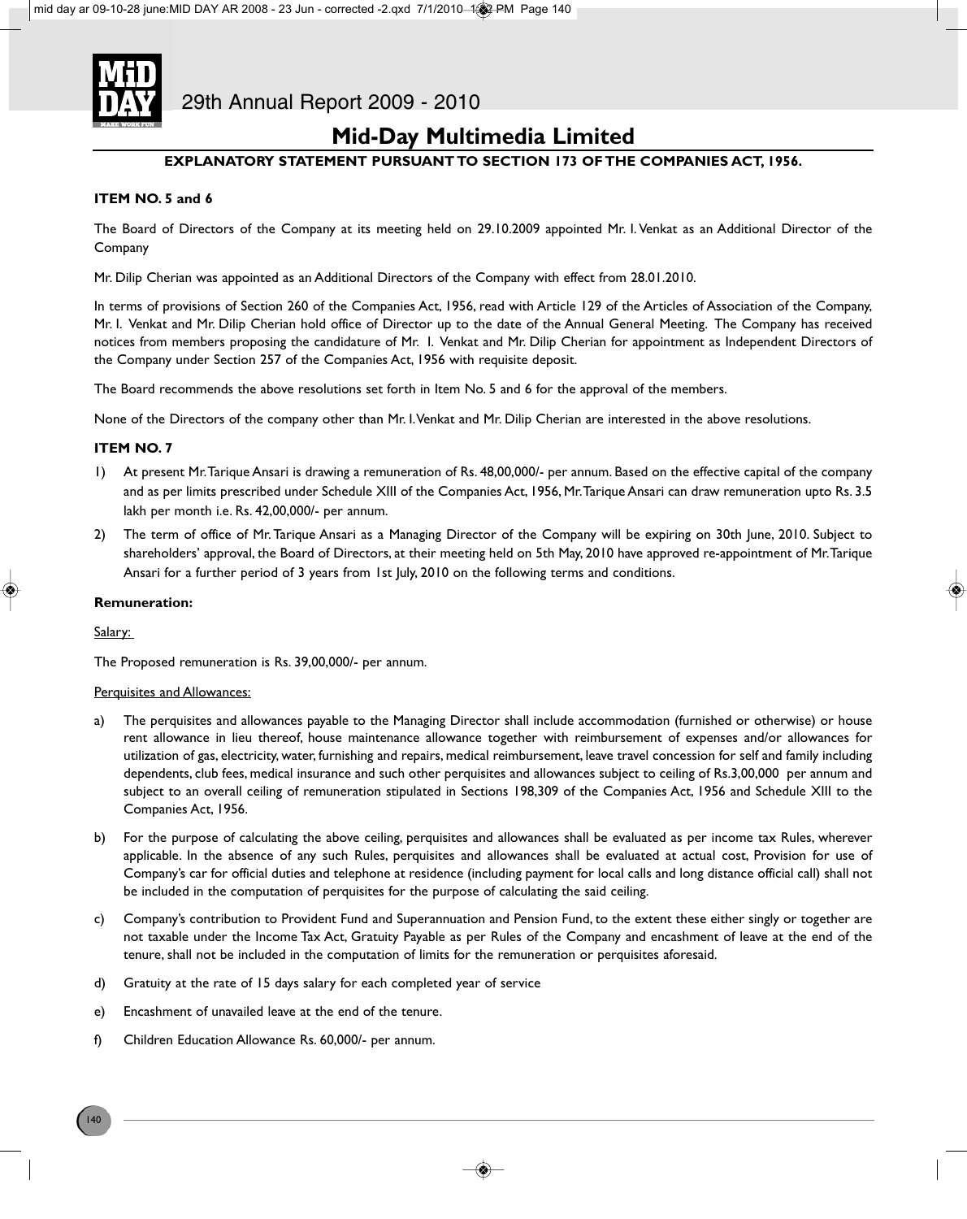# Mid-Day Multimedia Limited

## EXPLANATORY STATEMENT PURSUANT TO SECTION 173 OF THE COMPANIES ACT, 1956.

### ITEM NO. 5 and 6

The Board of Directors of the Company at its meeting held on 29.10.2009 appointed Mr. I. Venkat as an Additional Director of the Company

Mr. Dilip Cherian was appointed as an Additional Directors of the Company with effect from 28.01.2010.

In terms of provisions of Section 260 of the Companies Act, 1956, read with Article 129 of the Articles of Association of the Company, Mr. I. Venkat and Mr. Dilip Cherian hold office of Director up to the date of the Annual General Meeting. The Company has received notices from members proposing the candidature of Mr. I. Venkat and Mr. Dilip Cherian for appointment as Independent Directors of the Company under Section 257 of the Companies Act, 1956 with requisite deposit.

The Board recommends the above resolutions set forth in Item No. 5 and 6 for the approval of the members.

None of the Directors of the company other than Mr. I. Venkat and Mr. Dilip Cherian are interested in the above resolutions.

### ITEM NO. 7

1) At present Mr. Tarique Ansari is drawing a remuneration of Rs. 48,00,000/- per annum. Based on the effective capital of the company and as per limits prescribed under Schedule XIII of the Companies Act, 1956, Mr. Tarique Ansari can draw remuneration upto Rs. 3.5 lakh per month i.e. Rs. 42,00,000/- per annum.

2) The term of office of Mr. Tarique Ansari as a Managing Director of the Company will be expiring on 30th June, 2010. Subject to shareholders' approval, the Board of Directors, at their meeting held on 5th May, 2010 have approved re-appointment of Mr. Tarique Ansari for a further period of 3 years from 1st July, 2010 on the following terms and conditions.

**Remuneration:**

Salary:

The Proposed remuneration is Rs. 39,00,000/- per annum.

Perquisites and Allowances:

a) The perquisites and allowances payable to the Managing Director shall include accommodation (furnished or otherwise) or house rent allowance in lieu thereof, house maintenance allowance together with reimbursement of expenses and/or allowances for utilization of gas, electricity, water, furnishing and repairs, medical reimbursement, leave travel concession for self and family including dependents, club fees, medical insurance and such other perquisites and allowances subject to ceiling of Rs.3,00,000 per annum and subject to an overall ceiling of remuneration stipulated in Sections 198,309 of the Companies Act, 1956 and Schedule XIII to the Companies Act, 1956.

b) For the purpose of calculating the above ceiling, perquisites and allowances shall be evaluated as per income tax Rules, wherever applicable. In the absence of any such Rules, perquisites and allowances shall be evaluated at actual cost, Provision for use of Company's car for official duties and telephone at residence (including payment for local calls and long distance official call) shall not be included in the computation of perquisites for the purpose of calculating the said ceiling.

c) Company's contribution to Provident Fund and Superannuation and Pension Fund, to the extent these either singly or together are not taxable under the Income Tax Act, Gratuity Payable as per Rules of the Company and encashment of leave at the end of the tenure, shall not be included in the computation of limits for the remuneration or perquisites aforesaid.

d) Gratuity at the rate of 15 days salary for each completed year of service

e) Encashment of unavailed leave at the end of the tenure.

f) Children Education Allowance Rs. 60,000/- per annum.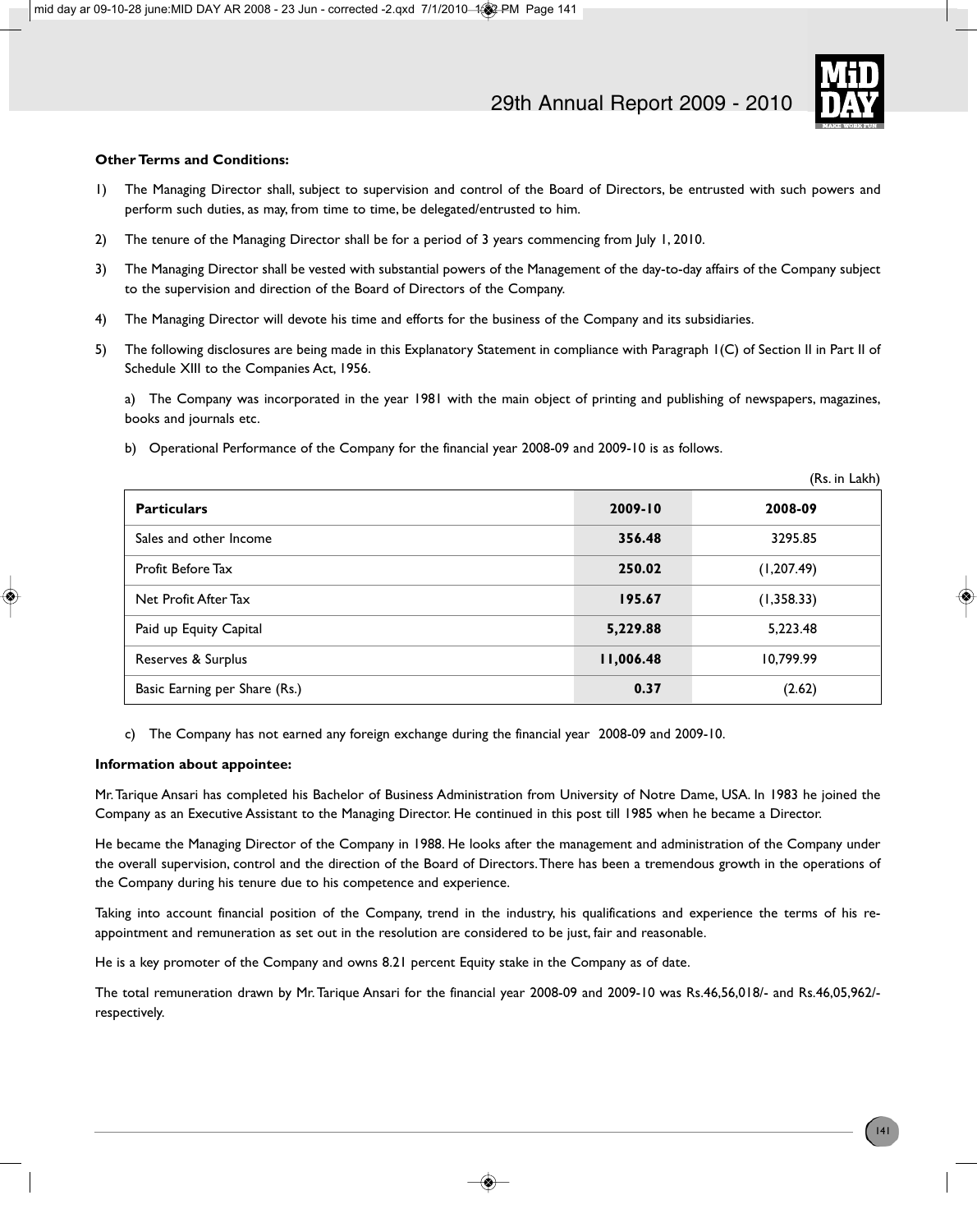**Other Terms and Conditions:**

1) The Managing Director shall, subject to supervision and control of the Board of Directors, be entrusted with such powers and perform such duties, as may, from time to time, be delegated/entrusted to him.

2) The tenure of the Managing Director shall be for a period of 3 years commencing from July 1, 2010.

3) The Managing Director shall be vested with substantial powers of the Management of the day-to-day affairs of the Company subject to the supervision and direction of the Board of Directors of the Company.

4) The Managing Director will devote his time and efforts for the business of the Company and its subsidiaries.

5) The following disclosures are being made in this Explanatory Statement in compliance with Paragraph 1(C) of Section II in Part II of Schedule XIII to the Companies Act, 1956.

   a) The Company was incorporated in the year 1981 with the main object of printing and publishing of newspapers, magazines, books and journals etc.

   b) Operational Performance of the Company for the financial year 2008-09 and 2009-10 is as follows.

(Rs. in Lakh)

| Particulars | 2009-10 | 2008-09 |
|---|---|---|
| Sales and other Income | **356.48** | 3295.85 |
| Profit Before Tax | **250.02** | (1,207.49) |
| Net Profit After Tax | **195.67** | (1,358.33) |
| Paid up Equity Capital | **5,229.88** | 5,223.48 |
| Reserves & Surplus | **11,006.48** | 10,799.99 |
| Basic Earning per Share (Rs.) | **0.37** | (2.62) |

   c) The Company has not earned any foreign exchange during the financial year 2008-09 and 2009-10.

**Information about appointee:**

Mr. Tarique Ansari has completed his Bachelor of Business Administration from University of Notre Dame, USA. In 1983 he joined the Company as an Executive Assistant to the Managing Director. He continued in this post till 1985 when he became a Director.

He became the Managing Director of the Company in 1988. He looks after the management and administration of the Company under the overall supervision, control and the direction of the Board of Directors. There has been a tremendous growth in the operations of the Company during his tenure due to his competence and experience.

Taking into account financial position of the Company, trend in the industry, his qualifications and experience the terms of his re-appointment and remuneration as set out in the resolution are considered to be just, fair and reasonable.

He is a key promoter of the Company and owns 8.21 percent Equity stake in the Company as of date.

The total remuneration drawn by Mr. Tarique Ansari for the financial year 2008-09 and 2009-10 was Rs.46,56,018/- and Rs.46,05,962/- respectively.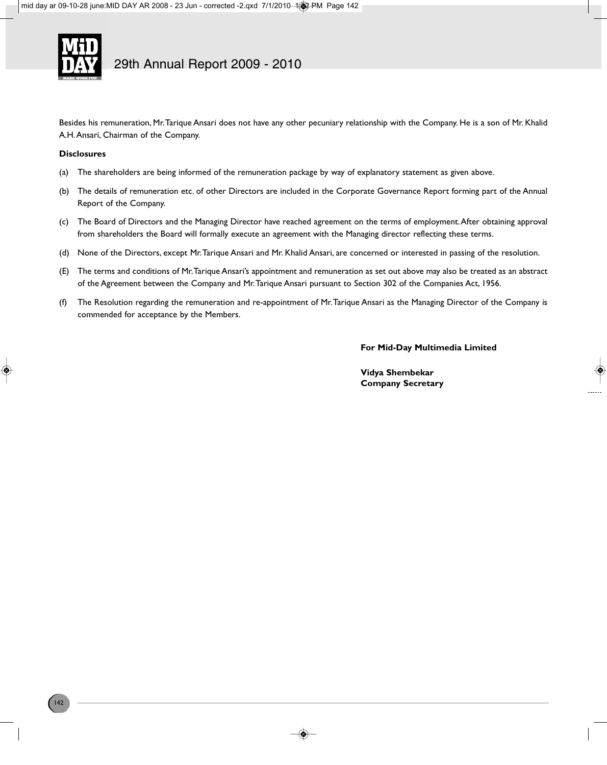Besides his remuneration, Mr. Tarique Ansari does not have any other pecuniary relationship with the Company. He is a son of Mr. Khalid A.H. Ansari, Chairman of the Company.

**Disclosures**

(a) The shareholders are being informed of the remuneration package by way of explanatory statement as given above.

(b) The details of remuneration etc. of other Directors are included in the Corporate Governance Report forming part of the Annual Report of the Company.

(c) The Board of Directors and the Managing Director have reached agreement on the terms of employment. After obtaining approval from shareholders the Board will formally execute an agreement with the Managing director reflecting these terms.

(d) None of the Directors, except Mr. Tarique Ansari and Mr. Khalid Ansari, are concerned or interested in passing of the resolution.

(E) The terms and conditions of Mr. Tarique Ansari's appointment and remuneration as set out above may also be treated as an abstract of the Agreement between the Company and Mr. Tarique Ansari pursuant to Section 302 of the Companies Act, 1956.

(f) The Resolution regarding the remuneration and re-appointment of Mr. Tarique Ansari as the Managing Director of the Company is commended for acceptance by the Members.

**For Mid-Day Multimedia Limited**

**Vidya Shembekar**
**Company Secretary**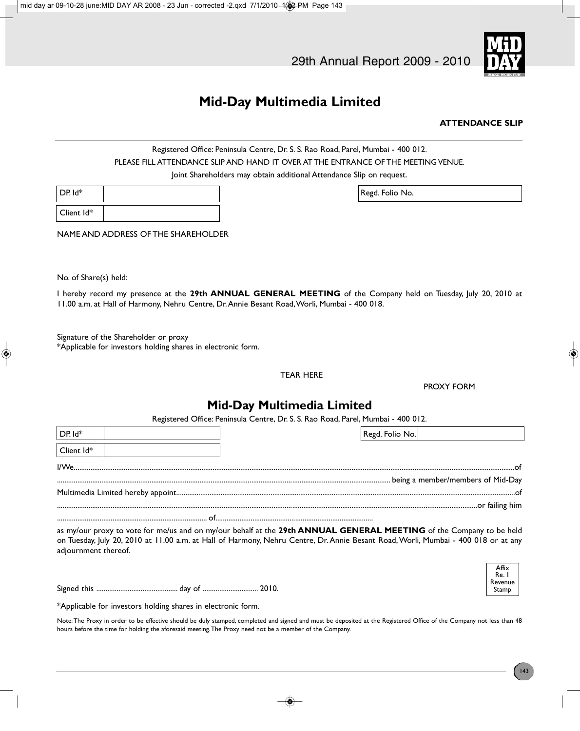# Mid-Day Multimedia Limited

**ATTENDANCE SLIP**

Registered Office: Peninsula Centre, Dr. S. S. Rao Road, Parel, Mumbai - 400 012.

PLEASE FILL ATTENDANCE SLIP AND HAND IT OVER AT THE ENTRANCE OF THE MEETING VENUE.

Joint Shareholders may obtain additional Attendance Slip on request.

| | | | | |
|---|---|---|---|---|
| DP. Id* | | | Regd. Folio No. | |
| Client Id* | | | | |

NAME AND ADDRESS OF THE SHAREHOLDER

No. of Share(s) held:

I hereby record my presence at the **29th ANNUAL GENERAL MEETING** of the Company held on Tuesday, July 20, 2010 at 11.00 a.m. at Hall of Harmony, Nehru Centre, Dr. Annie Besant Road, Worli, Mumbai - 400 018.

Signature of the Shareholder or proxy

*Applicable for investors holding shares in electronic form.

TEAR HERE

PROXY FORM

# Mid-Day Multimedia Limited

Registered Office: Peninsula Centre, Dr. S. S. Rao Road, Parel, Mumbai - 400 012.

| | | | | |
|---|---|---|---|---|
| DP. Id* | | | Regd. Folio No. | |
| Client Id* | | | | |

I/We..........................................................................................................................................................of

.......................................................................................................... being a member/members of Mid-Day Multimedia Limited hereby appoint..........................................................................................................of

..........................................................................................................................................or failing him

.................................................................... of.........................................................................

as my/our proxy to vote for me/us and on my/our behalf at the **29th ANNUAL GENERAL MEETING** of the Company to be held on Tuesday, July 20, 2010 at 11.00 a.m. at Hall of Harmony, Nehru Centre, Dr. Annie Besant Road, Worli, Mumbai - 400 018 or at any adjournment thereof.

Affix Re. 1 Revenue Stamp

Signed this ........................................... day of ............................. 2010.

*Applicable for investors holding shares in electronic form.

Note: The Proxy in order to be effective should be duly stamped, completed and signed and must be deposited at the Registered Office of the Company not less than 48 hours before the time for holding the aforesaid meeting. The Proxy need not be a member of the Company.